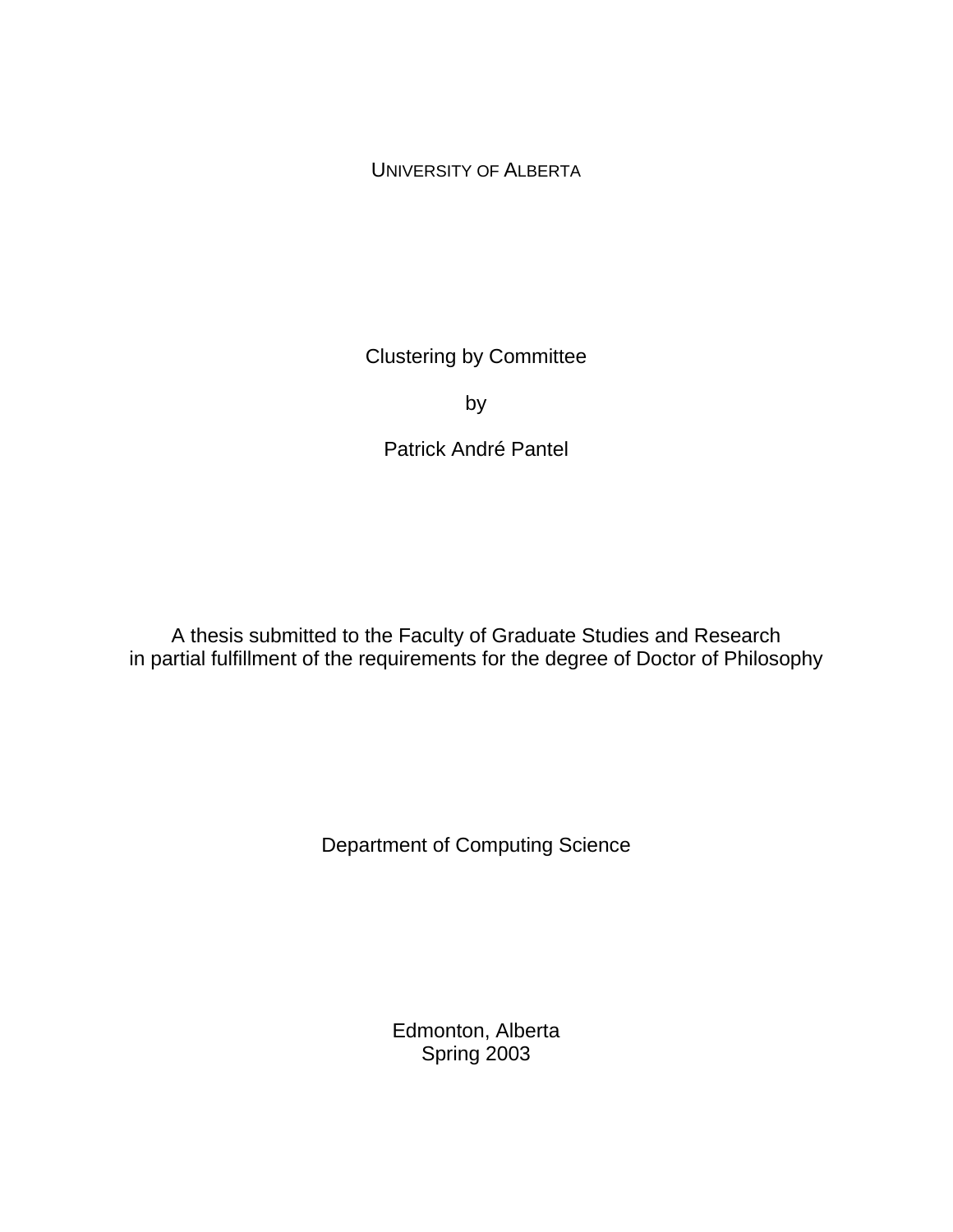UNIVERSITY OF ALBERTA

# Clustering by Committee

by

Patrick André Pantel

A thesis submitted to the Faculty of Graduate Studies and Research
in partial fulfillment of the requirements for the degree of Doctor of Philosophy

Department of Computing Science

Edmonton, Alberta
Spring 2003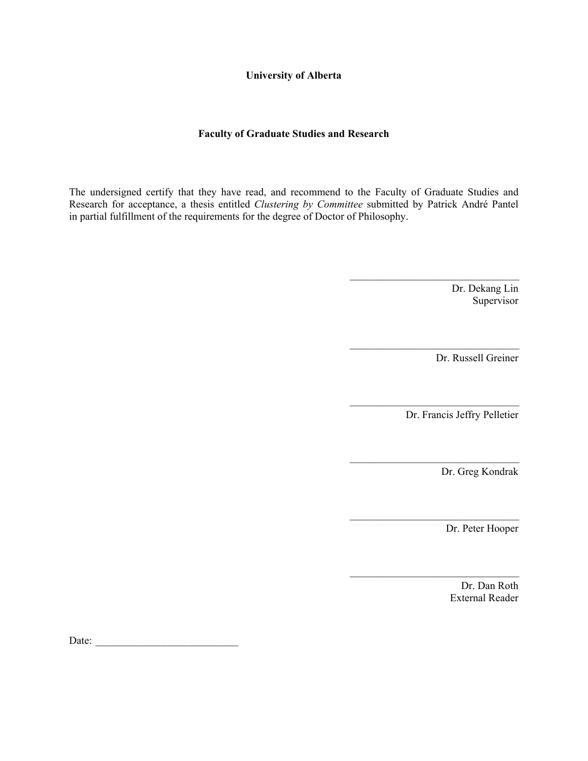**University of Alberta**

**Faculty of Graduate Studies and Research**

The undersigned certify that they have read, and recommend to the Faculty of Graduate Studies and Research for acceptance, a thesis entitled *Clustering by Committee* submitted by Patrick André Pantel in partial fulfillment of the requirements for the degree of Doctor of Philosophy.

\_\_\_\_\_\_\_\_\_\_\_\_\_\_\_\_\_\_\_\_\_\_\_\_\_\_\_\_\_\_\_\_
Dr. Dekang Lin
Supervisor

\_\_\_\_\_\_\_\_\_\_\_\_\_\_\_\_\_\_\_\_\_\_\_\_\_\_\_\_\_\_\_\_
Dr. Russell Greiner

\_\_\_\_\_\_\_\_\_\_\_\_\_\_\_\_\_\_\_\_\_\_\_\_\_\_\_\_\_\_\_\_
Dr. Francis Jeffry Pelletier

\_\_\_\_\_\_\_\_\_\_\_\_\_\_\_\_\_\_\_\_\_\_\_\_\_\_\_\_\_\_\_\_
Dr. Greg Kondrak

\_\_\_\_\_\_\_\_\_\_\_\_\_\_\_\_\_\_\_\_\_\_\_\_\_\_\_\_\_\_\_\_
Dr. Peter Hooper

\_\_\_\_\_\_\_\_\_\_\_\_\_\_\_\_\_\_\_\_\_\_\_\_\_\_\_\_\_\_\_\_
Dr. Dan Roth
External Reader

Date: \_\_\_\_\_\_\_\_\_\_\_\_\_\_\_\_\_\_\_\_\_\_\_\_\_\_\_\_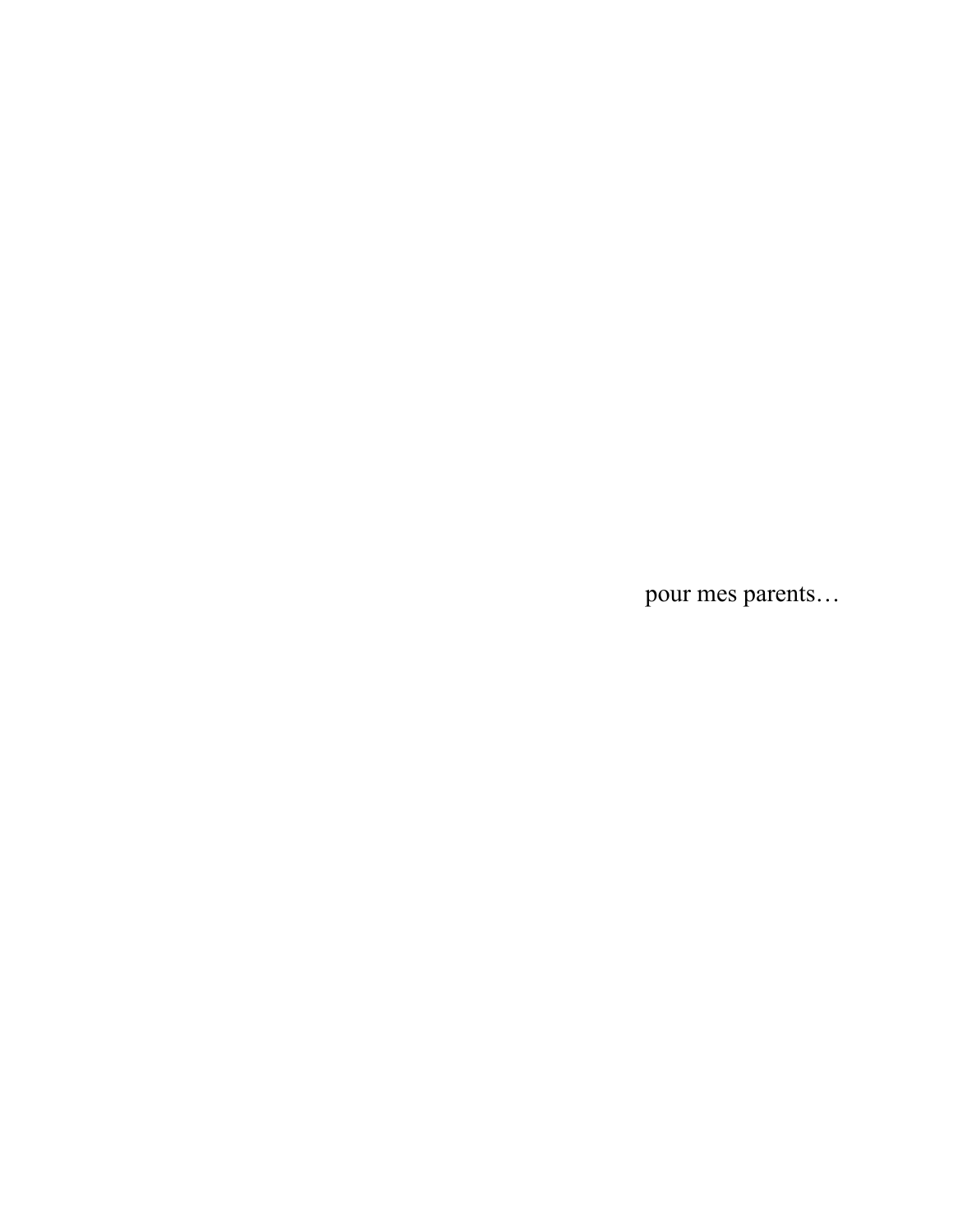pour mes parents…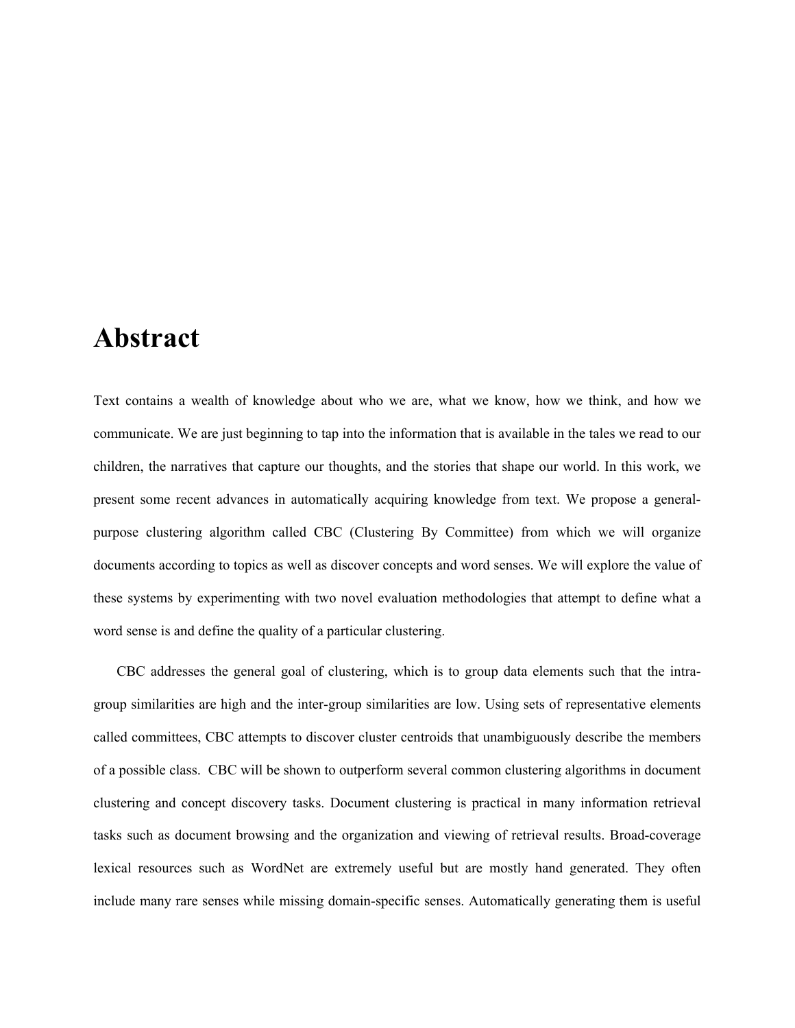# Abstract

Text contains a wealth of knowledge about who we are, what we know, how we think, and how we communicate. We are just beginning to tap into the information that is available in the tales we read to our children, the narratives that capture our thoughts, and the stories that shape our world. In this work, we present some recent advances in automatically acquiring knowledge from text. We propose a general-purpose clustering algorithm called CBC (Clustering By Committee) from which we will organize documents according to topics as well as discover concepts and word senses. We will explore the value of these systems by experimenting with two novel evaluation methodologies that attempt to define what a word sense is and define the quality of a particular clustering.

CBC addresses the general goal of clustering, which is to group data elements such that the intra-group similarities are high and the inter-group similarities are low. Using sets of representative elements called committees, CBC attempts to discover cluster centroids that unambiguously describe the members of a possible class. CBC will be shown to outperform several common clustering algorithms in document clustering and concept discovery tasks. Document clustering is practical in many information retrieval tasks such as document browsing and the organization and viewing of retrieval results. Broad-coverage lexical resources such as WordNet are extremely useful but are mostly hand generated. They often include many rare senses while missing domain-specific senses. Automatically generating them is useful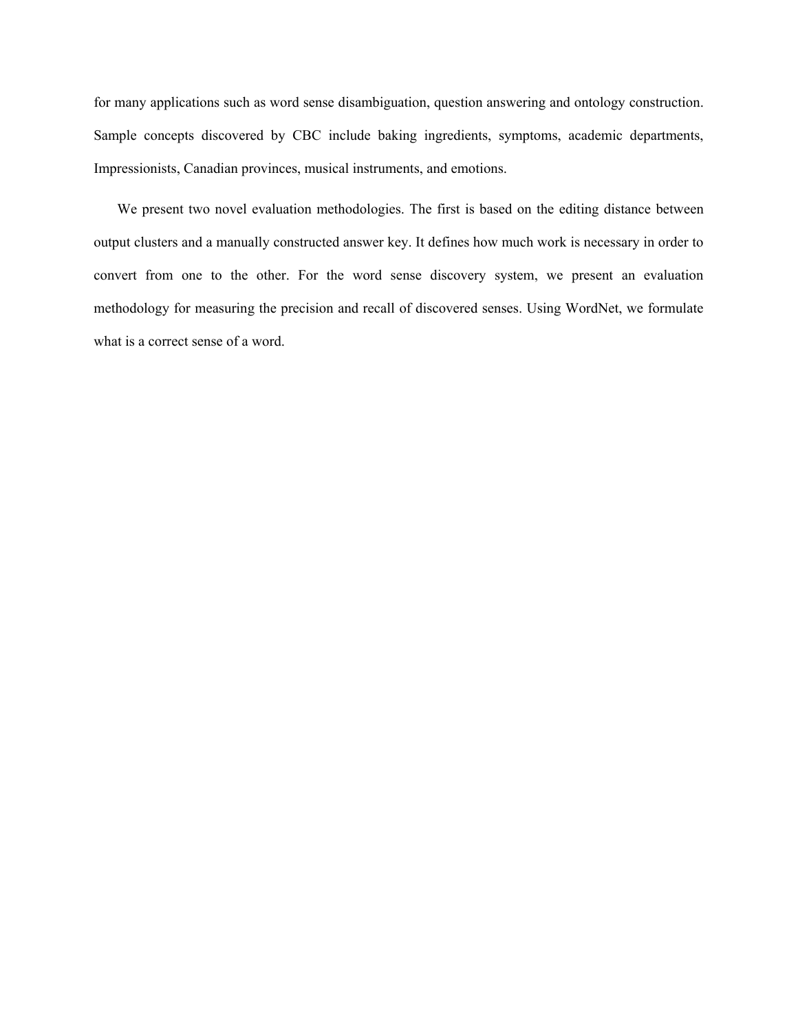for many applications such as word sense disambiguation, question answering and ontology construction. Sample concepts discovered by CBC include baking ingredients, symptoms, academic departments, Impressionists, Canadian provinces, musical instruments, and emotions.

We present two novel evaluation methodologies. The first is based on the editing distance between output clusters and a manually constructed answer key. It defines how much work is necessary in order to convert from one to the other. For the word sense discovery system, we present an evaluation methodology for measuring the precision and recall of discovered senses. Using WordNet, we formulate what is a correct sense of a word.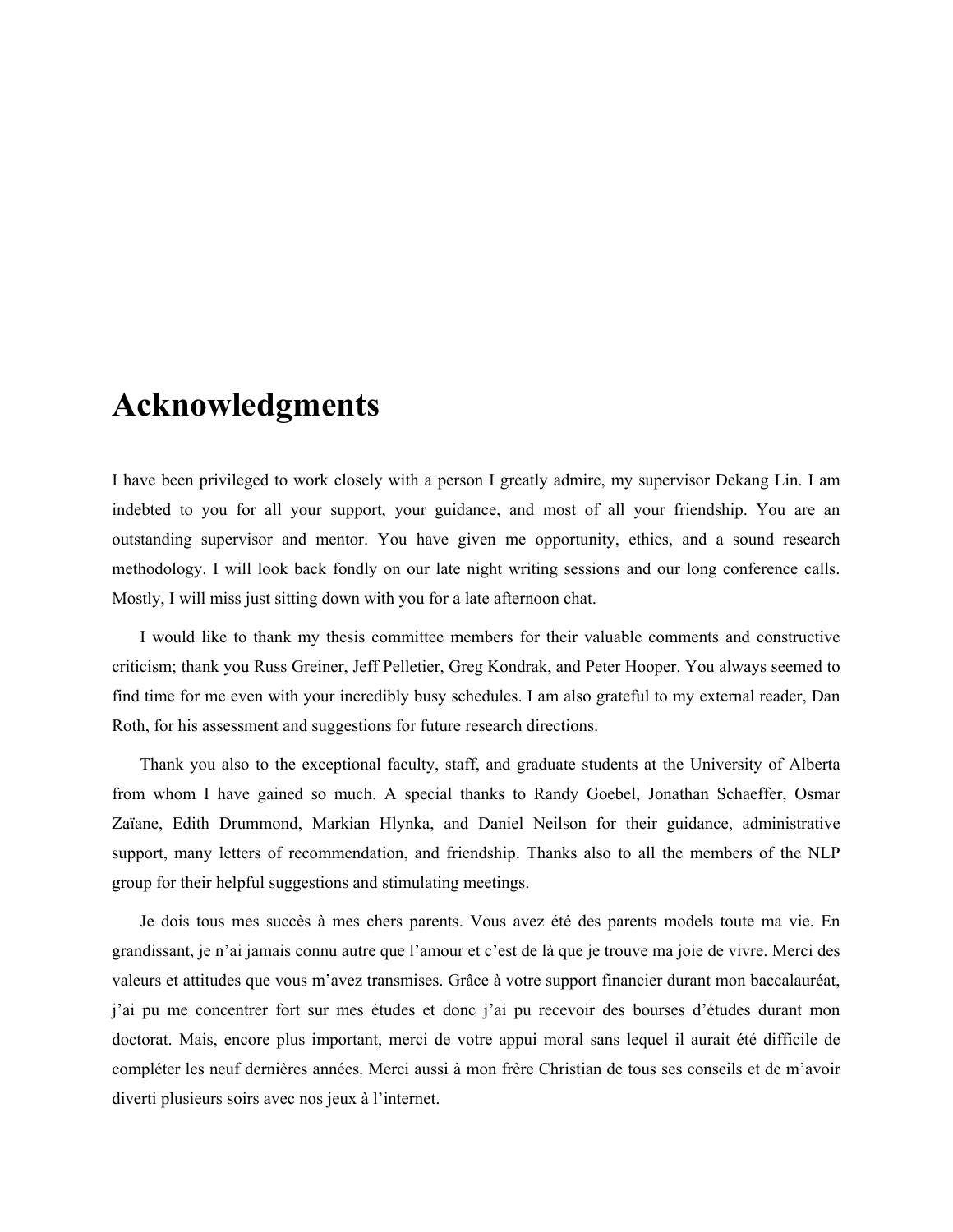# Acknowledgments

I have been privileged to work closely with a person I greatly admire, my supervisor Dekang Lin. I am indebted to you for all your support, your guidance, and most of all your friendship. You are an outstanding supervisor and mentor. You have given me opportunity, ethics, and a sound research methodology. I will look back fondly on our late night writing sessions and our long conference calls. Mostly, I will miss just sitting down with you for a late afternoon chat.

I would like to thank my thesis committee members for their valuable comments and constructive criticism; thank you Russ Greiner, Jeff Pelletier, Greg Kondrak, and Peter Hooper. You always seemed to find time for me even with your incredibly busy schedules. I am also grateful to my external reader, Dan Roth, for his assessment and suggestions for future research directions.

Thank you also to the exceptional faculty, staff, and graduate students at the University of Alberta from whom I have gained so much. A special thanks to Randy Goebel, Jonathan Schaeffer, Osmar Zaïane, Edith Drummond, Markian Hlynka, and Daniel Neilson for their guidance, administrative support, many letters of recommendation, and friendship. Thanks also to all the members of the NLP group for their helpful suggestions and stimulating meetings.

Je dois tous mes succès à mes chers parents. Vous avez été des parents models toute ma vie. En grandissant, je n'ai jamais connu autre que l'amour et c'est de là que je trouve ma joie de vivre. Merci des valeurs et attitudes que vous m'avez transmises. Grâce à votre support financier durant mon baccalauréat, j'ai pu me concentrer fort sur mes études et donc j'ai pu recevoir des bourses d'études durant mon doctorat. Mais, encore plus important, merci de votre appui moral sans lequel il aurait été difficile de compléter les neuf dernières années. Merci aussi à mon frère Christian de tous ses conseils et de m'avoir diverti plusieurs soirs avec nos jeux à l'internet.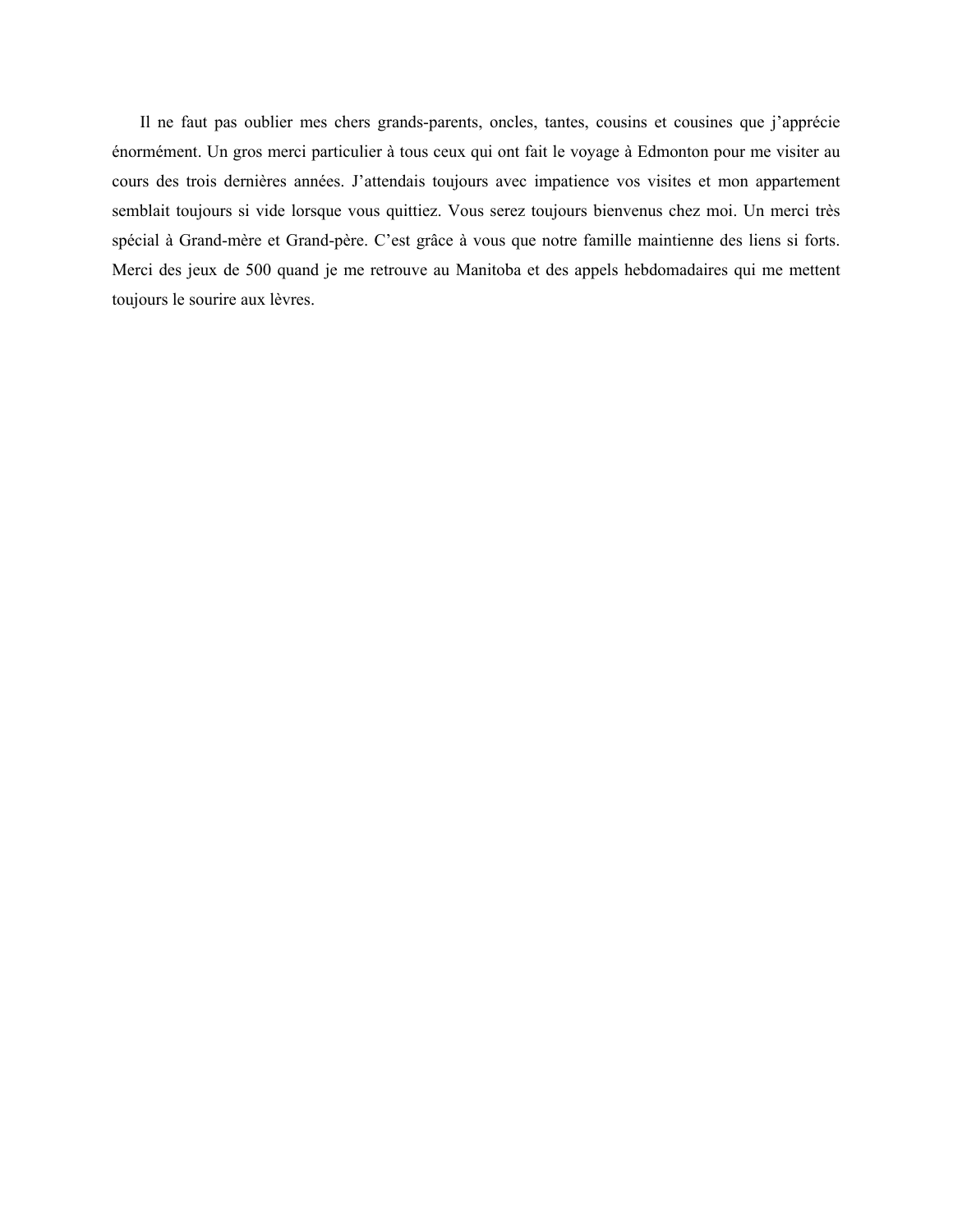Il ne faut pas oublier mes chers grands-parents, oncles, tantes, cousins et cousines que j'apprécie énormément. Un gros merci particulier à tous ceux qui ont fait le voyage à Edmonton pour me visiter au cours des trois dernières années. J'attendais toujours avec impatience vos visites et mon appartement semblait toujours si vide lorsque vous quittiez. Vous serez toujours bienvenus chez moi. Un merci très spécial à Grand-mère et Grand-père. C'est grâce à vous que notre famille maintienne des liens si forts. Merci des jeux de 500 quand je me retrouve au Manitoba et des appels hebdomadaires qui me mettent toujours le sourire aux lèvres.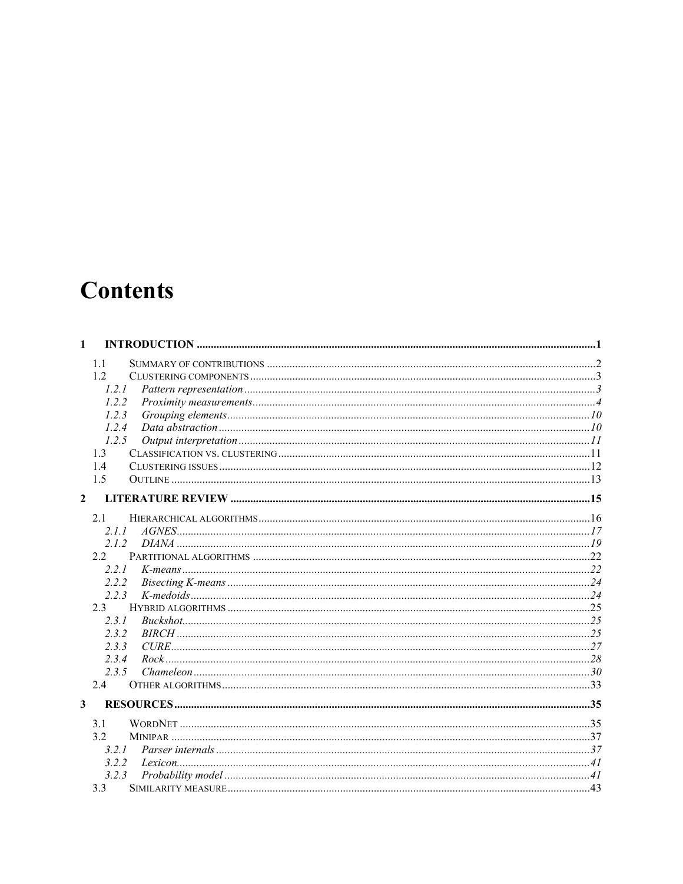# Contents

**1 INTRODUCTION ........................................................................ 1**

- 1.1 SUMMARY OF CONTRIBUTIONS ........................................................................ 2
- 1.2 CLUSTERING COMPONENTS ........................................................................ 3
  - *1.2.1 Pattern representation ........................................................................ 3*
  - *1.2.2 Proximity measurements ........................................................................ 4*
  - *1.2.3 Grouping elements ........................................................................ 10*
  - *1.2.4 Data abstraction ........................................................................ 10*
  - *1.2.5 Output interpretation ........................................................................ 11*
- 1.3 CLASSIFICATION VS. CLUSTERING ........................................................................ 11
- 1.4 CLUSTERING ISSUES ........................................................................ 12
- 1.5 OUTLINE ........................................................................ 13

**2 LITERATURE REVIEW ........................................................................ 15**

- 2.1 HIERARCHICAL ALGORITHMS ........................................................................ 16
  - *2.1.1 AGNES ........................................................................ 17*
  - *2.1.2 DIANA ........................................................................ 19*
- 2.2 PARTITIONAL ALGORITHMS ........................................................................ 22
  - *2.2.1 K-means ........................................................................ 22*
  - *2.2.2 Bisecting K-means ........................................................................ 24*
  - *2.2.3 K-medoids ........................................................................ 24*
- 2.3 HYBRID ALGORITHMS ........................................................................ 25
  - *2.3.1 Buckshot ........................................................................ 25*
  - *2.3.2 BIRCH ........................................................................ 25*
  - *2.3.3 CURE ........................................................................ 27*
  - *2.3.4 Rock ........................................................................ 28*
  - *2.3.5 Chameleon ........................................................................ 30*
- 2.4 OTHER ALGORITHMS ........................................................................ 33

**3 RESOURCES ........................................................................ 35**

- 3.1 WORDNET ........................................................................ 35
- 3.2 MINIPAR ........................................................................ 37
  - *3.2.1 Parser internals ........................................................................ 37*
  - *3.2.2 Lexicon ........................................................................ 41*
  - *3.2.3 Probability model ........................................................................ 41*
- 3.3 SIMILARITY MEASURE ........................................................................ 43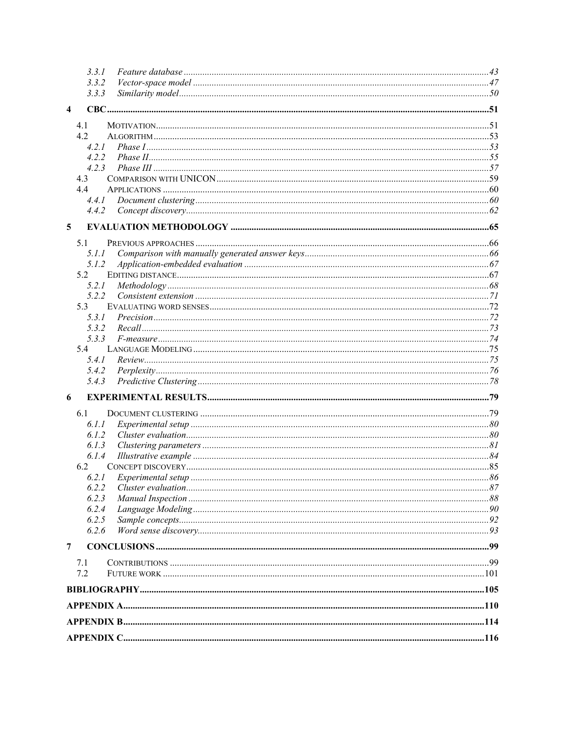- 3.3.1 *Feature database* ..... 43
- 3.3.2 *Vector-space model* ..... 47
- 3.3.3 *Similarity model* ..... 50

**4 CBC** ..... **51**

- 4.1 MOTIVATION ..... 51
- 4.2 ALGORITHM ..... 53
  - 4.2.1 *Phase I* ..... 53
  - 4.2.2 *Phase II* ..... 55
  - 4.2.3 *Phase III* ..... 57
- 4.3 COMPARISON WITH UNICON ..... 59
- 4.4 APPLICATIONS ..... 60
  - 4.4.1 *Document clustering* ..... 60
  - 4.4.2 *Concept discovery* ..... 62

**5 EVALUATION METHODOLOGY** ..... **65**

- 5.1 PREVIOUS APPROACHES ..... 66
  - 5.1.1 *Comparison with manually generated answer keys* ..... 66
  - 5.1.2 *Application-embedded evaluation* ..... 67
- 5.2 EDITING DISTANCE ..... 67
  - 5.2.1 *Methodology* ..... 68
  - 5.2.2 *Consistent extension* ..... 71
- 5.3 EVALUATING WORD SENSES ..... 72
  - 5.3.1 *Precision* ..... 72
  - 5.3.2 *Recall* ..... 73
  - 5.3.3 *F-measure* ..... 74
- 5.4 LANGUAGE MODELING ..... 75
  - 5.4.1 *Review* ..... 75
  - 5.4.2 *Perplexity* ..... 76
  - 5.4.3 *Predictive Clustering* ..... 78

**6 EXPERIMENTAL RESULTS** ..... **79**

- 6.1 DOCUMENT CLUSTERING ..... 79
  - 6.1.1 *Experimental setup* ..... 80
  - 6.1.2 *Cluster evaluation* ..... 80
  - 6.1.3 *Clustering parameters* ..... 81
  - 6.1.4 *Illustrative example* ..... 84
- 6.2 CONCEPT DISCOVERY ..... 85
  - 6.2.1 *Experimental setup* ..... 86
  - 6.2.2 *Cluster evaluation* ..... 87
  - 6.2.3 *Manual Inspection* ..... 88
  - 6.2.4 *Language Modeling* ..... 90
  - 6.2.5 *Sample concepts* ..... 92
  - 6.2.6 *Word sense discovery* ..... 93

**7 CONCLUSIONS** ..... **99**

- 7.1 CONTRIBUTIONS ..... 99
- 7.2 FUTURE WORK ..... 101

**BIBLIOGRAPHY** ..... **105**

**APPENDIX A** ..... **110**

**APPENDIX B** ..... **114**

**APPENDIX C** ..... **116**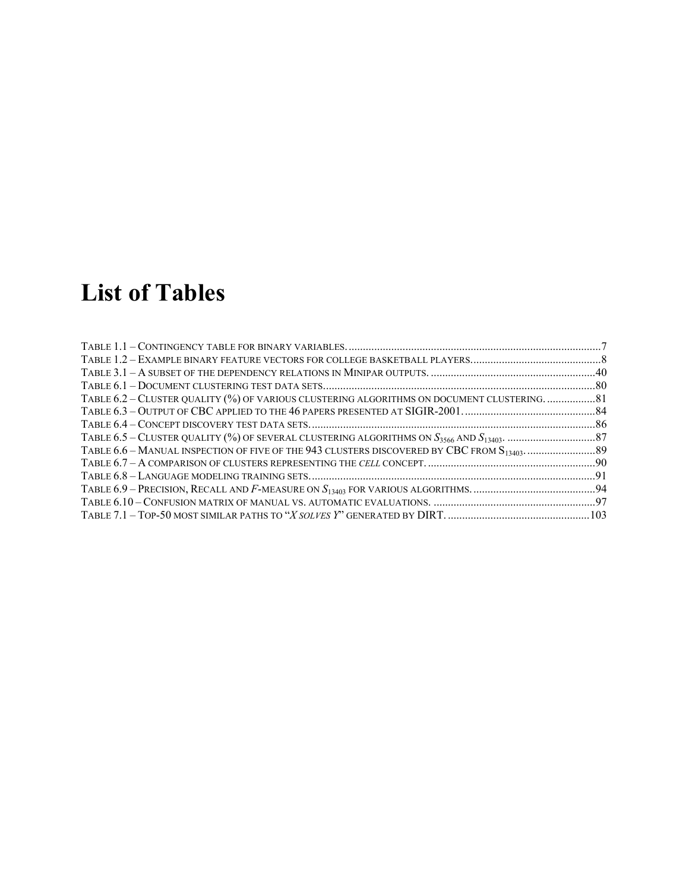# List of Tables

TABLE 1.1 – CONTINGENCY TABLE FOR BINARY VARIABLES. ........................................................................................7
TABLE 1.2 – EXAMPLE BINARY FEATURE VECTORS FOR COLLEGE BASKETBALL PLAYERS. ............................................8
TABLE 3.1 – A SUBSET OF THE DEPENDENCY RELATIONS IN MINIPAR OUTPUTS. ..........................................................40
TABLE 6.1 – DOCUMENT CLUSTERING TEST DATA SETS. ...............................................................................................80
TABLE 6.2 – CLUSTER QUALITY (%) OF VARIOUS CLUSTERING ALGORITHMS ON DOCUMENT CLUSTERING. .................81
TABLE 6.3 – OUTPUT OF CBC APPLIED TO THE 46 PAPERS PRESENTED AT SIGIR-2001. ...............................................84
TABLE 6.4 – CONCEPT DISCOVERY TEST DATA SETS. ...................................................................................................86
TABLE 6.5 – CLUSTER QUALITY (%) OF SEVERAL CLUSTERING ALGORITHMS ON $S_{3566}$ AND $S_{13403}$. ...............................87
TABLE 6.6 – MANUAL INSPECTION OF FIVE OF THE 943 CLUSTERS DISCOVERED BY CBC FROM $S_{13403}$. ........................89
TABLE 6.7 – A COMPARISON OF CLUSTERS REPRESENTING THE *CELL* CONCEPT. ..........................................................90
TABLE 6.8 – LANGUAGE MODELING TRAINING SETS. ....................................................................................................91
TABLE 6.9 – PRECISION, RECALL AND *F*-MEASURE ON $S_{13403}$ FOR VARIOUS ALGORITHMS. ...........................................94
TABLE 6.10 – CONFUSION MATRIX OF MANUAL VS. AUTOMATIC EVALUATIONS. .........................................................97
TABLE 7.1 – TOP-50 MOST SIMILAR PATHS TO "*X SOLVES Y*" GENERATED BY DIRT. ..................................................103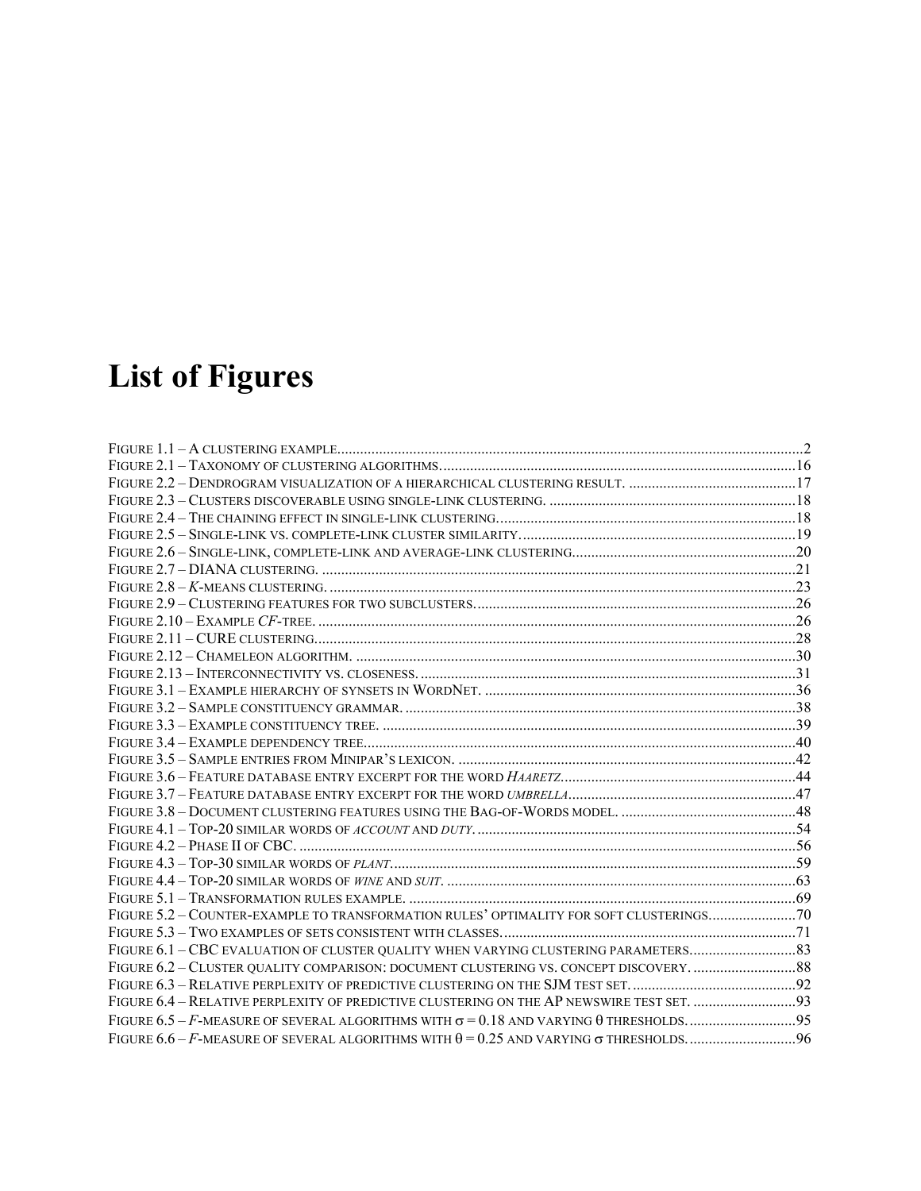# List of Figures

Figure 1.1 – A clustering example. ........................................................................................................2
Figure 2.1 – Taxonomy of clustering algorithms. ........................................................................................16
Figure 2.2 – Dendrogram visualization of a hierarchical clustering result. .............................................17
Figure 2.3 – Clusters discoverable using single-link clustering. ...............................................................18
Figure 2.4 – The chaining effect in single-link clustering. .........................................................................18
Figure 2.5 – Single-link vs. complete-link cluster similarity. .....................................................................19
Figure 2.6 – Single-link, complete-link and average-link clustering. ........................................................20
Figure 2.7 – DIANA clustering. ...................................................................................................................21
Figure 2.8 – *K*-means clustering. ...............................................................................................................23
Figure 2.9 – Clustering features for two subclusters. ................................................................................26
Figure 2.10 – Example *CF*-tree. ..................................................................................................................26
Figure 2.11 – CURE clustering. ...................................................................................................................28
Figure 2.12 – Chameleon algorithm. ..........................................................................................................30
Figure 2.13 – Interconnectivity vs. closeness. ...........................................................................................31
Figure 3.1 – Example hierarchy of synsets in WordNet. ............................................................................36
Figure 3.2 – Sample constituency grammar. ...............................................................................................38
Figure 3.3 – Example constituency tree. .....................................................................................................39
Figure 3.4 – Example dependency tree. ......................................................................................................40
Figure 3.5 – Sample entries from Minipar's lexicon. .................................................................................42
Figure 3.6 – Feature database entry excerpt for the word *Haaretz*. ...........................................................44
Figure 3.7 – Feature database entry excerpt for the word *umbrella*. ..........................................................47
Figure 3.8 – Document clustering features using the Bag-of-Words model. ..............................................48
Figure 4.1 – Top-20 similar words of *account* and *duty*. ...............................................................................54
Figure 4.2 – Phase II of CBC. ......................................................................................................................56
Figure 4.3 – Top-30 similar words of *plant*. ..................................................................................................59
Figure 4.4 – Top-20 similar words of *wine* and *suit*. ......................................................................................63
Figure 5.1 – Transformation rules example. ...............................................................................................69
Figure 5.2 – Counter-example to transformation rules' optimality for soft clusterings. ............................70
Figure 5.3 – Two examples of sets consistent with classes. .......................................................................71
Figure 6.1 – CBC evaluation of cluster quality when varying clustering parameters. ................................83
Figure 6.2 – Cluster quality comparison: document clustering vs. concept discovery. ...........................88
Figure 6.3 – Relative perplexity of predictive clustering on the SJM test set. ...........................................92
Figure 6.4 – Relative perplexity of predictive clustering on the AP newswire test set. .............................93
Figure 6.5 – *F*-measure of several algorithms with $\sigma = 0.18$ and varying $\theta$ thresholds. ...............................95
Figure 6.6 – *F*-measure of several algorithms with $\theta = 0.25$ and varying $\sigma$ thresholds. ...............................96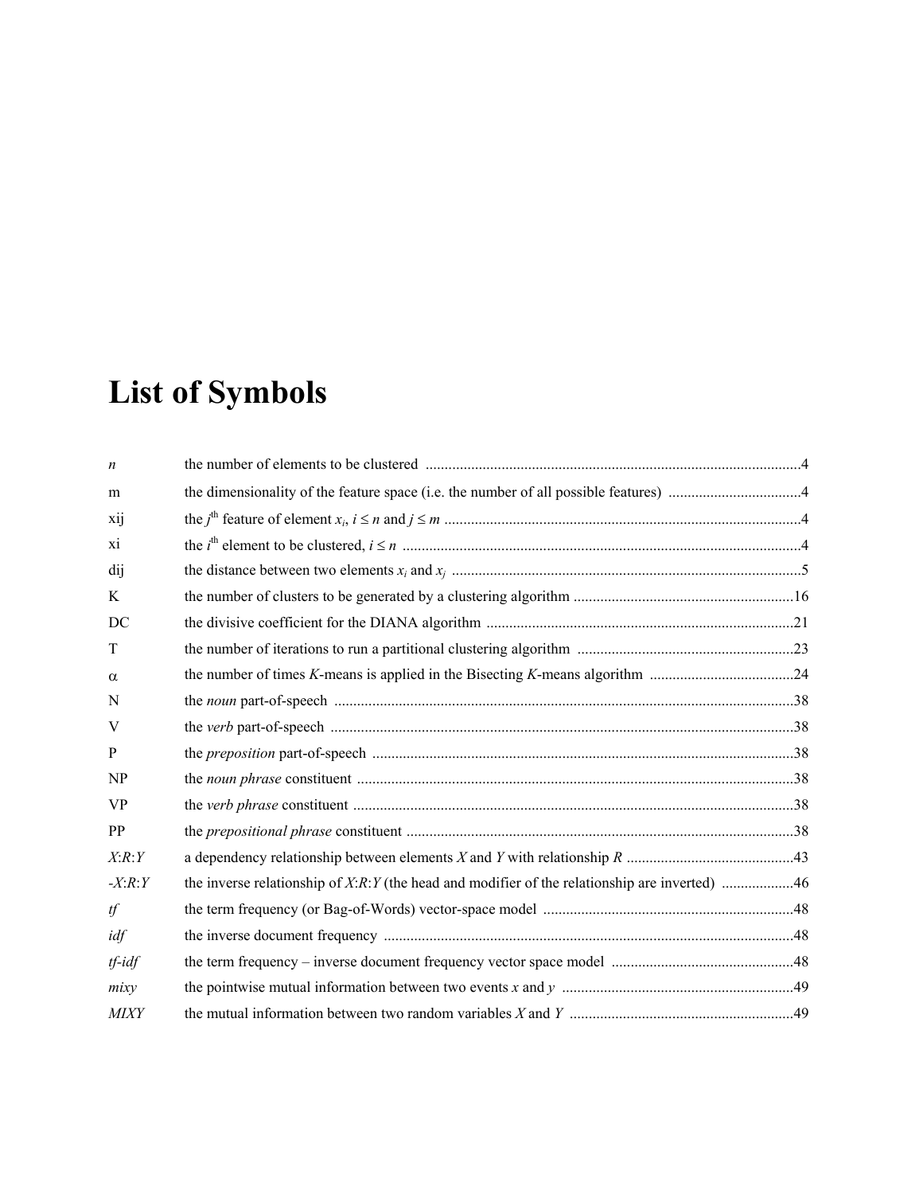# List of Symbols

| Symbol | Description | Page |
|---|---|---|
| $n$ | the number of elements to be clustered | 4 |
| m | the dimensionality of the feature space (i.e. the number of all possible features) | 4 |
| xij | the $j^{th}$ feature of element $x_i$, $i \leq n$ and $j \leq m$ | 4 |
| xi | the $i^{th}$ element to be clustered, $i \leq n$ | 4 |
| dij | the distance between two elements $x_i$ and $x_j$ | 5 |
| K | the number of clusters to be generated by a clustering algorithm | 16 |
| DC | the divisive coefficient for the DIANA algorithm | 21 |
| T | the number of iterations to run a partitional clustering algorithm | 23 |
| $\alpha$ | the number of times *K*-means is applied in the Bisecting *K*-means algorithm | 24 |
| N | the *noun* part-of-speech | 38 |
| V | the *verb* part-of-speech | 38 |
| P | the *preposition* part-of-speech | 38 |
| NP | the *noun phrase* constituent | 38 |
| VP | the *verb phrase* constituent | 38 |
| PP | the *prepositional phrase* constituent | 38 |
| *X*:*R*:*Y* | a dependency relationship between elements *X* and *Y* with relationship *R* | 43 |
| -*X*:*R*:*Y* | the inverse relationship of *X*:*R*:*Y* (the head and modifier of the relationship are inverted) | 46 |
| *tf* | the term frequency (or Bag-of-Words) vector-space model | 48 |
| *idf* | the inverse document frequency | 48 |
| *tf-idf* | the term frequency – inverse document frequency vector space model | 48 |
| *mixy* | the pointwise mutual information between two events *x* and *y* | 49 |
| *MIXY* | the mutual information between two random variables *X* and *Y* | 49 |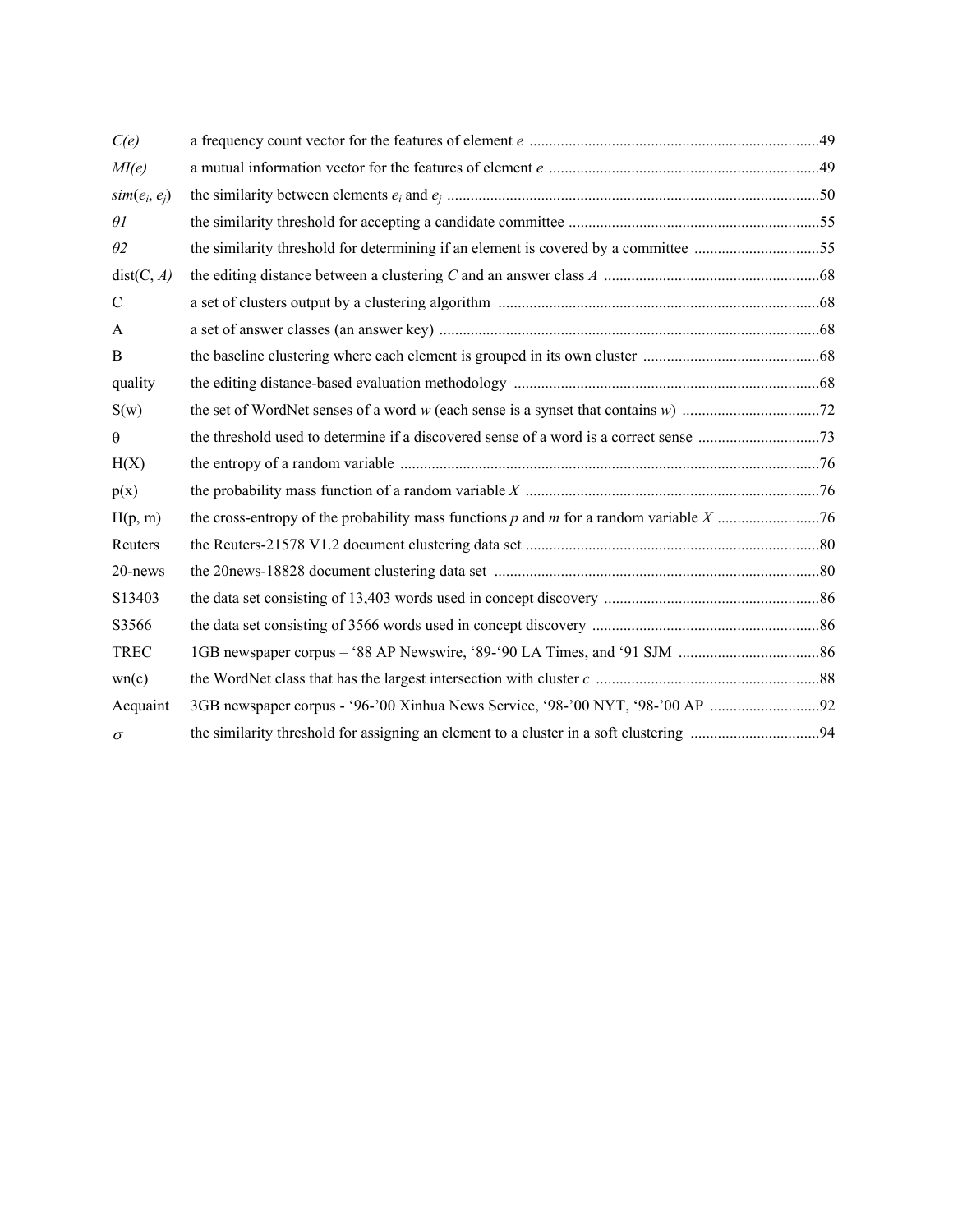| | | |
|---|---|---|
| *C(e)* | a frequency count vector for the features of element *e* | 49 |
| *MI(e)* | a mutual information vector for the features of element *e* | 49 |
| $sim(e_i, e_j)$ | the similarity between elements $e_i$ and $e_j$ | 50 |
| $\theta 1$ | the similarity threshold for accepting a candidate committee | 55 |
| $\theta 2$ | the similarity threshold for determining if an element is covered by a committee | 55 |
| dist(C, *A)* | the editing distance between a clustering *C* and an answer class *A* | 68 |
| C | a set of clusters output by a clustering algorithm | 68 |
| A | a set of answer classes (an answer key) | 68 |
| B | the baseline clustering where each element is grouped in its own cluster | 68 |
| quality | the editing distance-based evaluation methodology | 68 |
| S(w) | the set of WordNet senses of a word *w* (each sense is a synset that contains *w*) | 72 |
| θ | the threshold used to determine if a discovered sense of a word is a correct sense | 73 |
| H(X) | the entropy of a random variable | 76 |
| p(x) | the probability mass function of a random variable *X* | 76 |
| H(p, m) | the cross-entropy of the probability mass functions *p* and *m* for a random variable *X* | 76 |
| Reuters | the Reuters-21578 V1.2 document clustering data set | 80 |
| 20-news | the 20news-18828 document clustering data set | 80 |
| S13403 | the data set consisting of 13,403 words used in concept discovery | 86 |
| S3566 | the data set consisting of 3566 words used in concept discovery | 86 |
| TREC | 1GB newspaper corpus – '88 AP Newswire, '89-'90 LA Times, and '91 SJM | 86 |
| wn(c) | the WordNet class that has the largest intersection with cluster *c* | 88 |
| Acquaint | 3GB newspaper corpus - '96-'00 Xinhua News Service, '98-'00 NYT, '98-'00 AP | 92 |
| $\sigma$ | the similarity threshold for assigning an element to a cluster in a soft clustering | 94 |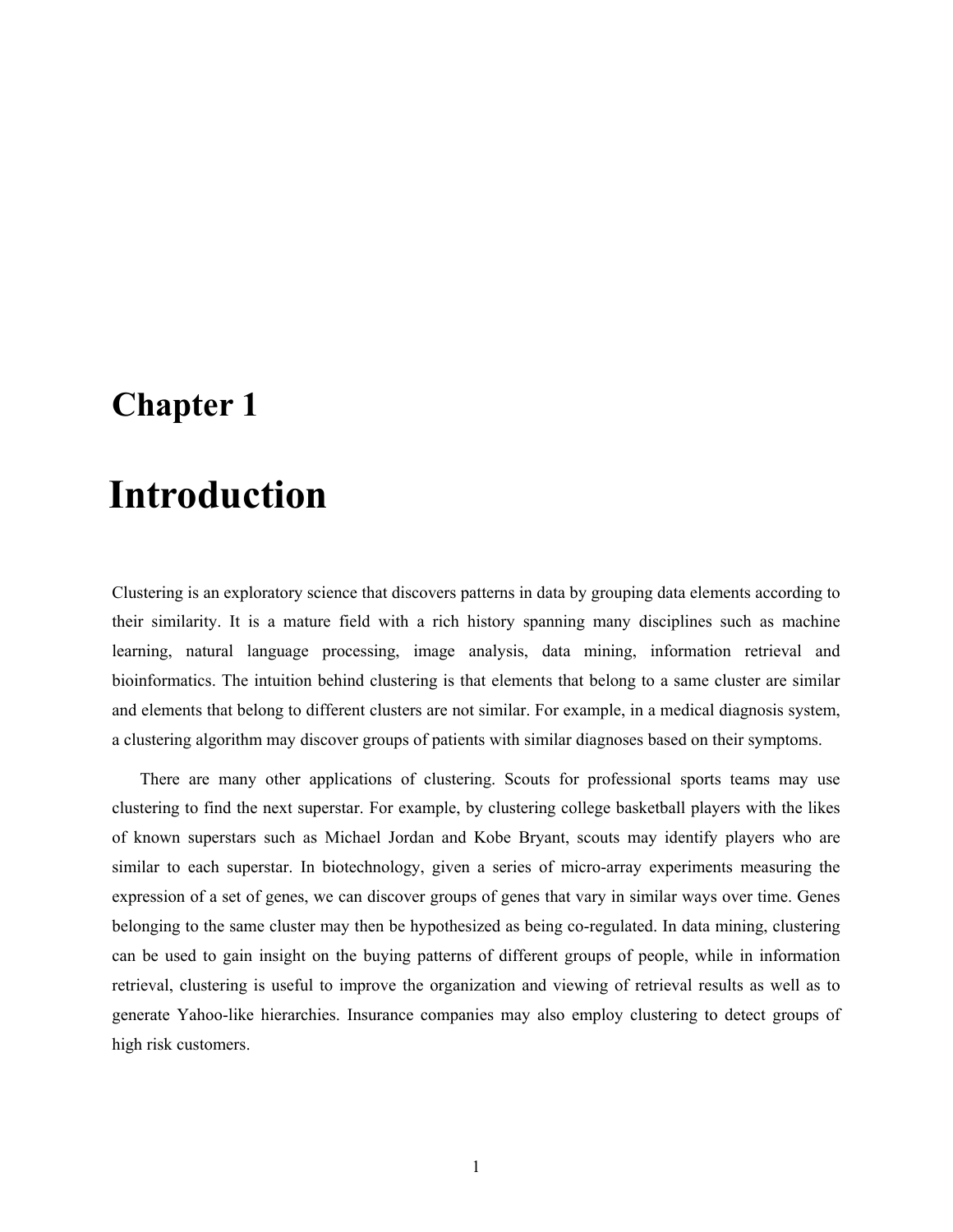# Chapter 1

# Introduction

Clustering is an exploratory science that discovers patterns in data by grouping data elements according to their similarity. It is a mature field with a rich history spanning many disciplines such as machine learning, natural language processing, image analysis, data mining, information retrieval and bioinformatics. The intuition behind clustering is that elements that belong to a same cluster are similar and elements that belong to different clusters are not similar. For example, in a medical diagnosis system, a clustering algorithm may discover groups of patients with similar diagnoses based on their symptoms.

There are many other applications of clustering. Scouts for professional sports teams may use clustering to find the next superstar. For example, by clustering college basketball players with the likes of known superstars such as Michael Jordan and Kobe Bryant, scouts may identify players who are similar to each superstar. In biotechnology, given a series of micro-array experiments measuring the expression of a set of genes, we can discover groups of genes that vary in similar ways over time. Genes belonging to the same cluster may then be hypothesized as being co-regulated. In data mining, clustering can be used to gain insight on the buying patterns of different groups of people, while in information retrieval, clustering is useful to improve the organization and viewing of retrieval results as well as to generate Yahoo-like hierarchies. Insurance companies may also employ clustering to detect groups of high risk customers.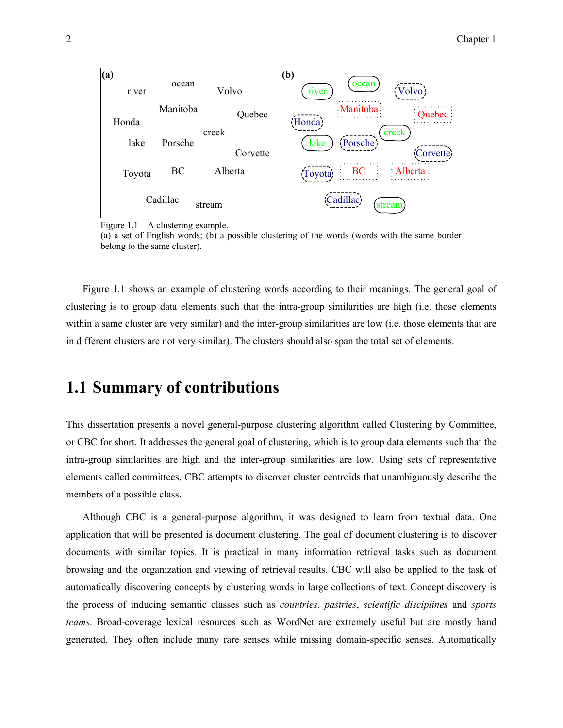Figure 1.1 – A clustering example.
(a) a set of English words; (b) a possible clustering of the words (words with the same border belong to the same cluster).

Figure 1.1 shows an example of clustering words according to their meanings. The general goal of clustering is to group data elements such that the intra-group similarities are high (i.e. those elements within a same cluster are very similar) and the inter-group similarities are low (i.e. those elements that are in different clusters are not very similar). The clusters should also span the total set of elements.

## 1.1 Summary of contributions

This dissertation presents a novel general-purpose clustering algorithm called Clustering by Committee, or CBC for short. It addresses the general goal of clustering, which is to group data elements such that the intra-group similarities are high and the inter-group similarities are low. Using sets of representative elements called committees, CBC attempts to discover cluster centroids that unambiguously describe the members of a possible class.

Although CBC is a general-purpose algorithm, it was designed to learn from textual data. One application that will be presented is document clustering. The goal of document clustering is to discover documents with similar topics. It is practical in many information retrieval tasks such as document browsing and the organization and viewing of retrieval results. CBC will also be applied to the task of automatically discovering concepts by clustering words in large collections of text. Concept discovery is the process of inducing semantic classes such as *countries*, *pastries*, *scientific disciplines* and *sports teams*. Broad-coverage lexical resources such as WordNet are extremely useful but are mostly hand generated. They often include many rare senses while missing domain-specific senses. Automatically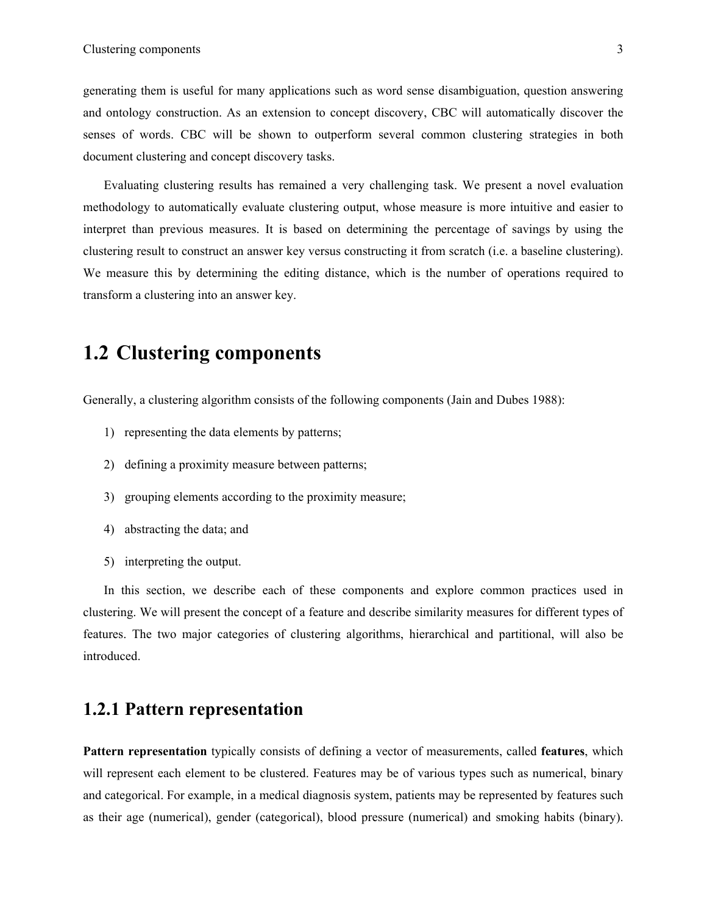generating them is useful for many applications such as word sense disambiguation, question answering and ontology construction. As an extension to concept discovery, CBC will automatically discover the senses of words. CBC will be shown to outperform several common clustering strategies in both document clustering and concept discovery tasks.

Evaluating clustering results has remained a very challenging task. We present a novel evaluation methodology to automatically evaluate clustering output, whose measure is more intuitive and easier to interpret than previous measures. It is based on determining the percentage of savings by using the clustering result to construct an answer key versus constructing it from scratch (i.e. a baseline clustering). We measure this by determining the editing distance, which is the number of operations required to transform a clustering into an answer key.

## 1.2 Clustering components

Generally, a clustering algorithm consists of the following components (Jain and Dubes 1988):

1) representing the data elements by patterns;
2) defining a proximity measure between patterns;
3) grouping elements according to the proximity measure;
4) abstracting the data; and
5) interpreting the output.

In this section, we describe each of these components and explore common practices used in clustering. We will present the concept of a feature and describe similarity measures for different types of features. The two major categories of clustering algorithms, hierarchical and partitional, will also be introduced.

### 1.2.1 Pattern representation

**Pattern representation** typically consists of defining a vector of measurements, called **features**, which will represent each element to be clustered. Features may be of various types such as numerical, binary and categorical. For example, in a medical diagnosis system, patients may be represented by features such as their age (numerical), gender (categorical), blood pressure (numerical) and smoking habits (binary).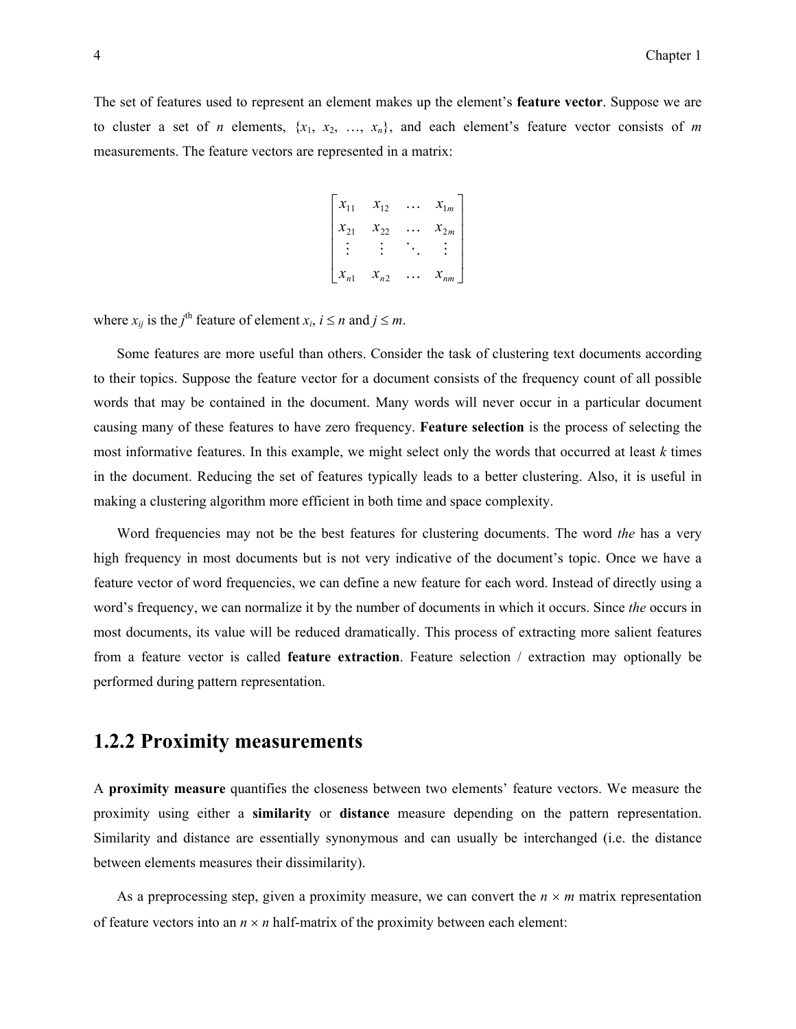The set of features used to represent an element makes up the element's **feature vector**. Suppose we are to cluster a set of $n$ elements, $\{x_1, x_2, \ldots, x_n\}$, and each element's feature vector consists of $m$ measurements. The feature vectors are represented in a matrix:

$$
\begin{bmatrix}
x_{11} & x_{12} & \dots & x_{1m} \\
x_{21} & x_{22} & \dots & x_{2m} \\
\vdots & \vdots & \ddots & \vdots \\
x_{n1} & x_{n2} & \dots & x_{nm}
\end{bmatrix}
$$

where $x_{ij}$ is the $j^{\text{th}}$ feature of element $x_i$, $i \leq n$ and $j \leq m$.

Some features are more useful than others. Consider the task of clustering text documents according to their topics. Suppose the feature vector for a document consists of the frequency count of all possible words that may be contained in the document. Many words will never occur in a particular document causing many of these features to have zero frequency. **Feature selection** is the process of selecting the most informative features. In this example, we might select only the words that occurred at least $k$ times in the document. Reducing the set of features typically leads to a better clustering. Also, it is useful in making a clustering algorithm more efficient in both time and space complexity.

Word frequencies may not be the best features for clustering documents. The word *the* has a very high frequency in most documents but is not very indicative of the document's topic. Once we have a feature vector of word frequencies, we can define a new feature for each word. Instead of directly using a word's frequency, we can normalize it by the number of documents in which it occurs. Since *the* occurs in most documents, its value will be reduced dramatically. This process of extracting more salient features from a feature vector is called **feature extraction**. Feature selection / extraction may optionally be performed during pattern representation.

## 1.2.2 Proximity measurements

A **proximity measure** quantifies the closeness between two elements' feature vectors. We measure the proximity using either a **similarity** or **distance** measure depending on the pattern representation. Similarity and distance are essentially synonymous and can usually be interchanged (i.e. the distance between elements measures their dissimilarity).

As a preprocessing step, given a proximity measure, we can convert the $n \times m$ matrix representation of feature vectors into an $n \times n$ half-matrix of the proximity between each element: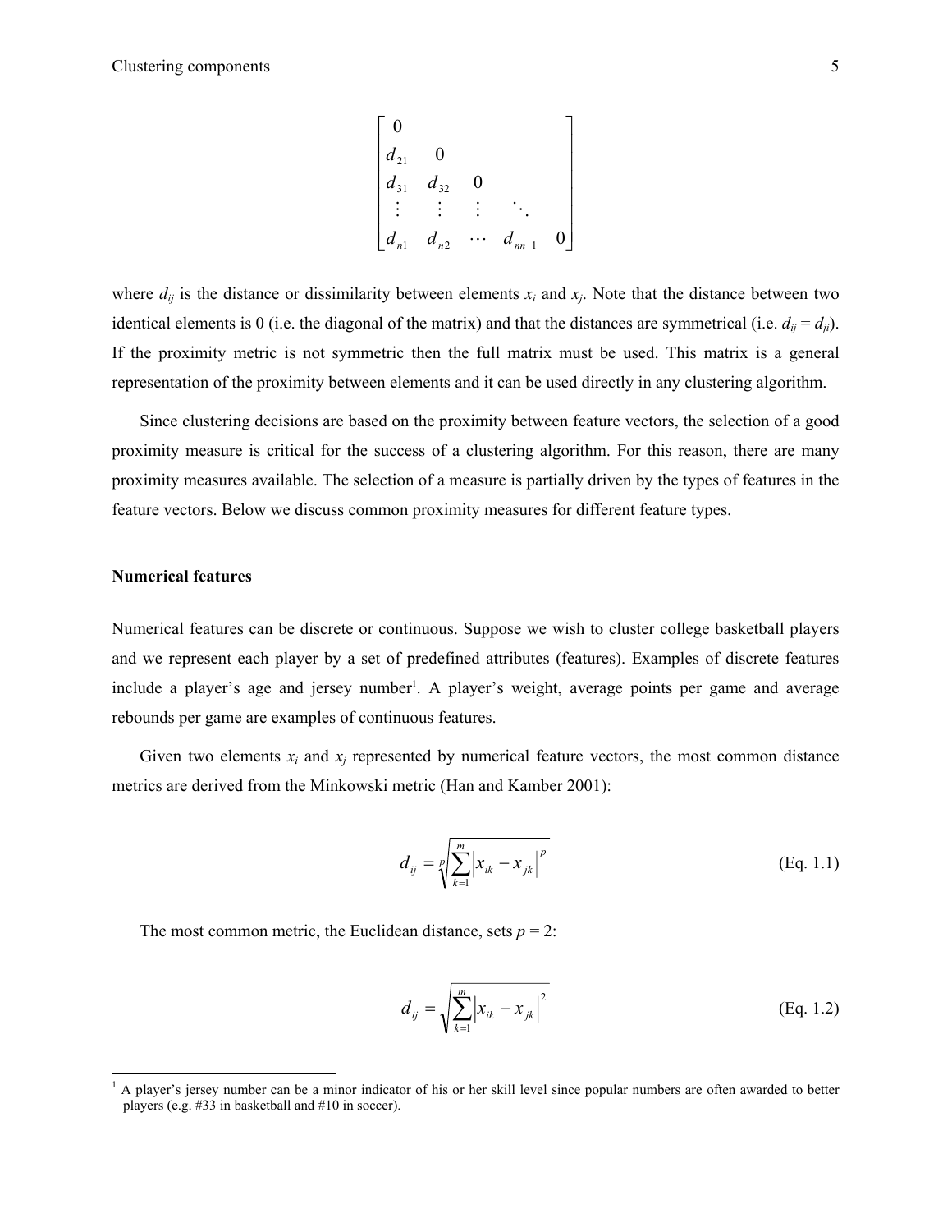$$\begin{bmatrix} 0 & & & & \\ d_{21} & 0 & & & \\ d_{31} & d_{32} & 0 & & \\ \vdots & \vdots & \vdots & \ddots & \\ d_{n1} & d_{n2} & \cdots & d_{nn-1} & 0 \end{bmatrix}$$

where $d_{ij}$ is the distance or dissimilarity between elements $x_i$ and $x_j$. Note that the distance between two identical elements is 0 (i.e. the diagonal of the matrix) and that the distances are symmetrical (i.e. $d_{ij} = d_{ji}$). If the proximity metric is not symmetric then the full matrix must be used. This matrix is a general representation of the proximity between elements and it can be used directly in any clustering algorithm.

Since clustering decisions are based on the proximity between feature vectors, the selection of a good proximity measure is critical for the success of a clustering algorithm. For this reason, there are many proximity measures available. The selection of a measure is partially driven by the types of features in the feature vectors. Below we discuss common proximity measures for different feature types.

**Numerical features**

Numerical features can be discrete or continuous. Suppose we wish to cluster college basketball players and we represent each player by a set of predefined attributes (features). Examples of discrete features include a player's age and jersey number[1]. A player's weight, average points per game and average rebounds per game are examples of continuous features.

Given two elements $x_i$ and $x_j$ represented by numerical feature vectors, the most common distance metrics are derived from the Minkowski metric (Han and Kamber 2001):

$$d_{ij} = \sqrt[p]{\sum_{k=1}^{m} \left| x_{ik} - x_{jk} \right|^{p}} \quad \text{(Eq. 1.1)}$$

The most common metric, the Euclidean distance, sets $p = 2$:

$$d_{ij} = \sqrt{\sum_{k=1}^{m} \left| x_{ik} - x_{jk} \right|^{2}} \quad \text{(Eq. 1.2)}$$

[1] A player's jersey number can be a minor indicator of his or her skill level since popular numbers are often awarded to better players (e.g. #33 in basketball and #10 in soccer).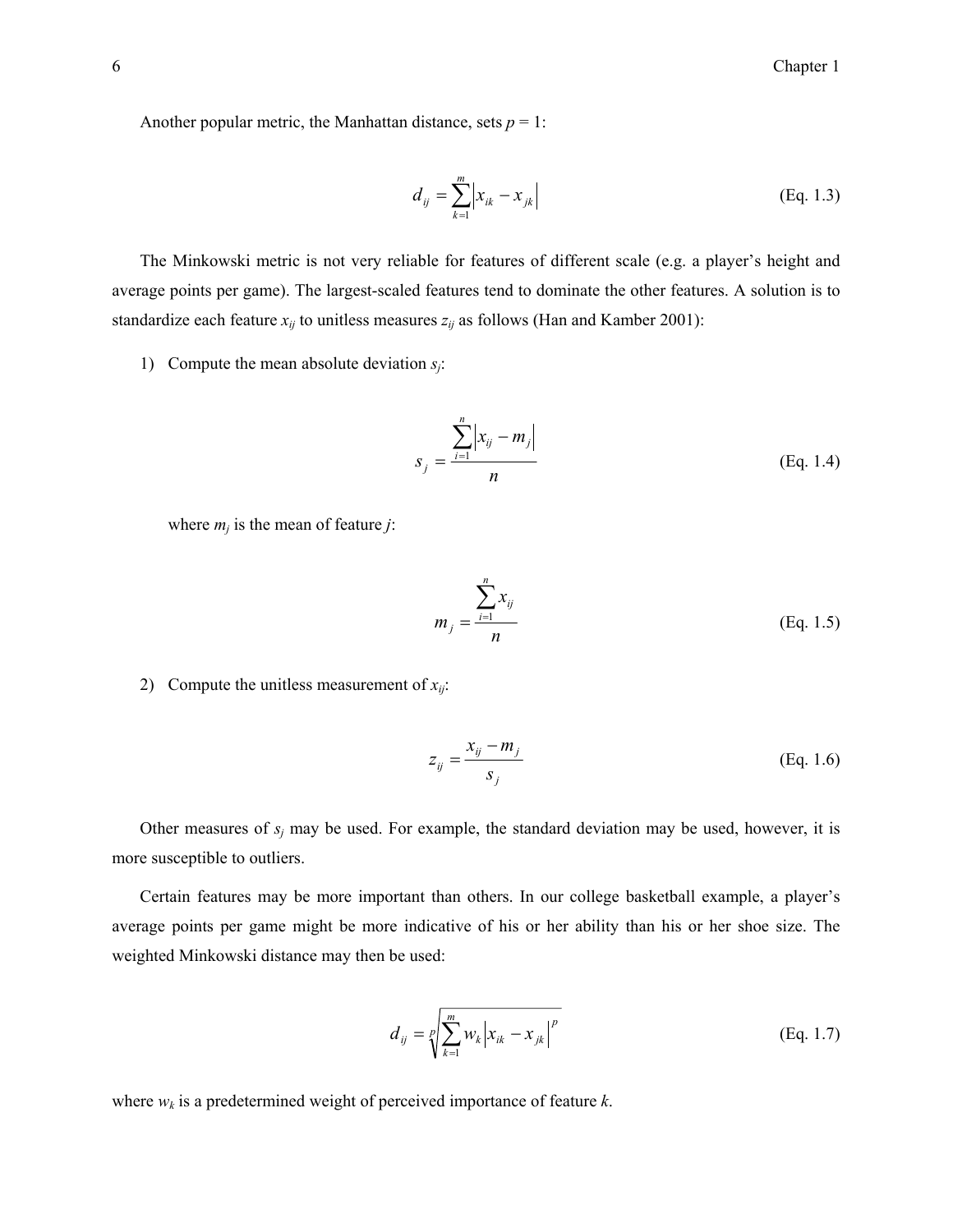Another popular metric, the Manhattan distance, sets $p = 1$:

$$d_{ij} = \sum_{k=1}^{m} \left| x_{ik} - x_{jk} \right| \tag{Eq. 1.3}$$

The Minkowski metric is not very reliable for features of different scale (e.g. a player's height and average points per game). The largest-scaled features tend to dominate the other features. A solution is to standardize each feature $x_{ij}$ to unitless measures $z_{ij}$ as follows (Han and Kamber 2001):

1) Compute the mean absolute deviation $s_j$:

$$s_j = \frac{\sum_{i=1}^{n} \left| x_{ij} - m_j \right|}{n} \tag{Eq. 1.4}$$

where $m_j$ is the mean of feature $j$:

$$m_j = \frac{\sum_{i=1}^{n} x_{ij}}{n} \tag{Eq. 1.5}$$

2) Compute the unitless measurement of $x_{ij}$:

$$z_{ij} = \frac{x_{ij} - m_j}{s_j} \tag{Eq. 1.6}$$

Other measures of $s_j$ may be used. For example, the standard deviation may be used, however, it is more susceptible to outliers.

Certain features may be more important than others. In our college basketball example, a player's average points per game might be more indicative of his or her ability than his or her shoe size. The weighted Minkowski distance may then be used:

$$d_{ij} = \sqrt[p]{\sum_{k=1}^{m} w_k \left| x_{ik} - x_{jk} \right|^p} \tag{Eq. 1.7}$$

where $w_k$ is a predetermined weight of perceived importance of feature $k$.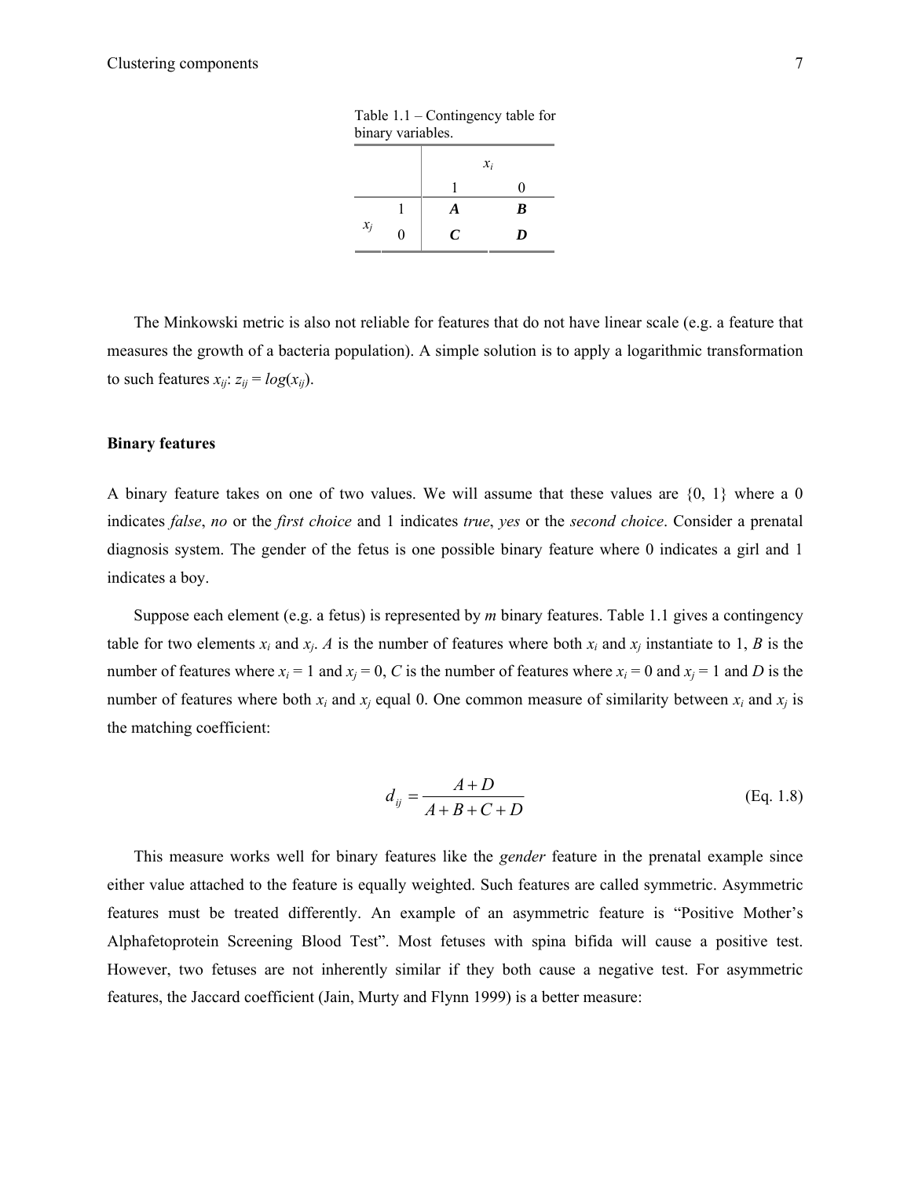Table 1.1 – Contingency table for binary variables.

| | | $x_i$ | |
|---|---|---|---|
| | | 1 | 0 |
| $x_j$ | 1 | ***A*** | ***B*** |
| | 0 | ***C*** | ***D*** |

The Minkowski metric is also not reliable for features that do not have linear scale (e.g. a feature that measures the growth of a bacteria population). A simple solution is to apply a logarithmic transformation to such features $x_{ij}$: $z_{ij} = log(x_{ij})$.

**Binary features**

A binary feature takes on one of two values. We will assume that these values are {0, 1} where a 0 indicates *false*, *no* or the *first choice* and 1 indicates *true*, *yes* or the *second choice*. Consider a prenatal diagnosis system. The gender of the fetus is one possible binary feature where 0 indicates a girl and 1 indicates a boy.

Suppose each element (e.g. a fetus) is represented by *m* binary features. Table 1.1 gives a contingency table for two elements $x_i$ and $x_j$. *A* is the number of features where both $x_i$ and $x_j$ instantiate to 1, *B* is the number of features where $x_i = 1$ and $x_j = 0$, *C* is the number of features where $x_i = 0$ and $x_j = 1$ and *D* is the number of features where both $x_i$ and $x_j$ equal 0. One common measure of similarity between $x_i$ and $x_j$ is the matching coefficient:

$$d_{ij} = \frac{A + D}{A + B + C + D} \tag{Eq. 1.8}$$

This measure works well for binary features like the *gender* feature in the prenatal example since either value attached to the feature is equally weighted. Such features are called symmetric. Asymmetric features must be treated differently. An example of an asymmetric feature is "Positive Mother's Alphafetoprotein Screening Blood Test". Most fetuses with spina bifida will cause a positive test. However, two fetuses are not inherently similar if they both cause a negative test. For asymmetric features, the Jaccard coefficient (Jain, Murty and Flynn 1999) is a better measure: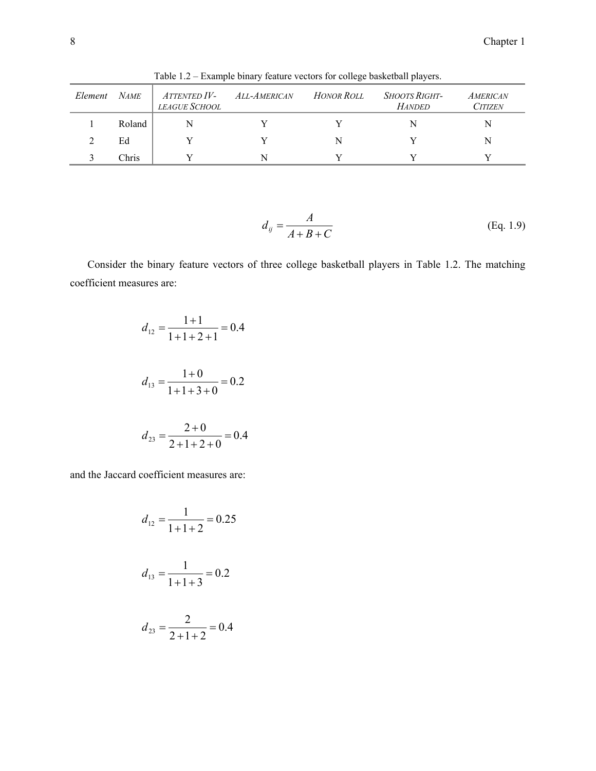Table 1.2 – Example binary feature vectors for college basketball players.

| *Element* | *Name* | *Attented IV-league School* | *All-American* | *Honor Roll* | *Shoots Right-Handed* | *American Citizen* |
|---|---|---|---|---|---|---|
| 1 | Roland | N | Y | Y | N | N |
| 2 | Ed | Y | Y | N | Y | N |
| 3 | Chris | Y | N | Y | Y | Y |

$$d_{ij} = \frac{A}{A + B + C} \qquad \text{(Eq. 1.9)}$$

Consider the binary feature vectors of three college basketball players in Table 1.2. The matching coefficient measures are:

$$d_{12} = \frac{1+1}{1+1+2+1} = 0.4$$

$$d_{13} = \frac{1+0}{1+1+3+0} = 0.2$$

$$d_{23} = \frac{2+0}{2+1+2+0} = 0.4$$

and the Jaccard coefficient measures are:

$$d_{12} = \frac{1}{1+1+2} = 0.25$$

$$d_{13} = \frac{1}{1+1+3} = 0.2$$

$$d_{23} = \frac{2}{2+1+2} = 0.4$$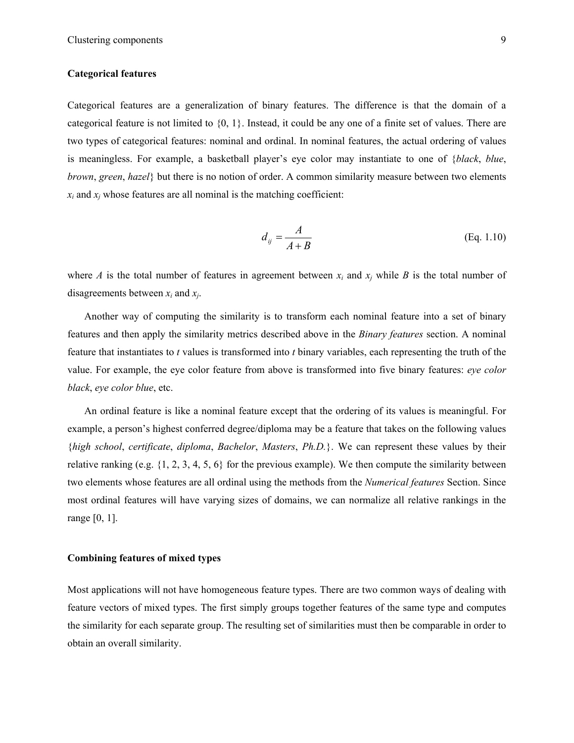### Categorical features

Categorical features are a generalization of binary features. The difference is that the domain of a categorical feature is not limited to {0, 1}. Instead, it could be any one of a finite set of values. There are two types of categorical features: nominal and ordinal. In nominal features, the actual ordering of values is meaningless. For example, a basketball player's eye color may instantiate to one of {*black*, *blue*, *brown*, *green*, *hazel*} but there is no notion of order. A common similarity measure between two elements $x_i$ and $x_j$ whose features are all nominal is the matching coefficient:

$$d_{ij} = \frac{A}{A+B} \qquad \text{(Eq. 1.10)}$$

where $A$ is the total number of features in agreement between $x_i$ and $x_j$ while $B$ is the total number of disagreements between $x_i$ and $x_j$.

Another way of computing the similarity is to transform each nominal feature into a set of binary features and then apply the similarity metrics described above in the *Binary features* section. A nominal feature that instantiates to $t$ values is transformed into $t$ binary variables, each representing the truth of the value. For example, the eye color feature from above is transformed into five binary features: *eye color black*, *eye color blue*, etc.

An ordinal feature is like a nominal feature except that the ordering of its values is meaningful. For example, a person's highest conferred degree/diploma may be a feature that takes on the following values {*high school*, *certificate*, *diploma*, *Bachelor*, *Masters*, *Ph.D.*}. We can represent these values by their relative ranking (e.g. {1, 2, 3, 4, 5, 6} for the previous example). We then compute the similarity between two elements whose features are all ordinal using the methods from the *Numerical features* Section. Since most ordinal features will have varying sizes of domains, we can normalize all relative rankings in the range [0, 1].

### Combining features of mixed types

Most applications will not have homogeneous feature types. There are two common ways of dealing with feature vectors of mixed types. The first simply groups together features of the same type and computes the similarity for each separate group. The resulting set of similarities must then be comparable in order to obtain an overall similarity.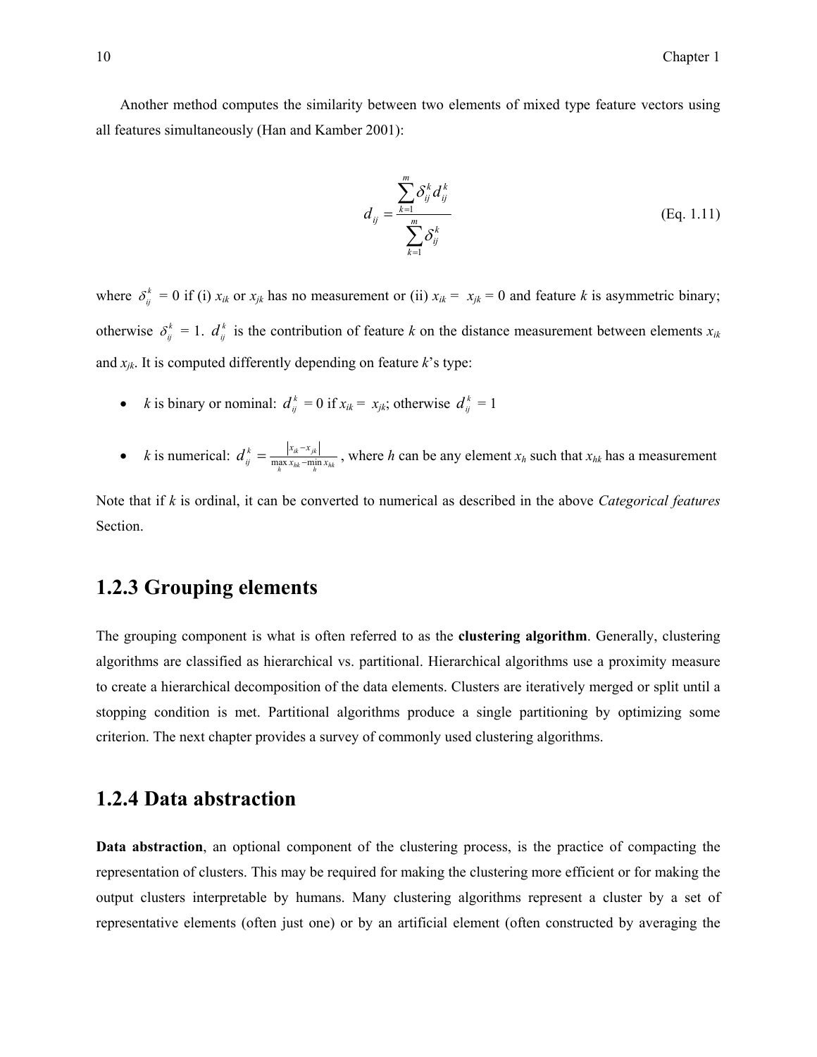Another method computes the similarity between two elements of mixed type feature vectors using all features simultaneously (Han and Kamber 2001):

$$d_{ij} = \frac{\sum_{k=1}^{m} \delta_{ij}^{k} d_{ij}^{k}}{\sum_{k=1}^{m} \delta_{ij}^{k}} \qquad \text{(Eq. 1.11)}$$

where $\delta_{ij}^{k} = 0$ if (i) $x_{ik}$ or $x_{jk}$ has no measurement or (ii) $x_{ik} = x_{jk} = 0$ and feature $k$ is asymmetric binary; otherwise $\delta_{ij}^{k} = 1$. $d_{ij}^{k}$ is the contribution of feature $k$ on the distance measurement between elements $x_{ik}$ and $x_{jk}$. It is computed differently depending on feature $k$'s type:

- $k$ is binary or nominal: $d_{ij}^{k} = 0$ if $x_{ik} = x_{jk}$; otherwise $d_{ij}^{k} = 1$
- $k$ is numerical: $d_{ij}^{k} = \frac{|x_{ik} - x_{jk}|}{\max_h x_{hk} - \min_h x_{hk}}$, where $h$ can be any element $x_h$ such that $x_{hk}$ has a measurement

Note that if $k$ is ordinal, it can be converted to numerical as described in the above *Categorical features* Section.

## 1.2.3 Grouping elements

The grouping component is what is often referred to as the **clustering algorithm**. Generally, clustering algorithms are classified as hierarchical vs. partitional. Hierarchical algorithms use a proximity measure to create a hierarchical decomposition of the data elements. Clusters are iteratively merged or split until a stopping condition is met. Partitional algorithms produce a single partitioning by optimizing some criterion. The next chapter provides a survey of commonly used clustering algorithms.

## 1.2.4 Data abstraction

**Data abstraction**, an optional component of the clustering process, is the practice of compacting the representation of clusters. This may be required for making the clustering more efficient or for making the output clusters interpretable by humans. Many clustering algorithms represent a cluster by a set of representative elements (often just one) or by an artificial element (often constructed by averaging the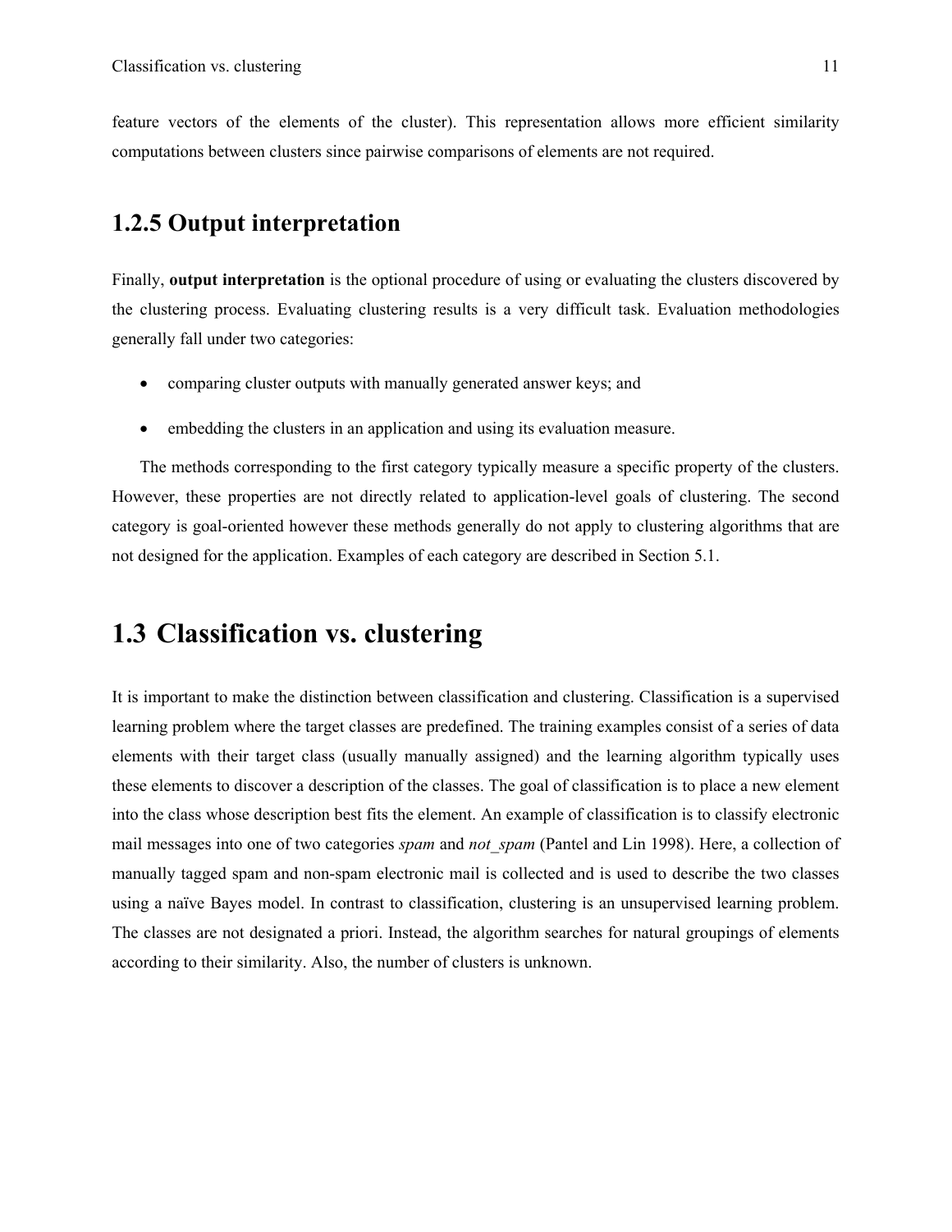feature vectors of the elements of the cluster). This representation allows more efficient similarity computations between clusters since pairwise comparisons of elements are not required.

### 1.2.5 Output interpretation

Finally, **output interpretation** is the optional procedure of using or evaluating the clusters discovered by the clustering process. Evaluating clustering results is a very difficult task. Evaluation methodologies generally fall under two categories:

- comparing cluster outputs with manually generated answer keys; and
- embedding the clusters in an application and using its evaluation measure.

The methods corresponding to the first category typically measure a specific property of the clusters. However, these properties are not directly related to application-level goals of clustering. The second category is goal-oriented however these methods generally do not apply to clustering algorithms that are not designed for the application. Examples of each category are described in Section 5.1.

## 1.3 Classification vs. clustering

It is important to make the distinction between classification and clustering. Classification is a supervised learning problem where the target classes are predefined. The training examples consist of a series of data elements with their target class (usually manually assigned) and the learning algorithm typically uses these elements to discover a description of the classes. The goal of classification is to place a new element into the class whose description best fits the element. An example of classification is to classify electronic mail messages into one of two categories *spam* and *not_spam* (Pantel and Lin 1998). Here, a collection of manually tagged spam and non-spam electronic mail is collected and is used to describe the two classes using a naïve Bayes model. In contrast to classification, clustering is an unsupervised learning problem. The classes are not designated a priori. Instead, the algorithm searches for natural groupings of elements according to their similarity. Also, the number of clusters is unknown.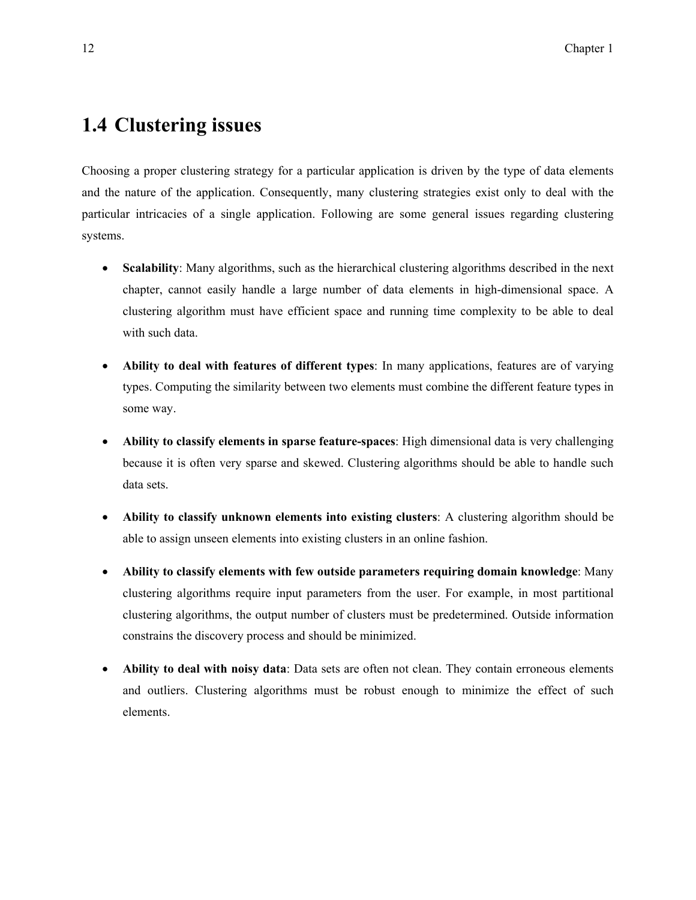## 1.4 Clustering issues

Choosing a proper clustering strategy for a particular application is driven by the type of data elements and the nature of the application. Consequently, many clustering strategies exist only to deal with the particular intricacies of a single application. Following are some general issues regarding clustering systems.

- **Scalability**: Many algorithms, such as the hierarchical clustering algorithms described in the next chapter, cannot easily handle a large number of data elements in high-dimensional space. A clustering algorithm must have efficient space and running time complexity to be able to deal with such data.

- **Ability to deal with features of different types**: In many applications, features are of varying types. Computing the similarity between two elements must combine the different feature types in some way.

- **Ability to classify elements in sparse feature-spaces**: High dimensional data is very challenging because it is often very sparse and skewed. Clustering algorithms should be able to handle such data sets.

- **Ability to classify unknown elements into existing clusters**: A clustering algorithm should be able to assign unseen elements into existing clusters in an online fashion.

- **Ability to classify elements with few outside parameters requiring domain knowledge**: Many clustering algorithms require input parameters from the user. For example, in most partitional clustering algorithms, the output number of clusters must be predetermined. Outside information constrains the discovery process and should be minimized.

- **Ability to deal with noisy data**: Data sets are often not clean. They contain erroneous elements and outliers. Clustering algorithms must be robust enough to minimize the effect of such elements.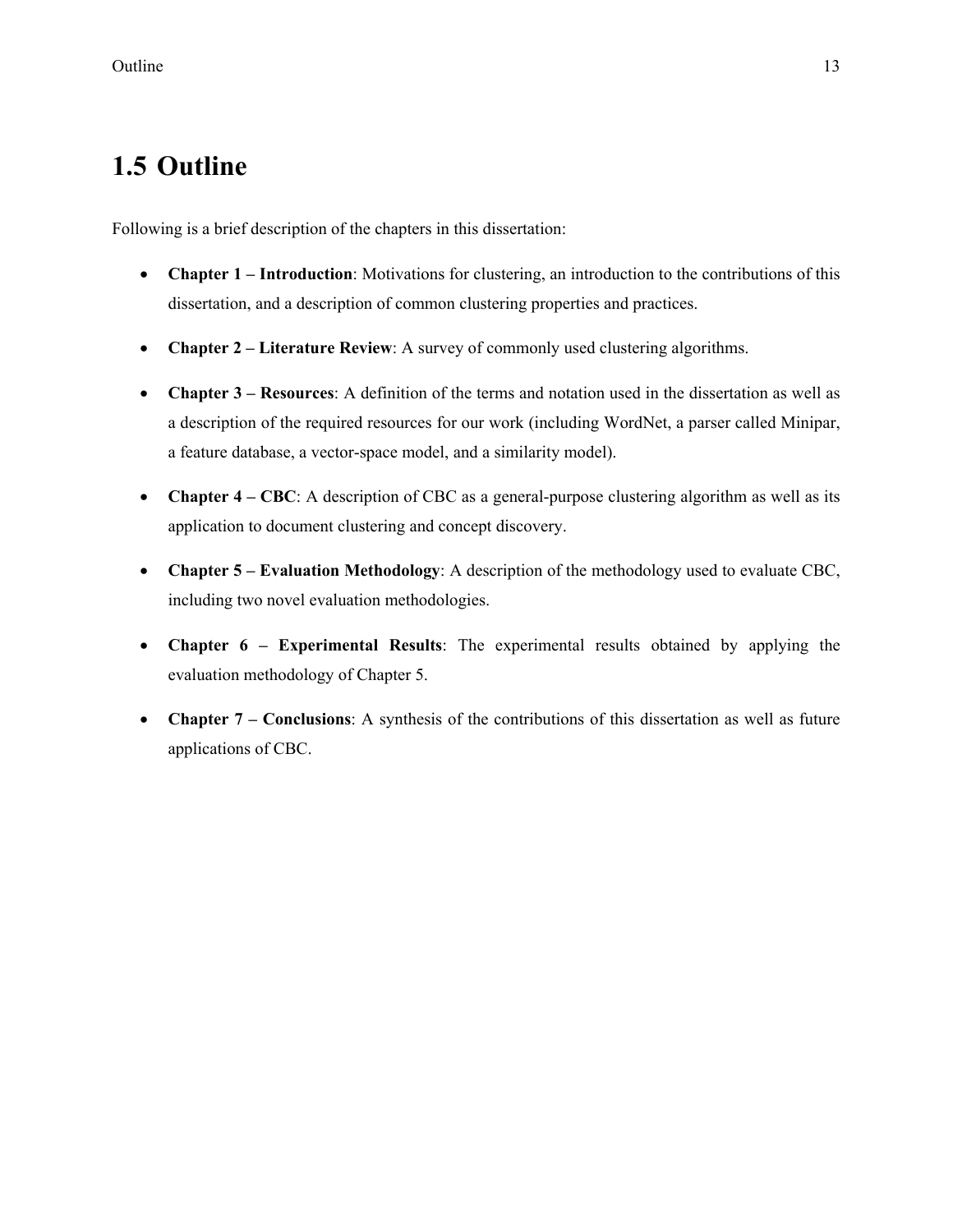## 1.5 Outline

Following is a brief description of the chapters in this dissertation:

- **Chapter 1 – Introduction**: Motivations for clustering, an introduction to the contributions of this dissertation, and a description of common clustering properties and practices.
- **Chapter 2 – Literature Review**: A survey of commonly used clustering algorithms.
- **Chapter 3 – Resources**: A definition of the terms and notation used in the dissertation as well as a description of the required resources for our work (including WordNet, a parser called Minipar, a feature database, a vector-space model, and a similarity model).
- **Chapter 4 – CBC**: A description of CBC as a general-purpose clustering algorithm as well as its application to document clustering and concept discovery.
- **Chapter 5 – Evaluation Methodology**: A description of the methodology used to evaluate CBC, including two novel evaluation methodologies.
- **Chapter 6 – Experimental Results**: The experimental results obtained by applying the evaluation methodology of Chapter 5.
- **Chapter 7 – Conclusions**: A synthesis of the contributions of this dissertation as well as future applications of CBC.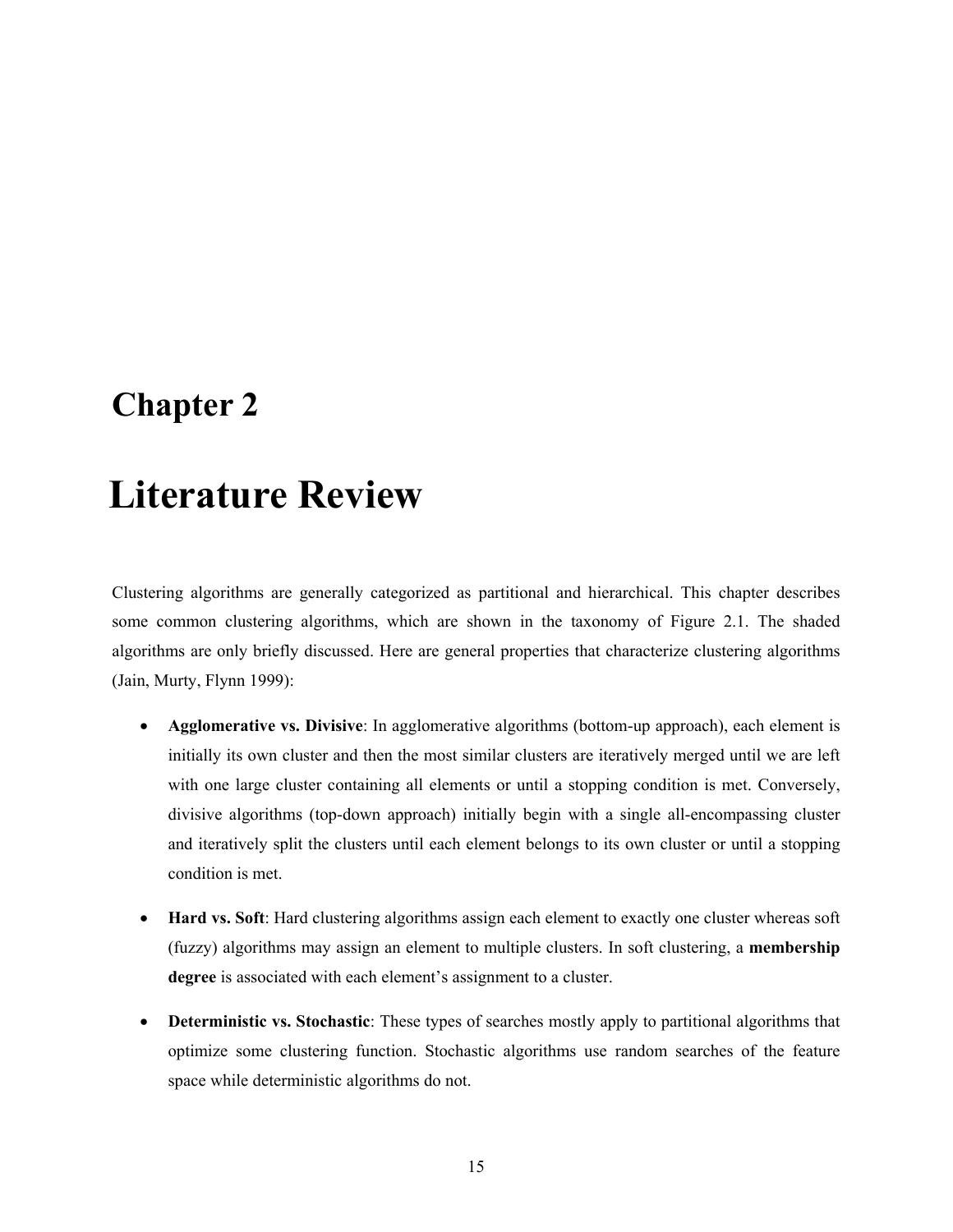# Chapter 2

# Literature Review

Clustering algorithms are generally categorized as partitional and hierarchical. This chapter describes some common clustering algorithms, which are shown in the taxonomy of Figure 2.1. The shaded algorithms are only briefly discussed. Here are general properties that characterize clustering algorithms (Jain, Murty, Flynn 1999):

- **Agglomerative vs. Divisive**: In agglomerative algorithms (bottom-up approach), each element is initially its own cluster and then the most similar clusters are iteratively merged until we are left with one large cluster containing all elements or until a stopping condition is met. Conversely, divisive algorithms (top-down approach) initially begin with a single all-encompassing cluster and iteratively split the clusters until each element belongs to its own cluster or until a stopping condition is met.

- **Hard vs. Soft**: Hard clustering algorithms assign each element to exactly one cluster whereas soft (fuzzy) algorithms may assign an element to multiple clusters. In soft clustering, a **membership degree** is associated with each element's assignment to a cluster.

- **Deterministic vs. Stochastic**: These types of searches mostly apply to partitional algorithms that optimize some clustering function. Stochastic algorithms use random searches of the feature space while deterministic algorithms do not.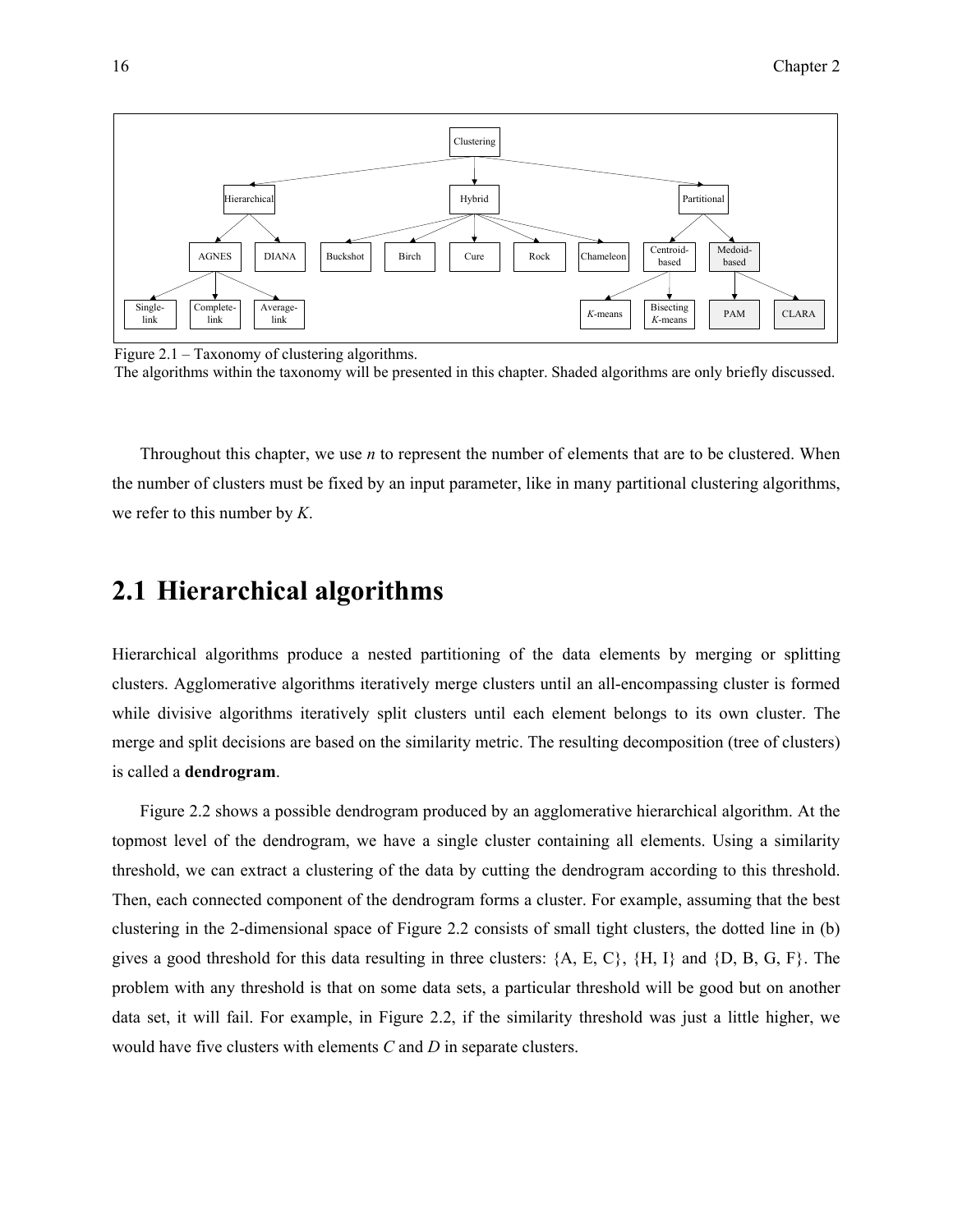Figure 2.1 – Taxonomy of clustering algorithms.
The algorithms within the taxonomy will be presented in this chapter. Shaded algorithms are only briefly discussed.

Throughout this chapter, we use *n* to represent the number of elements that are to be clustered. When the number of clusters must be fixed by an input parameter, like in many partitional clustering algorithms, we refer to this number by *K*.

## 2.1 Hierarchical algorithms

Hierarchical algorithms produce a nested partitioning of the data elements by merging or splitting clusters. Agglomerative algorithms iteratively merge clusters until an all-encompassing cluster is formed while divisive algorithms iteratively split clusters until each element belongs to its own cluster. The merge and split decisions are based on the similarity metric. The resulting decomposition (tree of clusters) is called a **dendrogram**.

Figure 2.2 shows a possible dendrogram produced by an agglomerative hierarchical algorithm. At the topmost level of the dendrogram, we have a single cluster containing all elements. Using a similarity threshold, we can extract a clustering of the data by cutting the dendrogram according to this threshold. Then, each connected component of the dendrogram forms a cluster. For example, assuming that the best clustering in the 2-dimensional space of Figure 2.2 consists of small tight clusters, the dotted line in (b) gives a good threshold for this data resulting in three clusters: {A, E, C}, {H, I} and {D, B, G, F}. The problem with any threshold is that on some data sets, a particular threshold will be good but on another data set, it will fail. For example, in Figure 2.2, if the similarity threshold was just a little higher, we would have five clusters with elements *C* and *D* in separate clusters.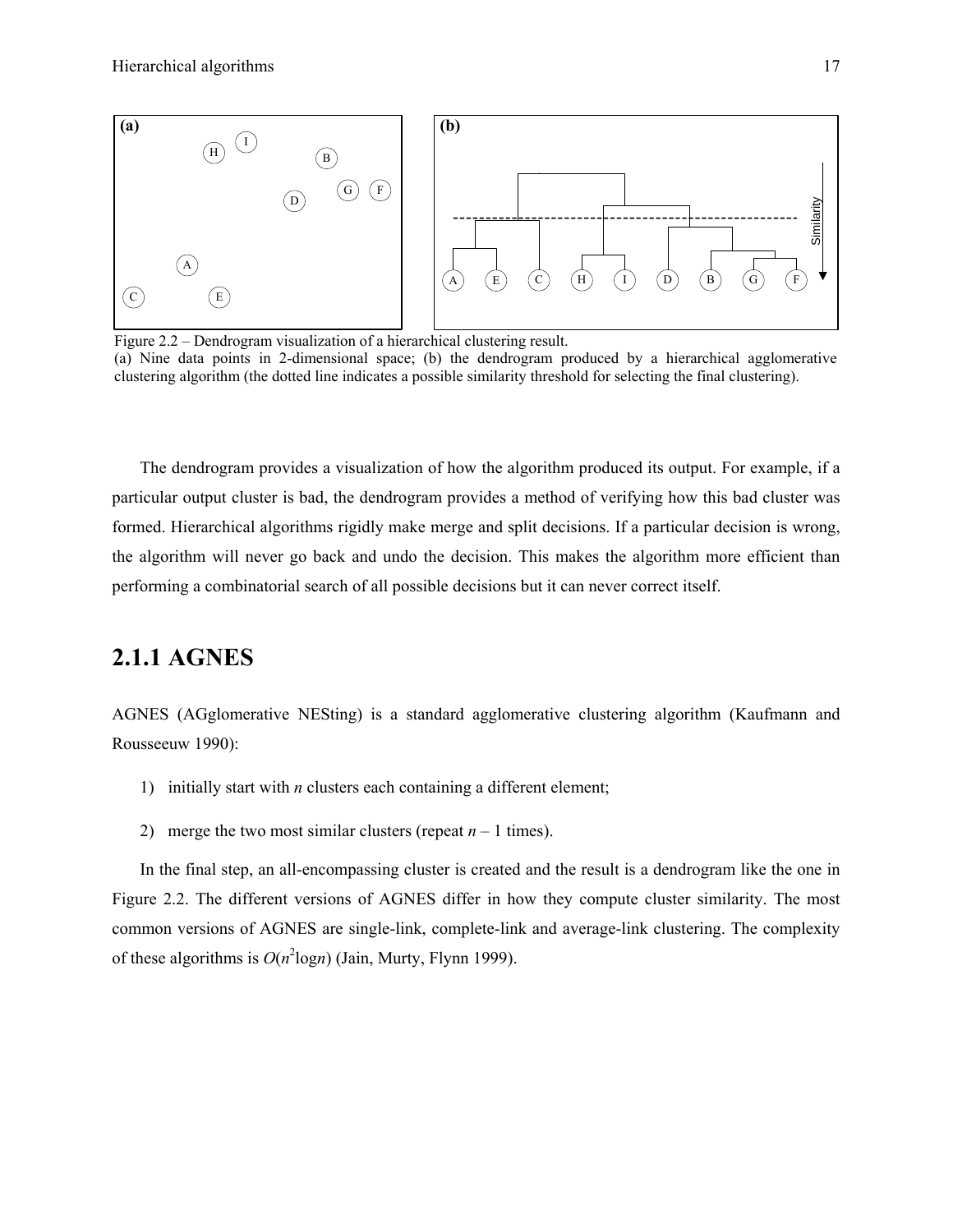Figure 2.2 – Dendrogram visualization of a hierarchical clustering result.
(a) Nine data points in 2-dimensional space; (b) the dendrogram produced by a hierarchical agglomerative clustering algorithm (the dotted line indicates a possible similarity threshold for selecting the final clustering).

The dendrogram provides a visualization of how the algorithm produced its output. For example, if a particular output cluster is bad, the dendrogram provides a method of verifying how this bad cluster was formed. Hierarchical algorithms rigidly make merge and split decisions. If a particular decision is wrong, the algorithm will never go back and undo the decision. This makes the algorithm more efficient than performing a combinatorial search of all possible decisions but it can never correct itself.

## 2.1.1 AGNES

AGNES (AGglomerative NESting) is a standard agglomerative clustering algorithm (Kaufmann and Rousseeuw 1990):

1) initially start with $n$ clusters each containing a different element;
2) merge the two most similar clusters (repeat $n - 1$ times).

In the final step, an all-encompassing cluster is created and the result is a dendrogram like the one in Figure 2.2. The different versions of AGNES differ in how they compute cluster similarity. The most common versions of AGNES are single-link, complete-link and average-link clustering. The complexity of these algorithms is $O(n^2 \log n)$ (Jain, Murty, Flynn 1999).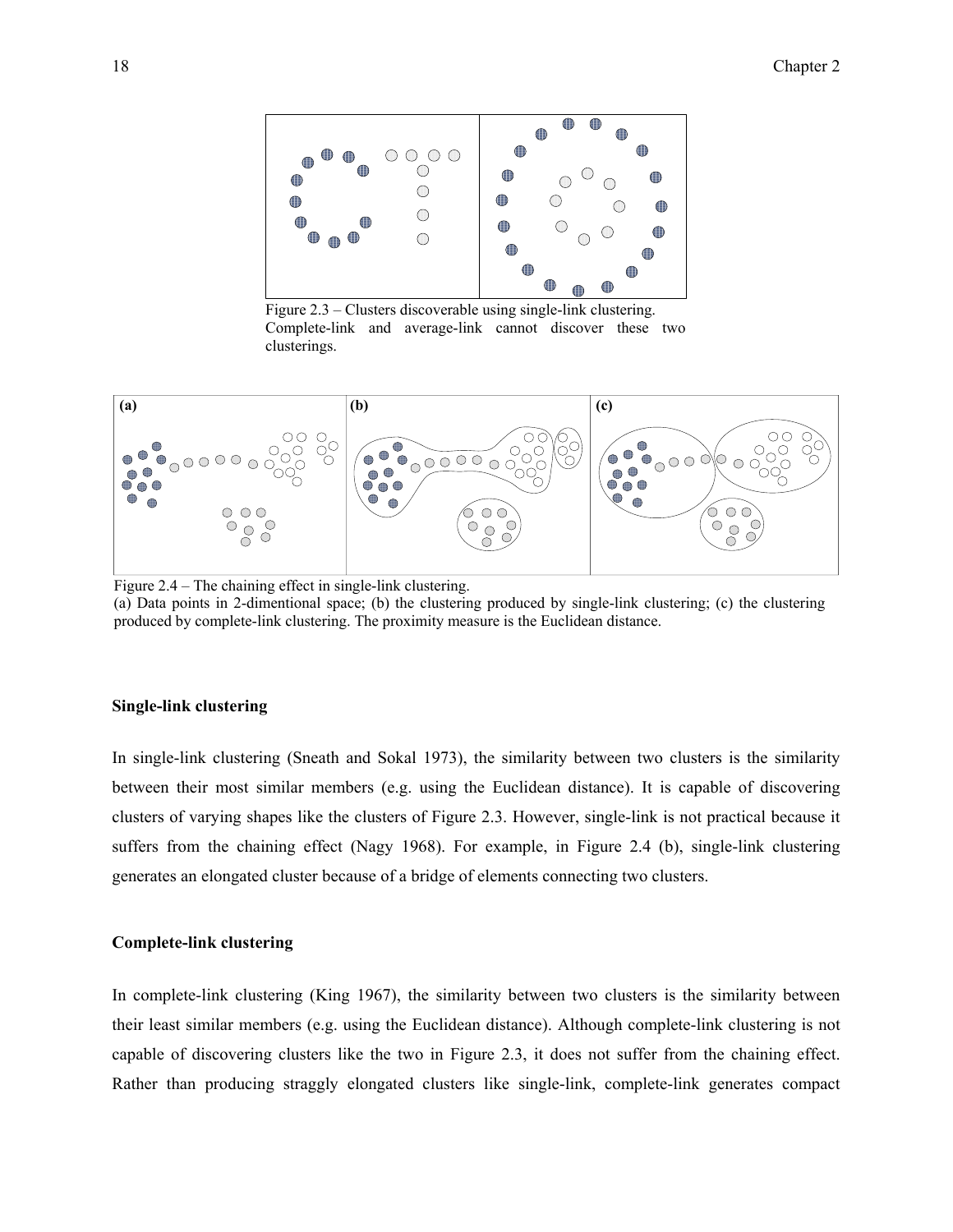Figure 2.3 – Clusters discoverable using single-link clustering. Complete-link and average-link cannot discover these two clusterings.

Figure 2.4 – The chaining effect in single-link clustering.
(a) Data points in 2-dimentional space; (b) the clustering produced by single-link clustering; (c) the clustering produced by complete-link clustering. The proximity measure is the Euclidean distance.

**Single-link clustering**

In single-link clustering (Sneath and Sokal 1973), the similarity between two clusters is the similarity between their most similar members (e.g. using the Euclidean distance). It is capable of discovering clusters of varying shapes like the clusters of Figure 2.3. However, single-link is not practical because it suffers from the chaining effect (Nagy 1968). For example, in Figure 2.4 (b), single-link clustering generates an elongated cluster because of a bridge of elements connecting two clusters.

**Complete-link clustering**

In complete-link clustering (King 1967), the similarity between two clusters is the similarity between their least similar members (e.g. using the Euclidean distance). Although complete-link clustering is not capable of discovering clusters like the two in Figure 2.3, it does not suffer from the chaining effect. Rather than producing straggly elongated clusters like single-link, complete-link generates compact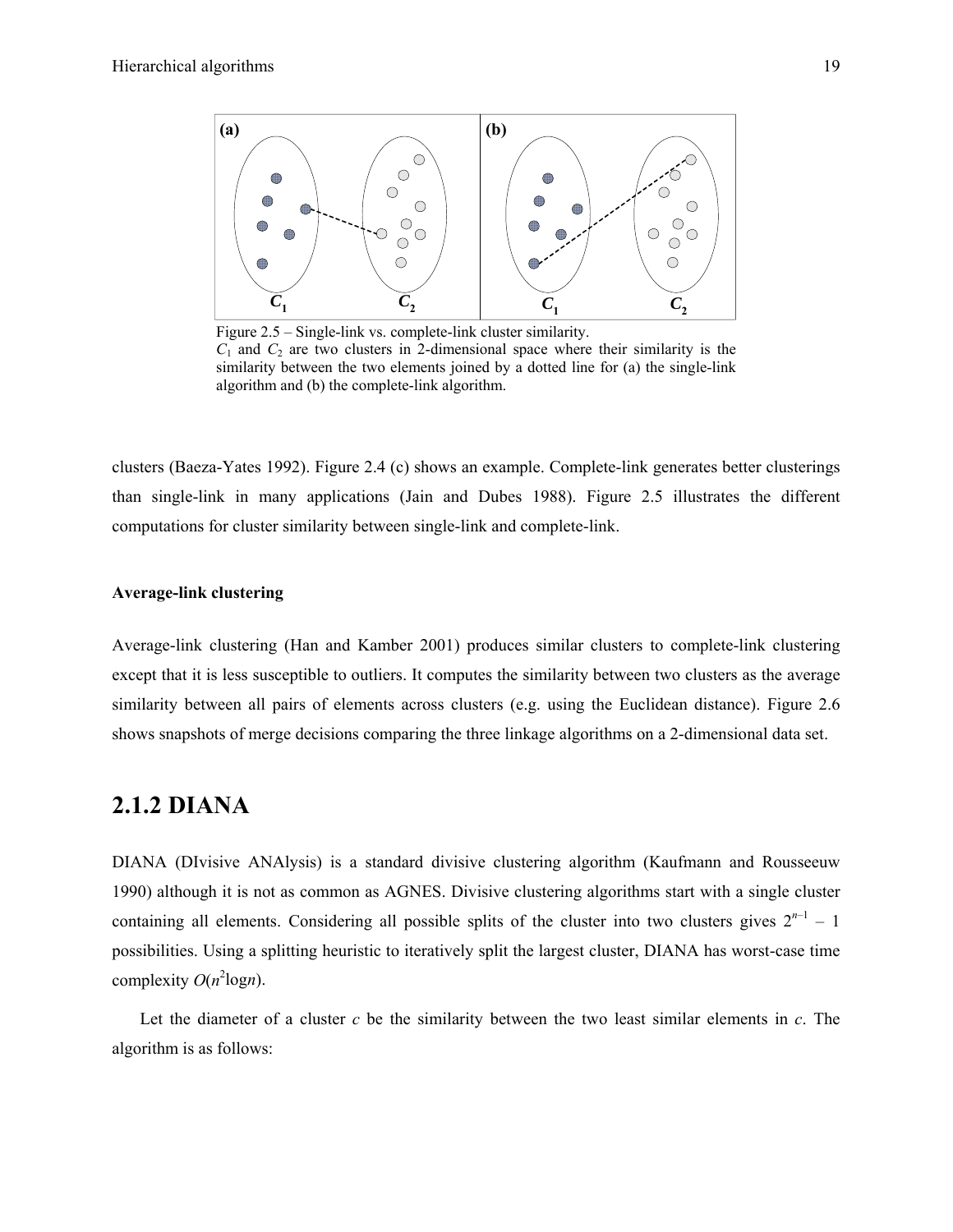Figure 2.5 – Single-link vs. complete-link cluster similarity.
$C_1$ and $C_2$ are two clusters in 2-dimensional space where their similarity is the similarity between the two elements joined by a dotted line for (a) the single-link algorithm and (b) the complete-link algorithm.

clusters (Baeza-Yates 1992). Figure 2.4 (c) shows an example. Complete-link generates better clusterings than single-link in many applications (Jain and Dubes 1988). Figure 2.5 illustrates the different computations for cluster similarity between single-link and complete-link.

**Average-link clustering**

Average-link clustering (Han and Kamber 2001) produces similar clusters to complete-link clustering except that it is less susceptible to outliers. It computes the similarity between two clusters as the average similarity between all pairs of elements across clusters (e.g. using the Euclidean distance). Figure 2.6 shows snapshots of merge decisions comparing the three linkage algorithms on a 2-dimensional data set.

## 2.1.2 DIANA

DIANA (DIvisive ANAlysis) is a standard divisive clustering algorithm (Kaufmann and Rousseeuw 1990) although it is not as common as AGNES. Divisive clustering algorithms start with a single cluster containing all elements. Considering all possible splits of the cluster into two clusters gives $2^{n-1} - 1$ possibilities. Using a splitting heuristic to iteratively split the largest cluster, DIANA has worst-case time complexity $O(n^2 \log n)$.

Let the diameter of a cluster $c$ be the similarity between the two least similar elements in $c$. The algorithm is as follows: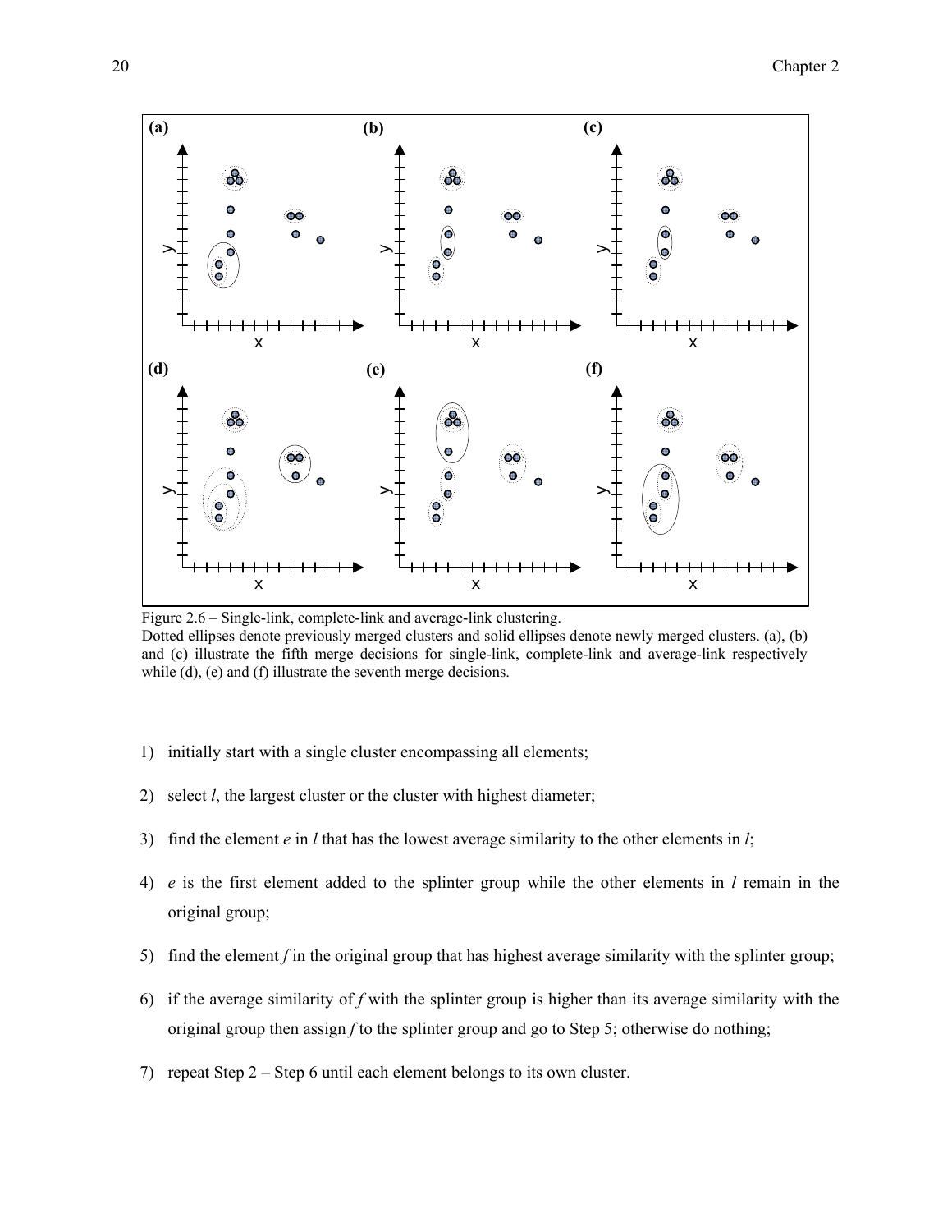Figure 2.6 – Single-link, complete-link and average-link clustering.
Dotted ellipses denote previously merged clusters and solid ellipses denote newly merged clusters. (a), (b) and (c) illustrate the fifth merge decisions for single-link, complete-link and average-link respectively while (d), (e) and (f) illustrate the seventh merge decisions.

1) initially start with a single cluster encompassing all elements;
2) select *l*, the largest cluster or the cluster with highest diameter;
3) find the element *e* in *l* that has the lowest average similarity to the other elements in *l*;
4) *e* is the first element added to the splinter group while the other elements in *l* remain in the original group;
5) find the element *f* in the original group that has highest average similarity with the splinter group;
6) if the average similarity of *f* with the splinter group is higher than its average similarity with the original group then assign *f* to the splinter group and go to Step 5; otherwise do nothing;
7) repeat Step 2 – Step 6 until each element belongs to its own cluster.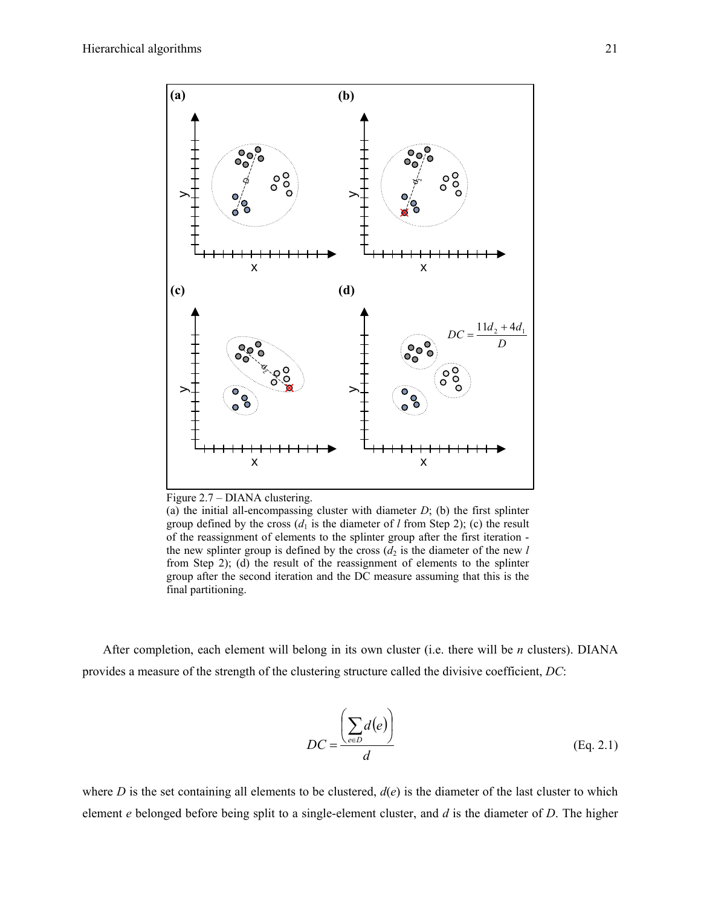Figure 2.7 – DIANA clustering.
(a) the initial all-encompassing cluster with diameter $D$; (b) the first splinter group defined by the cross ($d_1$ is the diameter of $l$ from Step 2); (c) the result of the reassignment of elements to the splinter group after the first iteration - the new splinter group is defined by the cross ($d_2$ is the diameter of the new $l$ from Step 2); (d) the result of the reassignment of elements to the splinter group after the second iteration and the DC measure assuming that this is the final partitioning.

After completion, each element will belong in its own cluster (i.e. there will be $n$ clusters). DIANA provides a measure of the strength of the clustering structure called the divisive coefficient, $DC$:

$$DC = \frac{\left(\sum_{e \in D} d(e)\right)}{d} \qquad \text{(Eq. 2.1)}$$

where $D$ is the set containing all elements to be clustered, $d(e)$ is the diameter of the last cluster to which element $e$ belonged before being split to a single-element cluster, and $d$ is the diameter of $D$. The higher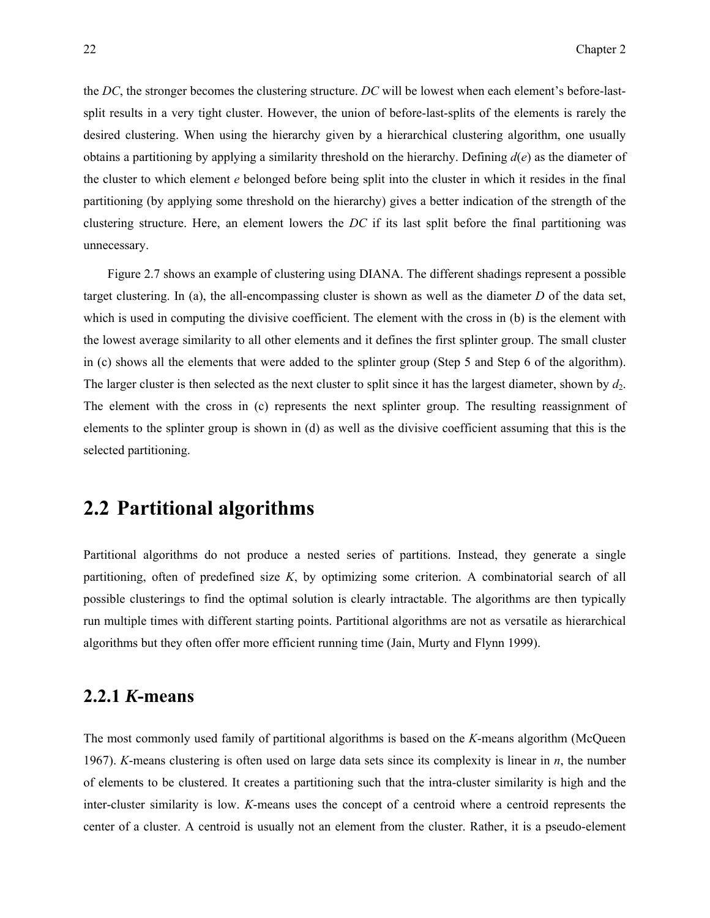the *DC*, the stronger becomes the clustering structure. *DC* will be lowest when each element's before-last-split results in a very tight cluster. However, the union of before-last-splits of the elements is rarely the desired clustering. When using the hierarchy given by a hierarchical clustering algorithm, one usually obtains a partitioning by applying a similarity threshold on the hierarchy. Defining $d(e)$ as the diameter of the cluster to which element $e$ belonged before being split into the cluster in which it resides in the final partitioning (by applying some threshold on the hierarchy) gives a better indication of the strength of the clustering structure. Here, an element lowers the *DC* if its last split before the final partitioning was unnecessary.

Figure 2.7 shows an example of clustering using DIANA. The different shadings represent a possible target clustering. In (a), the all-encompassing cluster is shown as well as the diameter $D$ of the data set, which is used in computing the divisive coefficient. The element with the cross in (b) is the element with the lowest average similarity to all other elements and it defines the first splinter group. The small cluster in (c) shows all the elements that were added to the splinter group (Step 5 and Step 6 of the algorithm). The larger cluster is then selected as the next cluster to split since it has the largest diameter, shown by $d_2$. The element with the cross in (c) represents the next splinter group. The resulting reassignment of elements to the splinter group is shown in (d) as well as the divisive coefficient assuming that this is the selected partitioning.

## 2.2 Partitional algorithms

Partitional algorithms do not produce a nested series of partitions. Instead, they generate a single partitioning, often of predefined size $K$, by optimizing some criterion. A combinatorial search of all possible clusterings to find the optimal solution is clearly intractable. The algorithms are then typically run multiple times with different starting points. Partitional algorithms are not as versatile as hierarchical algorithms but they often offer more efficient running time (Jain, Murty and Flynn 1999).

### 2.2.1 *K*-means

The most commonly used family of partitional algorithms is based on the $K$-means algorithm (McQueen 1967). $K$-means clustering is often used on large data sets since its complexity is linear in $n$, the number of elements to be clustered. It creates a partitioning such that the intra-cluster similarity is high and the inter-cluster similarity is low. $K$-means uses the concept of a centroid where a centroid represents the center of a cluster. A centroid is usually not an element from the cluster. Rather, it is a pseudo-element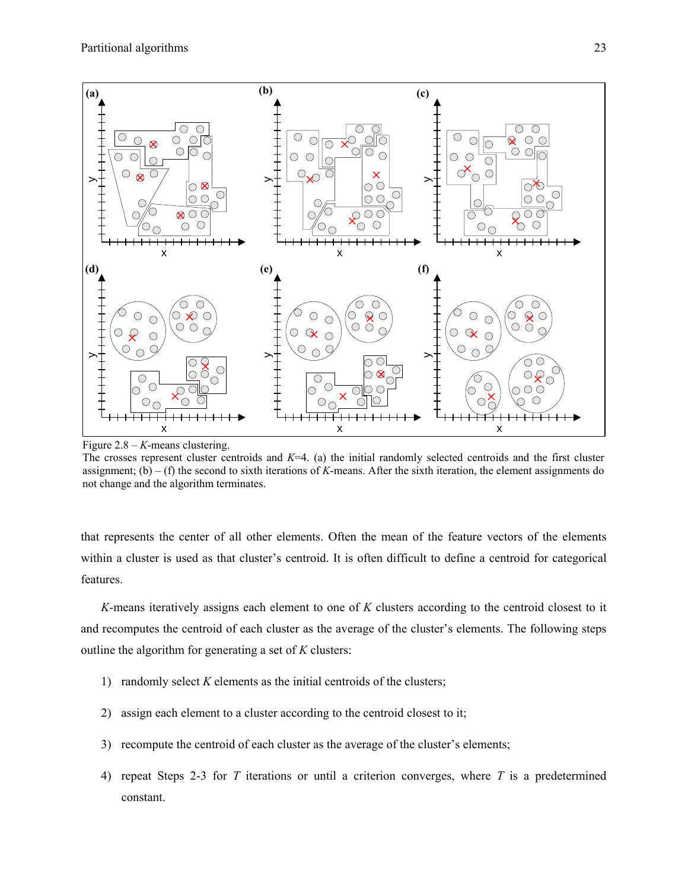Figure 2.8 – *K*-means clustering.
The crosses represent cluster centroids and $K$=4. (a) the initial randomly selected centroids and the first cluster assignment; (b) – (f) the second to sixth iterations of *K*-means. After the sixth iteration, the element assignments do not change and the algorithm terminates.

that represents the center of all other elements. Often the mean of the feature vectors of the elements within a cluster is used as that cluster's centroid. It is often difficult to define a centroid for categorical features.

*K*-means iteratively assigns each element to one of $K$ clusters according to the centroid closest to it and recomputes the centroid of each cluster as the average of the cluster's elements. The following steps outline the algorithm for generating a set of $K$ clusters:

1) randomly select $K$ elements as the initial centroids of the clusters;

2) assign each element to a cluster according to the centroid closest to it;

3) recompute the centroid of each cluster as the average of the cluster's elements;

4) repeat Steps 2-3 for $T$ iterations or until a criterion converges, where $T$ is a predetermined constant.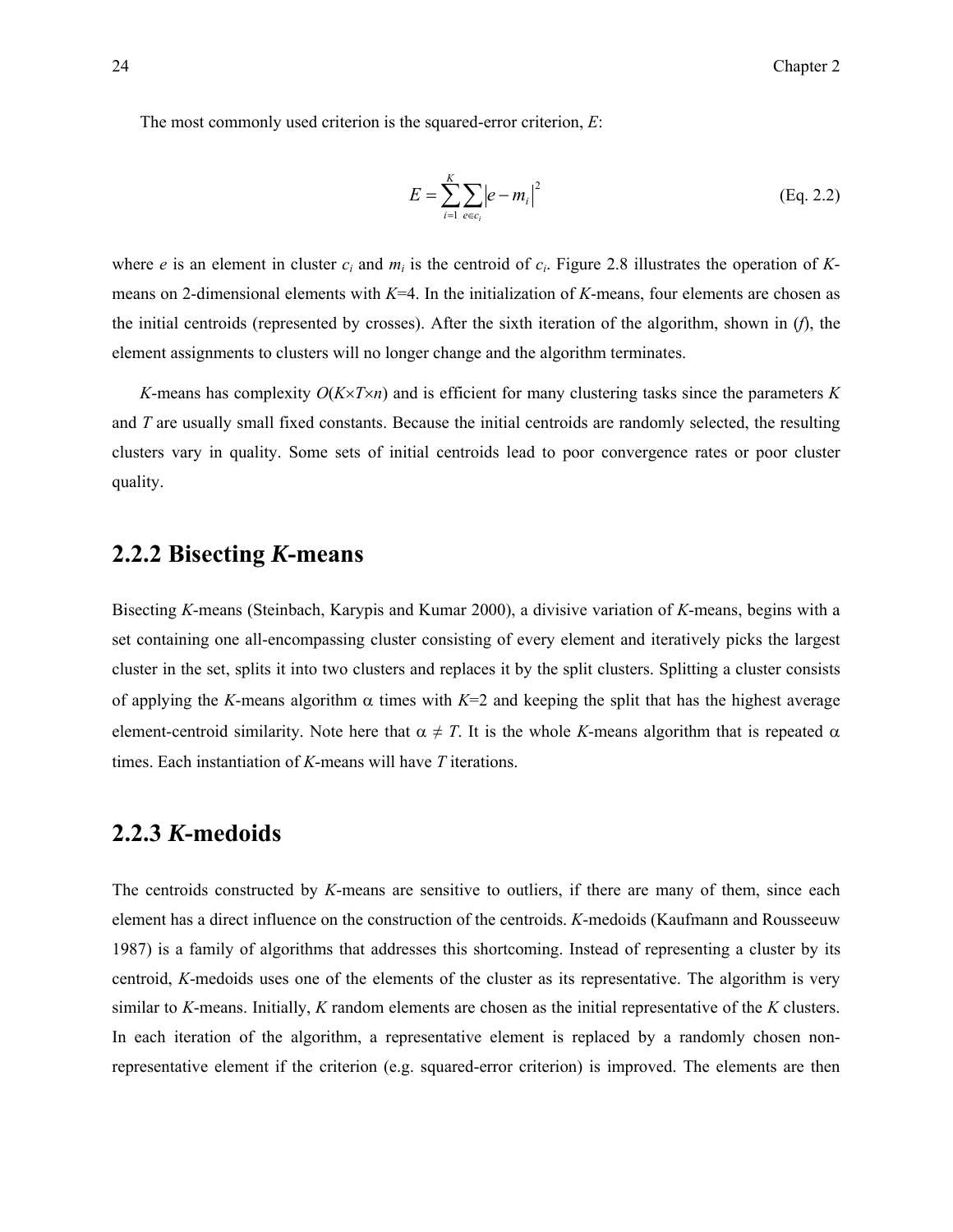The most commonly used criterion is the squared-error criterion, $E$:

$$E = \sum_{i=1}^{K} \sum_{e \in c_i} |e - m_i|^2 \qquad \text{(Eq. 2.2)}$$

where $e$ is an element in cluster $c_i$ and $m_i$ is the centroid of $c_i$. Figure 2.8 illustrates the operation of *K*-means on 2-dimensional elements with $K$=4. In the initialization of *K*-means, four elements are chosen as the initial centroids (represented by crosses). After the sixth iteration of the algorithm, shown in (*f*), the element assignments to clusters will no longer change and the algorithm terminates.

*K*-means has complexity $O(K \times T \times n)$ and is efficient for many clustering tasks since the parameters $K$ and $T$ are usually small fixed constants. Because the initial centroids are randomly selected, the resulting clusters vary in quality. Some sets of initial centroids lead to poor convergence rates or poor cluster quality.

## 2.2.2 Bisecting *K*-means

Bisecting *K*-means (Steinbach, Karypis and Kumar 2000), a divisive variation of *K*-means, begins with a set containing one all-encompassing cluster consisting of every element and iteratively picks the largest cluster in the set, splits it into two clusters and replaces it by the split clusters. Splitting a cluster consists of applying the *K*-means algorithm $\alpha$ times with $K$=2 and keeping the split that has the highest average element-centroid similarity. Note here that $\alpha \neq T$. It is the whole *K*-means algorithm that is repeated $\alpha$ times. Each instantiation of *K*-means will have $T$ iterations.

## 2.2.3 *K*-medoids

The centroids constructed by *K*-means are sensitive to outliers, if there are many of them, since each element has a direct influence on the construction of the centroids. *K*-medoids (Kaufmann and Rousseeuw 1987) is a family of algorithms that addresses this shortcoming. Instead of representing a cluster by its centroid, *K*-medoids uses one of the elements of the cluster as its representative. The algorithm is very similar to *K*-means. Initially, $K$ random elements are chosen as the initial representative of the $K$ clusters. In each iteration of the algorithm, a representative element is replaced by a randomly chosen non-representative element if the criterion (e.g. squared-error criterion) is improved. The elements are then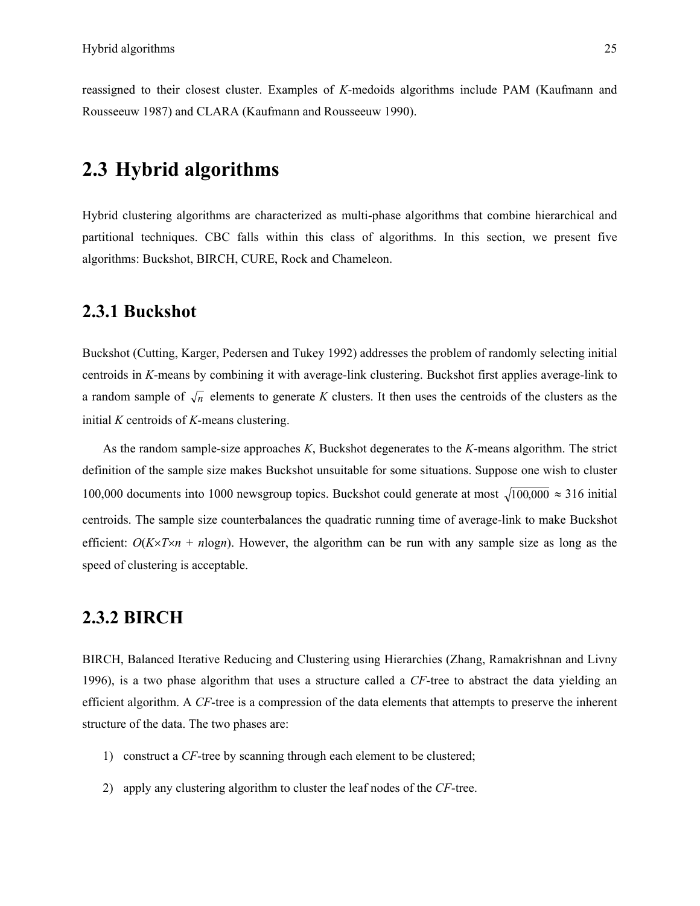reassigned to their closest cluster. Examples of *K*-medoids algorithms include PAM (Kaufmann and Rousseeuw 1987) and CLARA (Kaufmann and Rousseeuw 1990).

## 2.3 Hybrid algorithms

Hybrid clustering algorithms are characterized as multi-phase algorithms that combine hierarchical and partitional techniques. CBC falls within this class of algorithms. In this section, we present five algorithms: Buckshot, BIRCH, CURE, Rock and Chameleon.

### 2.3.1 Buckshot

Buckshot (Cutting, Karger, Pedersen and Tukey 1992) addresses the problem of randomly selecting initial centroids in *K*-means by combining it with average-link clustering. Buckshot first applies average-link to a random sample of $\sqrt{n}$ elements to generate *K* clusters. It then uses the centroids of the clusters as the initial *K* centroids of *K*-means clustering.

As the random sample-size approaches *K*, Buckshot degenerates to the *K*-means algorithm. The strict definition of the sample size makes Buckshot unsuitable for some situations. Suppose one wish to cluster 100,000 documents into 1000 newsgroup topics. Buckshot could generate at most $\sqrt{100{,}000} \approx 316$ initial centroids. The sample size counterbalances the quadratic running time of average-link to make Buckshot efficient: $O(K \times T \times n + n\log n)$. However, the algorithm can be run with any sample size as long as the speed of clustering is acceptable.

### 2.3.2 BIRCH

BIRCH, Balanced Iterative Reducing and Clustering using Hierarchies (Zhang, Ramakrishnan and Livny 1996), is a two phase algorithm that uses a structure called a *CF*-tree to abstract the data yielding an efficient algorithm. A *CF*-tree is a compression of the data elements that attempts to preserve the inherent structure of the data. The two phases are:

1) construct a *CF*-tree by scanning through each element to be clustered;

2) apply any clustering algorithm to cluster the leaf nodes of the *CF*-tree.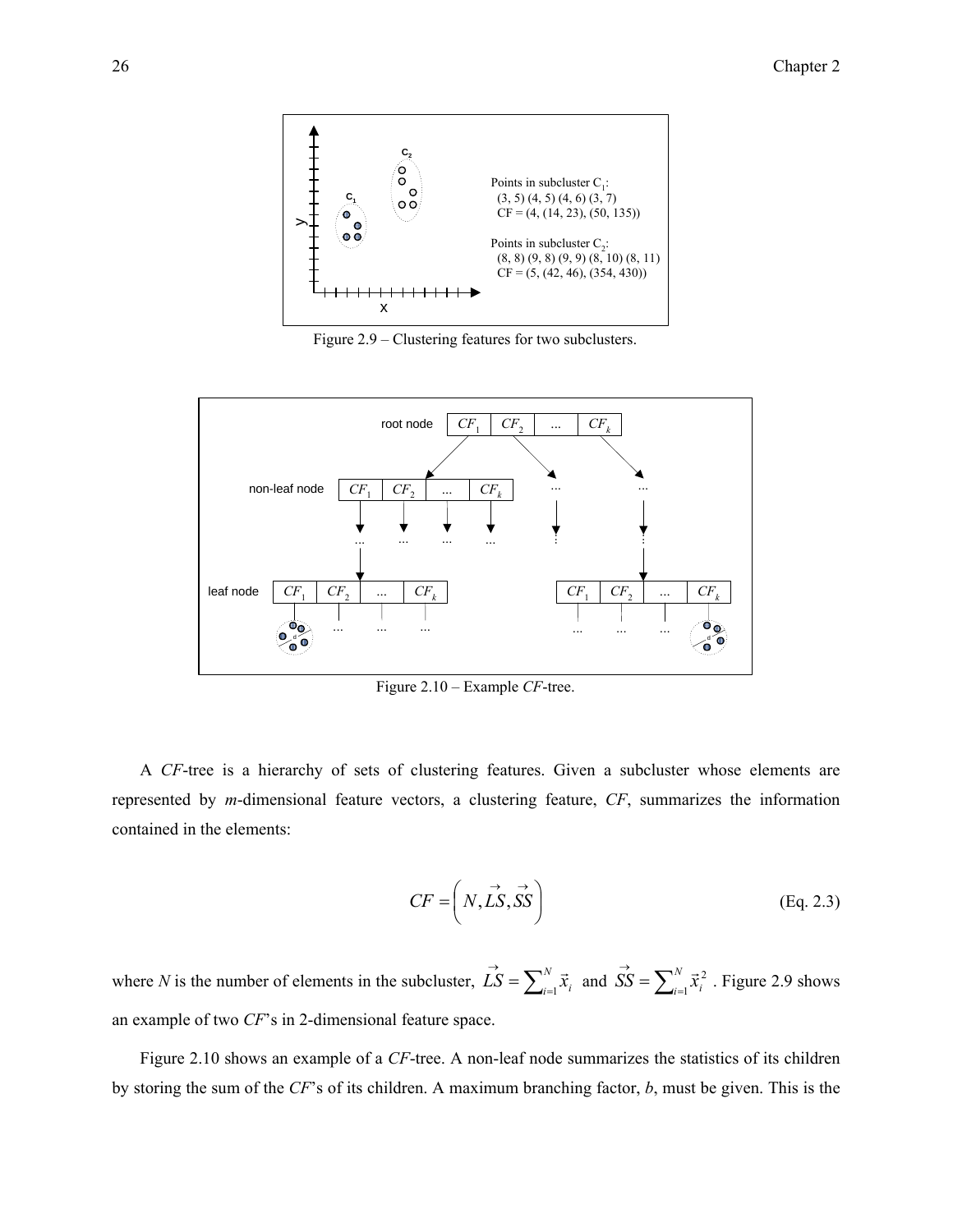Points in subcluster $C_1$:
(3, 5) (4, 5) (4, 6) (3, 7)
CF = (4, (14, 23), (50, 135))

Points in subcluster $C_2$:
(8, 8) (9, 8) (9, 9) (8, 10) (8, 11)
CF = (5, (42, 46), (354, 430))

Figure 2.9 – Clustering features for two subclusters.

Figure 2.10 – Example *CF*-tree.

A *CF*-tree is a hierarchy of sets of clustering features. Given a subcluster whose elements are represented by *m*-dimensional feature vectors, a clustering feature, *CF*, summarizes the information contained in the elements:

$$CF = \left( N, \vec{LS}, \vec{SS} \right) \tag{Eq. 2.3}$$

where *N* is the number of elements in the subcluster, $\vec{LS} = \sum_{i=1}^{N} \vec{x}_i$ and $\vec{SS} = \sum_{i=1}^{N} \vec{x}_i^{\,2}$ . Figure 2.9 shows an example of two *CF*'s in 2-dimensional feature space.

Figure 2.10 shows an example of a *CF*-tree. A non-leaf node summarizes the statistics of its children by storing the sum of the *CF*'s of its children. A maximum branching factor, *b*, must be given. This is the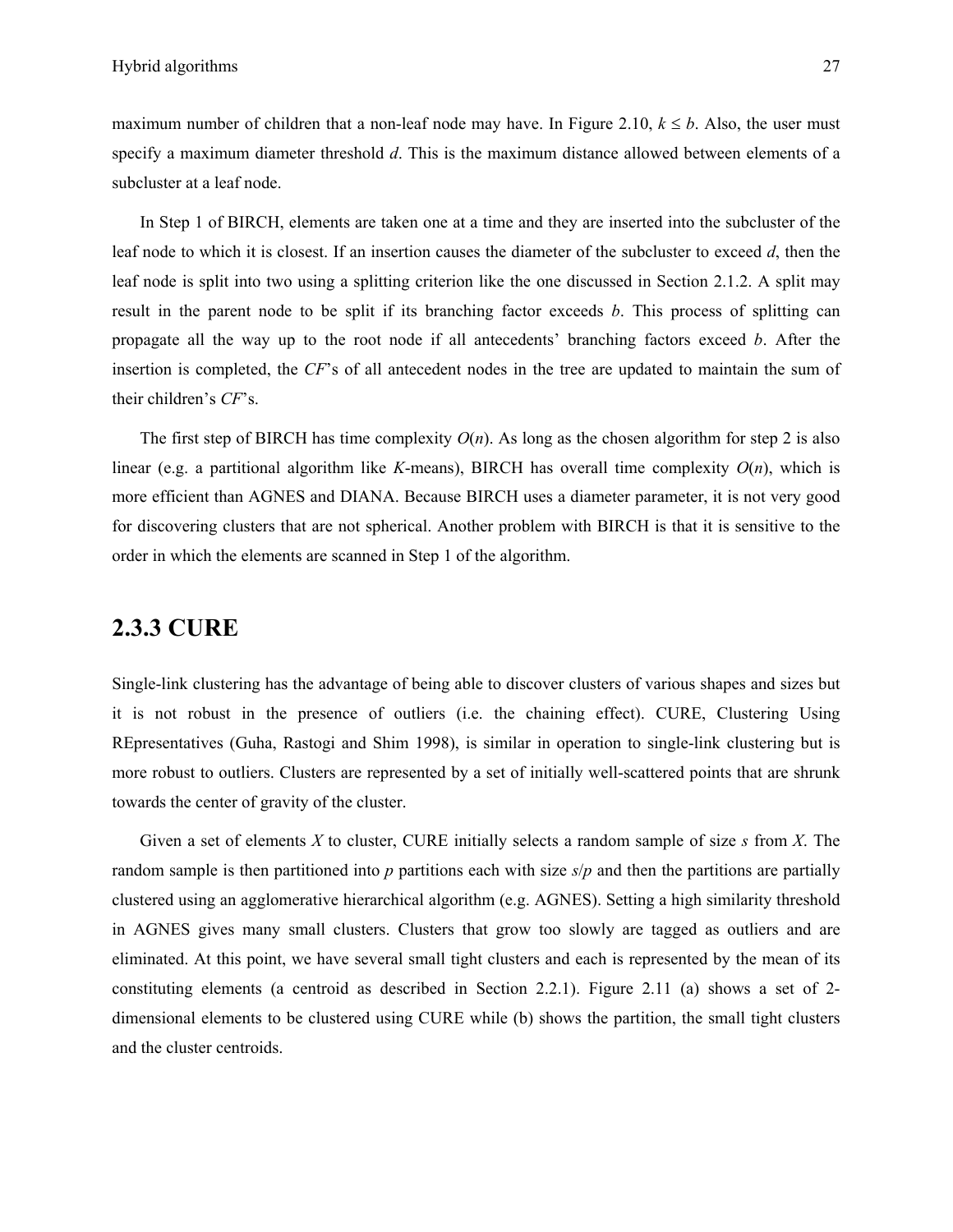maximum number of children that a non-leaf node may have. In Figure 2.10, $k \leq b$. Also, the user must specify a maximum diameter threshold $d$. This is the maximum distance allowed between elements of a subcluster at a leaf node.

In Step 1 of BIRCH, elements are taken one at a time and they are inserted into the subcluster of the leaf node to which it is closest. If an insertion causes the diameter of the subcluster to exceed $d$, then the leaf node is split into two using a splitting criterion like the one discussed in Section 2.1.2. A split may result in the parent node to be split if its branching factor exceeds $b$. This process of splitting can propagate all the way up to the root node if all antecedents' branching factors exceed $b$. After the insertion is completed, the *CF*'s of all antecedent nodes in the tree are updated to maintain the sum of their children's *CF*'s.

The first step of BIRCH has time complexity $O(n)$. As long as the chosen algorithm for step 2 is also linear (e.g. a partitional algorithm like $K$-means), BIRCH has overall time complexity $O(n)$, which is more efficient than AGNES and DIANA. Because BIRCH uses a diameter parameter, it is not very good for discovering clusters that are not spherical. Another problem with BIRCH is that it is sensitive to the order in which the elements are scanned in Step 1 of the algorithm.

## 2.3.3 CURE

Single-link clustering has the advantage of being able to discover clusters of various shapes and sizes but it is not robust in the presence of outliers (i.e. the chaining effect). CURE, Clustering Using REpresentatives (Guha, Rastogi and Shim 1998), is similar in operation to single-link clustering but is more robust to outliers. Clusters are represented by a set of initially well-scattered points that are shrunk towards the center of gravity of the cluster.

Given a set of elements $X$ to cluster, CURE initially selects a random sample of size $s$ from $X$. The random sample is then partitioned into $p$ partitions each with size $s/p$ and then the partitions are partially clustered using an agglomerative hierarchical algorithm (e.g. AGNES). Setting a high similarity threshold in AGNES gives many small clusters. Clusters that grow too slowly are tagged as outliers and are eliminated. At this point, we have several small tight clusters and each is represented by the mean of its constituting elements (a centroid as described in Section 2.2.1). Figure 2.11 (a) shows a set of 2-dimensional elements to be clustered using CURE while (b) shows the partition, the small tight clusters and the cluster centroids.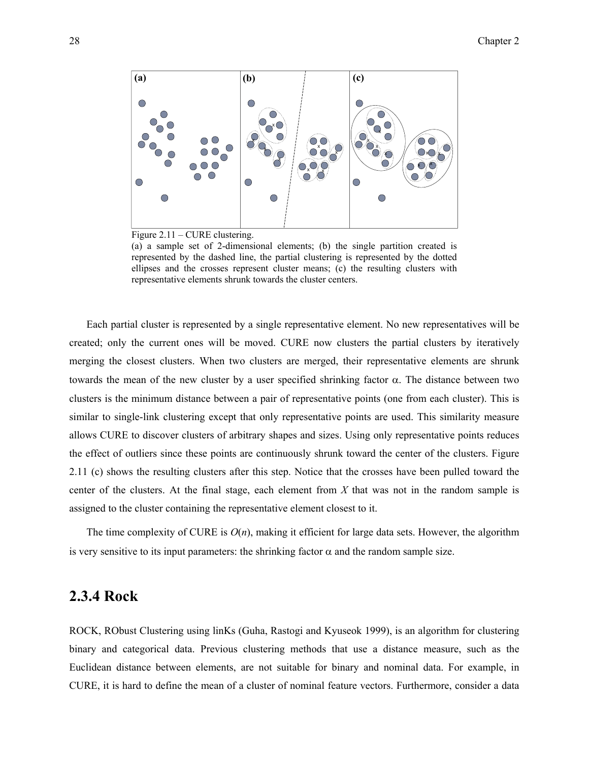Figure 2.11 – CURE clustering.
(a) a sample set of 2-dimensional elements; (b) the single partition created is represented by the dashed line, the partial clustering is represented by the dotted ellipses and the crosses represent cluster means; (c) the resulting clusters with representative elements shrunk towards the cluster centers.

Each partial cluster is represented by a single representative element. No new representatives will be created; only the current ones will be moved. CURE now clusters the partial clusters by iteratively merging the closest clusters. When two clusters are merged, their representative elements are shrunk towards the mean of the new cluster by a user specified shrinking factor $\alpha$. The distance between two clusters is the minimum distance between a pair of representative points (one from each cluster). This is similar to single-link clustering except that only representative points are used. This similarity measure allows CURE to discover clusters of arbitrary shapes and sizes. Using only representative points reduces the effect of outliers since these points are continuously shrunk toward the center of the clusters. Figure 2.11 (c) shows the resulting clusters after this step. Notice that the crosses have been pulled toward the center of the clusters. At the final stage, each element from $X$ that was not in the random sample is assigned to the cluster containing the representative element closest to it.

The time complexity of CURE is $O(n)$, making it efficient for large data sets. However, the algorithm is very sensitive to its input parameters: the shrinking factor $\alpha$ and the random sample size.

## 2.3.4 Rock

ROCK, RObust Clustering using linKs (Guha, Rastogi and Kyuseok 1999), is an algorithm for clustering binary and categorical data. Previous clustering methods that use a distance measure, such as the Euclidean distance between elements, are not suitable for binary and nominal data. For example, in CURE, it is hard to define the mean of a cluster of nominal feature vectors. Furthermore, consider a data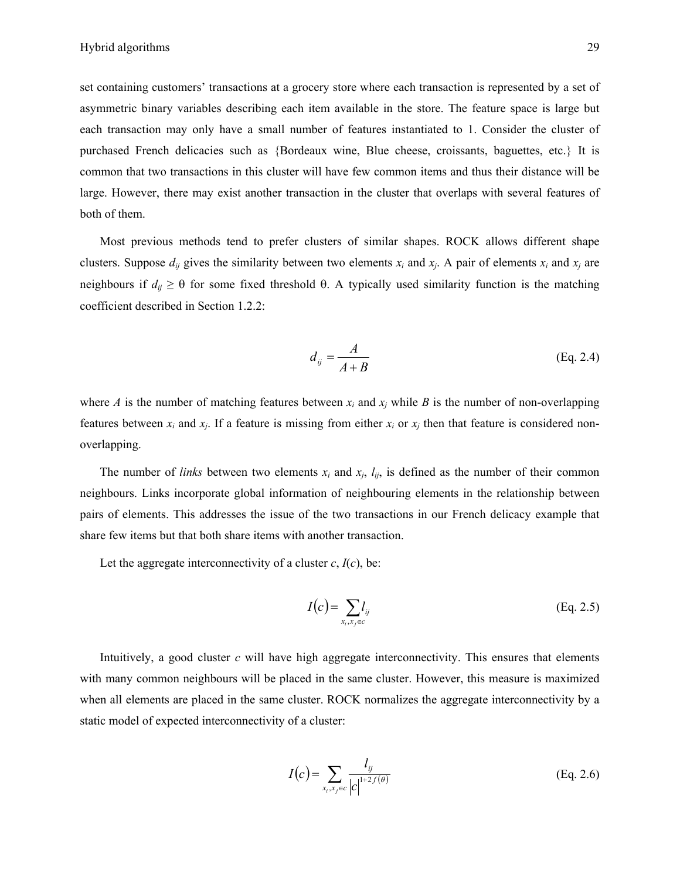set containing customers' transactions at a grocery store where each transaction is represented by a set of asymmetric binary variables describing each item available in the store. The feature space is large but each transaction may only have a small number of features instantiated to 1. Consider the cluster of purchased French delicacies such as {Bordeaux wine, Blue cheese, croissants, baguettes, etc.} It is common that two transactions in this cluster will have few common items and thus their distance will be large. However, there may exist another transaction in the cluster that overlaps with several features of both of them.

Most previous methods tend to prefer clusters of similar shapes. ROCK allows different shape clusters. Suppose $d_{ij}$ gives the similarity between two elements $x_i$ and $x_j$. A pair of elements $x_i$ and $x_j$ are neighbours if $d_{ij} \geq \theta$ for some fixed threshold $\theta$. A typically used similarity function is the matching coefficient described in Section 1.2.2:

$$d_{ij} = \frac{A}{A+B} \qquad \text{(Eq. 2.4)}$$

where $A$ is the number of matching features between $x_i$ and $x_j$ while $B$ is the number of non-overlapping features between $x_i$ and $x_j$. If a feature is missing from either $x_i$ or $x_j$ then that feature is considered non-overlapping.

The number of *links* between two elements $x_i$ and $x_j$, $l_{ij}$, is defined as the number of their common neighbours. Links incorporate global information of neighbouring elements in the relationship between pairs of elements. This addresses the issue of the two transactions in our French delicacy example that share few items but that both share items with another transaction.

Let the aggregate interconnectivity of a cluster $c$, $I(c)$, be:

$$I(c) = \sum_{x_i, x_j \in c} l_{ij} \qquad \text{(Eq. 2.5)}$$

Intuitively, a good cluster $c$ will have high aggregate interconnectivity. This ensures that elements with many common neighbours will be placed in the same cluster. However, this measure is maximized when all elements are placed in the same cluster. ROCK normalizes the aggregate interconnectivity by a static model of expected interconnectivity of a cluster:

$$I(c) = \sum_{x_i, x_j \in c} \frac{l_{ij}}{|c|^{1+2f(\theta)}} \qquad \text{(Eq. 2.6)}$$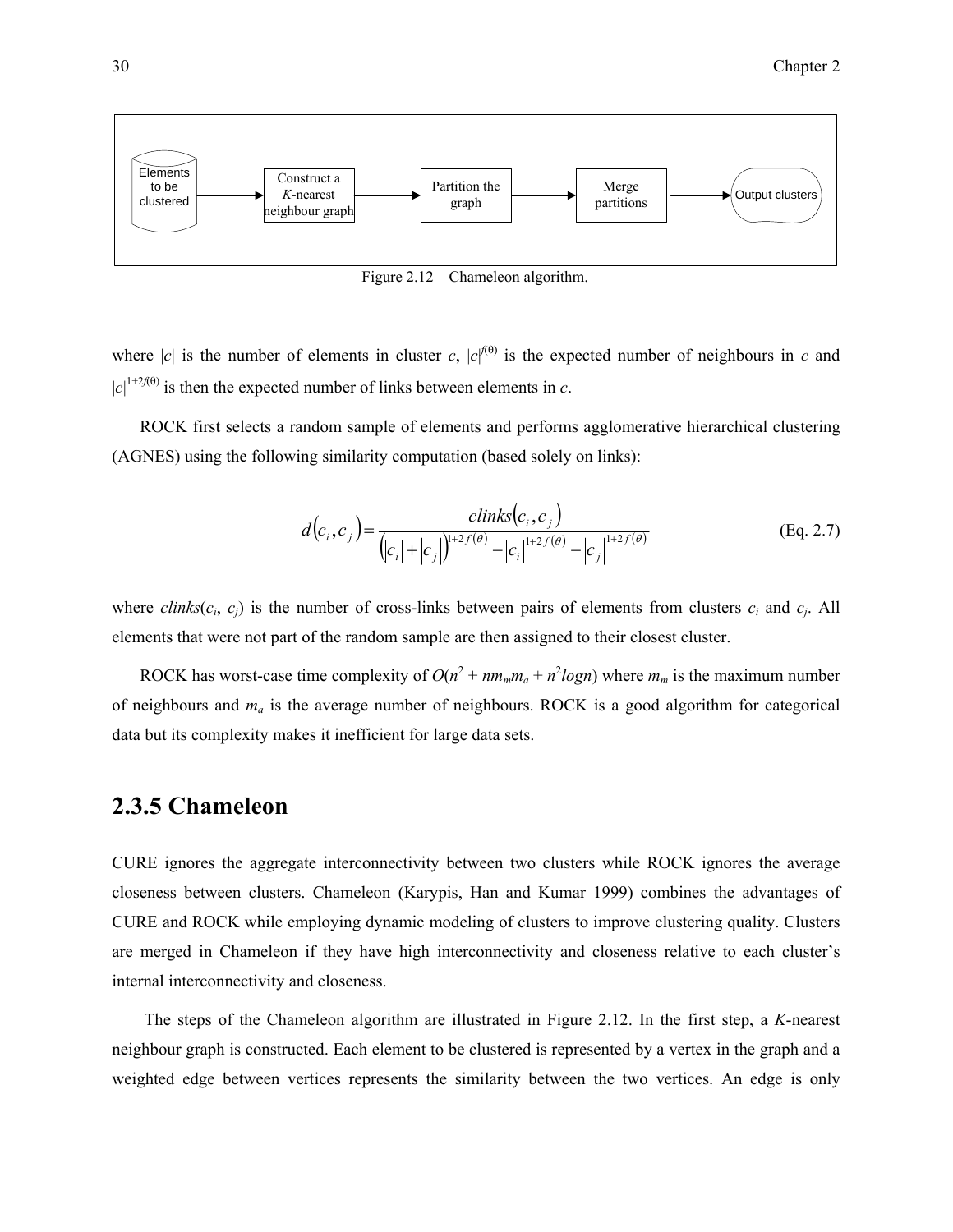Elements to be clustered → Construct a *K*-nearest neighbour graph → Partition the graph → Merge partitions → Output clusters

Figure 2.12 – Chameleon algorithm.

where $|c|$ is the number of elements in cluster $c$, $|c|^{f(\theta)}$ is the expected number of neighbours in $c$ and $|c|^{1+2f(\theta)}$ is then the expected number of links between elements in $c$.

ROCK first selects a random sample of elements and performs agglomerative hierarchical clustering (AGNES) using the following similarity computation (based solely on links):

$$d(c_i, c_j) = \frac{clinks(c_i, c_j)}{(|c_i| + |c_j|)^{1+2f(\theta)} - |c_i|^{1+2f(\theta)} - |c_j|^{1+2f(\theta)}} \qquad \text{(Eq. 2.7)}$$

where $clinks(c_i, c_j)$ is the number of cross-links between pairs of elements from clusters $c_i$ and $c_j$. All elements that were not part of the random sample are then assigned to their closest cluster.

ROCK has worst-case time complexity of $O(n^2 + nm_m m_a + n^2 logn)$ where $m_m$ is the maximum number of neighbours and $m_a$ is the average number of neighbours. ROCK is a good algorithm for categorical data but its complexity makes it inefficient for large data sets.

## 2.3.5 Chameleon

CURE ignores the aggregate interconnectivity between two clusters while ROCK ignores the average closeness between clusters. Chameleon (Karypis, Han and Kumar 1999) combines the advantages of CURE and ROCK while employing dynamic modeling of clusters to improve clustering quality. Clusters are merged in Chameleon if they have high interconnectivity and closeness relative to each cluster's internal interconnectivity and closeness.

The steps of the Chameleon algorithm are illustrated in Figure 2.12. In the first step, a *K*-nearest neighbour graph is constructed. Each element to be clustered is represented by a vertex in the graph and a weighted edge between vertices represents the similarity between the two vertices. An edge is only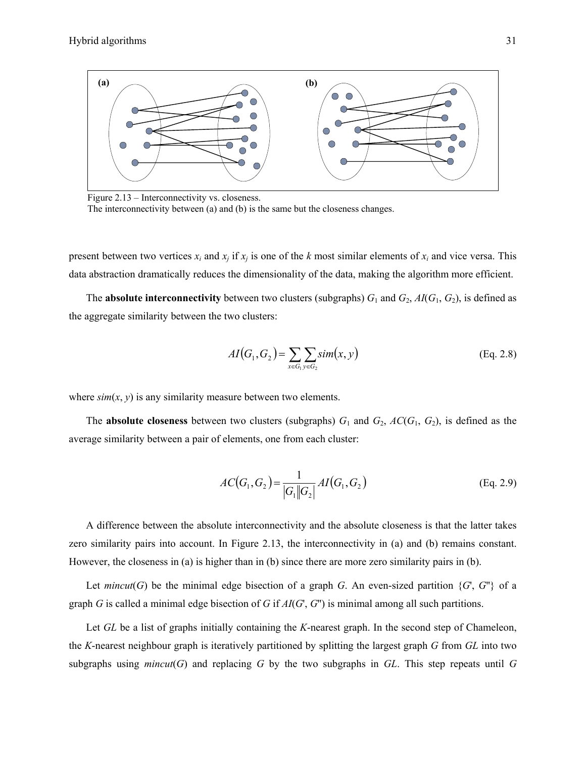Figure 2.13 – Interconnectivity vs. closeness.
The interconnectivity between (a) and (b) is the same but the closeness changes.

present between two vertices $x_i$ and $x_j$ if $x_j$ is one of the $k$ most similar elements of $x_i$ and vice versa. This data abstraction dramatically reduces the dimensionality of the data, making the algorithm more efficient.

The **absolute interconnectivity** between two clusters (subgraphs) $G_1$ and $G_2$, $AI(G_1, G_2)$, is defined as the aggregate similarity between the two clusters:

$$AI(G_1, G_2) = \sum_{x \in G_1} \sum_{y \in G_2} sim(x, y) \quad \text{(Eq. 2.8)}$$

where $sim(x, y)$ is any similarity measure between two elements.

The **absolute closeness** between two clusters (subgraphs) $G_1$ and $G_2$, $AC(G_1, G_2)$, is defined as the average similarity between a pair of elements, one from each cluster:

$$AC(G_1, G_2) = \frac{1}{|G_1||G_2|} AI(G_1, G_2) \quad \text{(Eq. 2.9)}$$

A difference between the absolute interconnectivity and the absolute closeness is that the latter takes zero similarity pairs into account. In Figure 2.13, the interconnectivity in (a) and (b) remains constant. However, the closeness in (a) is higher than in (b) since there are more zero similarity pairs in (b).

Let $mincut(G)$ be the minimal edge bisection of a graph $G$. An even-sized partition $\{G', G''\}$ of a graph $G$ is called a minimal edge bisection of $G$ if $AI(G', G'')$ is minimal among all such partitions.

Let $GL$ be a list of graphs initially containing the $K$-nearest graph. In the second step of Chameleon, the $K$-nearest neighbour graph is iteratively partitioned by splitting the largest graph $G$ from $GL$ into two subgraphs using $mincut(G)$ and replacing $G$ by the two subgraphs in $GL$. This step repeats until $G$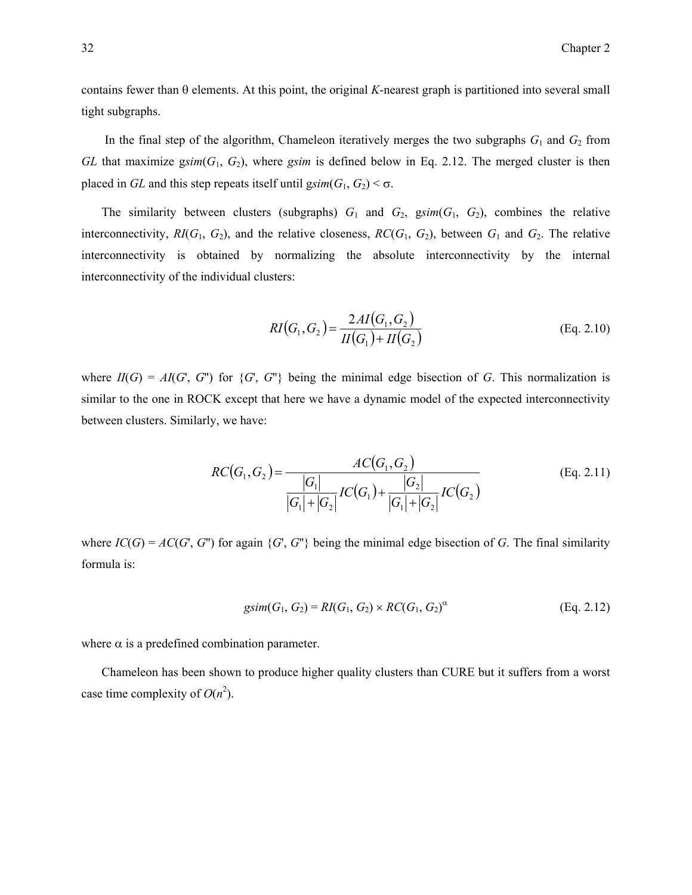contains fewer than θ elements. At this point, the original *K*-nearest graph is partitioned into several small tight subgraphs.

In the final step of the algorithm, Chameleon iteratively merges the two subgraphs $G_1$ and $G_2$ from *GL* that maximize $gsim(G_1, G_2)$, where *gsim* is defined below in Eq. 2.12. The merged cluster is then placed in *GL* and this step repeats itself until $gsim(G_1, G_2) < \sigma$.

The similarity between clusters (subgraphs) $G_1$ and $G_2$, $gsim(G_1, G_2)$, combines the relative interconnectivity, $RI(G_1, G_2)$, and the relative closeness, $RC(G_1, G_2)$, between $G_1$ and $G_2$. The relative interconnectivity is obtained by normalizing the absolute interconnectivity by the internal interconnectivity of the individual clusters:

$$RI(G_1, G_2) = \frac{2AI(G_1, G_2)}{II(G_1) + II(G_2)} \qquad \text{(Eq. 2.10)}$$

where $II(G) = AI(G', G'')$ for $\{G', G''\}$ being the minimal edge bisection of $G$. This normalization is similar to the one in ROCK except that here we have a dynamic model of the expected interconnectivity between clusters. Similarly, we have:

$$RC(G_1, G_2) = \frac{AC(G_1, G_2)}{\frac{|G_1|}{|G_1| + |G_2|} IC(G_1) + \frac{|G_2|}{|G_1| + |G_2|} IC(G_2)} \qquad \text{(Eq. 2.11)}$$

where $IC(G) = AC(G', G'')$ for again $\{G', G''\}$ being the minimal edge bisection of $G$. The final similarity formula is:

$$gsim(G_1, G_2) = RI(G_1, G_2) \times RC(G_1, G_2)^{\alpha} \qquad \text{(Eq. 2.12)}$$

where $\alpha$ is a predefined combination parameter.

Chameleon has been shown to produce higher quality clusters than CURE but it suffers from a worst case time complexity of $O(n^2)$.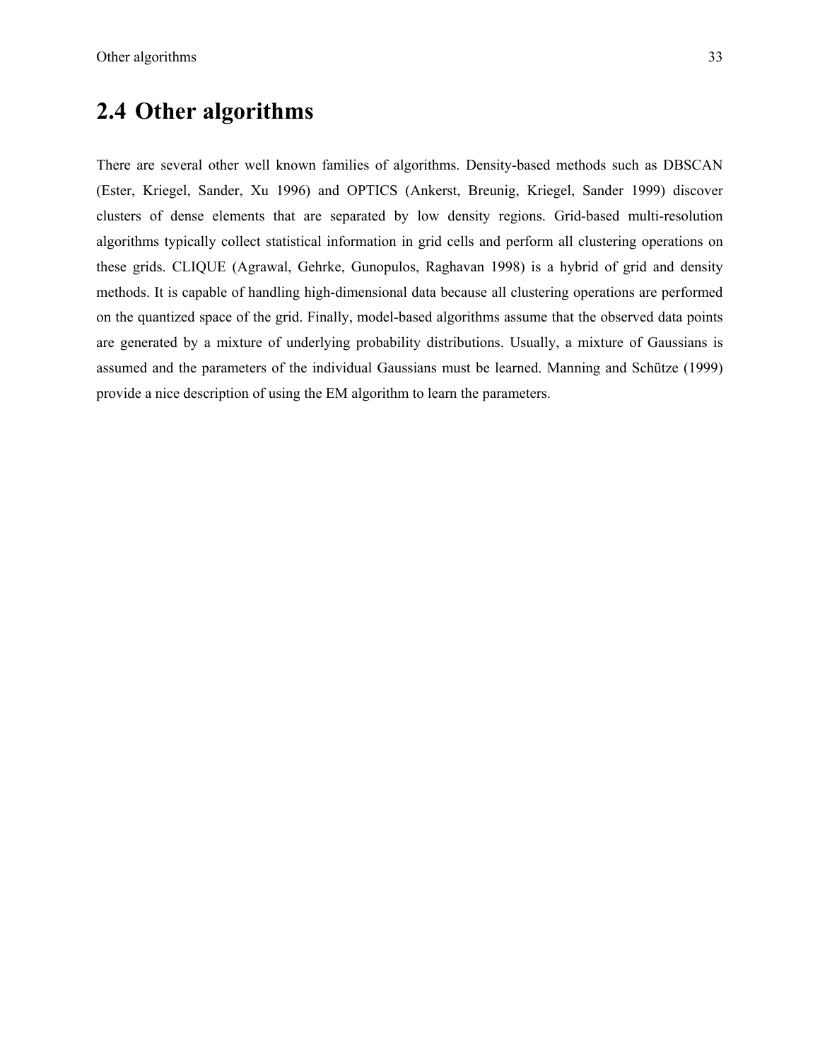## 2.4 Other algorithms

There are several other well known families of algorithms. Density-based methods such as DBSCAN (Ester, Kriegel, Sander, Xu 1996) and OPTICS (Ankerst, Breunig, Kriegel, Sander 1999) discover clusters of dense elements that are separated by low density regions. Grid-based multi-resolution algorithms typically collect statistical information in grid cells and perform all clustering operations on these grids. CLIQUE (Agrawal, Gehrke, Gunopulos, Raghavan 1998) is a hybrid of grid and density methods. It is capable of handling high-dimensional data because all clustering operations are performed on the quantized space of the grid. Finally, model-based algorithms assume that the observed data points are generated by a mixture of underlying probability distributions. Usually, a mixture of Gaussians is assumed and the parameters of the individual Gaussians must be learned. Manning and Schütze (1999) provide a nice description of using the EM algorithm to learn the parameters.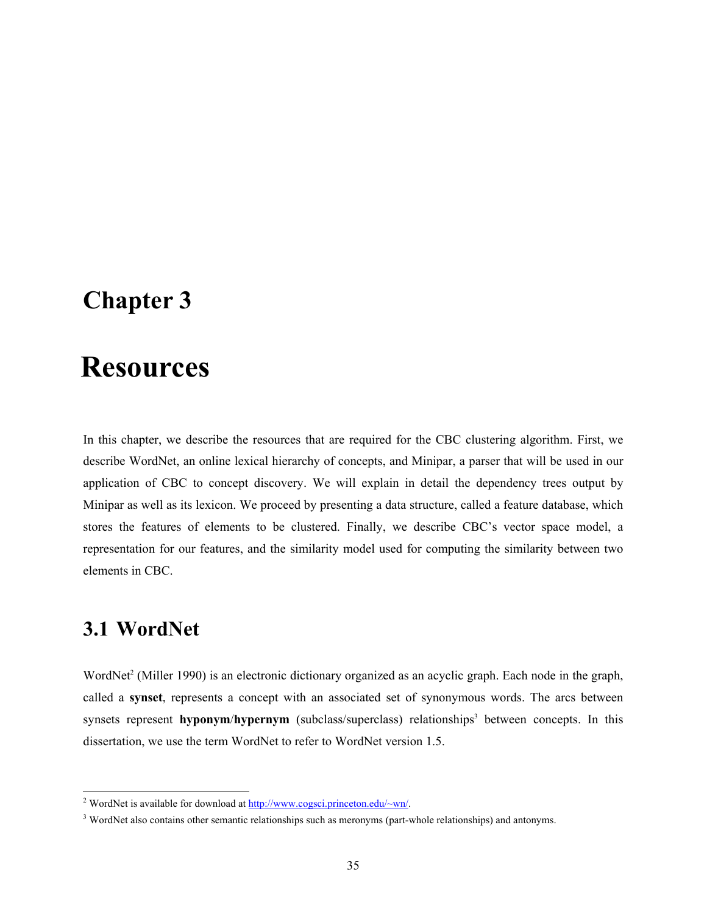# Chapter 3

# Resources

In this chapter, we describe the resources that are required for the CBC clustering algorithm. First, we describe WordNet, an online lexical hierarchy of concepts, and Minipar, a parser that will be used in our application of CBC to concept discovery. We will explain in detail the dependency trees output by Minipar as well as its lexicon. We proceed by presenting a data structure, called a feature database, which stores the features of elements to be clustered. Finally, we describe CBC's vector space model, a representation for our features, and the similarity model used for computing the similarity between two elements in CBC.

## 3.1 WordNet

WordNet[2] (Miller 1990) is an electronic dictionary organized as an acyclic graph. Each node in the graph, called a **synset**, represents a concept with an associated set of synonymous words. The arcs between synsets represent **hyponym**/**hypernym** (subclass/superclass) relationships[3] between concepts. In this dissertation, we use the term WordNet to refer to WordNet version 1.5.

---

[2] WordNet is available for download at http://www.cogsci.princeton.edu/~wn/.

[3] WordNet also contains other semantic relationships such as meronyms (part-whole relationships) and antonyms.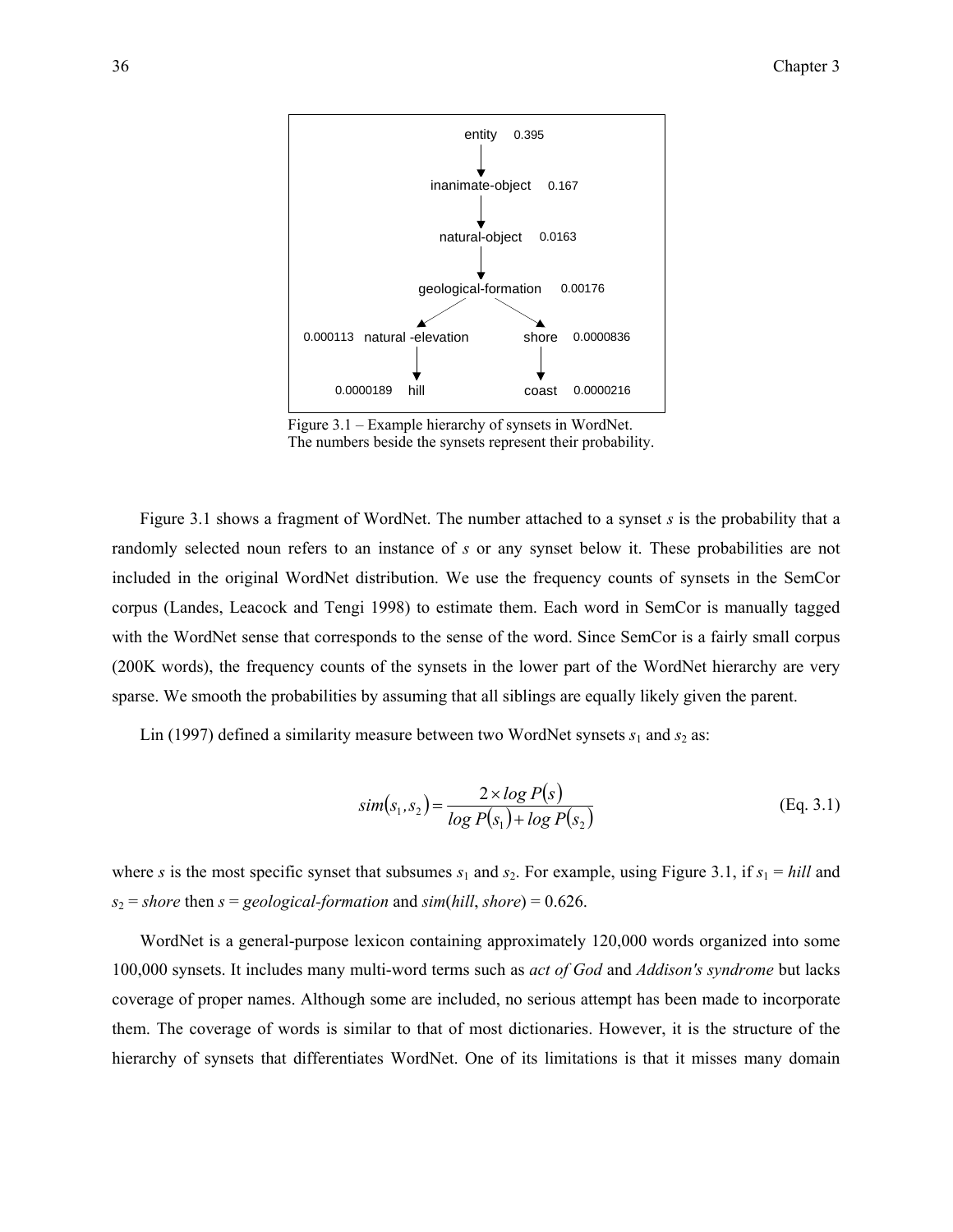Figure 3.1 – Example hierarchy of synsets in WordNet.
The numbers beside the synsets represent their probability.

Figure 3.1 shows a fragment of WordNet. The number attached to a synset *s* is the probability that a randomly selected noun refers to an instance of *s* or any synset below it. These probabilities are not included in the original WordNet distribution. We use the frequency counts of synsets in the SemCor corpus (Landes, Leacock and Tengi 1998) to estimate them. Each word in SemCor is manually tagged with the WordNet sense that corresponds to the sense of the word. Since SemCor is a fairly small corpus (200K words), the frequency counts of the synsets in the lower part of the WordNet hierarchy are very sparse. We smooth the probabilities by assuming that all siblings are equally likely given the parent.

Lin (1997) defined a similarity measure between two WordNet synsets $s_1$ and $s_2$ as:

$$sim(s_1, s_2) = \frac{2 \times log\ P(s)}{log\ P(s_1) + log\ P(s_2)} \qquad \text{(Eq. 3.1)}$$

where *s* is the most specific synset that subsumes $s_1$ and $s_2$. For example, using Figure 3.1, if $s_1$ = *hill* and $s_2$ = *shore* then *s* = *geological-formation* and *sim*(*hill*, *shore*) = 0.626.

WordNet is a general-purpose lexicon containing approximately 120,000 words organized into some 100,000 synsets. It includes many multi-word terms such as *act of God* and *Addison's syndrome* but lacks coverage of proper names. Although some are included, no serious attempt has been made to incorporate them. The coverage of words is similar to that of most dictionaries. However, it is the structure of the hierarchy of synsets that differentiates WordNet. One of its limitations is that it misses many domain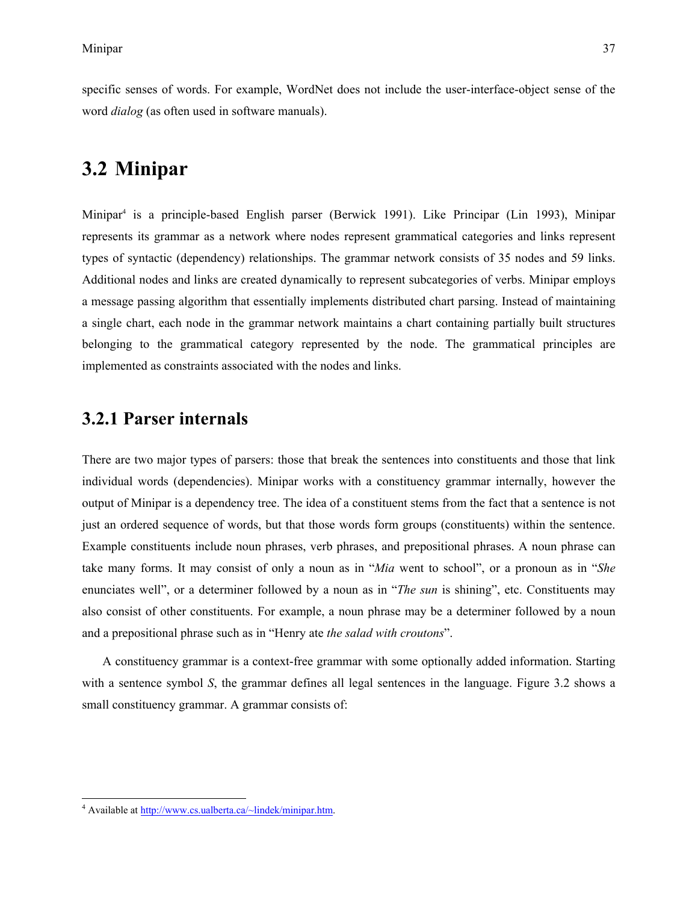specific senses of words. For example, WordNet does not include the user-interface-object sense of the word *dialog* (as often used in software manuals).

## 3.2 Minipar

Minipar[4] is a principle-based English parser (Berwick 1991). Like Principar (Lin 1993), Minipar represents its grammar as a network where nodes represent grammatical categories and links represent types of syntactic (dependency) relationships. The grammar network consists of 35 nodes and 59 links. Additional nodes and links are created dynamically to represent subcategories of verbs. Minipar employs a message passing algorithm that essentially implements distributed chart parsing. Instead of maintaining a single chart, each node in the grammar network maintains a chart containing partially built structures belonging to the grammatical category represented by the node. The grammatical principles are implemented as constraints associated with the nodes and links.

### 3.2.1 Parser internals

There are two major types of parsers: those that break the sentences into constituents and those that link individual words (dependencies). Minipar works with a constituency grammar internally, however the output of Minipar is a dependency tree. The idea of a constituent stems from the fact that a sentence is not just an ordered sequence of words, but that those words form groups (constituents) within the sentence. Example constituents include noun phrases, verb phrases, and prepositional phrases. A noun phrase can take many forms. It may consist of only a noun as in "*Mia* went to school", or a pronoun as in "*She* enunciates well", or a determiner followed by a noun as in "*The sun* is shining", etc. Constituents may also consist of other constituents. For example, a noun phrase may be a determiner followed by a noun and a prepositional phrase such as in "Henry ate *the salad with croutons*".

A constituency grammar is a context-free grammar with some optionally added information. Starting with a sentence symbol *S*, the grammar defines all legal sentences in the language. Figure 3.2 shows a small constituency grammar. A grammar consists of:

[4] Available at http://www.cs.ualberta.ca/~lindek/minipar.htm.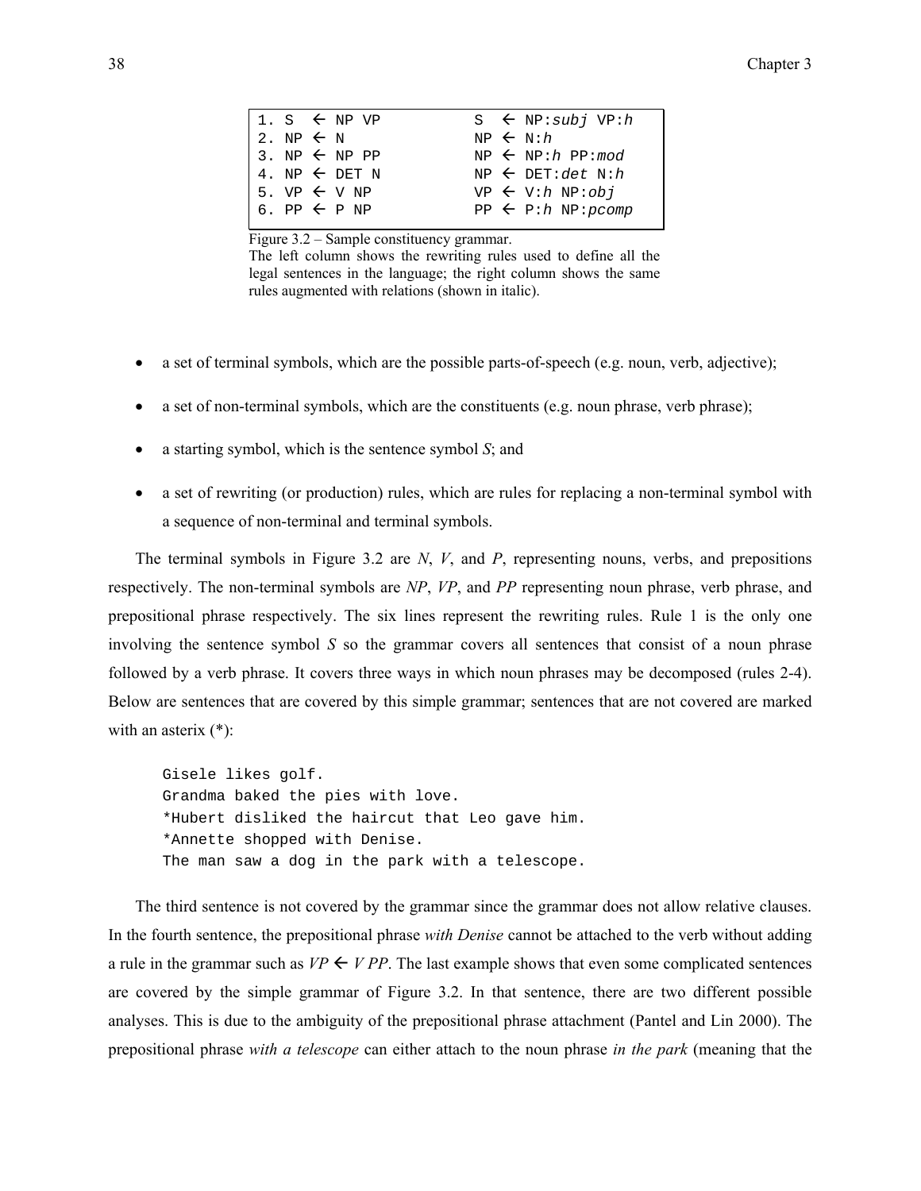```
1. S  ← NP VP          S  ← NP:subj VP:h
2. NP ← N              NP ← N:h
3. NP ← NP PP          NP ← NP:h PP:mod
4. NP ← DET N          NP ← DET:det N:h
5. VP ← V NP           VP ← V:h NP:obj
6. PP ← P NP           PP ← P:h NP:pcomp
```

Figure 3.2 – Sample constituency grammar.
The left column shows the rewriting rules used to define all the legal sentences in the language; the right column shows the same rules augmented with relations (shown in italic).

- a set of terminal symbols, which are the possible parts-of-speech (e.g. noun, verb, adjective);
- a set of non-terminal symbols, which are the constituents (e.g. noun phrase, verb phrase);
- a starting symbol, which is the sentence symbol *S*; and
- a set of rewriting (or production) rules, which are rules for replacing a non-terminal symbol with a sequence of non-terminal and terminal symbols.

The terminal symbols in Figure 3.2 are *N*, *V*, and *P*, representing nouns, verbs, and prepositions respectively. The non-terminal symbols are *NP*, *VP*, and *PP* representing noun phrase, verb phrase, and prepositional phrase respectively. The six lines represent the rewriting rules. Rule 1 is the only one involving the sentence symbol *S* so the grammar covers all sentences that consist of a noun phrase followed by a verb phrase. It covers three ways in which noun phrases may be decomposed (rules 2-4). Below are sentences that are covered by this simple grammar; sentences that are not covered are marked with an asterix (*):

```
Gisele likes golf.
Grandma baked the pies with love.
*Hubert disliked the haircut that Leo gave him.
*Annette shopped with Denise.
The man saw a dog in the park with a telescope.
```

The third sentence is not covered by the grammar since the grammar does not allow relative clauses. In the fourth sentence, the prepositional phrase *with Denise* cannot be attached to the verb without adding a rule in the grammar such as *VP* ← *V PP*. The last example shows that even some complicated sentences are covered by the simple grammar of Figure 3.2. In that sentence, there are two different possible analyses. This is due to the ambiguity of the prepositional phrase attachment (Pantel and Lin 2000). The prepositional phrase *with a telescope* can either attach to the noun phrase *in the park* (meaning that the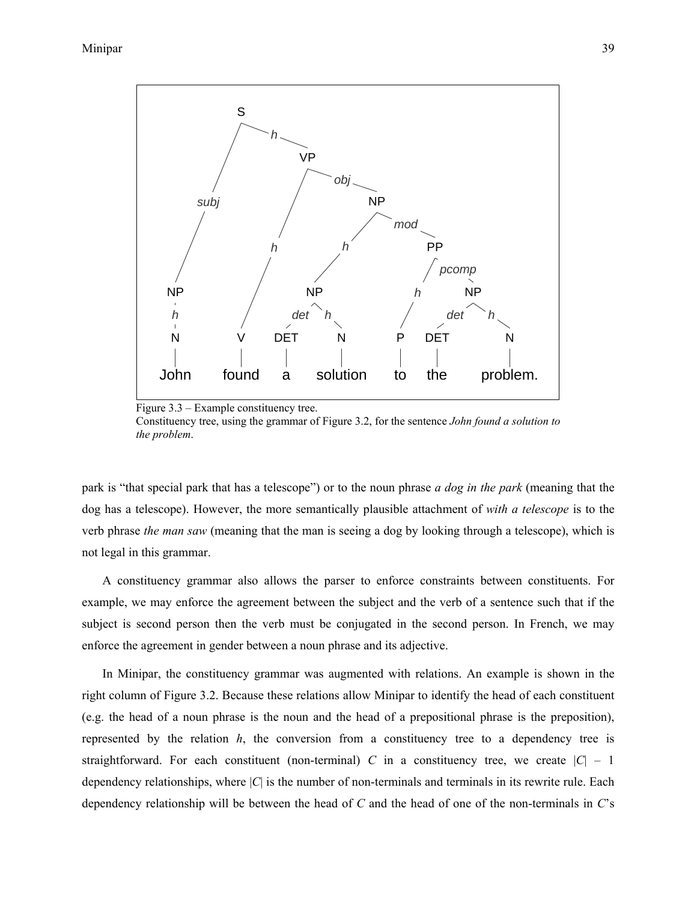Figure 3.3 – Example constituency tree.
Constituency tree, using the grammar of Figure 3.2, for the sentence *John found a solution to the problem*.

park is "that special park that has a telescope") or to the noun phrase *a dog in the park* (meaning that the dog has a telescope). However, the more semantically plausible attachment of *with a telescope* is to the verb phrase *the man saw* (meaning that the man is seeing a dog by looking through a telescope), which is not legal in this grammar.

A constituency grammar also allows the parser to enforce constraints between constituents. For example, we may enforce the agreement between the subject and the verb of a sentence such that if the subject is second person then the verb must be conjugated in the second person. In French, we may enforce the agreement in gender between a noun phrase and its adjective.

In Minipar, the constituency grammar was augmented with relations. An example is shown in the right column of Figure 3.2. Because these relations allow Minipar to identify the head of each constituent (e.g. the head of a noun phrase is the noun and the head of a prepositional phrase is the preposition), represented by the relation *h*, the conversion from a constituency tree to a dependency tree is straightforward. For each constituent (non-terminal) $C$ in a constituency tree, we create $|C| - 1$ dependency relationships, where $|C|$ is the number of non-terminals and terminals in its rewrite rule. Each dependency relationship will be between the head of $C$ and the head of one of the non-terminals in $C$'s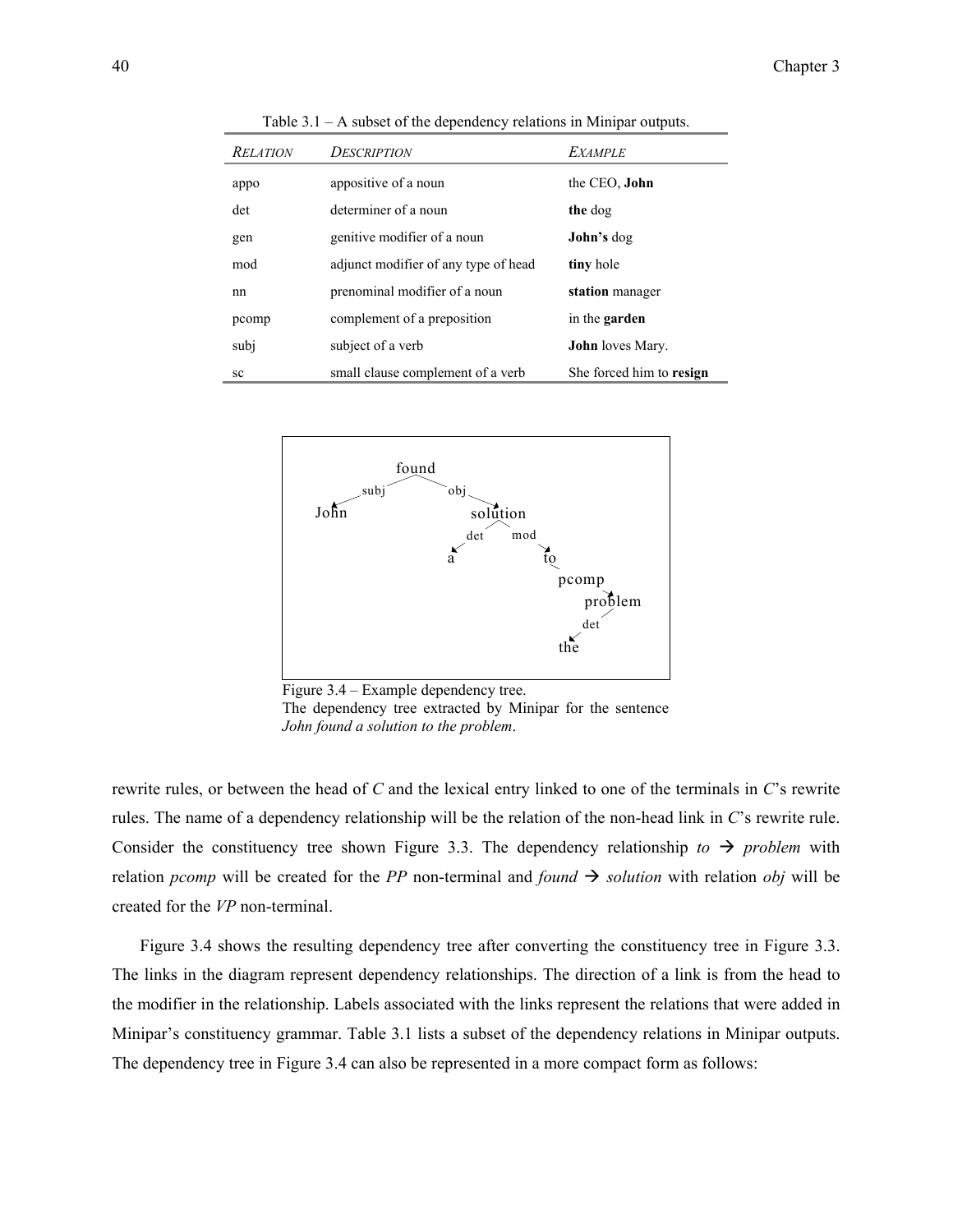Table 3.1 – A subset of the dependency relations in Minipar outputs.

| *RELATION* | *DESCRIPTION* | *EXAMPLE* |
|---|---|---|
| appo | appositive of a noun | the CEO, **John** |
| det | determiner of a noun | **the** dog |
| gen | genitive modifier of a noun | **John's** dog |
| mod | adjunct modifier of any type of head | **tiny** hole |
| nn | prenominal modifier of a noun | **station** manager |
| pcomp | complement of a preposition | in the **garden** |
| subj | subject of a verb | **John** loves Mary. |
| sc | small clause complement of a verb | She forced him to **resign** |

Figure 3.4 – Example dependency tree.
The dependency tree extracted by Minipar for the sentence *John found a solution to the problem*.

rewrite rules, or between the head of *C* and the lexical entry linked to one of the terminals in *C*'s rewrite rules. The name of a dependency relationship will be the relation of the non-head link in *C*'s rewrite rule. Consider the constituency tree shown Figure 3.3. The dependency relationship *to* → *problem* with relation *pcomp* will be created for the *PP* non-terminal and *found* → *solution* with relation *obj* will be created for the *VP* non-terminal.

Figure 3.4 shows the resulting dependency tree after converting the constituency tree in Figure 3.3. The links in the diagram represent dependency relationships. The direction of a link is from the head to the modifier in the relationship. Labels associated with the links represent the relations that were added in Minipar's constituency grammar. Table 3.1 lists a subset of the dependency relations in Minipar outputs. The dependency tree in Figure 3.4 can also be represented in a more compact form as follows: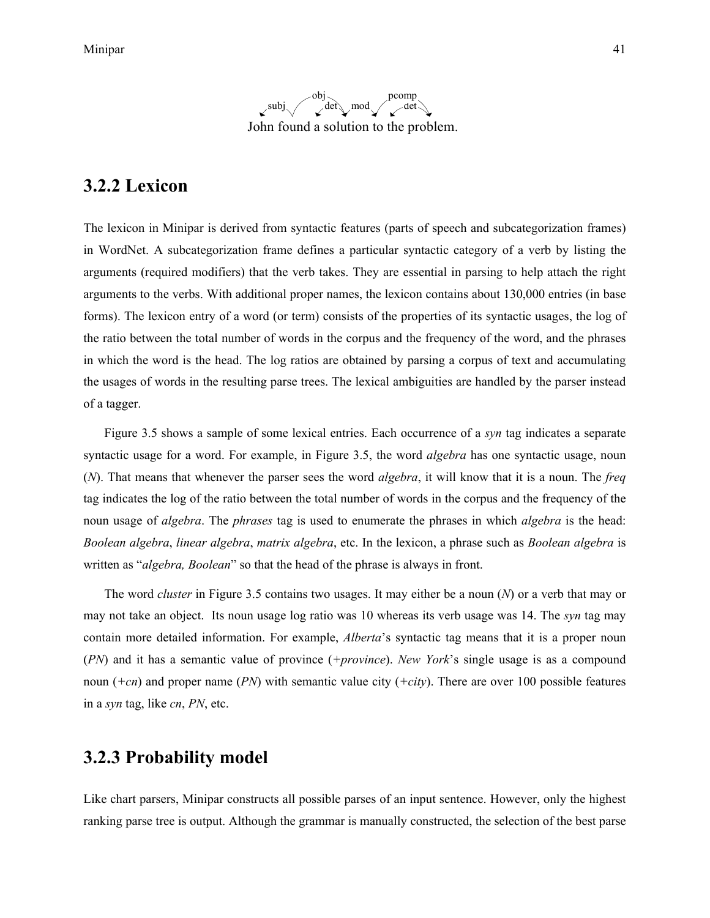subj obj det mod pcomp det

John found a solution to the problem.

## 3.2.2 Lexicon

The lexicon in Minipar is derived from syntactic features (parts of speech and subcategorization frames) in WordNet. A subcategorization frame defines a particular syntactic category of a verb by listing the arguments (required modifiers) that the verb takes. They are essential in parsing to help attach the right arguments to the verbs. With additional proper names, the lexicon contains about 130,000 entries (in base forms). The lexicon entry of a word (or term) consists of the properties of its syntactic usages, the log of the ratio between the total number of words in the corpus and the frequency of the word, and the phrases in which the word is the head. The log ratios are obtained by parsing a corpus of text and accumulating the usages of words in the resulting parse trees. The lexical ambiguities are handled by the parser instead of a tagger.

Figure 3.5 shows a sample of some lexical entries. Each occurrence of a *syn* tag indicates a separate syntactic usage for a word. For example, in Figure 3.5, the word *algebra* has one syntactic usage, noun (*N*). That means that whenever the parser sees the word *algebra*, it will know that it is a noun. The *freq* tag indicates the log of the ratio between the total number of words in the corpus and the frequency of the noun usage of *algebra*. The *phrases* tag is used to enumerate the phrases in which *algebra* is the head: *Boolean algebra*, *linear algebra*, *matrix algebra*, etc. In the lexicon, a phrase such as *Boolean algebra* is written as "*algebra, Boolean*" so that the head of the phrase is always in front.

The word *cluster* in Figure 3.5 contains two usages. It may either be a noun (*N*) or a verb that may or may not take an object. Its noun usage log ratio was 10 whereas its verb usage was 14. The *syn* tag may contain more detailed information. For example, *Alberta*'s syntactic tag means that it is a proper noun (*PN*) and it has a semantic value of province (*+province*). *New York*'s single usage is as a compound noun (*+cn*) and proper name (*PN*) with semantic value city (*+city*). There are over 100 possible features in a *syn* tag, like *cn*, *PN*, etc.

## 3.2.3 Probability model

Like chart parsers, Minipar constructs all possible parses of an input sentence. However, only the highest ranking parse tree is output. Although the grammar is manually constructed, the selection of the best parse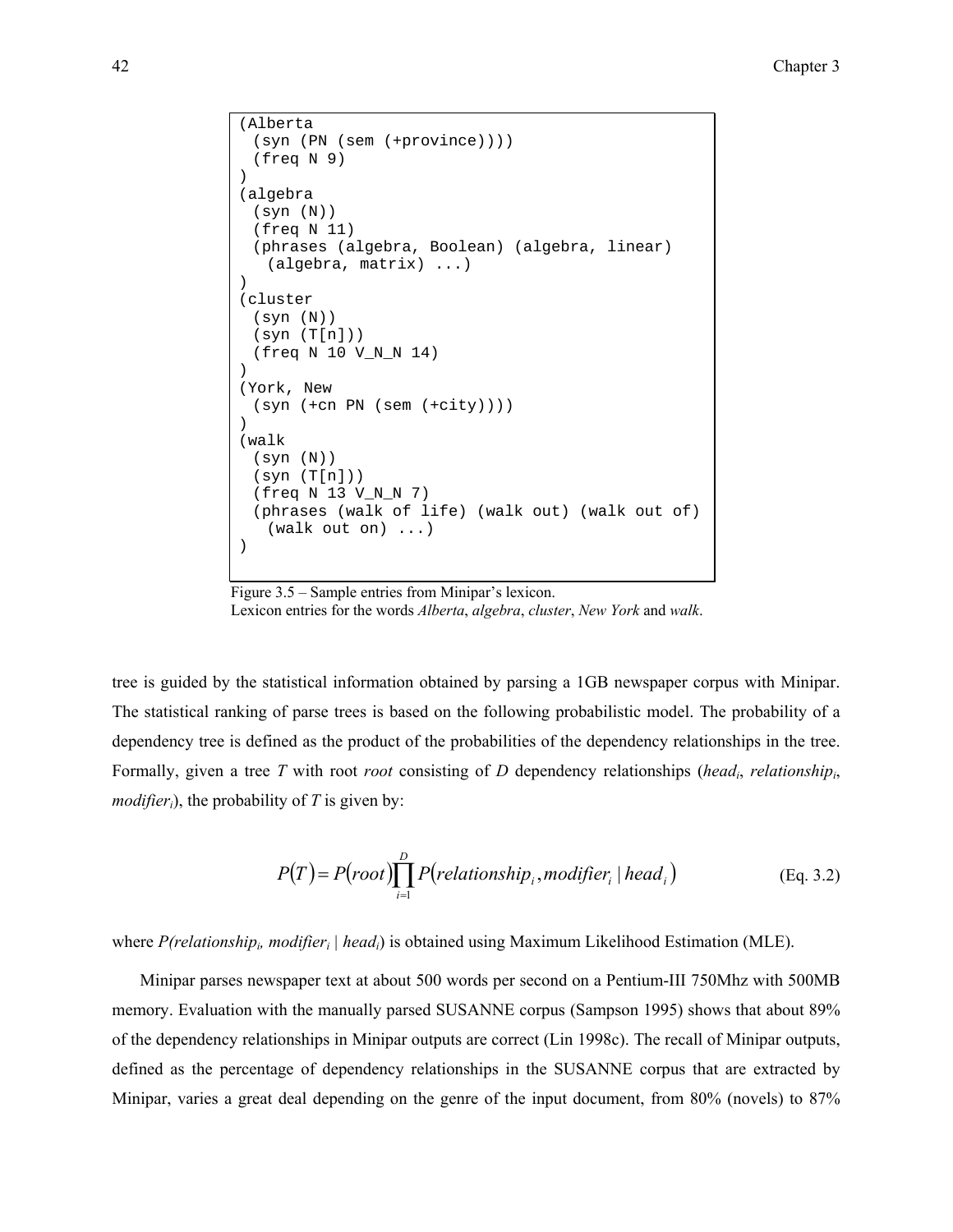```
(Alberta
  (syn (PN (sem (+province))))
  (freq N 9)
)
(algebra
  (syn (N))
  (freq N 11)
  (phrases (algebra, Boolean) (algebra, linear)
    (algebra, matrix) ...)
)
(cluster
  (syn (N))
  (syn (T[n]))
  (freq N 10 V_N_N 14)
)
(York, New
  (syn (+cn PN (sem (+city))))
)
(walk
  (syn (N))
  (syn (T[n]))
  (freq N 13 V_N_N 7)
  (phrases (walk of life) (walk out) (walk out of)
    (walk out on) ...)
)
```

Figure 3.5 – Sample entries from Minipar's lexicon.
Lexicon entries for the words *Alberta*, *algebra*, *cluster*, *New York* and *walk*.

tree is guided by the statistical information obtained by parsing a 1GB newspaper corpus with Minipar. The statistical ranking of parse trees is based on the following probabilistic model. The probability of a dependency tree is defined as the product of the probabilities of the dependency relationships in the tree. Formally, given a tree $T$ with root *root* consisting of $D$ dependency relationships ($head_i$, $relationship_i$, $modifier_i$), the probability of $T$ is given by:

$$P(T) = P(root)\prod_{i=1}^{D} P(relationship_i, modifier_i \mid head_i) \qquad \text{(Eq. 3.2)}$$

where $P(relationship_i, modifier_i \mid head_i)$ is obtained using Maximum Likelihood Estimation (MLE).

Minipar parses newspaper text at about 500 words per second on a Pentium-III 750Mhz with 500MB memory. Evaluation with the manually parsed SUSANNE corpus (Sampson 1995) shows that about 89% of the dependency relationships in Minipar outputs are correct (Lin 1998c). The recall of Minipar outputs, defined as the percentage of dependency relationships in the SUSANNE corpus that are extracted by Minipar, varies a great deal depending on the genre of the input document, from 80% (novels) to 87%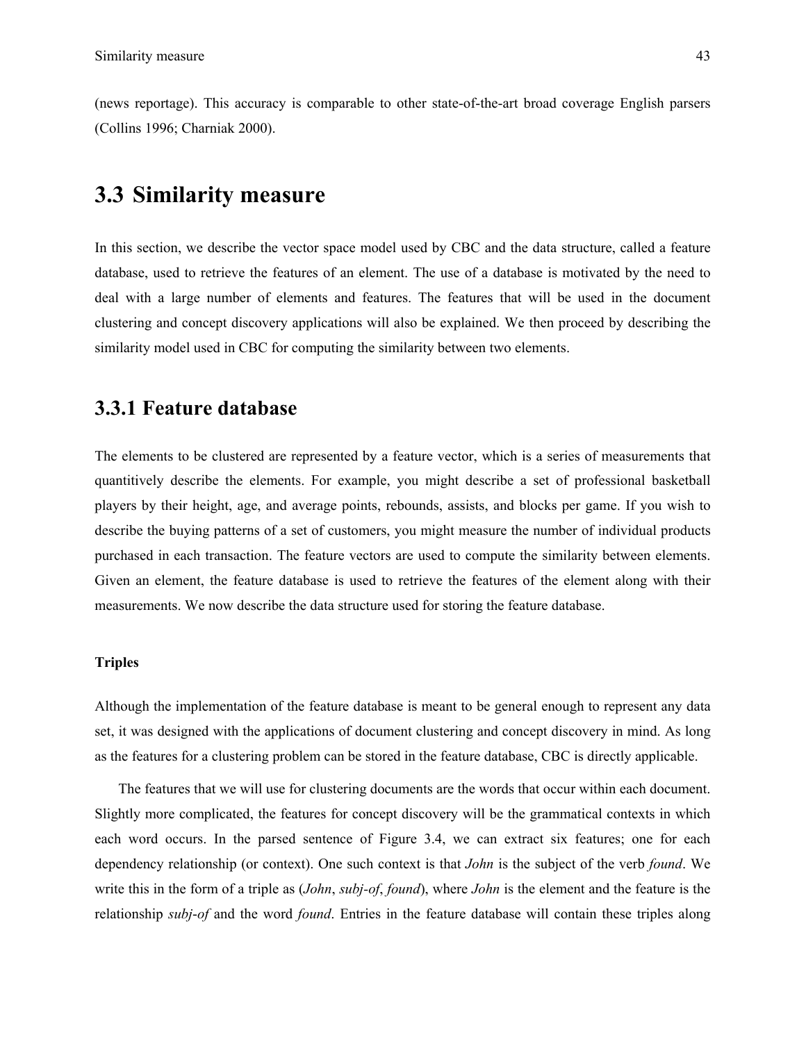(news reportage). This accuracy is comparable to other state-of-the-art broad coverage English parsers (Collins 1996; Charniak 2000).

## 3.3 Similarity measure

In this section, we describe the vector space model used by CBC and the data structure, called a feature database, used to retrieve the features of an element. The use of a database is motivated by the need to deal with a large number of elements and features. The features that will be used in the document clustering and concept discovery applications will also be explained. We then proceed by describing the similarity model used in CBC for computing the similarity between two elements.

### 3.3.1 Feature database

The elements to be clustered are represented by a feature vector, which is a series of measurements that quantitively describe the elements. For example, you might describe a set of professional basketball players by their height, age, and average points, rebounds, assists, and blocks per game. If you wish to describe the buying patterns of a set of customers, you might measure the number of individual products purchased in each transaction. The feature vectors are used to compute the similarity between elements. Given an element, the feature database is used to retrieve the features of the element along with their measurements. We now describe the data structure used for storing the feature database.

**Triples**

Although the implementation of the feature database is meant to be general enough to represent any data set, it was designed with the applications of document clustering and concept discovery in mind. As long as the features for a clustering problem can be stored in the feature database, CBC is directly applicable.

The features that we will use for clustering documents are the words that occur within each document. Slightly more complicated, the features for concept discovery will be the grammatical contexts in which each word occurs. In the parsed sentence of Figure 3.4, we can extract six features; one for each dependency relationship (or context). One such context is that *John* is the subject of the verb *found*. We write this in the form of a triple as (*John*, *subj-of*, *found*), where *John* is the element and the feature is the relationship *subj-of* and the word *found*. Entries in the feature database will contain these triples along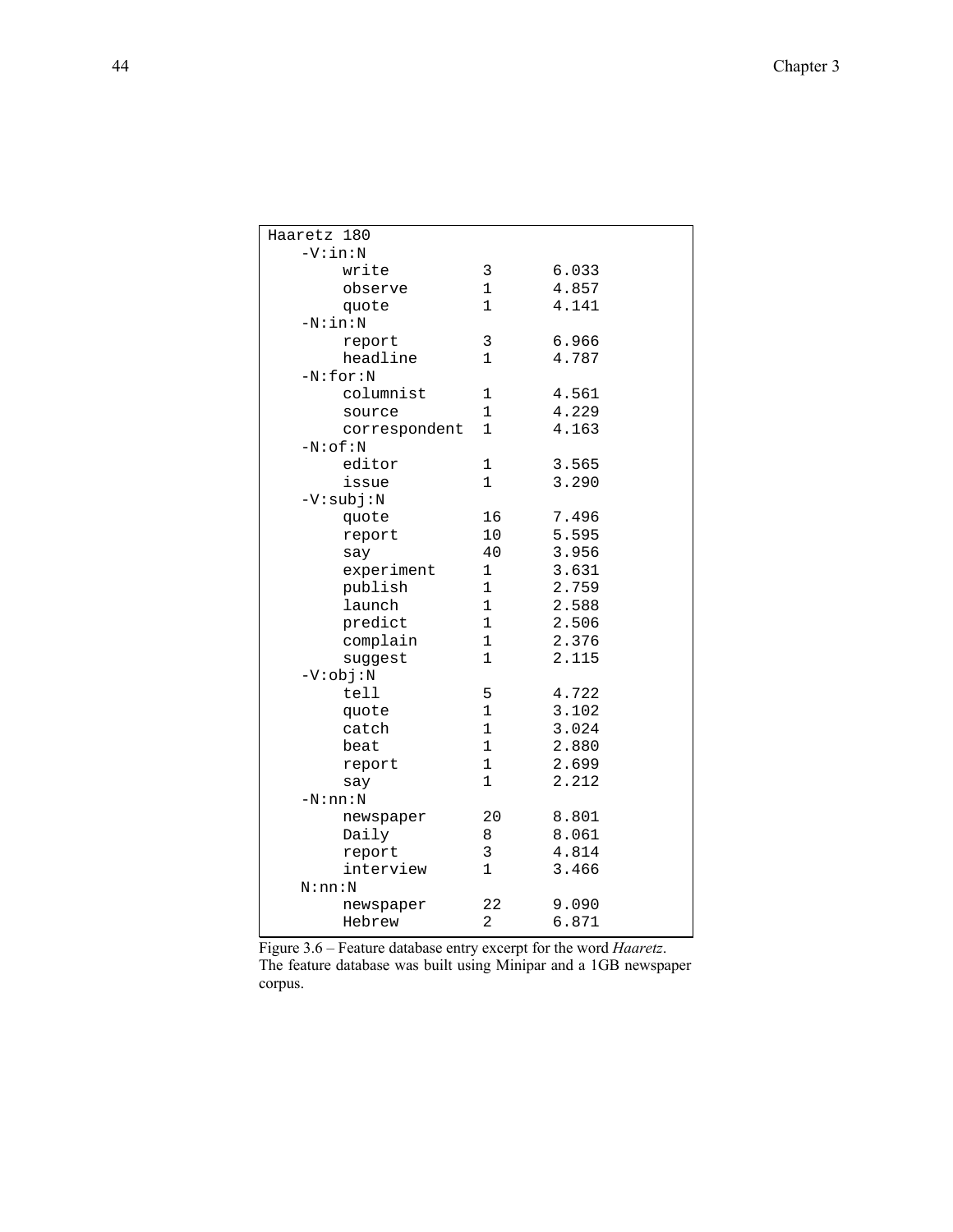```
Haaretz 180
   -V:in:N
       write          3      6.033
       observe        1      4.857
       quote          1      4.141
   -N:in:N
       report         3      6.966
       headline       1      4.787
   -N:for:N
       columnist      1      4.561
       source         1      4.229
       correspondent  1      4.163
   -N:of:N
       editor         1      3.565
       issue          1      3.290
   -V:subj:N
       quote          16     7.496
       report         10     5.595
       say            40     3.956
       experiment     1      3.631
       publish        1      2.759
       launch         1      2.588
       predict        1      2.506
       complain       1      2.376
       suggest        1      2.115
   -V:obj:N
       tell           5      4.722
       quote          1      3.102
       catch          1      3.024
       beat           1      2.880
       report         1      2.699
       say            1      2.212
   -N:nn:N
       newspaper      20     8.801
       Daily          8      8.061
       report         3      4.814
       interview      1      3.466
   N:nn:N
       newspaper      22     9.090
       Hebrew         2      6.871
```

Figure 3.6 – Feature database entry excerpt for the word *Haaretz*. The feature database was built using Minipar and a 1GB newspaper corpus.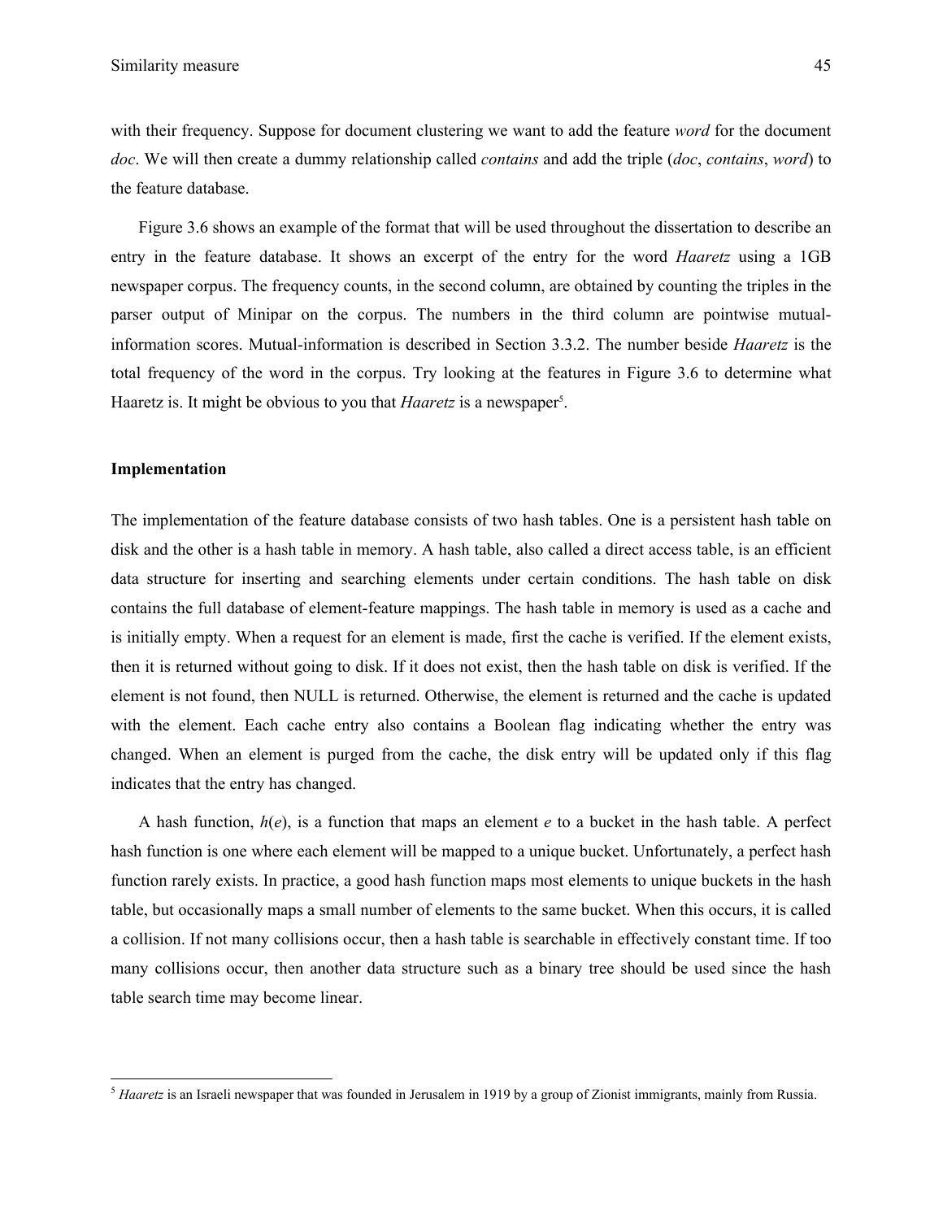with their frequency. Suppose for document clustering we want to add the feature *word* for the document *doc*. We will then create a dummy relationship called *contains* and add the triple (*doc*, *contains*, *word*) to the feature database.

Figure 3.6 shows an example of the format that will be used throughout the dissertation to describe an entry in the feature database. It shows an excerpt of the entry for the word *Haaretz* using a 1GB newspaper corpus. The frequency counts, in the second column, are obtained by counting the triples in the parser output of Minipar on the corpus. The numbers in the third column are pointwise mutual-information scores. Mutual-information is described in Section 3.3.2. The number beside *Haaretz* is the total frequency of the word in the corpus. Try looking at the features in Figure 3.6 to determine what Haaretz is. It might be obvious to you that *Haaretz* is a newspaper[5].

**Implementation**

The implementation of the feature database consists of two hash tables. One is a persistent hash table on disk and the other is a hash table in memory. A hash table, also called a direct access table, is an efficient data structure for inserting and searching elements under certain conditions. The hash table on disk contains the full database of element-feature mappings. The hash table in memory is used as a cache and is initially empty. When a request for an element is made, first the cache is verified. If the element exists, then it is returned without going to disk. If it does not exist, then the hash table on disk is verified. If the element is not found, then NULL is returned. Otherwise, the element is returned and the cache is updated with the element. Each cache entry also contains a Boolean flag indicating whether the entry was changed. When an element is purged from the cache, the disk entry will be updated only if this flag indicates that the entry has changed.

A hash function, $h(e)$, is a function that maps an element $e$ to a bucket in the hash table. A perfect hash function is one where each element will be mapped to a unique bucket. Unfortunately, a perfect hash function rarely exists. In practice, a good hash function maps most elements to unique buckets in the hash table, but occasionally maps a small number of elements to the same bucket. When this occurs, it is called a collision. If not many collisions occur, then a hash table is searchable in effectively constant time. If too many collisions occur, then another data structure such as a binary tree should be used since the hash table search time may become linear.

---

[5] *Haaretz* is an Israeli newspaper that was founded in Jerusalem in 1919 by a group of Zionist immigrants, mainly from Russia.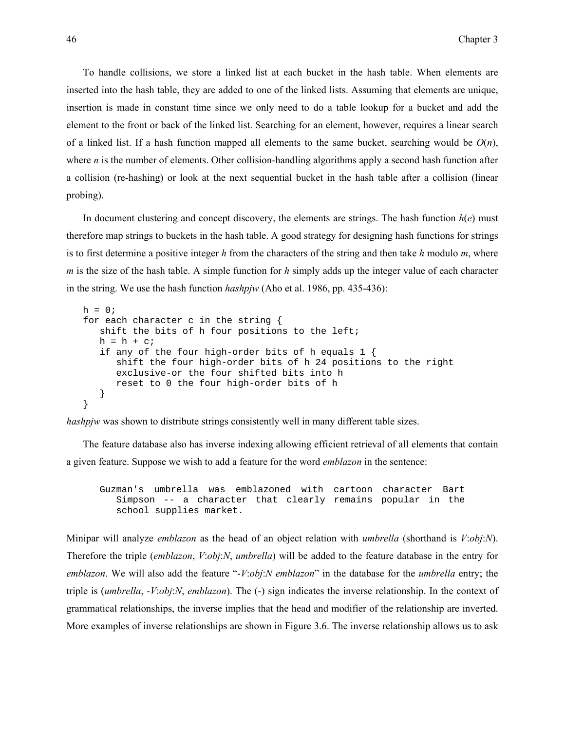To handle collisions, we store a linked list at each bucket in the hash table. When elements are inserted into the hash table, they are added to one of the linked lists. Assuming that elements are unique, insertion is made in constant time since we only need to do a table lookup for a bucket and add the element to the front or back of the linked list. Searching for an element, however, requires a linear search of a linked list. If a hash function mapped all elements to the same bucket, searching would be $O(n)$, where $n$ is the number of elements. Other collision-handling algorithms apply a second hash function after a collision (re-hashing) or look at the next sequential bucket in the hash table after a collision (linear probing).

In document clustering and concept discovery, the elements are strings. The hash function $h(e)$ must therefore map strings to buckets in the hash table. A good strategy for designing hash functions for strings is to first determine a positive integer $h$ from the characters of the string and then take $h$ modulo $m$, where $m$ is the size of the hash table. A simple function for $h$ simply adds up the integer value of each character in the string. We use the hash function *hashpjw* (Aho et al. 1986, pp. 435-436):

```
h = 0;
for each character c in the string {
   shift the bits of h four positions to the left;
   h = h + c;
   if any of the four high-order bits of h equals 1 {
      shift the four high-order bits of h 24 positions to the right
      exclusive-or the four shifted bits into h
      reset to 0 the four high-order bits of h
   }
}
```

*hashpjw* was shown to distribute strings consistently well in many different table sizes.

The feature database also has inverse indexing allowing efficient retrieval of all elements that contain a given feature. Suppose we wish to add a feature for the word *emblazon* in the sentence:

```
Guzman's umbrella was emblazoned with cartoon character Bart
   Simpson -- a character that clearly remains popular in the
   school supplies market.
```

Minipar will analyze *emblazon* as the head of an object relation with *umbrella* (shorthand is *V*:*obj*:*N*). Therefore the triple (*emblazon*, *V*:*obj*:*N*, *umbrella*) will be added to the feature database in the entry for *emblazon*. We will also add the feature "-*V*:*obj*:*N emblazon*" in the database for the *umbrella* entry; the triple is (*umbrella*, -*V*:*obj*:*N*, *emblazon*). The (-) sign indicates the inverse relationship. In the context of grammatical relationships, the inverse implies that the head and modifier of the relationship are inverted. More examples of inverse relationships are shown in Figure 3.6. The inverse relationship allows us to ask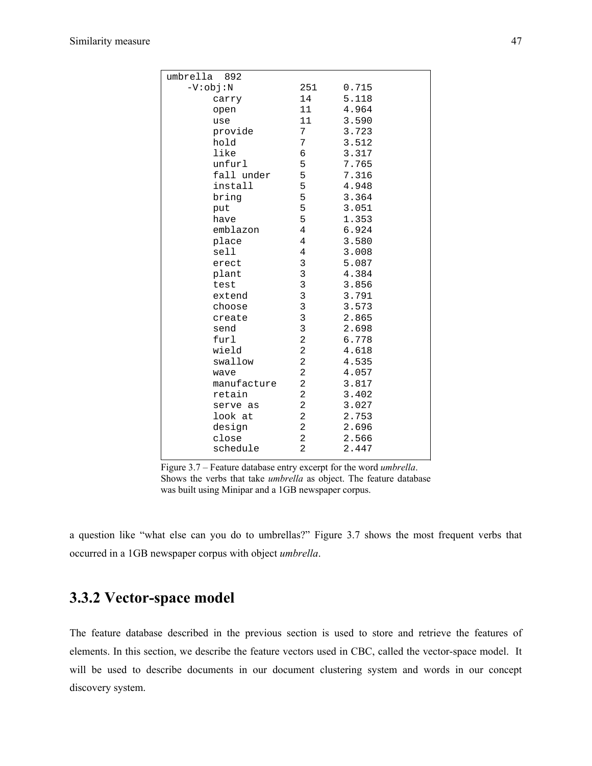```
umbrella  892
    -V:obj:N          251    0.715
        carry         14     5.118
        open          11     4.964
        use           11     3.590
        provide       7      3.723
        hold          7      3.512
        like          6      3.317
        unfurl        5      7.765
        fall under    5      7.316
        install       5      4.948
        bring         5      3.364
        put           5      3.051
        have          5      1.353
        emblazon      4      6.924
        place         4      3.580
        sell          4      3.008
        erect         3      5.087
        plant         3      4.384
        test          3      3.856
        extend        3      3.791
        choose        3      3.573
        create        3      2.865
        send          3      2.698
        furl          2      6.778
        wield         2      4.618
        swallow       2      4.535
        wave          2      4.057
        manufacture   2      3.817
        retain        2      3.402
        serve as      2      3.027
        look at       2      2.753
        design        2      2.696
        close         2      2.566
        schedule      2      2.447
```

Figure 3.7 – Feature database entry excerpt for the word *umbrella*. Shows the verbs that take *umbrella* as object. The feature database was built using Minipar and a 1GB newspaper corpus.

a question like "what else can you do to umbrellas?" Figure 3.7 shows the most frequent verbs that occurred in a 1GB newspaper corpus with object *umbrella*.

### 3.3.2 Vector-space model

The feature database described in the previous section is used to store and retrieve the features of elements. In this section, we describe the feature vectors used in CBC, called the vector-space model. It will be used to describe documents in our document clustering system and words in our concept discovery system.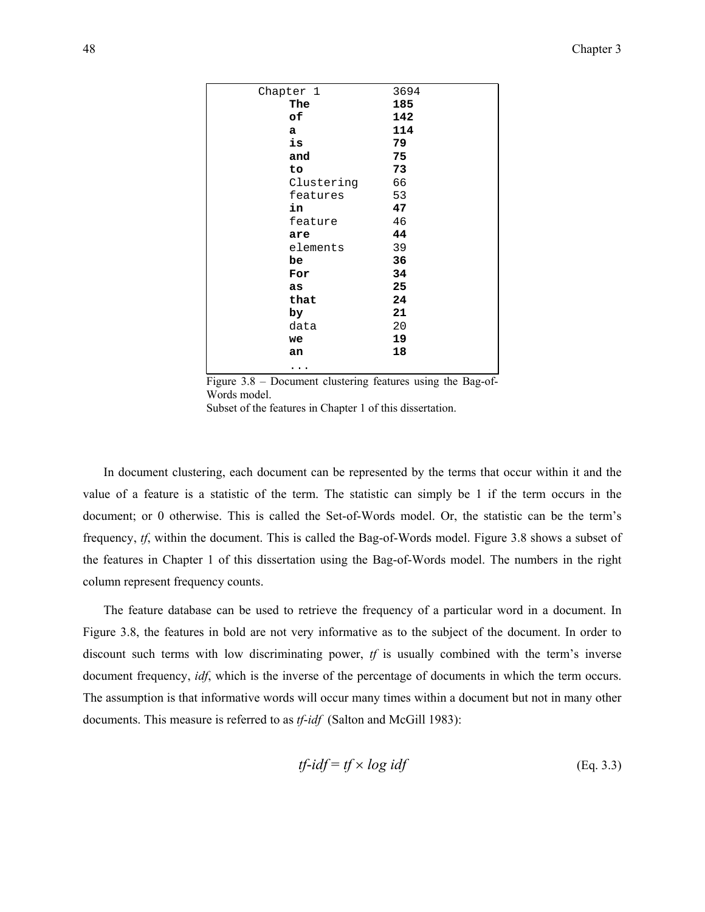```
Chapter 1          3694
    The            185
    of             142
    a              114
    is             79
    and            75
    to             73
    Clustering     66
    features       53
    in             47
    feature        46
    are            44
    elements       39
    be             36
    For            34
    as             25
    that           24
    by             21
    data           20
    we             19
    an             18
    ...
```

Figure 3.8 – Document clustering features using the Bag-of-Words model.
Subset of the features in Chapter 1 of this dissertation.

In document clustering, each document can be represented by the terms that occur within it and the value of a feature is a statistic of the term. The statistic can simply be 1 if the term occurs in the document; or 0 otherwise. This is called the Set-of-Words model. Or, the statistic can be the term's frequency, *tf*, within the document. This is called the Bag-of-Words model. Figure 3.8 shows a subset of the features in Chapter 1 of this dissertation using the Bag-of-Words model. The numbers in the right column represent frequency counts.

The feature database can be used to retrieve the frequency of a particular word in a document. In Figure 3.8, the features in bold are not very informative as to the subject of the document. In order to discount such terms with low discriminating power, *tf* is usually combined with the term's inverse document frequency, *idf*, which is the inverse of the percentage of documents in which the term occurs. The assumption is that informative words will occur many times within a document but not in many other documents. This measure is referred to as *tf-idf* (Salton and McGill 1983):

$$\textit{tf-idf} = \textit{tf} \times \log \textit{idf} \qquad \text{(Eq. 3.3)}$$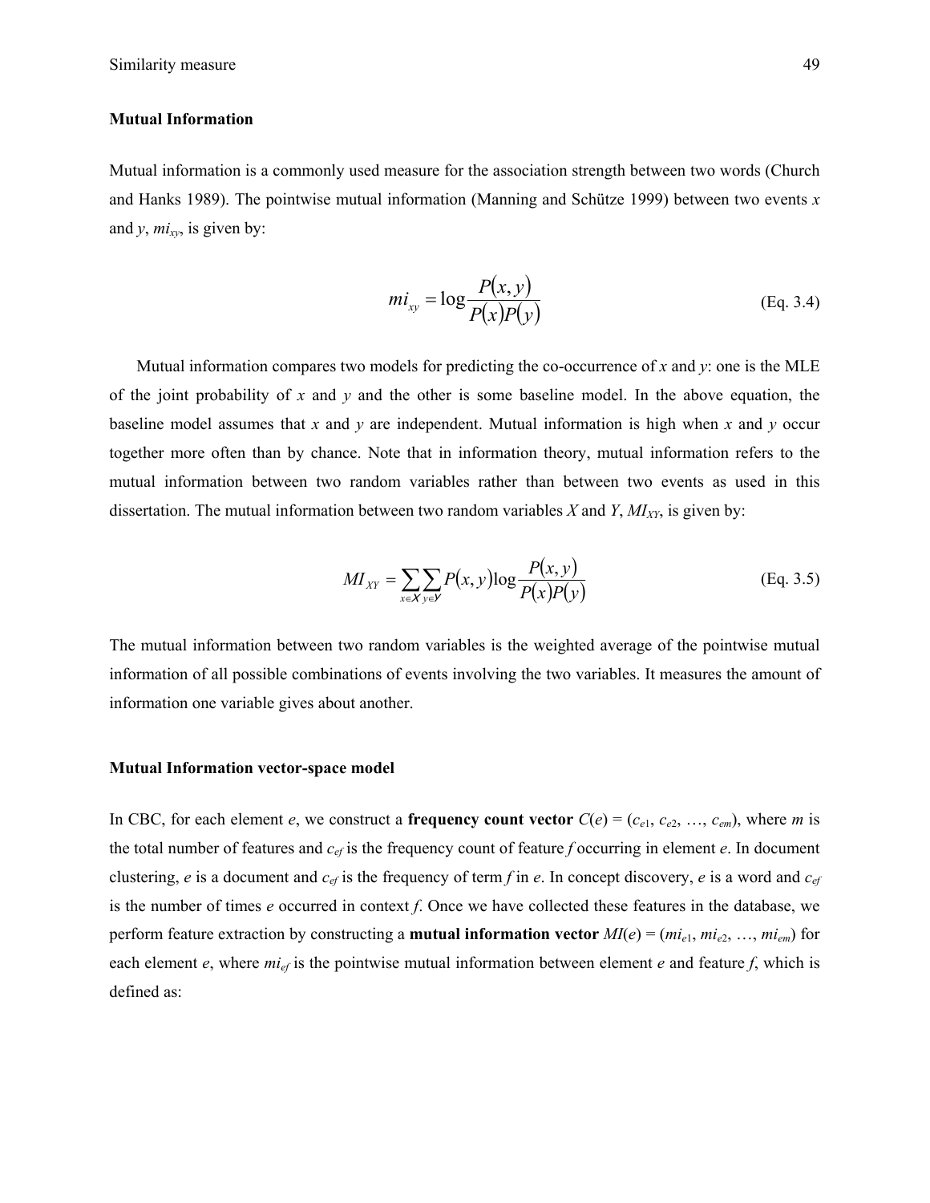### Mutual Information

Mutual information is a commonly used measure for the association strength between two words (Church and Hanks 1989). The pointwise mutual information (Manning and Schütze 1999) between two events $x$ and $y$, $mi_{xy}$, is given by:

$$mi_{xy} = \log \frac{P(x,y)}{P(x)P(y)} \qquad \text{(Eq. 3.4)}$$

Mutual information compares two models for predicting the co-occurrence of $x$ and $y$: one is the MLE of the joint probability of $x$ and $y$ and the other is some baseline model. In the above equation, the baseline model assumes that $x$ and $y$ are independent. Mutual information is high when $x$ and $y$ occur together more often than by chance. Note that in information theory, mutual information refers to the mutual information between two random variables rather than between two events as used in this dissertation. The mutual information between two random variables $X$ and $Y$, $MI_{XY}$, is given by:

$$MI_{XY} = \sum_{x \in X} \sum_{y \in Y} P(x,y) \log \frac{P(x,y)}{P(x)P(y)} \qquad \text{(Eq. 3.5)}$$

The mutual information between two random variables is the weighted average of the pointwise mutual information of all possible combinations of events involving the two variables. It measures the amount of information one variable gives about another.

### Mutual Information vector-space model

In CBC, for each element $e$, we construct a **frequency count vector** $C(e) = (c_{e1}, c_{e2}, \ldots, c_{em})$, where $m$ is the total number of features and $c_{ef}$ is the frequency count of feature $f$ occurring in element $e$. In document clustering, $e$ is a document and $c_{ef}$ is the frequency of term $f$ in $e$. In concept discovery, $e$ is a word and $c_{ef}$ is the number of times $e$ occurred in context $f$. Once we have collected these features in the database, we perform feature extraction by constructing a **mutual information vector** $MI(e) = (mi_{e1}, mi_{e2}, \ldots, mi_{em})$ for each element $e$, where $mi_{ef}$ is the pointwise mutual information between element $e$ and feature $f$, which is defined as: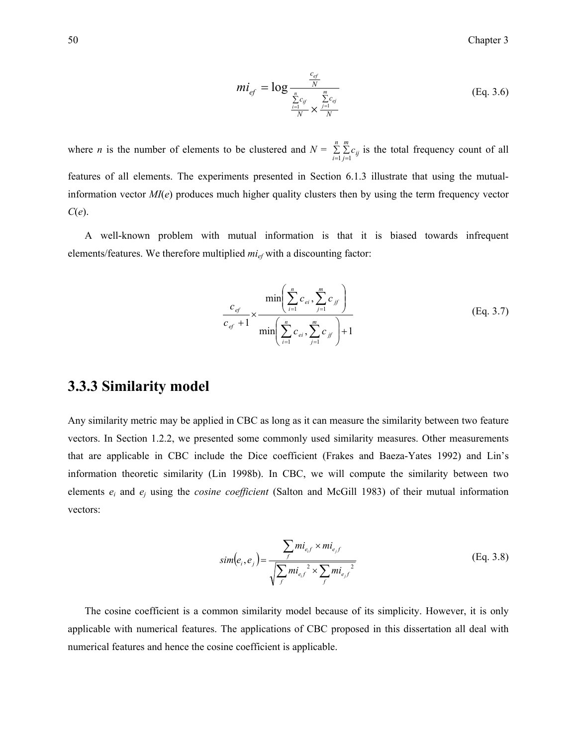$$mi_{ef} = \log \frac{\frac{c_{ef}}{N}}{\frac{\sum_{i=1}^{n} c_{if}}{N} \times \frac{\sum_{j=1}^{m} c_{ej}}{N}} \qquad \text{(Eq. 3.6)}$$

where $n$ is the number of elements to be clustered and $N = \sum_{i=1}^{n} \sum_{j=1}^{m} c_{ij}$ is the total frequency count of all features of all elements. The experiments presented in Section 6.1.3 illustrate that using the mutual-information vector $MI(e)$ produces much higher quality clusters then by using the term frequency vector $C(e)$.

A well-known problem with mutual information is that it is biased towards infrequent elements/features. We therefore multiplied $mi_{ef}$ with a discounting factor:

$$\frac{c_{ef}}{c_{ef}+1} \times \frac{\min\left(\sum_{i=1}^{n} c_{ei}, \sum_{j=1}^{m} c_{jf}\right)}{\min\left(\sum_{i=1}^{n} c_{ei}, \sum_{j=1}^{m} c_{jf}\right)+1} \qquad \text{(Eq. 3.7)}$$

### 3.3.3 Similarity model

Any similarity metric may be applied in CBC as long as it can measure the similarity between two feature vectors. In Section 1.2.2, we presented some commonly used similarity measures. Other measurements that are applicable in CBC include the Dice coefficient (Frakes and Baeza-Yates 1992) and Lin's information theoretic similarity (Lin 1998b). In CBC, we will compute the similarity between two elements $e_i$ and $e_j$ using the *cosine coefficient* (Salton and McGill 1983) of their mutual information vectors:

$$sim(e_i, e_j) = \frac{\sum_{f} mi_{e_i f} \times mi_{e_j f}}{\sqrt{\sum_{f} mi_{e_i f}^{2} \times \sum_{f} mi_{e_j f}^{2}}} \qquad \text{(Eq. 3.8)}$$

The cosine coefficient is a common similarity model because of its simplicity. However, it is only applicable with numerical features. The applications of CBC proposed in this dissertation all deal with numerical features and hence the cosine coefficient is applicable.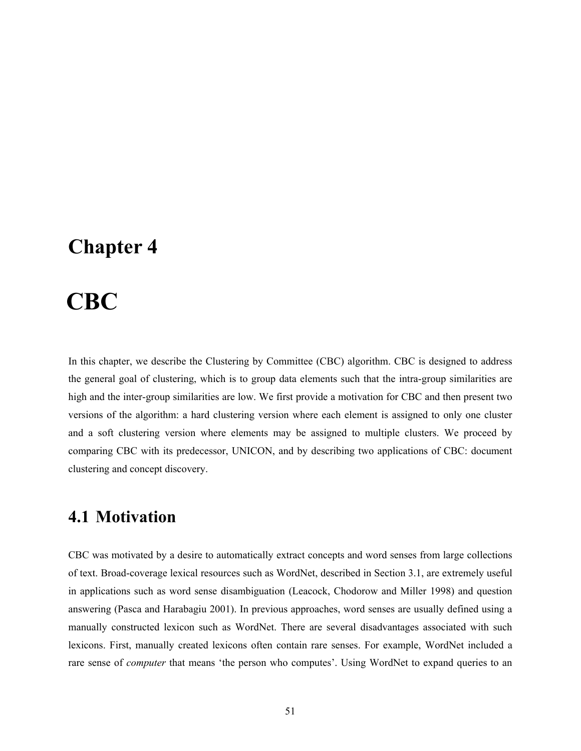# Chapter 4

# CBC

In this chapter, we describe the Clustering by Committee (CBC) algorithm. CBC is designed to address the general goal of clustering, which is to group data elements such that the intra-group similarities are high and the inter-group similarities are low. We first provide a motivation for CBC and then present two versions of the algorithm: a hard clustering version where each element is assigned to only one cluster and a soft clustering version where elements may be assigned to multiple clusters. We proceed by comparing CBC with its predecessor, UNICON, and by describing two applications of CBC: document clustering and concept discovery.

## 4.1 Motivation

CBC was motivated by a desire to automatically extract concepts and word senses from large collections of text. Broad-coverage lexical resources such as WordNet, described in Section 3.1, are extremely useful in applications such as word sense disambiguation (Leacock, Chodorow and Miller 1998) and question answering (Pasca and Harabagiu 2001). In previous approaches, word senses are usually defined using a manually constructed lexicon such as WordNet. There are several disadvantages associated with such lexicons. First, manually created lexicons often contain rare senses. For example, WordNet included a rare sense of *computer* that means 'the person who computes'. Using WordNet to expand queries to an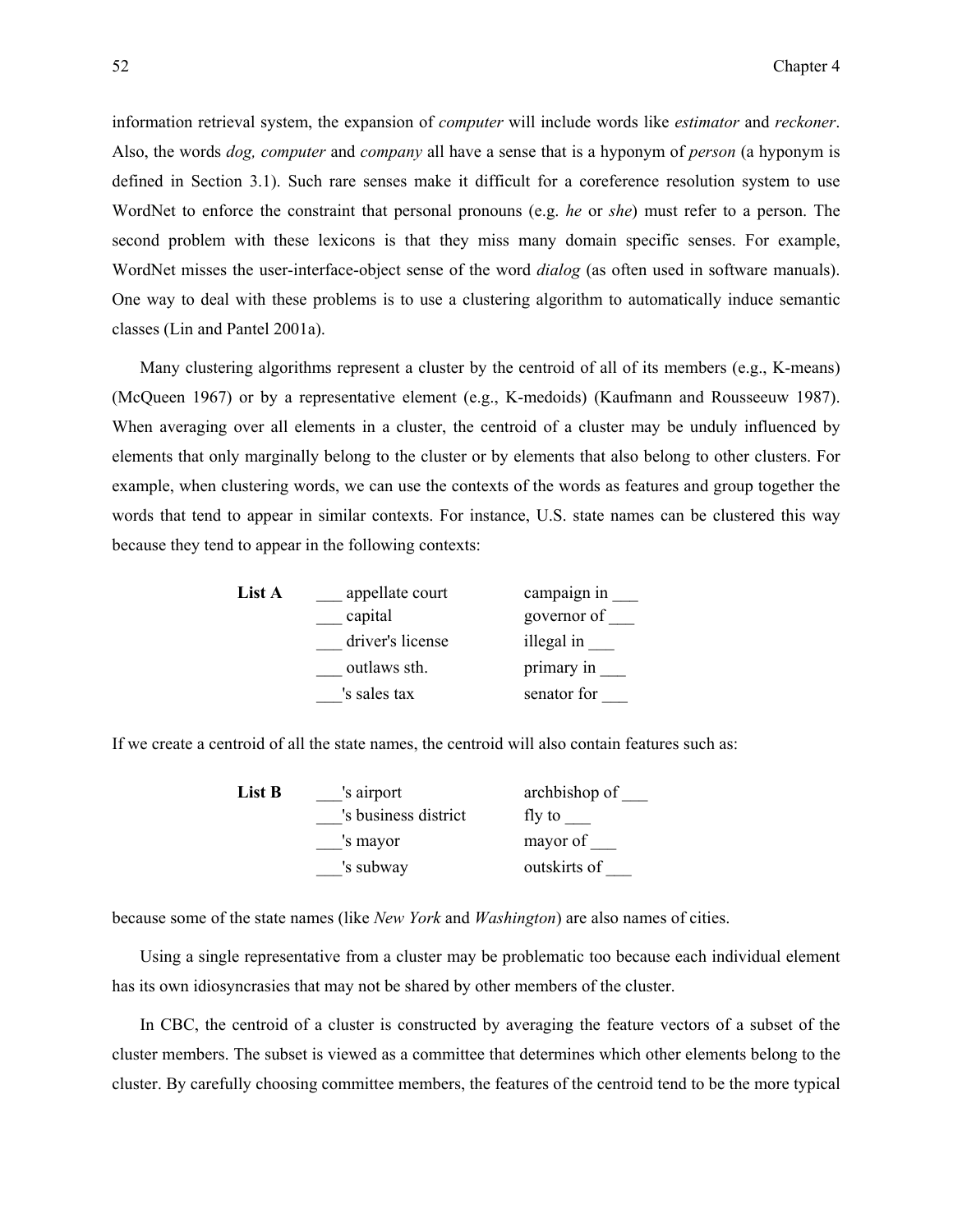information retrieval system, the expansion of *computer* will include words like *estimator* and *reckoner*. Also, the words *dog, computer* and *company* all have a sense that is a hyponym of *person* (a hyponym is defined in Section 3.1). Such rare senses make it difficult for a coreference resolution system to use WordNet to enforce the constraint that personal pronouns (e.g. *he* or *she*) must refer to a person. The second problem with these lexicons is that they miss many domain specific senses. For example, WordNet misses the user-interface-object sense of the word *dialog* (as often used in software manuals). One way to deal with these problems is to use a clustering algorithm to automatically induce semantic classes (Lin and Pantel 2001a).

Many clustering algorithms represent a cluster by the centroid of all of its members (e.g., K-means) (McQueen 1967) or by a representative element (e.g., K-medoids) (Kaufmann and Rousseeuw 1987). When averaging over all elements in a cluster, the centroid of a cluster may be unduly influenced by elements that only marginally belong to the cluster or by elements that also belong to other clusters. For example, when clustering words, we can use the contexts of the words as features and group together the words that tend to appear in similar contexts. For instance, U.S. state names can be clustered this way because they tend to appear in the following contexts:

| **List A** | | |
|---|---|---|
| | ___ appellate court | campaign in ___ |
| | ___ capital | governor of ___ |
| | ___ driver's license | illegal in ___ |
| | ___ outlaws sth. | primary in ___ |
| | ___'s sales tax | senator for ___ |

If we create a centroid of all the state names, the centroid will also contain features such as:

| **List B** | | |
|---|---|---|
| | ___'s airport | archbishop of ___ |
| | ___'s business district | fly to ___ |
| | ___'s mayor | mayor of ___ |
| | ___'s subway | outskirts of ___ |

because some of the state names (like *New York* and *Washington*) are also names of cities.

Using a single representative from a cluster may be problematic too because each individual element has its own idiosyncrasies that may not be shared by other members of the cluster.

In CBC, the centroid of a cluster is constructed by averaging the feature vectors of a subset of the cluster members. The subset is viewed as a committee that determines which other elements belong to the cluster. By carefully choosing committee members, the features of the centroid tend to be the more typical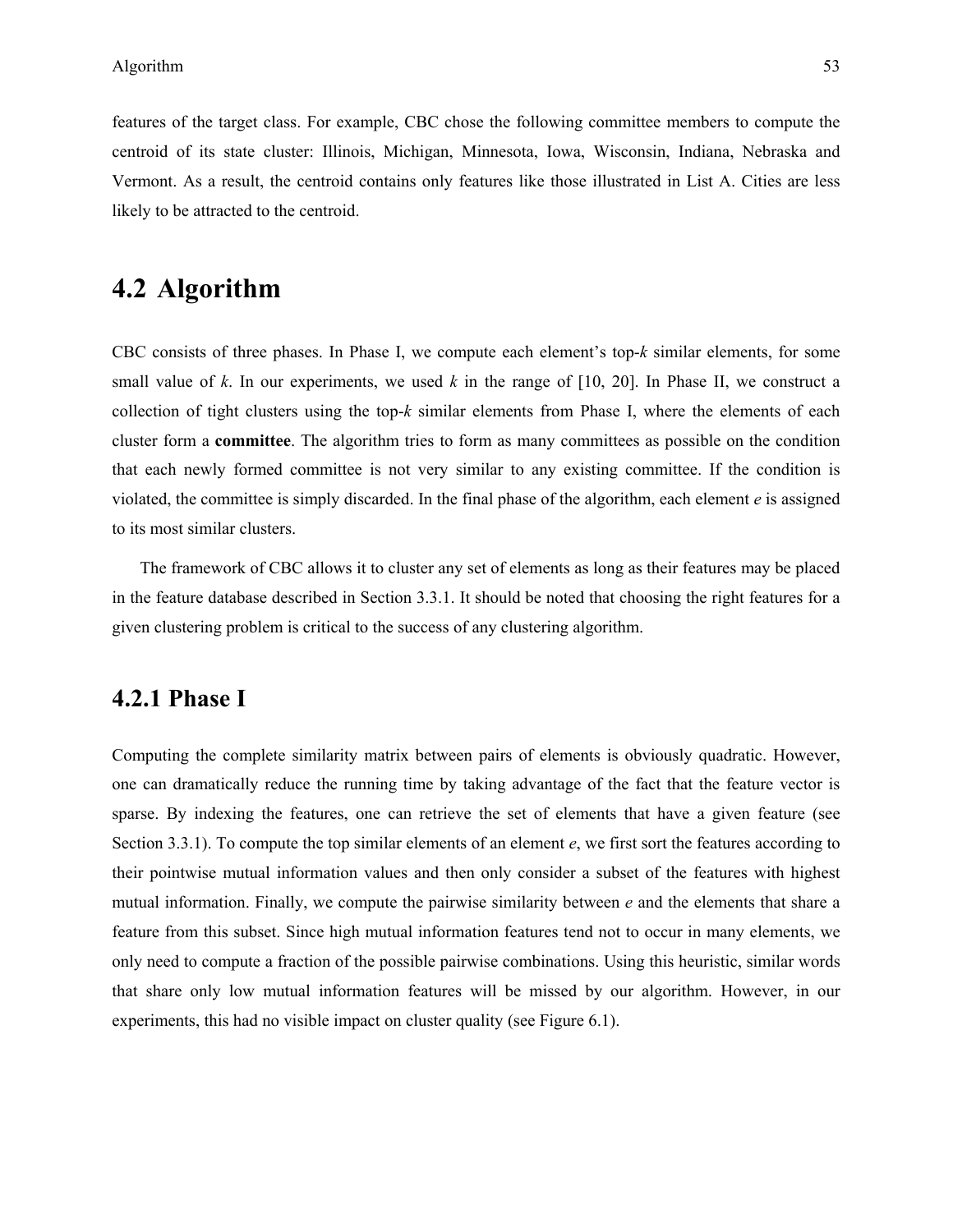features of the target class. For example, CBC chose the following committee members to compute the centroid of its state cluster: Illinois, Michigan, Minnesota, Iowa, Wisconsin, Indiana, Nebraska and Vermont. As a result, the centroid contains only features like those illustrated in List A. Cities are less likely to be attracted to the centroid.

## 4.2 Algorithm

CBC consists of three phases. In Phase I, we compute each element's top-*k* similar elements, for some small value of *k*. In our experiments, we used *k* in the range of [10, 20]. In Phase II, we construct a collection of tight clusters using the top-*k* similar elements from Phase I, where the elements of each cluster form a **committee**. The algorithm tries to form as many committees as possible on the condition that each newly formed committee is not very similar to any existing committee. If the condition is violated, the committee is simply discarded. In the final phase of the algorithm, each element *e* is assigned to its most similar clusters.

The framework of CBC allows it to cluster any set of elements as long as their features may be placed in the feature database described in Section 3.3.1. It should be noted that choosing the right features for a given clustering problem is critical to the success of any clustering algorithm.

### 4.2.1 Phase I

Computing the complete similarity matrix between pairs of elements is obviously quadratic. However, one can dramatically reduce the running time by taking advantage of the fact that the feature vector is sparse. By indexing the features, one can retrieve the set of elements that have a given feature (see Section 3.3.1). To compute the top similar elements of an element *e*, we first sort the features according to their pointwise mutual information values and then only consider a subset of the features with highest mutual information. Finally, we compute the pairwise similarity between *e* and the elements that share a feature from this subset. Since high mutual information features tend not to occur in many elements, we only need to compute a fraction of the possible pairwise combinations. Using this heuristic, similar words that share only low mutual information features will be missed by our algorithm. However, in our experiments, this had no visible impact on cluster quality (see Figure 6.1).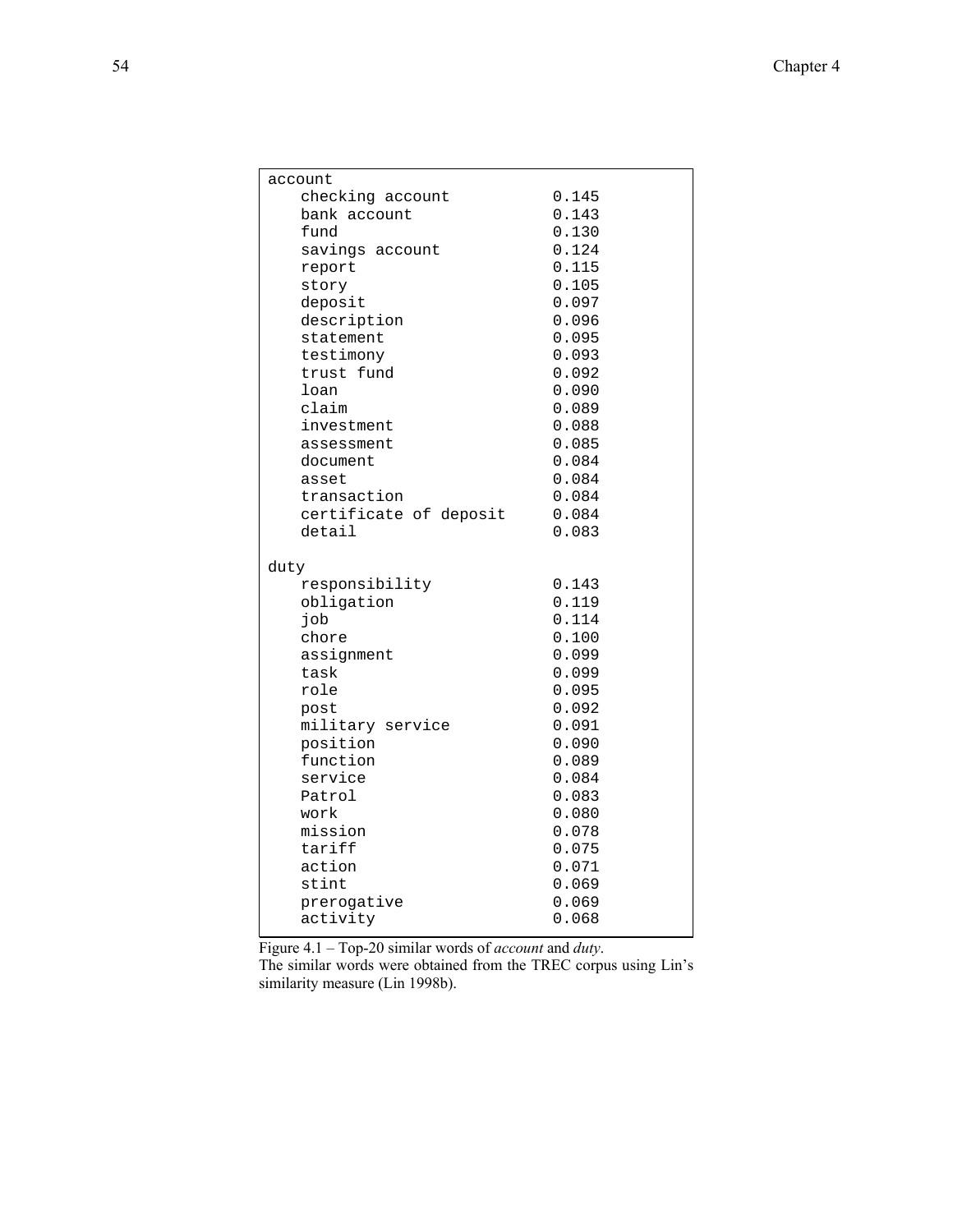```
account
    checking account          0.145
    bank account              0.143
    fund                      0.130
    savings account           0.124
    report                    0.115
    story                     0.105
    deposit                   0.097
    description               0.096
    statement                 0.095
    testimony                 0.093
    trust fund                0.092
    loan                      0.090
    claim                     0.089
    investment                0.088
    assessment                0.085
    document                  0.084
    asset                     0.084
    transaction               0.084
    certificate of deposit    0.084
    detail                    0.083

duty
    responsibility            0.143
    obligation                0.119
    job                       0.114
    chore                     0.100
    assignment                0.099
    task                      0.099
    role                      0.095
    post                      0.092
    military service          0.091
    position                  0.090
    function                  0.089
    service                   0.084
    Patrol                    0.083
    work                      0.080
    mission                   0.078
    tariff                    0.075
    action                    0.071
    stint                     0.069
    prerogative               0.069
    activity                  0.068
```

Figure 4.1 – Top-20 similar words of *account* and *duty*.
The similar words were obtained from the TREC corpus using Lin's similarity measure (Lin 1998b).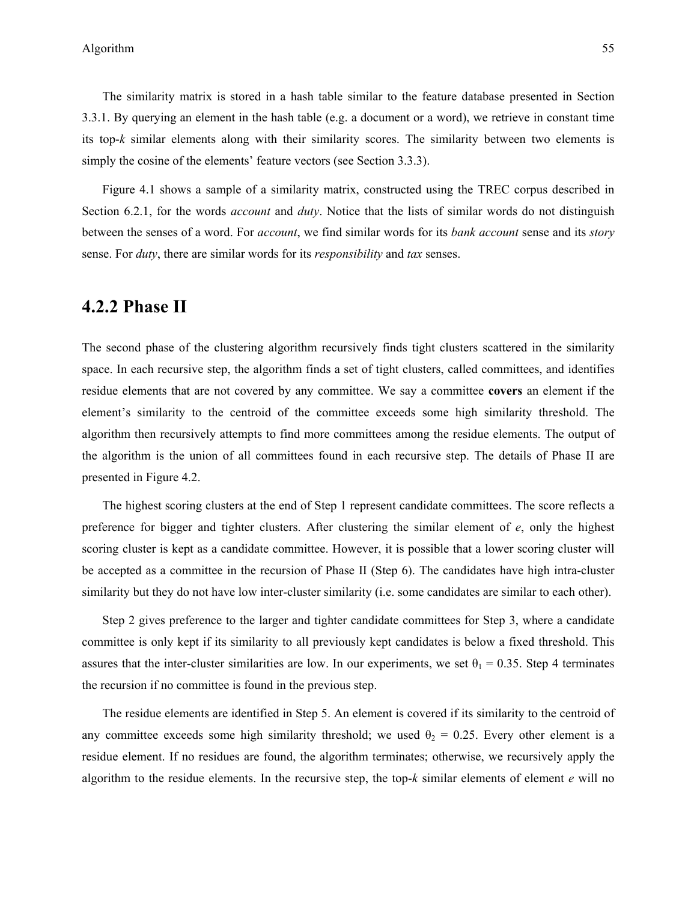The similarity matrix is stored in a hash table similar to the feature database presented in Section 3.3.1. By querying an element in the hash table (e.g. a document or a word), we retrieve in constant time its top-*k* similar elements along with their similarity scores. The similarity between two elements is simply the cosine of the elements' feature vectors (see Section 3.3.3).

Figure 4.1 shows a sample of a similarity matrix, constructed using the TREC corpus described in Section 6.2.1, for the words *account* and *duty*. Notice that the lists of similar words do not distinguish between the senses of a word. For *account*, we find similar words for its *bank account* sense and its *story* sense. For *duty*, there are similar words for its *responsibility* and *tax* senses.

## 4.2.2 Phase II

The second phase of the clustering algorithm recursively finds tight clusters scattered in the similarity space. In each recursive step, the algorithm finds a set of tight clusters, called committees, and identifies residue elements that are not covered by any committee. We say a committee **covers** an element if the element's similarity to the centroid of the committee exceeds some high similarity threshold. The algorithm then recursively attempts to find more committees among the residue elements. The output of the algorithm is the union of all committees found in each recursive step. The details of Phase II are presented in Figure 4.2.

The highest scoring clusters at the end of Step 1 represent candidate committees. The score reflects a preference for bigger and tighter clusters. After clustering the similar element of *e*, only the highest scoring cluster is kept as a candidate committee. However, it is possible that a lower scoring cluster will be accepted as a committee in the recursion of Phase II (Step 6). The candidates have high intra-cluster similarity but they do not have low inter-cluster similarity (i.e. some candidates are similar to each other).

Step 2 gives preference to the larger and tighter candidate committees for Step 3, where a candidate committee is only kept if its similarity to all previously kept candidates is below a fixed threshold. This assures that the inter-cluster similarities are low. In our experiments, we set $\theta_1 = 0.35$. Step 4 terminates the recursion if no committee is found in the previous step.

The residue elements are identified in Step 5. An element is covered if its similarity to the centroid of any committee exceeds some high similarity threshold; we used $\theta_2 = 0.25$. Every other element is a residue element. If no residues are found, the algorithm terminates; otherwise, we recursively apply the algorithm to the residue elements. In the recursive step, the top-*k* similar elements of element *e* will no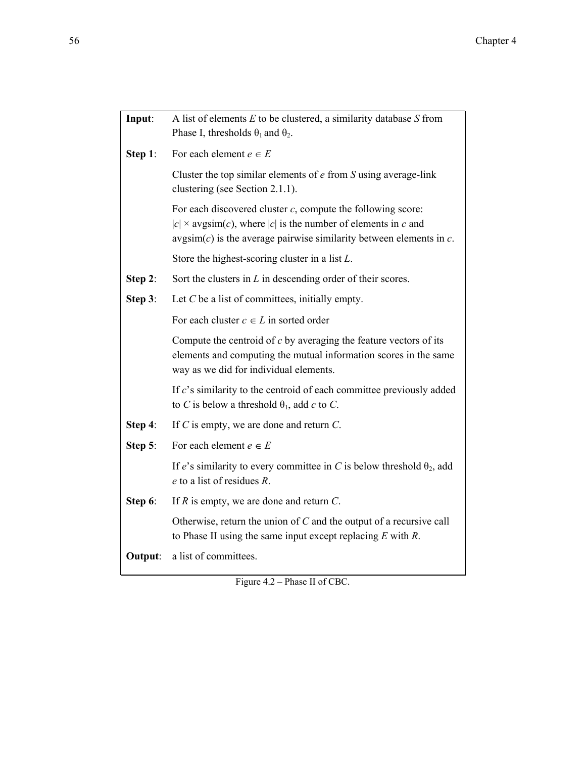| | |
|---|---|
| **Input**: | A list of elements $E$ to be clustered, a similarity database $S$ from Phase I, thresholds $\theta_1$ and $\theta_2$. |
| **Step 1**: | For each element $e \in E$ |
| | Cluster the top similar elements of $e$ from $S$ using average-link clustering (see Section 2.1.1). |
| | For each discovered cluster $c$, compute the following score: $\|c\| \times \text{avgsim}(c)$, where $\|c\|$ is the number of elements in $c$ and avgsim($c$) is the average pairwise similarity between elements in $c$. |
| | Store the highest-scoring cluster in a list $L$. |
| **Step 2**: | Sort the clusters in $L$ in descending order of their scores. |
| **Step 3**: | Let $C$ be a list of committees, initially empty. |
| | For each cluster $c \in L$ in sorted order |
| | Compute the centroid of $c$ by averaging the feature vectors of its elements and computing the mutual information scores in the same way as we did for individual elements. |
| | If $c$'s similarity to the centroid of each committee previously added to $C$ is below a threshold $\theta_1$, add $c$ to $C$. |
| **Step 4**: | If $C$ is empty, we are done and return $C$. |
| **Step 5**: | For each element $e \in E$ |
| | If $e$'s similarity to every committee in $C$ is below threshold $\theta_2$, add $e$ to a list of residues $R$. |
| **Step 6**: | If $R$ is empty, we are done and return $C$. |
| | Otherwise, return the union of $C$ and the output of a recursive call to Phase II using the same input except replacing $E$ with $R$. |
| **Output**: | a list of committees. |

Figure 4.2 – Phase II of CBC.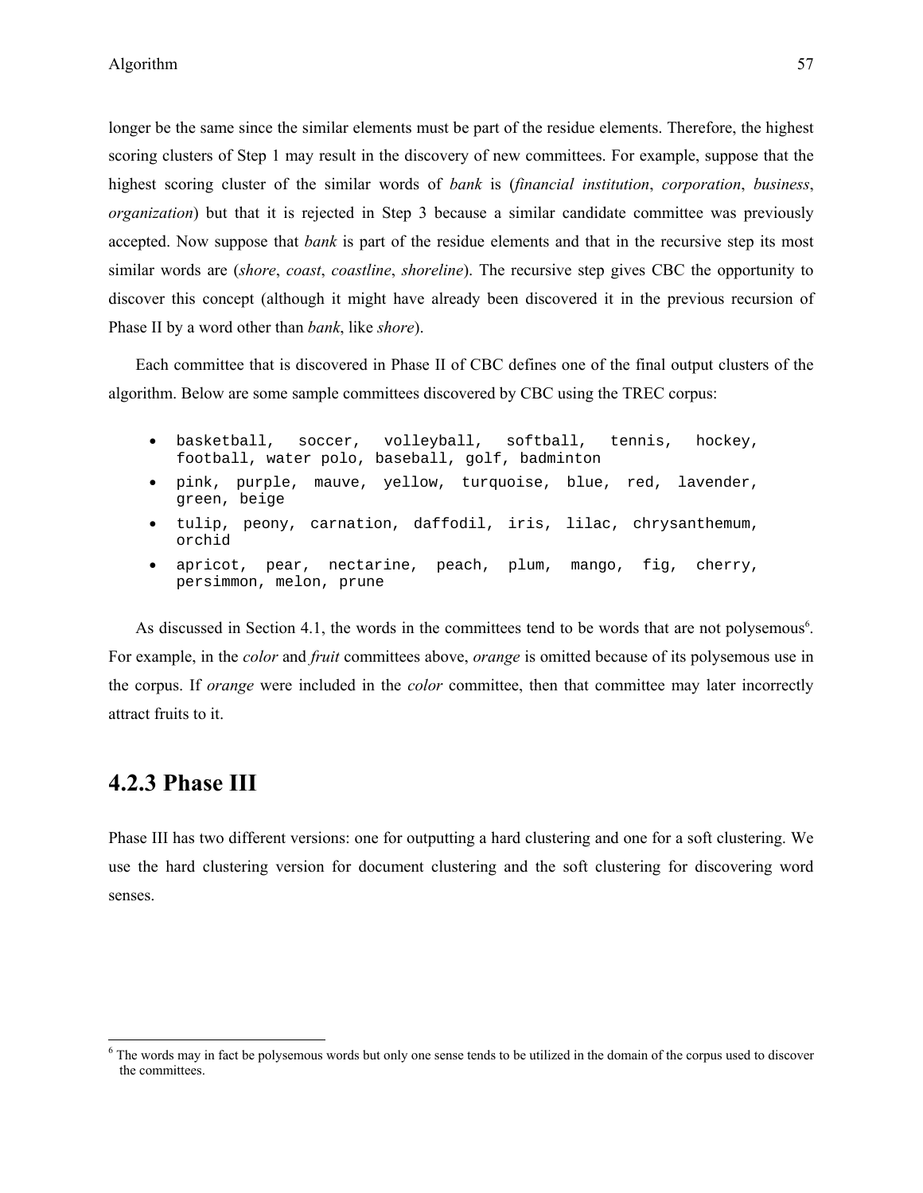longer be the same since the similar elements must be part of the residue elements. Therefore, the highest scoring clusters of Step 1 may result in the discovery of new committees. For example, suppose that the highest scoring cluster of the similar words of *bank* is (*financial institution*, *corporation*, *business*, *organization*) but that it is rejected in Step 3 because a similar candidate committee was previously accepted. Now suppose that *bank* is part of the residue elements and that in the recursive step its most similar words are (*shore*, *coast*, *coastline*, *shoreline*). The recursive step gives CBC the opportunity to discover this concept (although it might have already been discovered it in the previous recursion of Phase II by a word other than *bank*, like *shore*).

Each committee that is discovered in Phase II of CBC defines one of the final output clusters of the algorithm. Below are some sample committees discovered by CBC using the TREC corpus:

- `basketball, soccer, volleyball, softball, tennis, hockey, football, water polo, baseball, golf, badminton`
- `pink, purple, mauve, yellow, turquoise, blue, red, lavender, green, beige`
- `tulip, peony, carnation, daffodil, iris, lilac, chrysanthemum, orchid`
- `apricot, pear, nectarine, peach, plum, mango, fig, cherry, persimmon, melon, prune`

As discussed in Section 4.1, the words in the committees tend to be words that are not polysemous[6]. For example, in the *color* and *fruit* committees above, *orange* is omitted because of its polysemous use in the corpus. If *orange* were included in the *color* committee, then that committee may later incorrectly attract fruits to it.

### 4.2.3 Phase III

Phase III has two different versions: one for outputting a hard clustering and one for a soft clustering. We use the hard clustering version for document clustering and the soft clustering for discovering word senses.

---

[6] The words may in fact be polysemous words but only one sense tends to be utilized in the domain of the corpus used to discover the committees.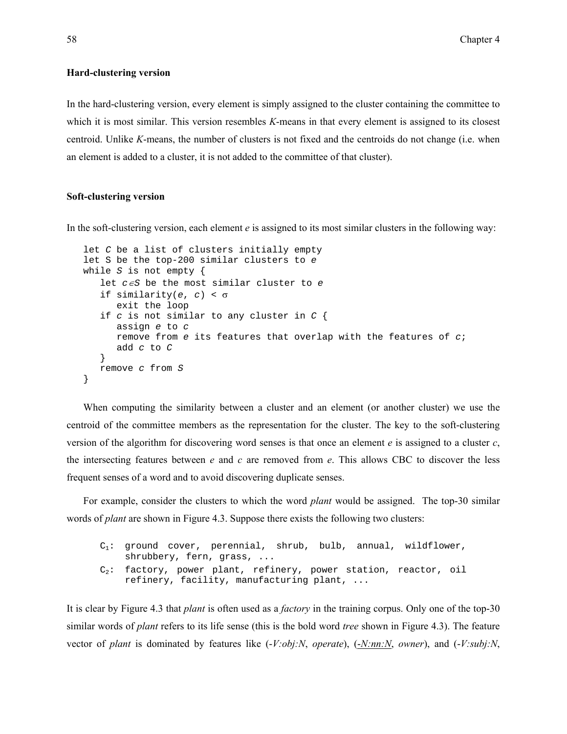### Hard-clustering version

In the hard-clustering version, every element is simply assigned to the cluster containing the committee to which it is most similar. This version resembles *K*-means in that every element is assigned to its closest centroid. Unlike *K*-means, the number of clusters is not fixed and the centroids do not change (i.e. when an element is added to a cluster, it is not added to the committee of that cluster).

### Soft-clustering version

In the soft-clustering version, each element *e* is assigned to its most similar clusters in the following way:

```
let C be a list of clusters initially empty
let S be the top-200 similar clusters to e
while S is not empty {
   let c∈S be the most similar cluster to e
   if similarity(e, c) < σ
      exit the loop
   if c is not similar to any cluster in C {
      assign e to c
      remove from e its features that overlap with the features of c;
      add c to C
   }
   remove c from S
}
```

When computing the similarity between a cluster and an element (or another cluster) we use the centroid of the committee members as the representation for the cluster. The key to the soft-clustering version of the algorithm for discovering word senses is that once an element *e* is assigned to a cluster *c*, the intersecting features between *e* and *c* are removed from *e*. This allows CBC to discover the less frequent senses of a word and to avoid discovering duplicate senses.

For example, consider the clusters to which the word *plant* would be assigned. The top-30 similar words of *plant* are shown in Figure 4.3. Suppose there exists the following two clusters:

```
C1: ground cover, perennial, shrub, bulb, annual, wildflower,
    shrubbery, fern, grass, ...
C2: factory, power plant, refinery, power station, reactor, oil
    refinery, facility, manufacturing plant, ...
```

It is clear by Figure 4.3 that *plant* is often used as a *factory* in the training corpus. Only one of the top-30 similar words of *plant* refers to its life sense (this is the bold word *tree* shown in Figure 4.3). The feature vector of *plant* is dominated by features like (*-V:obj:N*, *operate*), (*-N:nn:N*, *owner*), and (*-V:subj:N*,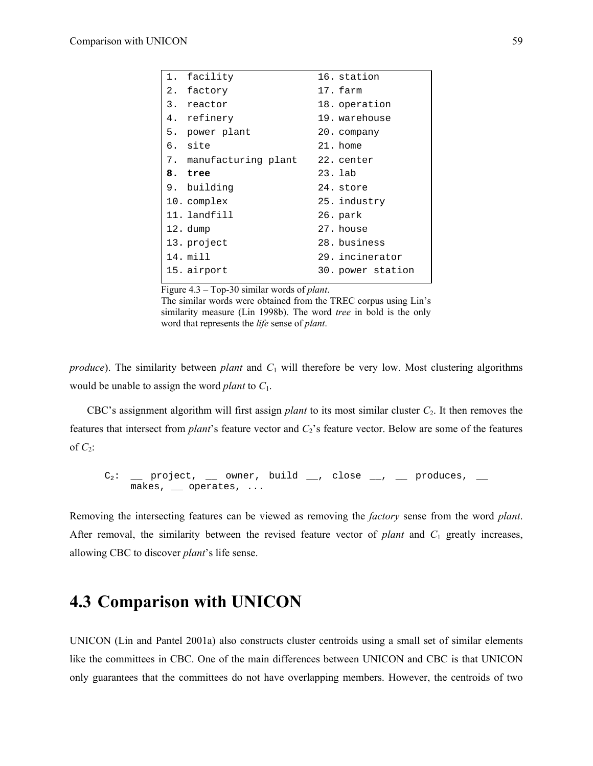| | |
|---|---|
| 1. facility | 16. station |
| 2. factory | 17. farm |
| 3. reactor | 18. operation |
| 4. refinery | 19. warehouse |
| 5. power plant | 20. company |
| 6. site | 21. home |
| 7. manufacturing plant | 22. center |
| **8. tree** | 23. lab |
| 9. building | 24. store |
| 10. complex | 25. industry |
| 11. landfill | 26. park |
| 12. dump | 27. house |
| 13. project | 28. business |
| 14. mill | 29. incinerator |
| 15. airport | 30. power station |

Figure 4.3 – Top-30 similar words of *plant*.
The similar words were obtained from the TREC corpus using Lin's similarity measure (Lin 1998b). The word *tree* in bold is the only word that represents the *life* sense of *plant*.

*produce*). The similarity between *plant* and $C_1$ will therefore be very low. Most clustering algorithms would be unable to assign the word *plant* to $C_1$.

CBC's assignment algorithm will first assign *plant* to its most similar cluster $C_2$. It then removes the features that intersect from *plant*'s feature vector and $C_2$'s feature vector. Below are some of the features of $C_2$:

```
C2:  __ project, __ owner, build __, close __, __ produces, __
     makes, __ operates, ...
```

Removing the intersecting features can be viewed as removing the *factory* sense from the word *plant*. After removal, the similarity between the revised feature vector of *plant* and $C_1$ greatly increases, allowing CBC to discover *plant*'s life sense.

## 4.3 Comparison with UNICON

UNICON (Lin and Pantel 2001a) also constructs cluster centroids using a small set of similar elements like the committees in CBC. One of the main differences between UNICON and CBC is that UNICON only guarantees that the committees do not have overlapping members. However, the centroids of two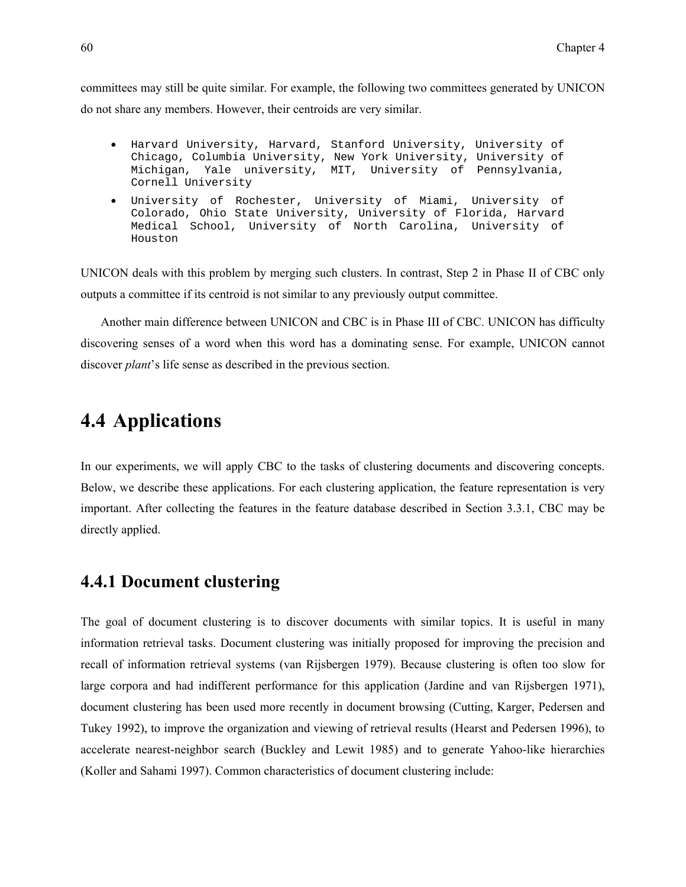committees may still be quite similar. For example, the following two committees generated by UNICON do not share any members. However, their centroids are very similar.

- Harvard University, Harvard, Stanford University, University of Chicago, Columbia University, New York University, University of Michigan, Yale university, MIT, University of Pennsylvania, Cornell University
- University of Rochester, University of Miami, University of Colorado, Ohio State University, University of Florida, Harvard Medical School, University of North Carolina, University of Houston

UNICON deals with this problem by merging such clusters. In contrast, Step 2 in Phase II of CBC only outputs a committee if its centroid is not similar to any previously output committee.

Another main difference between UNICON and CBC is in Phase III of CBC. UNICON has difficulty discovering senses of a word when this word has a dominating sense. For example, UNICON cannot discover *plant*'s life sense as described in the previous section.

## 4.4 Applications

In our experiments, we will apply CBC to the tasks of clustering documents and discovering concepts. Below, we describe these applications. For each clustering application, the feature representation is very important. After collecting the features in the feature database described in Section 3.3.1, CBC may be directly applied.

### 4.4.1 Document clustering

The goal of document clustering is to discover documents with similar topics. It is useful in many information retrieval tasks. Document clustering was initially proposed for improving the precision and recall of information retrieval systems (van Rijsbergen 1979). Because clustering is often too slow for large corpora and had indifferent performance for this application (Jardine and van Rijsbergen 1971), document clustering has been used more recently in document browsing (Cutting, Karger, Pedersen and Tukey 1992), to improve the organization and viewing of retrieval results (Hearst and Pedersen 1996), to accelerate nearest-neighbor search (Buckley and Lewit 1985) and to generate Yahoo-like hierarchies (Koller and Sahami 1997). Common characteristics of document clustering include: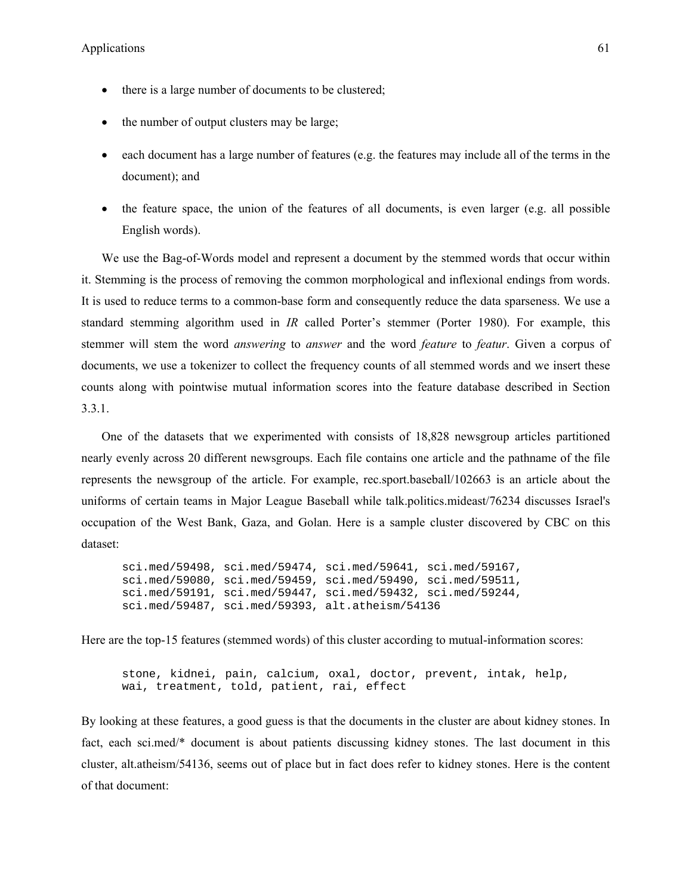- there is a large number of documents to be clustered;
- the number of output clusters may be large;
- each document has a large number of features (e.g. the features may include all of the terms in the document); and
- the feature space, the union of the features of all documents, is even larger (e.g. all possible English words).

We use the Bag-of-Words model and represent a document by the stemmed words that occur within it. Stemming is the process of removing the common morphological and inflexional endings from words. It is used to reduce terms to a common-base form and consequently reduce the data sparseness. We use a standard stemming algorithm used in *IR* called Porter's stemmer (Porter 1980). For example, this stemmer will stem the word *answering* to *answer* and the word *feature* to *featur*. Given a corpus of documents, we use a tokenizer to collect the frequency counts of all stemmed words and we insert these counts along with pointwise mutual information scores into the feature database described in Section 3.3.1.

One of the datasets that we experimented with consists of 18,828 newsgroup articles partitioned nearly evenly across 20 different newsgroups. Each file contains one article and the pathname of the file represents the newsgroup of the article. For example, rec.sport.baseball/102663 is an article about the uniforms of certain teams in Major League Baseball while talk.politics.mideast/76234 discusses Israel's occupation of the West Bank, Gaza, and Golan. Here is a sample cluster discovered by CBC on this dataset:

```
sci.med/59498, sci.med/59474, sci.med/59641, sci.med/59167,
sci.med/59080, sci.med/59459, sci.med/59490, sci.med/59511,
sci.med/59191, sci.med/59447, sci.med/59432, sci.med/59244,
sci.med/59487, sci.med/59393, alt.atheism/54136
```

Here are the top-15 features (stemmed words) of this cluster according to mutual-information scores:

```
stone, kidnei, pain, calcium, oxal, doctor, prevent, intak, help,
wai, treatment, told, patient, rai, effect
```

By looking at these features, a good guess is that the documents in the cluster are about kidney stones. In fact, each sci.med/* document is about patients discussing kidney stones. The last document in this cluster, alt.atheism/54136, seems out of place but in fact does refer to kidney stones. Here is the content of that document: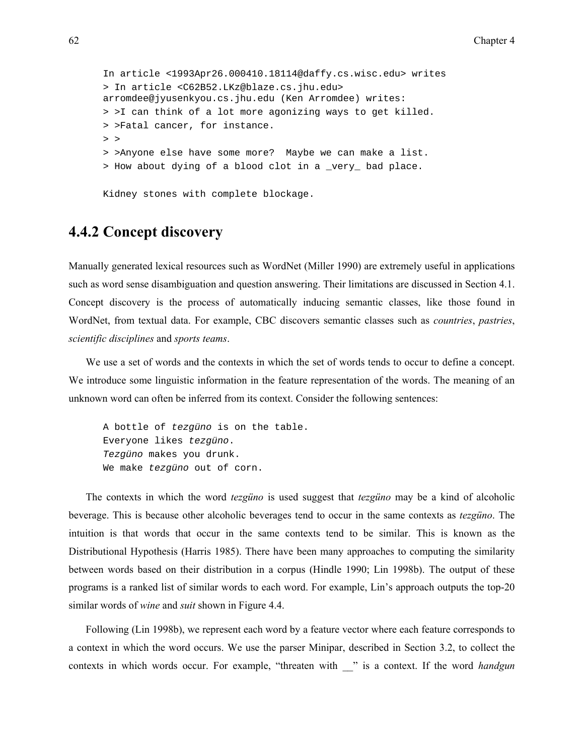```
In article <1993Apr26.000410.18114@daffy.cs.wisc.edu> writes
> In article <C62B52.LKz@blaze.cs.jhu.edu>
arromdee@jyusenkyou.cs.jhu.edu (Ken Arromdee) writes:
> >I can think of a lot more agonizing ways to get killed.
> >Fatal cancer, for instance.
> >
> >Anyone else have some more?  Maybe we can make a list.
> How about dying of a blood clot in a _very_ bad place.

Kidney stones with complete blockage.
```

## 4.4.2 Concept discovery

Manually generated lexical resources such as WordNet (Miller 1990) are extremely useful in applications such as word sense disambiguation and question answering. Their limitations are discussed in Section 4.1. Concept discovery is the process of automatically inducing semantic classes, like those found in WordNet, from textual data. For example, CBC discovers semantic classes such as *countries*, *pastries*, *scientific disciplines* and *sports teams*.

We use a set of words and the contexts in which the set of words tends to occur to define a concept. We introduce some linguistic information in the feature representation of the words. The meaning of an unknown word can often be inferred from its context. Consider the following sentences:

```
A bottle of tezgüno is on the table.
Everyone likes tezgüno.
Tezgüno makes you drunk.
We make tezgüno out of corn.
```

The contexts in which the word *tezgüno* is used suggest that *tezgüno* may be a kind of alcoholic beverage. This is because other alcoholic beverages tend to occur in the same contexts as *tezgüno*. The intuition is that words that occur in the same contexts tend to be similar. This is known as the Distributional Hypothesis (Harris 1985). There have been many approaches to computing the similarity between words based on their distribution in a corpus (Hindle 1990; Lin 1998b). The output of these programs is a ranked list of similar words to each word. For example, Lin's approach outputs the top-20 similar words of *wine* and *suit* shown in Figure 4.4.

Following (Lin 1998b), we represent each word by a feature vector where each feature corresponds to a context in which the word occurs. We use the parser Minipar, described in Section 3.2, to collect the contexts in which words occur. For example, "threaten with __" is a context. If the word *handgun*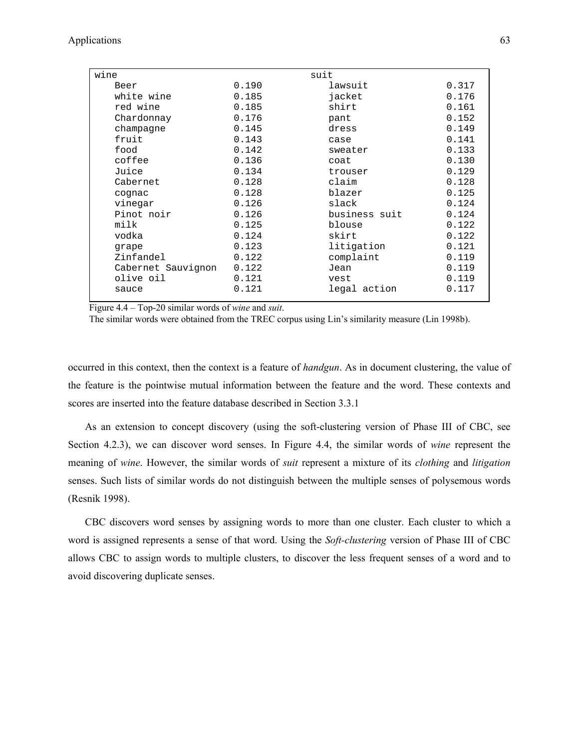| wine | | suit | |
|---|---|---|---|
| Beer | 0.190 | lawsuit | 0.317 |
| white wine | 0.185 | jacket | 0.176 |
| red wine | 0.185 | shirt | 0.161 |
| Chardonnay | 0.176 | pant | 0.152 |
| champagne | 0.145 | dress | 0.149 |
| fruit | 0.143 | case | 0.141 |
| food | 0.142 | sweater | 0.133 |
| coffee | 0.136 | coat | 0.130 |
| Juice | 0.134 | trouser | 0.129 |
| Cabernet | 0.128 | claim | 0.128 |
| cognac | 0.128 | blazer | 0.125 |
| vinegar | 0.126 | slack | 0.124 |
| Pinot noir | 0.126 | business suit | 0.124 |
| milk | 0.125 | blouse | 0.122 |
| vodka | 0.124 | skirt | 0.122 |
| grape | 0.123 | litigation | 0.121 |
| Zinfandel | 0.122 | complaint | 0.119 |
| Cabernet Sauvignon | 0.122 | Jean | 0.119 |
| olive oil | 0.121 | vest | 0.119 |
| sauce | 0.121 | legal action | 0.117 |

Figure 4.4 – Top-20 similar words of *wine* and *suit*.
The similar words were obtained from the TREC corpus using Lin's similarity measure (Lin 1998b).

occurred in this context, then the context is a feature of *handgun*. As in document clustering, the value of the feature is the pointwise mutual information between the feature and the word. These contexts and scores are inserted into the feature database described in Section 3.3.1

As an extension to concept discovery (using the soft-clustering version of Phase III of CBC, see Section 4.2.3), we can discover word senses. In Figure 4.4, the similar words of *wine* represent the meaning of *wine*. However, the similar words of *suit* represent a mixture of its *clothing* and *litigation* senses. Such lists of similar words do not distinguish between the multiple senses of polysemous words (Resnik 1998).

CBC discovers word senses by assigning words to more than one cluster. Each cluster to which a word is assigned represents a sense of that word. Using the *Soft-clustering* version of Phase III of CBC allows CBC to assign words to multiple clusters, to discover the less frequent senses of a word and to avoid discovering duplicate senses.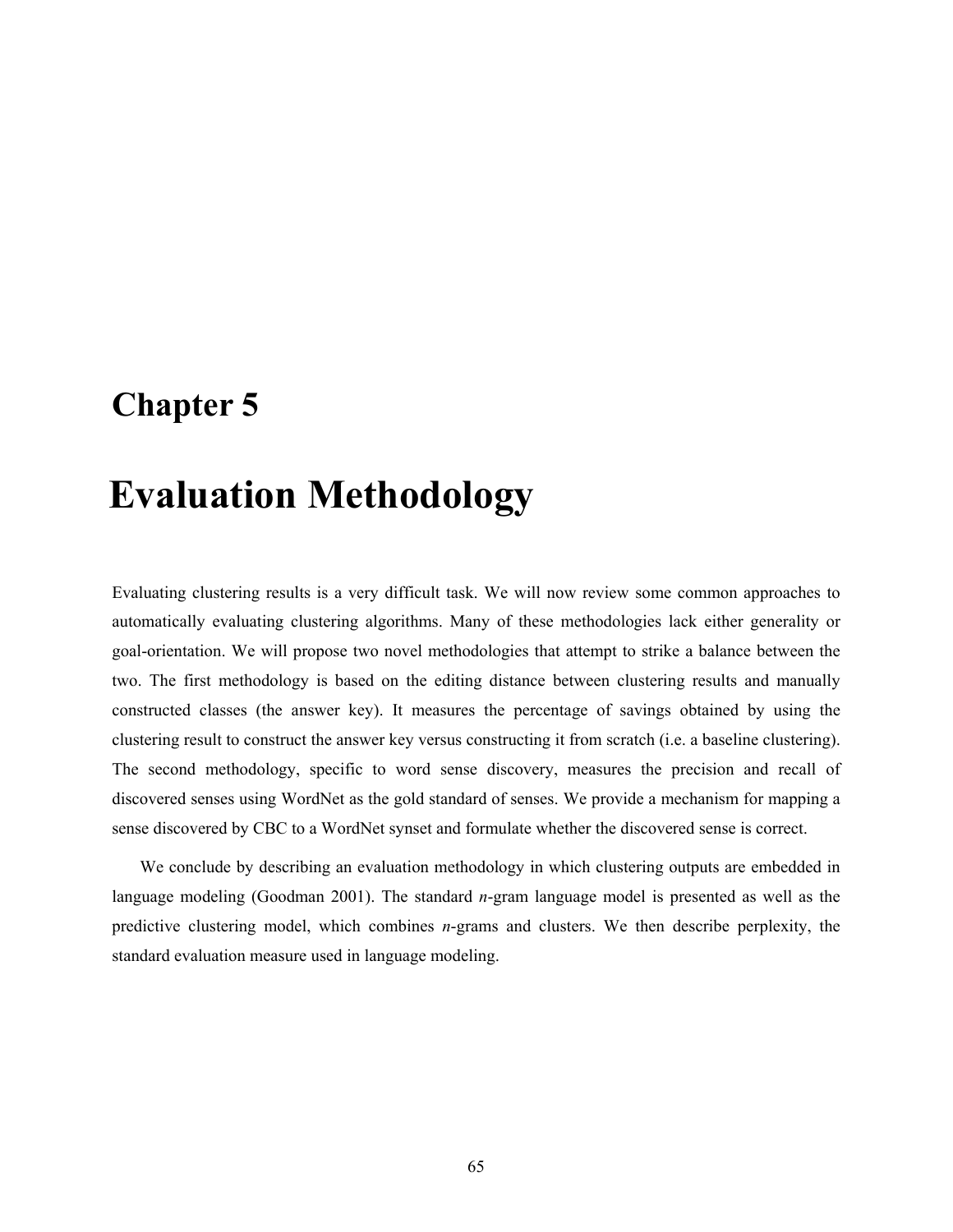# Chapter 5

# Evaluation Methodology

Evaluating clustering results is a very difficult task. We will now review some common approaches to automatically evaluating clustering algorithms. Many of these methodologies lack either generality or goal-orientation. We will propose two novel methodologies that attempt to strike a balance between the two. The first methodology is based on the editing distance between clustering results and manually constructed classes (the answer key). It measures the percentage of savings obtained by using the clustering result to construct the answer key versus constructing it from scratch (i.e. a baseline clustering). The second methodology, specific to word sense discovery, measures the precision and recall of discovered senses using WordNet as the gold standard of senses. We provide a mechanism for mapping a sense discovered by CBC to a WordNet synset and formulate whether the discovered sense is correct.

We conclude by describing an evaluation methodology in which clustering outputs are embedded in language modeling (Goodman 2001). The standard *n*-gram language model is presented as well as the predictive clustering model, which combines *n*-grams and clusters. We then describe perplexity, the standard evaluation measure used in language modeling.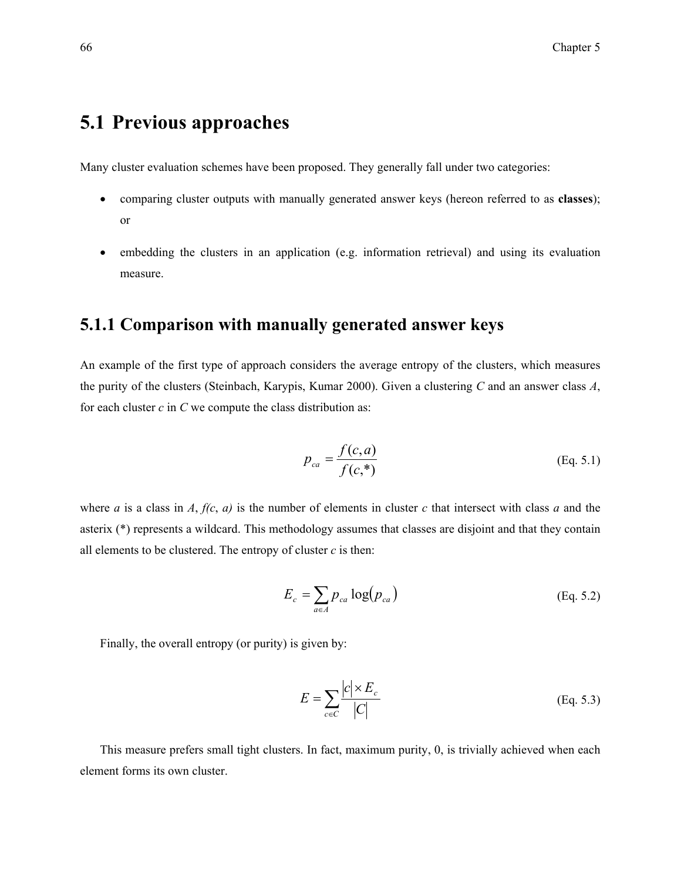## 5.1 Previous approaches

Many cluster evaluation schemes have been proposed. They generally fall under two categories:

- comparing cluster outputs with manually generated answer keys (hereon referred to as **classes**); or
- embedding the clusters in an application (e.g. information retrieval) and using its evaluation measure.

### 5.1.1 Comparison with manually generated answer keys

An example of the first type of approach considers the average entropy of the clusters, which measures the purity of the clusters (Steinbach, Karypis, Kumar 2000). Given a clustering *C* and an answer class *A*, for each cluster *c* in *C* we compute the class distribution as:

$$p_{ca} = \frac{f(c,a)}{f(c,*)} \qquad \text{(Eq. 5.1)}$$

where *a* is a class in *A*, *f(c, a)* is the number of elements in cluster *c* that intersect with class *a* and the asterix (*) represents a wildcard. This methodology assumes that classes are disjoint and that they contain all elements to be clustered. The entropy of cluster *c* is then:

$$E_c = \sum_{a \in A} p_{ca} \log(p_{ca}) \qquad \text{(Eq. 5.2)}$$

Finally, the overall entropy (or purity) is given by:

$$E = \sum_{c \in C} \frac{|c| \times E_c}{|C|} \qquad \text{(Eq. 5.3)}$$

This measure prefers small tight clusters. In fact, maximum purity, 0, is trivially achieved when each element forms its own cluster.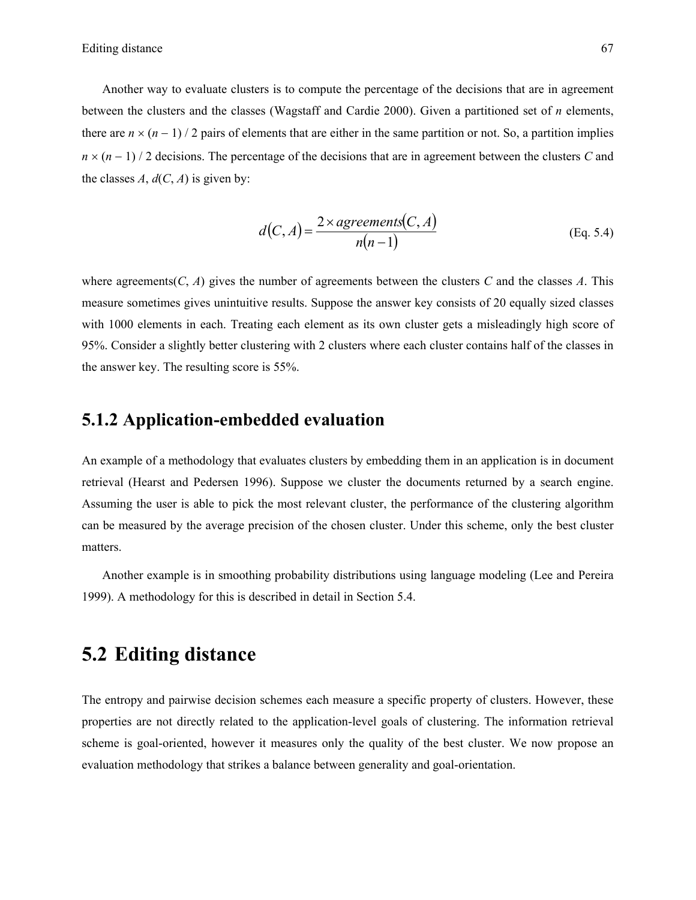Another way to evaluate clusters is to compute the percentage of the decisions that are in agreement between the clusters and the classes (Wagstaff and Cardie 2000). Given a partitioned set of $n$ elements, there are $n \times (n - 1) / 2$ pairs of elements that are either in the same partition or not. So, a partition implies $n \times (n - 1) / 2$ decisions. The percentage of the decisions that are in agreement between the clusters $C$ and the classes $A$, $d(C, A)$ is given by:

$$d(C, A) = \frac{2 \times agreements(C, A)}{n(n-1)} \tag{Eq. 5.4}$$

where agreements($C$, $A$) gives the number of agreements between the clusters $C$ and the classes $A$. This measure sometimes gives unintuitive results. Suppose the answer key consists of 20 equally sized classes with 1000 elements in each. Treating each element as its own cluster gets a misleadingly high score of 95%. Consider a slightly better clustering with 2 clusters where each cluster contains half of the classes in the answer key. The resulting score is 55%.

### 5.1.2 Application-embedded evaluation

An example of a methodology that evaluates clusters by embedding them in an application is in document retrieval (Hearst and Pedersen 1996). Suppose we cluster the documents returned by a search engine. Assuming the user is able to pick the most relevant cluster, the performance of the clustering algorithm can be measured by the average precision of the chosen cluster. Under this scheme, only the best cluster matters.

Another example is in smoothing probability distributions using language modeling (Lee and Pereira 1999). A methodology for this is described in detail in Section 5.4.

## 5.2 Editing distance

The entropy and pairwise decision schemes each measure a specific property of clusters. However, these properties are not directly related to the application-level goals of clustering. The information retrieval scheme is goal-oriented, however it measures only the quality of the best cluster. We now propose an evaluation methodology that strikes a balance between generality and goal-orientation.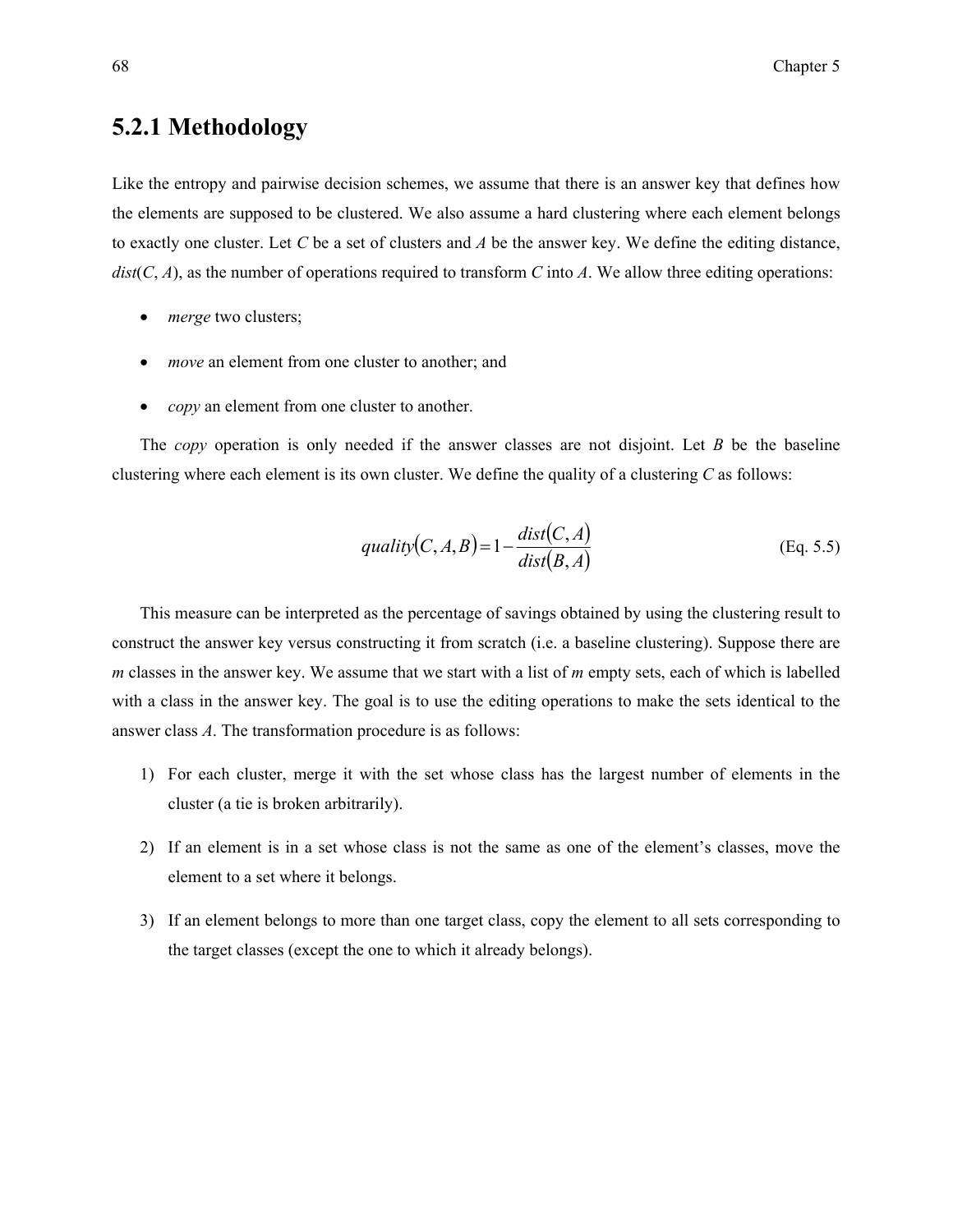### 5.2.1 Methodology

Like the entropy and pairwise decision schemes, we assume that there is an answer key that defines how the elements are supposed to be clustered. We also assume a hard clustering where each element belongs to exactly one cluster. Let *C* be a set of clusters and *A* be the answer key. We define the editing distance, *dist*(*C*, *A*), as the number of operations required to transform *C* into *A*. We allow three editing operations:

- *merge* two clusters;
- *move* an element from one cluster to another; and
- *copy* an element from one cluster to another.

The *copy* operation is only needed if the answer classes are not disjoint. Let *B* be the baseline clustering where each element is its own cluster. We define the quality of a clustering *C* as follows:

$$quality(C, A, B) = 1 - \frac{dist(C, A)}{dist(B, A)} \quad \text{(Eq. 5.5)}$$

This measure can be interpreted as the percentage of savings obtained by using the clustering result to construct the answer key versus constructing it from scratch (i.e. a baseline clustering). Suppose there are *m* classes in the answer key. We assume that we start with a list of *m* empty sets, each of which is labelled with a class in the answer key. The goal is to use the editing operations to make the sets identical to the answer class *A*. The transformation procedure is as follows:

1) For each cluster, merge it with the set whose class has the largest number of elements in the cluster (a tie is broken arbitrarily).
2) If an element is in a set whose class is not the same as one of the element's classes, move the element to a set where it belongs.
3) If an element belongs to more than one target class, copy the element to all sets corresponding to the target classes (except the one to which it already belongs).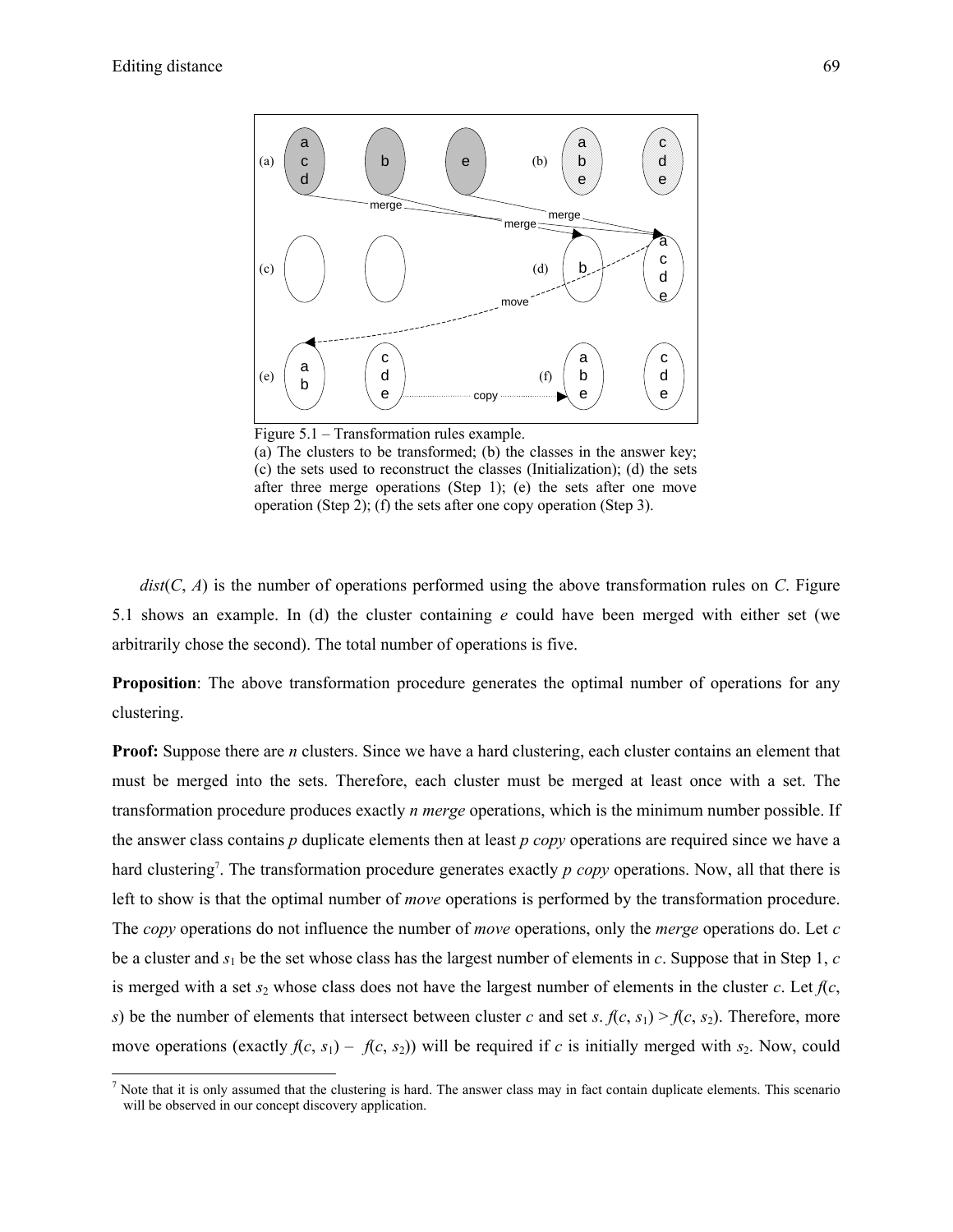Figure 5.1 – Transformation rules example.
(a) The clusters to be transformed; (b) the classes in the answer key; (c) the sets used to reconstruct the classes (Initialization); (d) the sets after three merge operations (Step 1); (e) the sets after one move operation (Step 2); (f) the sets after one copy operation (Step 3).

*dist*(*C*, *A*) is the number of operations performed using the above transformation rules on *C*. Figure 5.1 shows an example. In (d) the cluster containing *e* could have been merged with either set (we arbitrarily chose the second). The total number of operations is five.

**Proposition**: The above transformation procedure generates the optimal number of operations for any clustering.

**Proof:** Suppose there are *n* clusters. Since we have a hard clustering, each cluster contains an element that must be merged into the sets. Therefore, each cluster must be merged at least once with a set. The transformation procedure produces exactly *n merge* operations, which is the minimum number possible. If the answer class contains *p* duplicate elements then at least *p copy* operations are required since we have a hard clustering[7]. The transformation procedure generates exactly *p copy* operations. Now, all that there is left to show is that the optimal number of *move* operations is performed by the transformation procedure. The *copy* operations do not influence the number of *move* operations, only the *merge* operations do. Let *c* be a cluster and $s_1$ be the set whose class has the largest number of elements in *c*. Suppose that in Step 1, *c* is merged with a set $s_2$ whose class does not have the largest number of elements in the cluster *c*. Let $f(c, s)$ be the number of elements that intersect between cluster *c* and set *s*. $f(c, s_1) > f(c, s_2)$. Therefore, more move operations (exactly $f(c, s_1) - f(c, s_2)$) will be required if *c* is initially merged with $s_2$. Now, could

[7] Note that it is only assumed that the clustering is hard. The answer class may in fact contain duplicate elements. This scenario will be observed in our concept discovery application.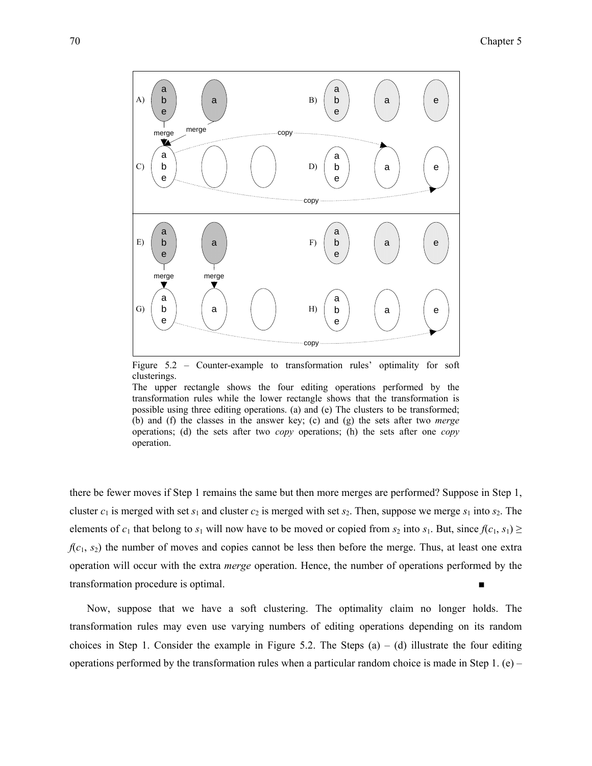Figure 5.2 – Counter-example to transformation rules' optimality for soft clusterings.
The upper rectangle shows the four editing operations performed by the transformation rules while the lower rectangle shows that the transformation is possible using three editing operations. (a) and (e) The clusters to be transformed; (b) and (f) the classes in the answer key; (c) and (g) the sets after two *merge* operations; (d) the sets after two *copy* operations; (h) the sets after one *copy* operation.

there be fewer moves if Step 1 remains the same but then more merges are performed? Suppose in Step 1, cluster $c_1$ is merged with set $s_1$ and cluster $c_2$ is merged with set $s_2$. Then, suppose we merge $s_1$ into $s_2$. The elements of $c_1$ that belong to $s_1$ will now have to be moved or copied from $s_2$ into $s_1$. But, since $f(c_1, s_1) \geq f(c_1, s_2)$ the number of moves and copies cannot be less then before the merge. Thus, at least one extra operation will occur with the extra *merge* operation. Hence, the number of operations performed by the transformation procedure is optimal. ■

Now, suppose that we have a soft clustering. The optimality claim no longer holds. The transformation rules may even use varying numbers of editing operations depending on its random choices in Step 1. Consider the example in Figure 5.2. The Steps (a) – (d) illustrate the four editing operations performed by the transformation rules when a particular random choice is made in Step 1. (e) –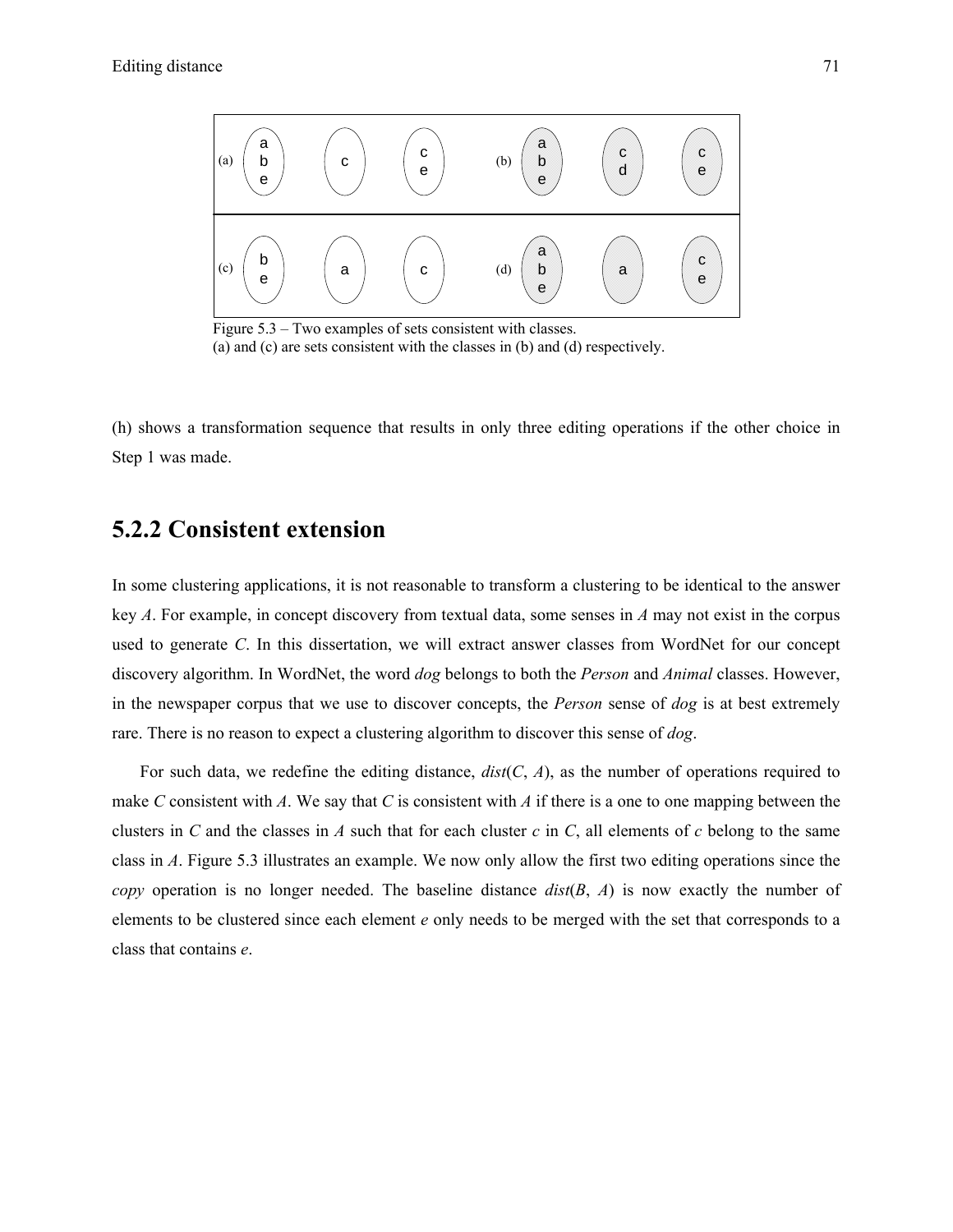Figure 5.3 – Two examples of sets consistent with classes.
(a) and (c) are sets consistent with the classes in (b) and (d) respectively.

(h) shows a transformation sequence that results in only three editing operations if the other choice in Step 1 was made.

## 5.2.2 Consistent extension

In some clustering applications, it is not reasonable to transform a clustering to be identical to the answer key *A*. For example, in concept discovery from textual data, some senses in *A* may not exist in the corpus used to generate *C*. In this dissertation, we will extract answer classes from WordNet for our concept discovery algorithm. In WordNet, the word *dog* belongs to both the *Person* and *Animal* classes. However, in the newspaper corpus that we use to discover concepts, the *Person* sense of *dog* is at best extremely rare. There is no reason to expect a clustering algorithm to discover this sense of *dog*.

For such data, we redefine the editing distance, *dist*(*C*, *A*), as the number of operations required to make *C* consistent with *A*. We say that *C* is consistent with *A* if there is a one to one mapping between the clusters in *C* and the classes in *A* such that for each cluster *c* in *C*, all elements of *c* belong to the same class in *A*. Figure 5.3 illustrates an example. We now only allow the first two editing operations since the *copy* operation is no longer needed. The baseline distance *dist*(*B*, *A*) is now exactly the number of elements to be clustered since each element *e* only needs to be merged with the set that corresponds to a class that contains *e*.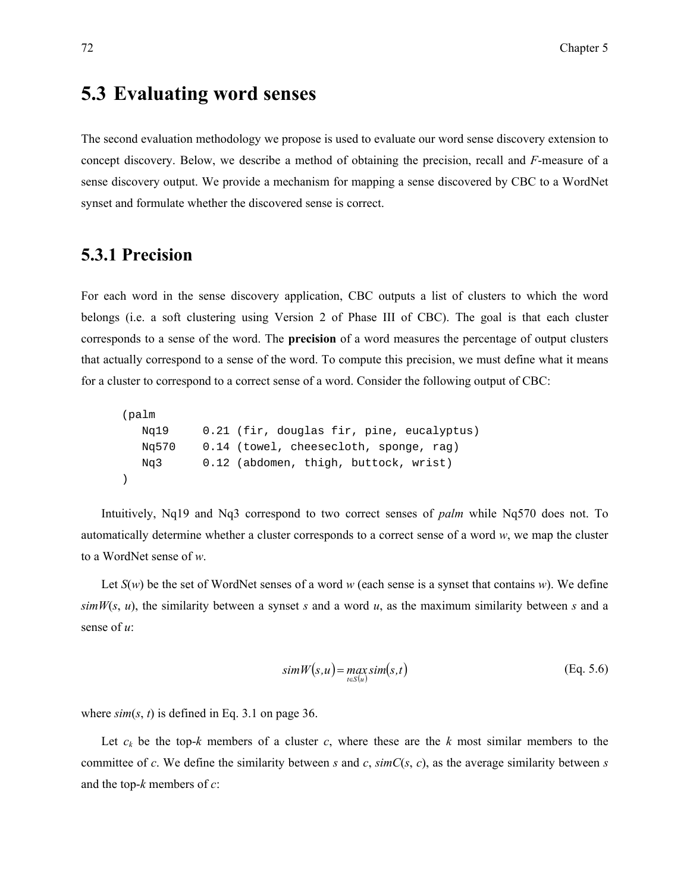## 5.3 Evaluating word senses

The second evaluation methodology we propose is used to evaluate our word sense discovery extension to concept discovery. Below, we describe a method of obtaining the precision, recall and *F*-measure of a sense discovery output. We provide a mechanism for mapping a sense discovered by CBC to a WordNet synset and formulate whether the discovered sense is correct.

### 5.3.1 Precision

For each word in the sense discovery application, CBC outputs a list of clusters to which the word belongs (i.e. a soft clustering using Version 2 of Phase III of CBC). The goal is that each cluster corresponds to a sense of the word. The **precision** of a word measures the percentage of output clusters that actually correspond to a sense of the word. To compute this precision, we must define what it means for a cluster to correspond to a correct sense of a word. Consider the following output of CBC:

```
(palm
   Nq19     0.21 (fir, douglas fir, pine, eucalyptus)
   Nq570    0.14 (towel, cheesecloth, sponge, rag)
   Nq3      0.12 (abdomen, thigh, buttock, wrist)
)
```

Intuitively, Nq19 and Nq3 correspond to two correct senses of *palm* while Nq570 does not. To automatically determine whether a cluster corresponds to a correct sense of a word *w*, we map the cluster to a WordNet sense of *w*.

Let *S*(*w*) be the set of WordNet senses of a word *w* (each sense is a synset that contains *w*). We define *simW*(*s*, *u*), the similarity between a synset *s* and a word *u*, as the maximum similarity between *s* and a sense of *u*:

$$simW(s,u) = \max_{t \in S(u)} sim(s,t) \tag{Eq. 5.6}$$

where *sim*(*s*, *t*) is defined in Eq. 3.1 on page 36.

Let $c_k$ be the top-*k* members of a cluster *c*, where these are the *k* most similar members to the committee of *c*. We define the similarity between *s* and *c*, *simC*(*s*, *c*), as the average similarity between *s* and the top-*k* members of *c*: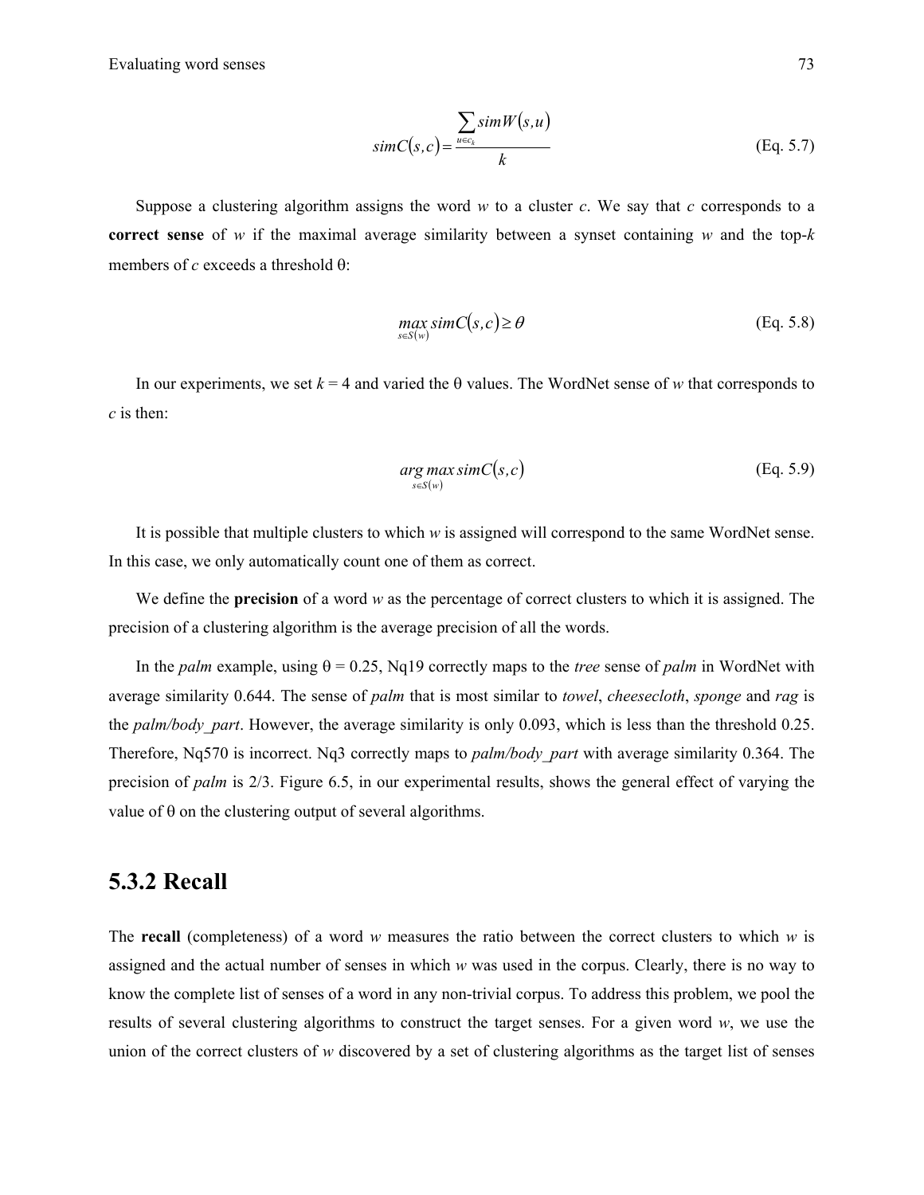$$simC(s,c) = \frac{\sum_{u \in c_k} simW(s,u)}{k} \quad \text{(Eq. 5.7)}$$

Suppose a clustering algorithm assigns the word *w* to a cluster *c*. We say that *c* corresponds to a **correct sense** of *w* if the maximal average similarity between a synset containing *w* and the top-*k* members of *c* exceeds a threshold θ:

$$\max_{s \in S(w)} simC(s,c) \geq \theta \quad \text{(Eq. 5.8)}$$

In our experiments, we set $k = 4$ and varied the θ values. The WordNet sense of *w* that corresponds to *c* is then:

$$\arg\max_{s \in S(w)} simC(s,c) \quad \text{(Eq. 5.9)}$$

It is possible that multiple clusters to which *w* is assigned will correspond to the same WordNet sense. In this case, we only automatically count one of them as correct.

We define the **precision** of a word *w* as the percentage of correct clusters to which it is assigned. The precision of a clustering algorithm is the average precision of all the words.

In the *palm* example, using θ = 0.25, Nq19 correctly maps to the *tree* sense of *palm* in WordNet with average similarity 0.644. The sense of *palm* that is most similar to *towel*, *cheesecloth*, *sponge* and *rag* is the *palm/body_part*. However, the average similarity is only 0.093, which is less than the threshold 0.25. Therefore, Nq570 is incorrect. Nq3 correctly maps to *palm/body_part* with average similarity 0.364. The precision of *palm* is 2/3. Figure 6.5, in our experimental results, shows the general effect of varying the value of θ on the clustering output of several algorithms.

## 5.3.2 Recall

The **recall** (completeness) of a word *w* measures the ratio between the correct clusters to which *w* is assigned and the actual number of senses in which *w* was used in the corpus. Clearly, there is no way to know the complete list of senses of a word in any non-trivial corpus. To address this problem, we pool the results of several clustering algorithms to construct the target senses. For a given word *w*, we use the union of the correct clusters of *w* discovered by a set of clustering algorithms as the target list of senses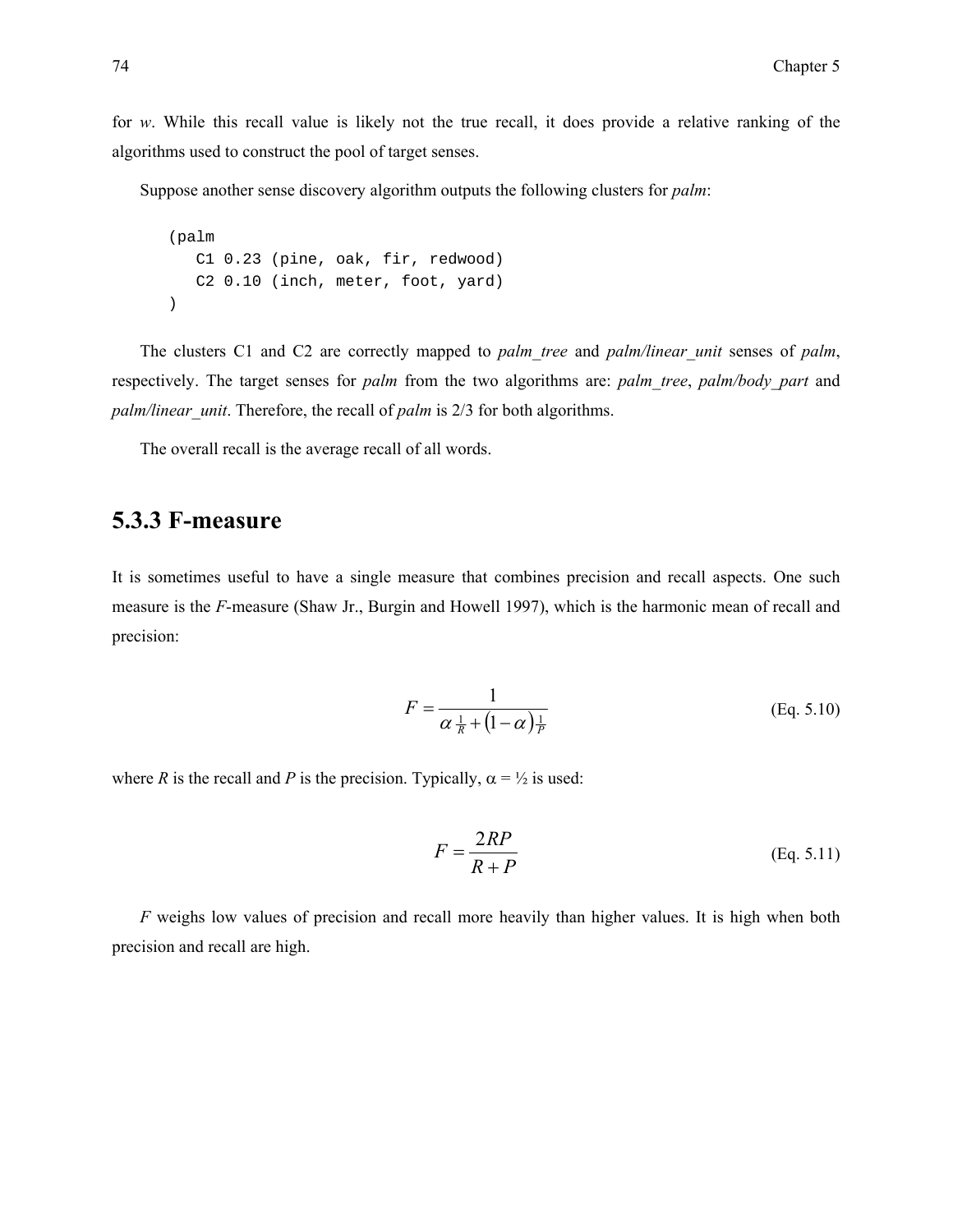for *w*. While this recall value is likely not the true recall, it does provide a relative ranking of the algorithms used to construct the pool of target senses.

Suppose another sense discovery algorithm outputs the following clusters for *palm*:

```
(palm
   C1 0.23 (pine, oak, fir, redwood)
   C2 0.10 (inch, meter, foot, yard)
)
```

The clusters C1 and C2 are correctly mapped to *palm_tree* and *palm/linear_unit* senses of *palm*, respectively. The target senses for *palm* from the two algorithms are: *palm_tree*, *palm/body_part* and *palm/linear_unit*. Therefore, the recall of *palm* is 2/3 for both algorithms.

The overall recall is the average recall of all words.

## 5.3.3 F-measure

It is sometimes useful to have a single measure that combines precision and recall aspects. One such measure is the *F*-measure (Shaw Jr., Burgin and Howell 1997), which is the harmonic mean of recall and precision:

$$F = \frac{1}{\alpha \frac{1}{R} + (1-\alpha)\frac{1}{P}} \quad \text{(Eq. 5.10)}$$

where $R$ is the recall and $P$ is the precision. Typically, $\alpha = \frac{1}{2}$ is used:

$$F = \frac{2RP}{R+P} \quad \text{(Eq. 5.11)}$$

$F$ weighs low values of precision and recall more heavily than higher values. It is high when both precision and recall are high.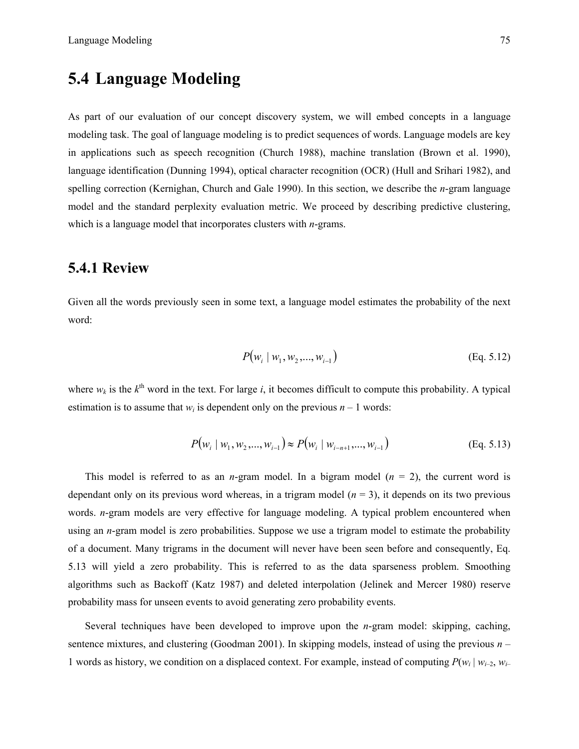## 5.4 Language Modeling

As part of our evaluation of our concept discovery system, we will embed concepts in a language modeling task. The goal of language modeling is to predict sequences of words. Language models are key in applications such as speech recognition (Church 1988), machine translation (Brown et al. 1990), language identification (Dunning 1994), optical character recognition (OCR) (Hull and Srihari 1982), and spelling correction (Kernighan, Church and Gale 1990). In this section, we describe the *n*-gram language model and the standard perplexity evaluation metric. We proceed by describing predictive clustering, which is a language model that incorporates clusters with *n*-grams.

### 5.4.1 Review

Given all the words previously seen in some text, a language model estimates the probability of the next word:

$$P(w_i \mid w_1, w_2, ..., w_{i-1}) \quad \text{(Eq. 5.12)}$$

where $w_k$ is the $k^{\text{th}}$ word in the text. For large $i$, it becomes difficult to compute this probability. A typical estimation is to assume that $w_i$ is dependent only on the previous $n - 1$ words:

$$P(w_i \mid w_1, w_2, ..., w_{i-1}) \approx P(w_i \mid w_{i-n+1}, ..., w_{i-1}) \quad \text{(Eq. 5.13)}$$

This model is referred to as an *n*-gram model. In a bigram model ($n = 2$), the current word is dependant only on its previous word whereas, in a trigram model ($n = 3$), it depends on its two previous words. *n*-gram models are very effective for language modeling. A typical problem encountered when using an *n*-gram model is zero probabilities. Suppose we use a trigram model to estimate the probability of a document. Many trigrams in the document will never have been seen before and consequently, Eq. 5.13 will yield a zero probability. This is referred to as the data sparseness problem. Smoothing algorithms such as Backoff (Katz 1987) and deleted interpolation (Jelinek and Mercer 1980) reserve probability mass for unseen events to avoid generating zero probability events.

Several techniques have been developed to improve upon the *n*-gram model: skipping, caching, sentence mixtures, and clustering (Goodman 2001). In skipping models, instead of using the previous $n - 1$ words as history, we condition on a displaced context. For example, instead of computing $P(w_i \mid w_{i-2}, w_{i-}$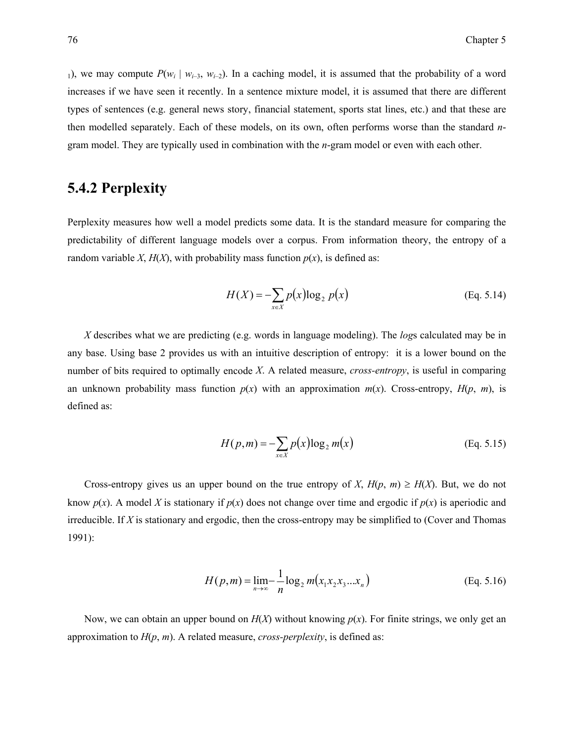$_1$), we may compute $P(w_i \mid w_{i-3}, w_{i-2})$. In a caching model, it is assumed that the probability of a word increases if we have seen it recently. In a sentence mixture model, it is assumed that there are different types of sentences (e.g. general news story, financial statement, sports stat lines, etc.) and that these are then modelled separately. Each of these models, on its own, often performs worse than the standard *n*-gram model. They are typically used in combination with the *n*-gram model or even with each other.

## 5.4.2 Perplexity

Perplexity measures how well a model predicts some data. It is the standard measure for comparing the predictability of different language models over a corpus. From information theory, the entropy of a random variable $X$, $H(X)$, with probability mass function $p(x)$, is defined as:

$$H(X) = -\sum_{x \in X} p(x) \log_2 p(x) \qquad \text{(Eq. 5.14)}$$

$X$ describes what we are predicting (e.g. words in language modeling). The *log*s calculated may be in any base. Using base 2 provides us with an intuitive description of entropy: it is a lower bound on the number of bits required to optimally encode $X$. A related measure, *cross-entropy*, is useful in comparing an unknown probability mass function $p(x)$ with an approximation $m(x)$. Cross-entropy, $H(p, m)$, is defined as:

$$H(p,m) = -\sum_{x \in X} p(x) \log_2 m(x) \qquad \text{(Eq. 5.15)}$$

Cross-entropy gives us an upper bound on the true entropy of $X$, $H(p, m) \geq H(X)$. But, we do not know $p(x)$. A model $X$ is stationary if $p(x)$ does not change over time and ergodic if $p(x)$ is aperiodic and irreducible. If $X$ is stationary and ergodic, then the cross-entropy may be simplified to (Cover and Thomas 1991):

$$H(p,m) = \lim_{n \to \infty} -\frac{1}{n} \log_2 m(x_1 x_2 x_3 \ldots x_n) \qquad \text{(Eq. 5.16)}$$

Now, we can obtain an upper bound on $H(X)$ without knowing $p(x)$. For finite strings, we only get an approximation to $H(p, m)$. A related measure, *cross-perplexity*, is defined as: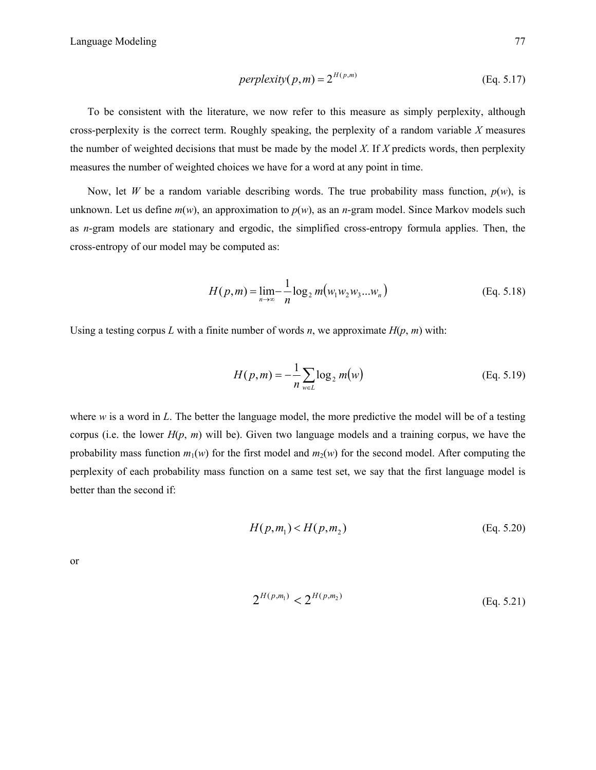$$perplexity(p,m) = 2^{H(p,m)} \qquad \text{(Eq. 5.17)}$$

To be consistent with the literature, we now refer to this measure as simply perplexity, although cross-perplexity is the correct term. Roughly speaking, the perplexity of a random variable $X$ measures the number of weighted decisions that must be made by the model $X$. If $X$ predicts words, then perplexity measures the number of weighted choices we have for a word at any point in time.

Now, let $W$ be a random variable describing words. The true probability mass function, $p(w)$, is unknown. Let us define $m(w)$, an approximation to $p(w)$, as an $n$-gram model. Since Markov models such as $n$-gram models are stationary and ergodic, the simplified cross-entropy formula applies. Then, the cross-entropy of our model may be computed as:

$$H(p,m) = \lim_{n \to \infty} -\frac{1}{n} \log_2 m(w_1 w_2 w_3 ... w_n) \qquad \text{(Eq. 5.18)}$$

Using a testing corpus $L$ with a finite number of words $n$, we approximate $H(p, m)$ with:

$$H(p,m) = -\frac{1}{n} \sum_{w \in L} \log_2 m(w) \qquad \text{(Eq. 5.19)}$$

where $w$ is a word in $L$. The better the language model, the more predictive the model will be of a testing corpus (i.e. the lower $H(p, m)$ will be). Given two language models and a training corpus, we have the probability mass function $m_1(w)$ for the first model and $m_2(w)$ for the second model. After computing the perplexity of each probability mass function on a same test set, we say that the first language model is better than the second if:

$$H(p,m_1) < H(p,m_2) \qquad \text{(Eq. 5.20)}$$

or

$$2^{H(p,m_1)} < 2^{H(p,m_2)} \qquad \text{(Eq. 5.21)}$$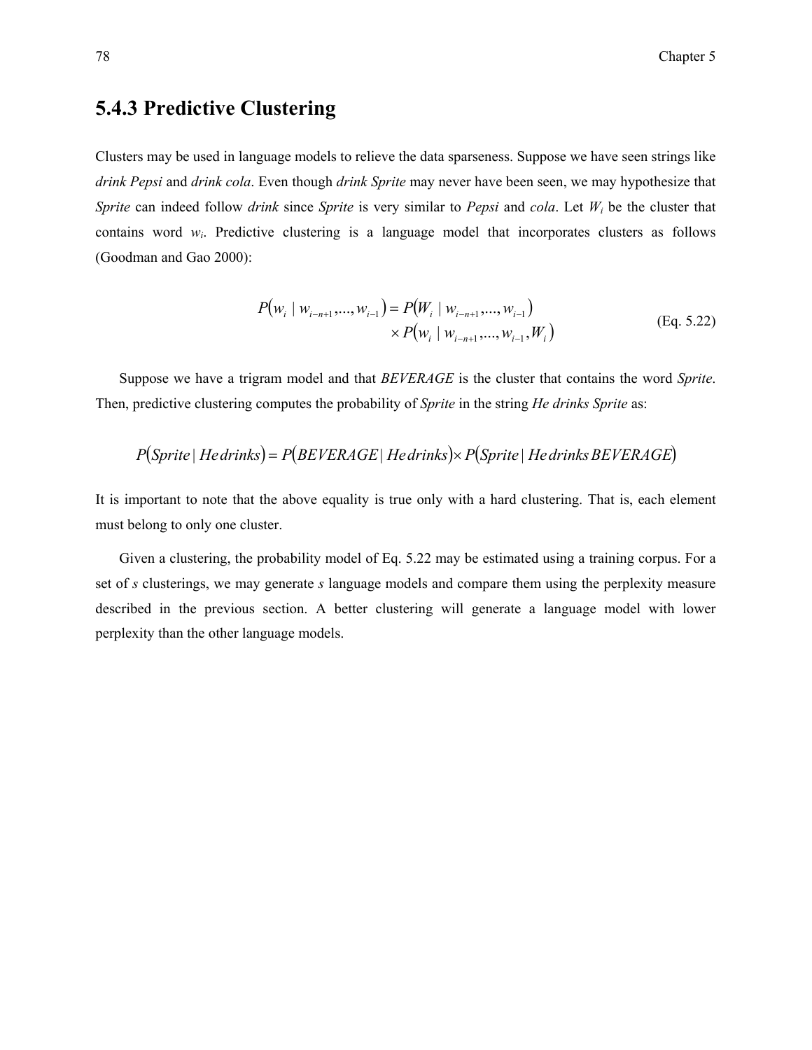### 5.4.3 Predictive Clustering

Clusters may be used in language models to relieve the data sparseness. Suppose we have seen strings like *drink Pepsi* and *drink cola*. Even though *drink Sprite* may never have been seen, we may hypothesize that *Sprite* can indeed follow *drink* since *Sprite* is very similar to *Pepsi* and *cola*. Let $W_i$ be the cluster that contains word $w_i$. Predictive clustering is a language model that incorporates clusters as follows (Goodman and Gao 2000):

$$
\begin{aligned}
P(w_i \mid w_{i-n+1},...,w_{i-1}) = & \; P(W_i \mid w_{i-n+1},...,w_{i-1}) \\
& \times P(w_i \mid w_{i-n+1},...,w_{i-1},W_i)
\end{aligned}
\qquad \text{(Eq. 5.22)}
$$

Suppose we have a trigram model and that *BEVERAGE* is the cluster that contains the word *Sprite*. Then, predictive clustering computes the probability of *Sprite* in the string *He drinks Sprite* as:

$$
P(Sprite \mid He\,drinks) = P(BEVERAGE \mid He\,drinks) \times P(Sprite \mid He\,drinks\,BEVERAGE)
$$

It is important to note that the above equality is true only with a hard clustering. That is, each element must belong to only one cluster.

Given a clustering, the probability model of Eq. 5.22 may be estimated using a training corpus. For a set of $s$ clusterings, we may generate $s$ language models and compare them using the perplexity measure described in the previous section. A better clustering will generate a language model with lower perplexity than the other language models.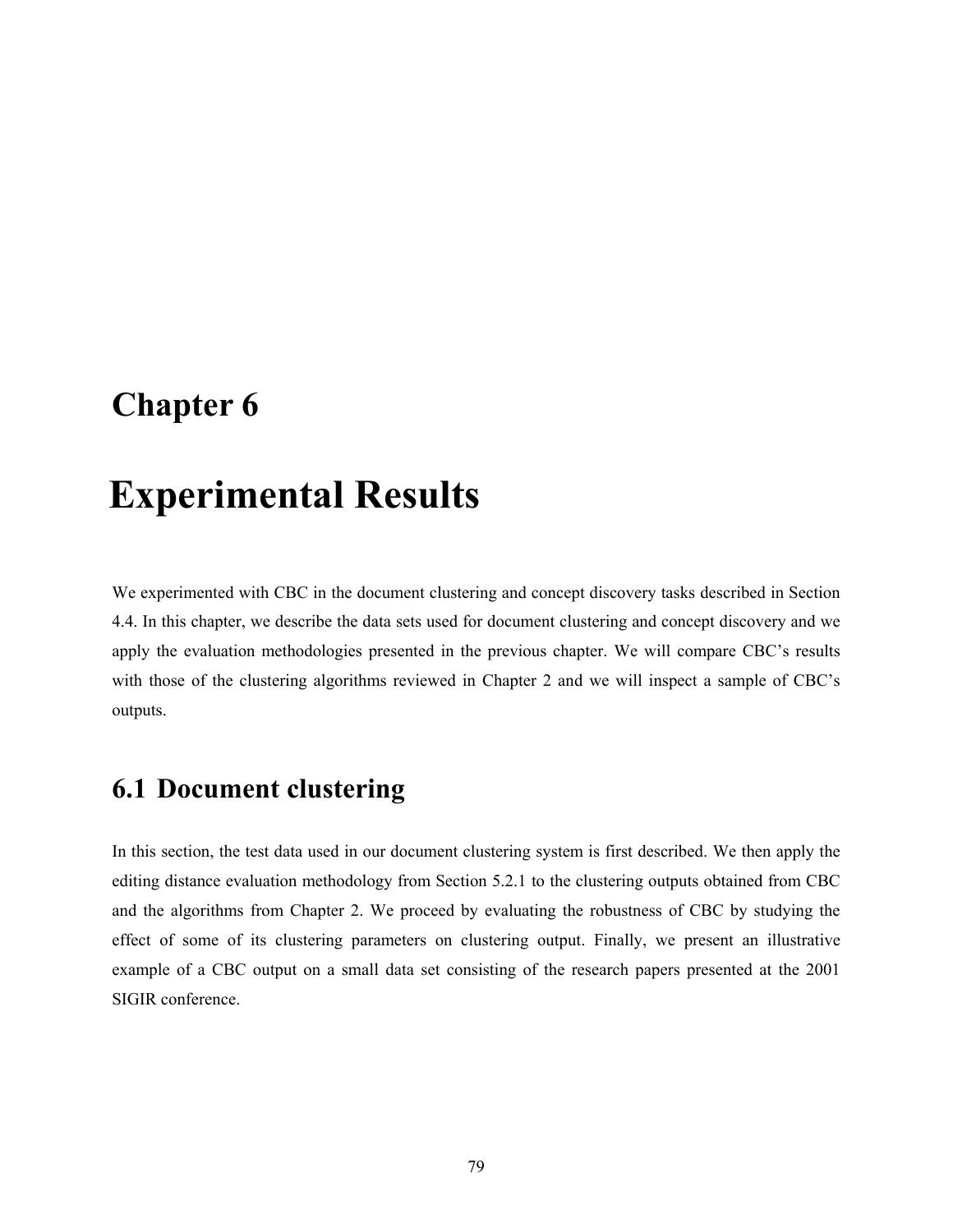# Chapter 6

# Experimental Results

We experimented with CBC in the document clustering and concept discovery tasks described in Section 4.4. In this chapter, we describe the data sets used for document clustering and concept discovery and we apply the evaluation methodologies presented in the previous chapter. We will compare CBC's results with those of the clustering algorithms reviewed in Chapter 2 and we will inspect a sample of CBC's outputs.

## 6.1 Document clustering

In this section, the test data used in our document clustering system is first described. We then apply the editing distance evaluation methodology from Section 5.2.1 to the clustering outputs obtained from CBC and the algorithms from Chapter 2. We proceed by evaluating the robustness of CBC by studying the effect of some of its clustering parameters on clustering output. Finally, we present an illustrative example of a CBC output on a small data set consisting of the research papers presented at the 2001 SIGIR conference.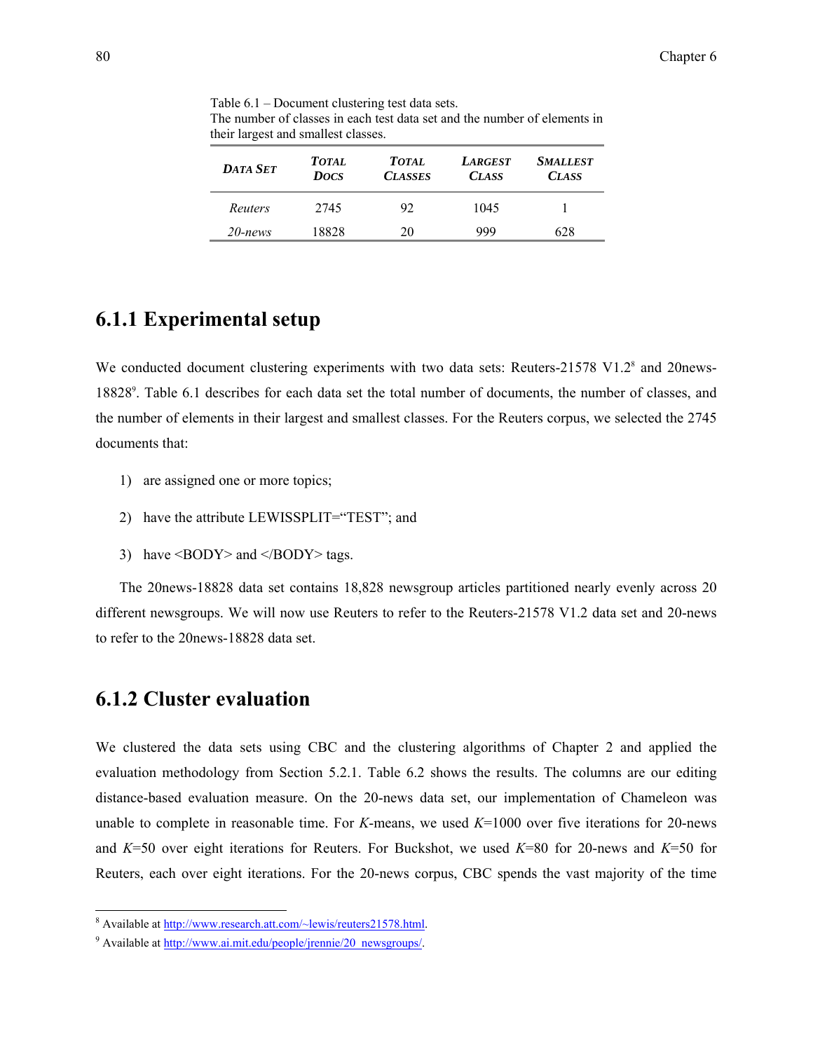Table 6.1 – Document clustering test data sets.
The number of classes in each test data set and the number of elements in their largest and smallest classes.

| Data Set | Total Docs | Total Classes | Largest Class | Smallest Class |
|---|---|---|---|---|
| *Reuters* | 2745 | 92 | 1045 | 1 |
| *20-news* | 18828 | 20 | 999 | 628 |

## 6.1.1 Experimental setup

We conducted document clustering experiments with two data sets: Reuters-21578 V1.2[8] and 20news-18828[9]. Table 6.1 describes for each data set the total number of documents, the number of classes, and the number of elements in their largest and smallest classes. For the Reuters corpus, we selected the 2745 documents that:

1) are assigned one or more topics;

2) have the attribute LEWISSPLIT="TEST"; and

3) have <BODY> and </BODY> tags.

The 20news-18828 data set contains 18,828 newsgroup articles partitioned nearly evenly across 20 different newsgroups. We will now use Reuters to refer to the Reuters-21578 V1.2 data set and 20-news to refer to the 20news-18828 data set.

## 6.1.2 Cluster evaluation

We clustered the data sets using CBC and the clustering algorithms of Chapter 2 and applied the evaluation methodology from Section 5.2.1. Table 6.2 shows the results. The columns are our editing distance-based evaluation measure. On the 20-news data set, our implementation of Chameleon was unable to complete in reasonable time. For $K$-means, we used $K$=1000 over five iterations for 20-news and $K$=50 over eight iterations for Reuters. For Buckshot, we used $K$=80 for 20-news and $K$=50 for Reuters, each over eight iterations. For the 20-news corpus, CBC spends the vast majority of the time

---

[8] Available at http://www.research.att.com/~lewis/reuters21578.html.

[9] Available at http://www.ai.mit.edu/people/jrennie/20_newsgroups/.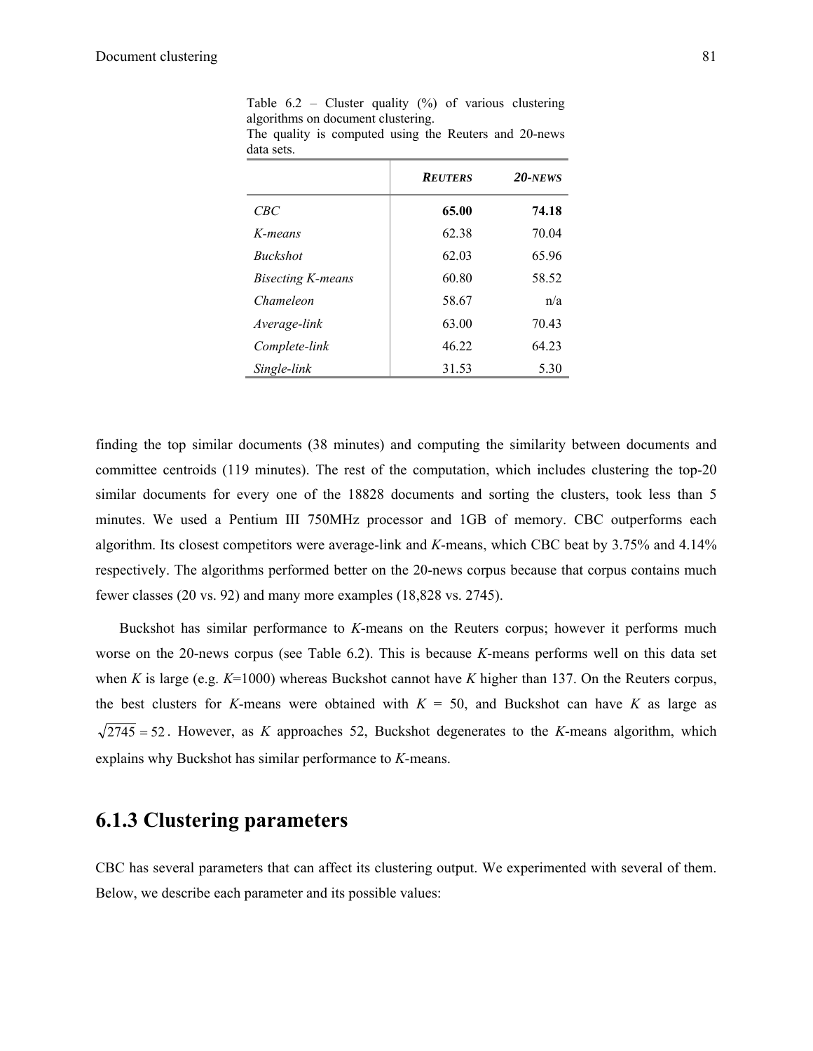Table 6.2 – Cluster quality (%) of various clustering algorithms on document clustering.
The quality is computed using the Reuters and 20-news data sets.

| | *REUTERS* | *20-NEWS* |
|---|---|---|
| *CBC* | **65.00** | **74.18** |
| *K-means* | 62.38 | 70.04 |
| *Buckshot* | 62.03 | 65.96 |
| *Bisecting K-means* | 60.80 | 58.52 |
| *Chameleon* | 58.67 | n/a |
| *Average-link* | 63.00 | 70.43 |
| *Complete-link* | 46.22 | 64.23 |
| *Single-link* | 31.53 | 5.30 |

finding the top similar documents (38 minutes) and computing the similarity between documents and committee centroids (119 minutes). The rest of the computation, which includes clustering the top-20 similar documents for every one of the 18828 documents and sorting the clusters, took less than 5 minutes. We used a Pentium III 750MHz processor and 1GB of memory. CBC outperforms each algorithm. Its closest competitors were average-link and *K*-means, which CBC beat by 3.75% and 4.14% respectively. The algorithms performed better on the 20-news corpus because that corpus contains much fewer classes (20 vs. 92) and many more examples (18,828 vs. 2745).

Buckshot has similar performance to *K*-means on the Reuters corpus; however it performs much worse on the 20-news corpus (see Table 6.2). This is because *K*-means performs well on this data set when $K$ is large (e.g. $K$=1000) whereas Buckshot cannot have $K$ higher than 137. On the Reuters corpus, the best clusters for *K*-means were obtained with $K = 50$, and Buckshot can have $K$ as large as $\sqrt{2745} = 52$. However, as $K$ approaches 52, Buckshot degenerates to the *K*-means algorithm, which explains why Buckshot has similar performance to *K*-means.

### 6.1.3 Clustering parameters

CBC has several parameters that can affect its clustering output. We experimented with several of them. Below, we describe each parameter and its possible values: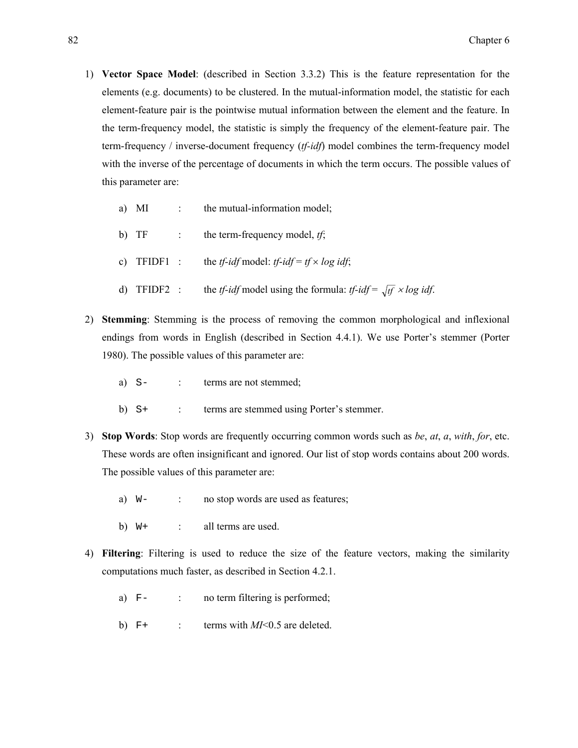1) **Vector Space Model**: (described in Section 3.3.2) This is the feature representation for the elements (e.g. documents) to be clustered. In the mutual-information model, the statistic for each element-feature pair is the pointwise mutual information between the element and the feature. In the term-frequency model, the statistic is simply the frequency of the element-feature pair. The term-frequency / inverse-document frequency (*tf-idf*) model combines the term-frequency model with the inverse of the percentage of documents in which the term occurs. The possible values of this parameter are:

   a) MI : the mutual-information model;

   b) TF : the term-frequency model, *tf*;

   c) TFIDF1 : the *tf-idf* model: $tf\text{-}idf = tf \times \log idf$;

   d) TFIDF2 : the *tf-idf* model using the formula: $tf\text{-}idf = \sqrt{tf} \times \log idf$.

2) **Stemming**: Stemming is the process of removing the common morphological and inflexional endings from words in English (described in Section 4.4.1). We use Porter's stemmer (Porter 1980). The possible values of this parameter are:

   a) `S-` : terms are not stemmed;

   b) `S+` : terms are stemmed using Porter's stemmer.

3) **Stop Words**: Stop words are frequently occurring common words such as *be*, *at*, *a*, *with*, *for*, etc. These words are often insignificant and ignored. Our list of stop words contains about 200 words. The possible values of this parameter are:

   a) `W-` : no stop words are used as features;

   b) `W+` : all terms are used.

4) **Filtering**: Filtering is used to reduce the size of the feature vectors, making the similarity computations much faster, as described in Section 4.2.1.

   a) `F-` : no term filtering is performed;

   b) `F+` : terms with $MI$<0.5 are deleted.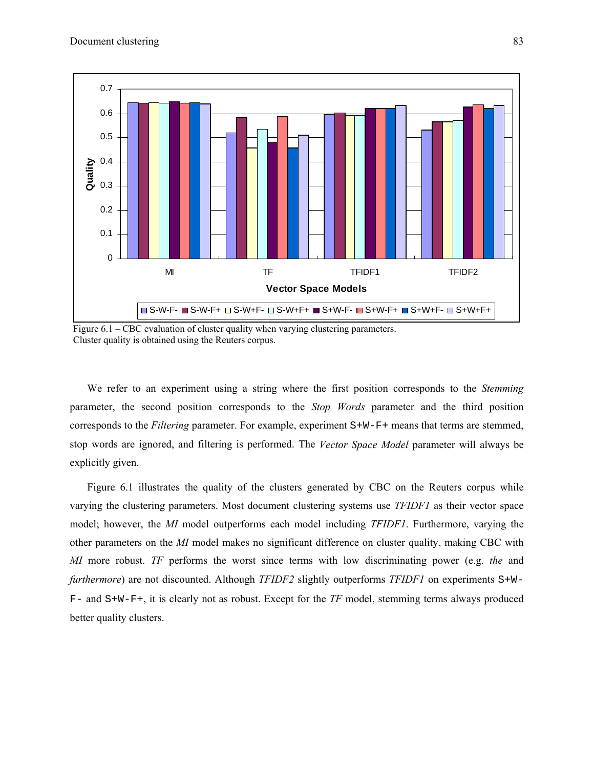Figure 6.1 – CBC evaluation of cluster quality when varying clustering parameters.
Cluster quality is obtained using the Reuters corpus.

We refer to an experiment using a string where the first position corresponds to the *Stemming* parameter, the second position corresponds to the *Stop Words* parameter and the third position corresponds to the *Filtering* parameter. For example, experiment `S+W-F+` means that terms are stemmed, stop words are ignored, and filtering is performed. The *Vector Space Model* parameter will always be explicitly given.

Figure 6.1 illustrates the quality of the clusters generated by CBC on the Reuters corpus while varying the clustering parameters. Most document clustering systems use *TFIDF1* as their vector space model; however, the *MI* model outperforms each model including *TFIDF1*. Furthermore, varying the other parameters on the *MI* model makes no significant difference on cluster quality, making CBC with *MI* more robust. *TF* performs the worst since terms with low discriminating power (e.g. *the* and *furthermore*) are not discounted. Although *TFIDF2* slightly outperforms *TFIDF1* on experiments `S+W-F-` and `S+W-F+`, it is clearly not as robust. Except for the *TF* model, stemming terms always produced better quality clusters.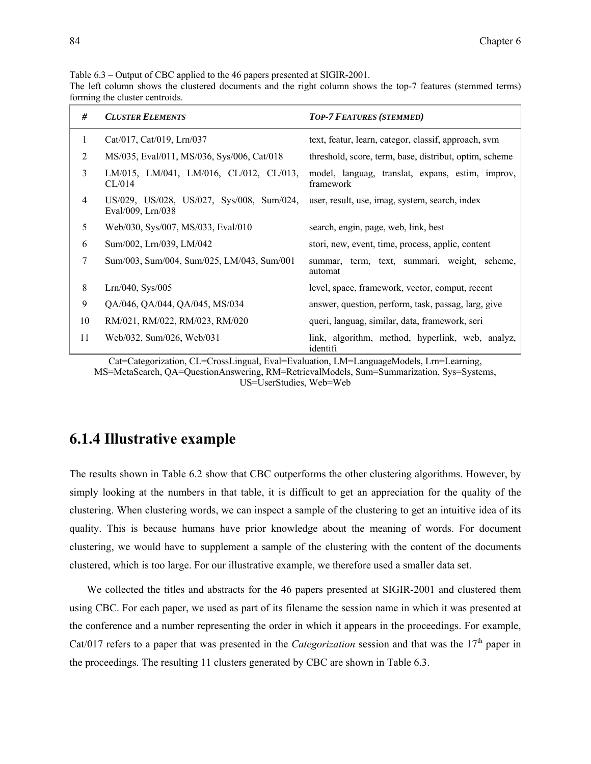Table 6.3 – Output of CBC applied to the 46 papers presented at SIGIR-2001.
The left column shows the clustered documents and the right column shows the top-7 features (stemmed terms) forming the cluster centroids.

| # | CLUSTER ELEMENTS | TOP-7 FEATURES (STEMMED) |
|---|---|---|
| 1 | Cat/017, Cat/019, Lrn/037 | text, featur, learn, categor, classif, approach, svm |
| 2 | MS/035, Eval/011, MS/036, Sys/006, Cat/018 | threshold, score, term, base, distribut, optim, scheme |
| 3 | LM/015, LM/041, LM/016, CL/012, CL/013, CL/014 | model, languag, translat, expans, estim, improv, framework |
| 4 | US/029, US/028, US/027, Sys/008, Sum/024, Eval/009, Lrn/038 | user, result, use, imag, system, search, index |
| 5 | Web/030, Sys/007, MS/033, Eval/010 | search, engin, page, web, link, best |
| 6 | Sum/002, Lrn/039, LM/042 | stori, new, event, time, process, applic, content |
| 7 | Sum/003, Sum/004, Sum/025, LM/043, Sum/001 | summar, term, text, summari, weight, scheme, automat |
| 8 | Lrn/040, Sys/005 | level, space, framework, vector, comput, recent |
| 9 | QA/046, QA/044, QA/045, MS/034 | answer, question, perform, task, passag, larg, give |
| 10 | RM/021, RM/022, RM/023, RM/020 | queri, languag, similar, data, framework, seri |
| 11 | Web/032, Sum/026, Web/031 | link, algorithm, method, hyperlink, web, analyz, identifi |

Cat=Categorization, CL=CrossLingual, Eval=Evaluation, LM=LanguageModels, Lrn=Learning, MS=MetaSearch, QA=QuestionAnswering, RM=RetrievalModels, Sum=Summarization, Sys=Systems, US=UserStudies, Web=Web

## 6.1.4 Illustrative example

The results shown in Table 6.2 show that CBC outperforms the other clustering algorithms. However, by simply looking at the numbers in that table, it is difficult to get an appreciation for the quality of the clustering. When clustering words, we can inspect a sample of the clustering to get an intuitive idea of its quality. This is because humans have prior knowledge about the meaning of words. For document clustering, we would have to supplement a sample of the clustering with the content of the documents clustered, which is too large. For our illustrative example, we therefore used a smaller data set.

We collected the titles and abstracts for the 46 papers presented at SIGIR-2001 and clustered them using CBC. For each paper, we used as part of its filename the session name in which it was presented at the conference and a number representing the order in which it appears in the proceedings. For example, Cat/017 refers to a paper that was presented in the *Categorization* session and that was the 17th paper in the proceedings. The resulting 11 clusters generated by CBC are shown in Table 6.3.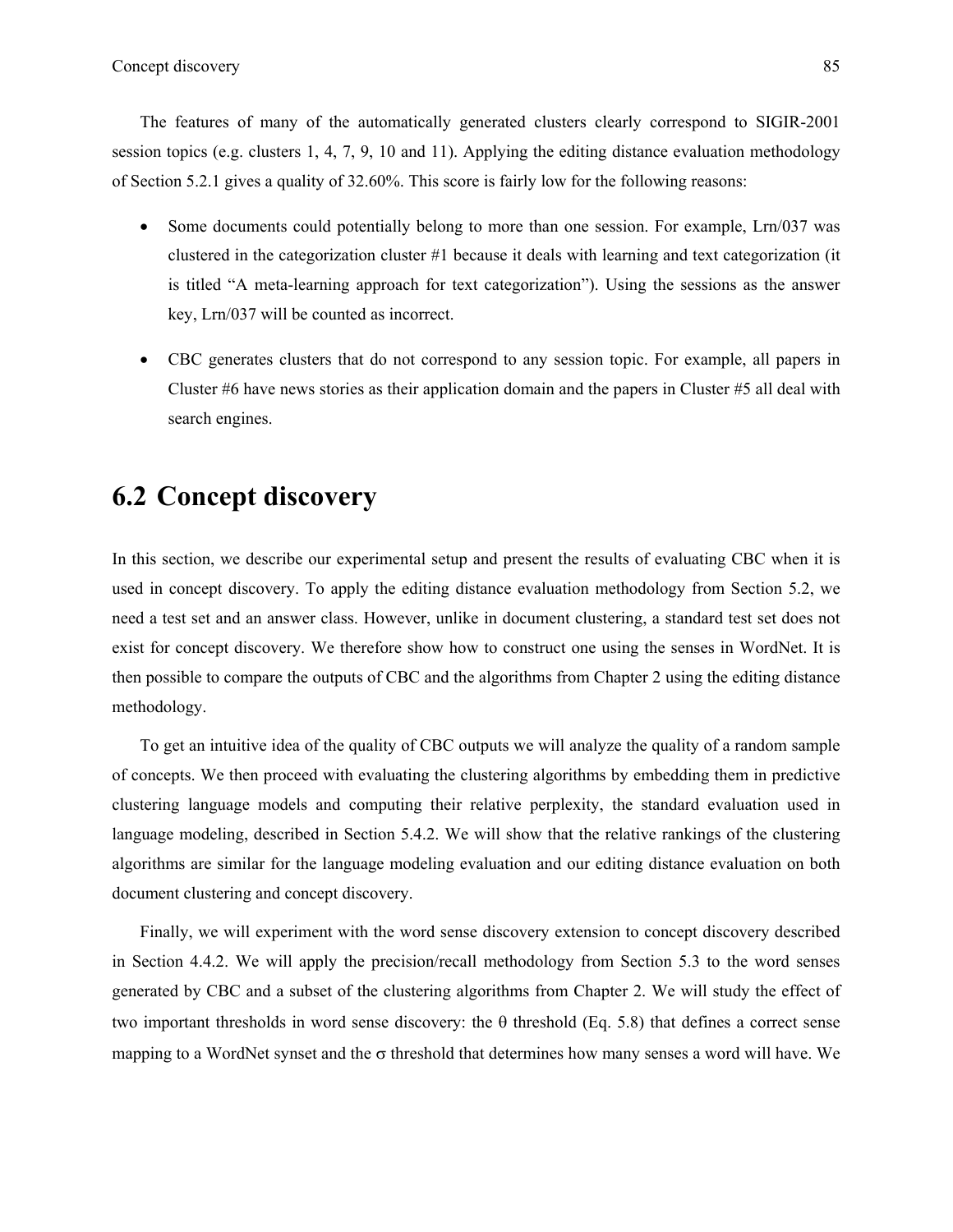The features of many of the automatically generated clusters clearly correspond to SIGIR-2001 session topics (e.g. clusters 1, 4, 7, 9, 10 and 11). Applying the editing distance evaluation methodology of Section 5.2.1 gives a quality of 32.60%. This score is fairly low for the following reasons:

- Some documents could potentially belong to more than one session. For example, Lrn/037 was clustered in the categorization cluster #1 because it deals with learning and text categorization (it is titled "A meta-learning approach for text categorization"). Using the sessions as the answer key, Lrn/037 will be counted as incorrect.
- CBC generates clusters that do not correspond to any session topic. For example, all papers in Cluster #6 have news stories as their application domain and the papers in Cluster #5 all deal with search engines.

## 6.2 Concept discovery

In this section, we describe our experimental setup and present the results of evaluating CBC when it is used in concept discovery. To apply the editing distance evaluation methodology from Section 5.2, we need a test set and an answer class. However, unlike in document clustering, a standard test set does not exist for concept discovery. We therefore show how to construct one using the senses in WordNet. It is then possible to compare the outputs of CBC and the algorithms from Chapter 2 using the editing distance methodology.

To get an intuitive idea of the quality of CBC outputs we will analyze the quality of a random sample of concepts. We then proceed with evaluating the clustering algorithms by embedding them in predictive clustering language models and computing their relative perplexity, the standard evaluation used in language modeling, described in Section 5.4.2. We will show that the relative rankings of the clustering algorithms are similar for the language modeling evaluation and our editing distance evaluation on both document clustering and concept discovery.

Finally, we will experiment with the word sense discovery extension to concept discovery described in Section 4.4.2. We will apply the precision/recall methodology from Section 5.3 to the word senses generated by CBC and a subset of the clustering algorithms from Chapter 2. We will study the effect of two important thresholds in word sense discovery: the $\theta$ threshold (Eq. 5.8) that defines a correct sense mapping to a WordNet synset and the $\sigma$ threshold that determines how many senses a word will have. We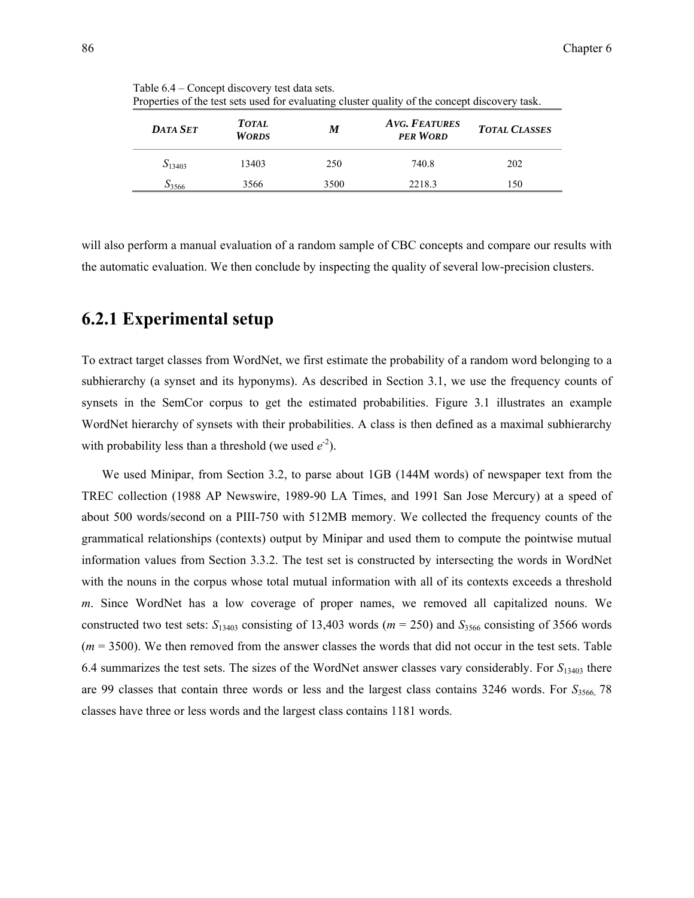Table 6.4 – Concept discovery test data sets.
Properties of the test sets used for evaluating cluster quality of the concept discovery task.

| DATA SET | TOTAL WORDS | M | AVG. FEATURES PER WORD | TOTAL CLASSES |
|---|---|---|---|---|
| $S_{13403}$ | 13403 | 250 | 740.8 | 202 |
| $S_{3566}$ | 3566 | 3500 | 2218.3 | 150 |

will also perform a manual evaluation of a random sample of CBC concepts and compare our results with the automatic evaluation. We then conclude by inspecting the quality of several low-precision clusters.

## 6.2.1 Experimental setup

To extract target classes from WordNet, we first estimate the probability of a random word belonging to a subhierarchy (a synset and its hyponyms). As described in Section 3.1, we use the frequency counts of synsets in the SemCor corpus to get the estimated probabilities. Figure 3.1 illustrates an example WordNet hierarchy of synsets with their probabilities. A class is then defined as a maximal subhierarchy with probability less than a threshold (we used $e^{-2}$).

We used Minipar, from Section 3.2, to parse about 1GB (144M words) of newspaper text from the TREC collection (1988 AP Newswire, 1989-90 LA Times, and 1991 San Jose Mercury) at a speed of about 500 words/second on a PIII-750 with 512MB memory. We collected the frequency counts of the grammatical relationships (contexts) output by Minipar and used them to compute the pointwise mutual information values from Section 3.3.2. The test set is constructed by intersecting the words in WordNet with the nouns in the corpus whose total mutual information with all of its contexts exceeds a threshold $m$. Since WordNet has a low coverage of proper names, we removed all capitalized nouns. We constructed two test sets: $S_{13403}$ consisting of 13,403 words ($m$ = 250) and $S_{3566}$ consisting of 3566 words ($m$ = 3500). We then removed from the answer classes the words that did not occur in the test sets. Table 6.4 summarizes the test sets. The sizes of the WordNet answer classes vary considerably. For $S_{13403}$ there are 99 classes that contain three words or less and the largest class contains 3246 words. For $S_{3566}$, 78 classes have three or less words and the largest class contains 1181 words.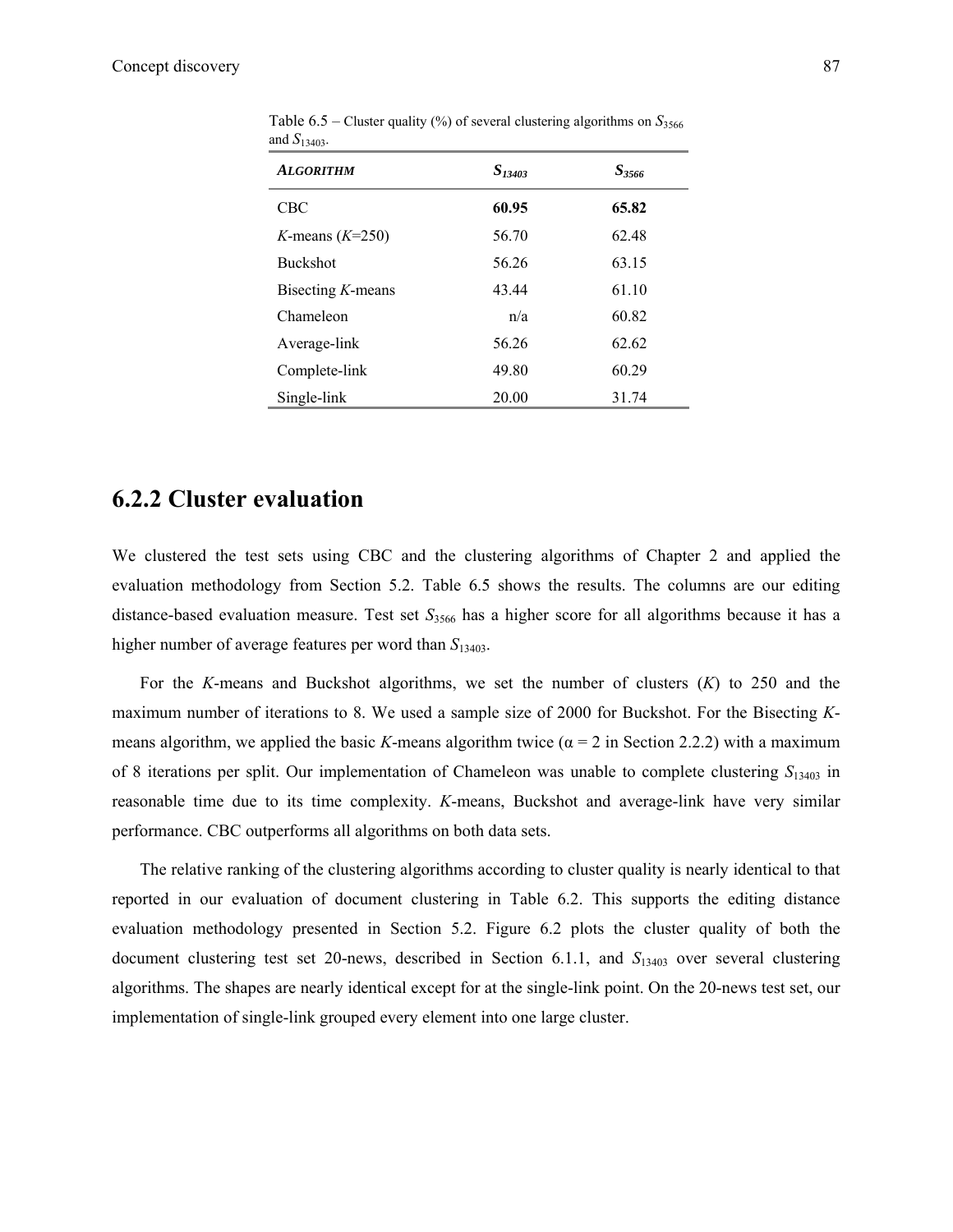Table 6.5 – Cluster quality (%) of several clustering algorithms on $S_{3566}$ and $S_{13403}$.

| *ALGORITHM* | $S_{13403}$ | $S_{3566}$ |
|---|---|---|
| CBC | **60.95** | **65.82** |
| *K*-means (*K*=250) | 56.70 | 62.48 |
| Buckshot | 56.26 | 63.15 |
| Bisecting *K*-means | 43.44 | 61.10 |
| Chameleon | n/a | 60.82 |
| Average-link | 56.26 | 62.62 |
| Complete-link | 49.80 | 60.29 |
| Single-link | 20.00 | 31.74 |

## 6.2.2 Cluster evaluation

We clustered the test sets using CBC and the clustering algorithms of Chapter 2 and applied the evaluation methodology from Section 5.2. Table 6.5 shows the results. The columns are our editing distance-based evaluation measure. Test set $S_{3566}$ has a higher score for all algorithms because it has a higher number of average features per word than $S_{13403}$.

For the *K*-means and Buckshot algorithms, we set the number of clusters ($K$) to 250 and the maximum number of iterations to 8. We used a sample size of 2000 for Buckshot. For the Bisecting *K*-means algorithm, we applied the basic *K*-means algorithm twice ($\alpha = 2$ in Section 2.2.2) with a maximum of 8 iterations per split. Our implementation of Chameleon was unable to complete clustering $S_{13403}$ in reasonable time due to its time complexity. *K*-means, Buckshot and average-link have very similar performance. CBC outperforms all algorithms on both data sets.

The relative ranking of the clustering algorithms according to cluster quality is nearly identical to that reported in our evaluation of document clustering in Table 6.2. This supports the editing distance evaluation methodology presented in Section 5.2. Figure 6.2 plots the cluster quality of both the document clustering test set 20-news, described in Section 6.1.1, and $S_{13403}$ over several clustering algorithms. The shapes are nearly identical except for at the single-link point. On the 20-news test set, our implementation of single-link grouped every element into one large cluster.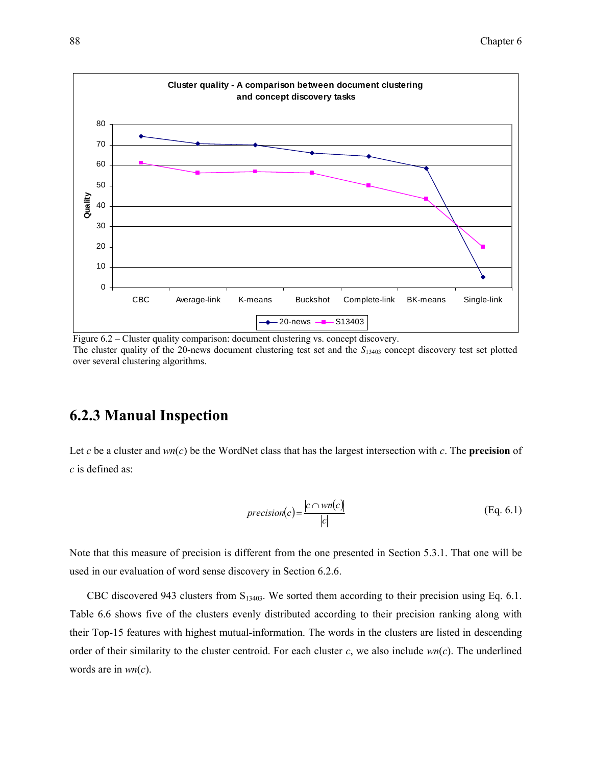Figure 6.2 – Cluster quality comparison: document clustering vs. concept discovery.
The cluster quality of the 20-news document clustering test set and the $S_{13403}$ concept discovery test set plotted over several clustering algorithms.

### 6.2.3 Manual Inspection

Let *c* be a cluster and *wn*(*c*) be the WordNet class that has the largest intersection with *c*. The **precision** of *c* is defined as:

$$precision(c) = \frac{|c \cap wn(c)|}{|c|} \quad \text{(Eq. 6.1)}$$

Note that this measure of precision is different from the one presented in Section 5.3.1. That one will be used in our evaluation of word sense discovery in Section 6.2.6.

CBC discovered 943 clusters from $S_{13403}$. We sorted them according to their precision using Eq. 6.1. Table 6.6 shows five of the clusters evenly distributed according to their precision ranking along with their Top-15 features with highest mutual-information. The words in the clusters are listed in descending order of their similarity to the cluster centroid. For each cluster *c*, we also include *wn*(*c*). The underlined words are in *wn*(*c*).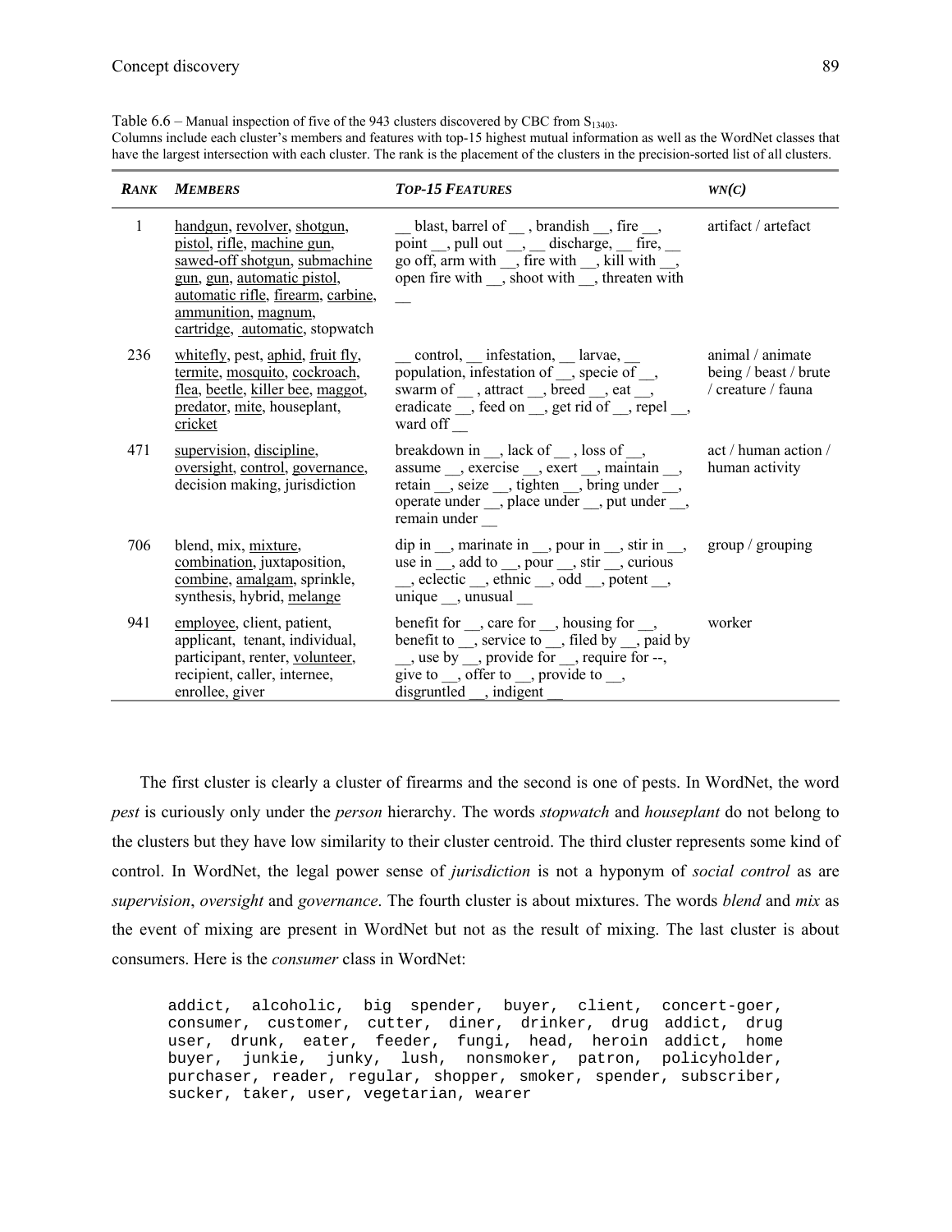Table 6.6 – Manual inspection of five of the 943 clusters discovered by CBC from $S_{13403}$.
Columns include each cluster's members and features with top-15 highest mutual information as well as the WordNet classes that have the largest intersection with each cluster. The rank is the placement of the clusters in the precision-sorted list of all clusters.

| RANK | MEMBERS | TOP-15 FEATURES | WN(C) |
|---|---|---|---|
| 1 | <u>handgun</u>, <u>revolver</u>, <u>shotgun</u>, <u>pistol</u>, <u>rifle</u>, <u>machine gun</u>, <u>sawed-off shotgun</u>, <u>submachine gun</u>, <u>gun</u>, <u>automatic pistol</u>, <u>automatic rifle</u>, <u>firearm</u>, <u>carbine</u>, <u>ammunition</u>, <u>magnum</u>, <u>cartridge</u>, <u>automatic</u>, stopwatch | __ blast, barrel of __ , brandish __, fire __, point __, pull out __, __ discharge, __ fire, __ go off, arm with __, fire with __, kill with __, open fire with __, shoot with __, threaten with __ | artifact / artefact |
| 236 | <u>whitefly</u>, pest, <u>aphid</u>, <u>fruit fly</u>, <u>termite</u>, <u>mosquito</u>, <u>cockroach</u>, <u>flea</u>, <u>beetle</u>, <u>killer bee</u>, <u>maggot</u>, <u>predator</u>, <u>mite</u>, houseplant, <u>cricket</u> | __ control, __ infestation, __ larvae, __ population, infestation of __, specie of __, swarm of __ , attract __, breed __, eat __, eradicate __, feed on __, get rid of __, repel __, ward off __ | animal / animate being / beast / brute / creature / fauna |
| 471 | <u>supervision</u>, <u>discipline</u>, <u>oversight</u>, <u>control</u>, <u>governance</u>, decision making, jurisdiction | breakdown in __, lack of __ , loss of __, assume __, exercise __, exert __, maintain __, retain __, seize __, tighten __, bring under __, operate under __, place under __, put under __, remain under __ | act / human action / human activity |
| 706 | blend, mix, <u>mixture</u>, <u>combination</u>, juxtaposition, <u>combine</u>, <u>amalgam</u>, sprinkle, synthesis, hybrid, <u>melange</u> | dip in __, marinate in __, pour in __, stir in __, use in __, add to __, pour __, stir __, curious __, eclectic __, ethnic __, odd __, potent __, unique __, unusual __ | group / grouping |
| 941 | <u>employee</u>, client, patient, applicant, tenant, individual, participant, renter, <u>volunteer</u>, recipient, caller, internee, enrollee, giver | benefit for __, care for __, housing for __, benefit to __, service to __, filed by __, paid by __, use by __, provide for __, require for --, give to __, offer to __, provide to __, disgruntled __, indigent __ | worker |

The first cluster is clearly a cluster of firearms and the second is one of pests. In WordNet, the word *pest* is curiously only under the *person* hierarchy. The words *stopwatch* and *houseplant* do not belong to the clusters but they have low similarity to their cluster centroid. The third cluster represents some kind of control. In WordNet, the legal power sense of *jurisdiction* is not a hyponym of *social control* as are *supervision*, *oversight* and *governance*. The fourth cluster is about mixtures. The words *blend* and *mix* as the event of mixing are present in WordNet but not as the result of mixing. The last cluster is about consumers. Here is the *consumer* class in WordNet:

```
addict, alcoholic, big spender, buyer, client, concert-goer,
consumer, customer, cutter, diner, drinker, drug addict, drug
user, drunk, eater, feeder, fungi, head, heroin addict, home
buyer, junkie, junky, lush, nonsmoker, patron, policyholder,
purchaser, reader, regular, shopper, smoker, spender, subscriber,
sucker, taker, user, vegetarian, wearer
```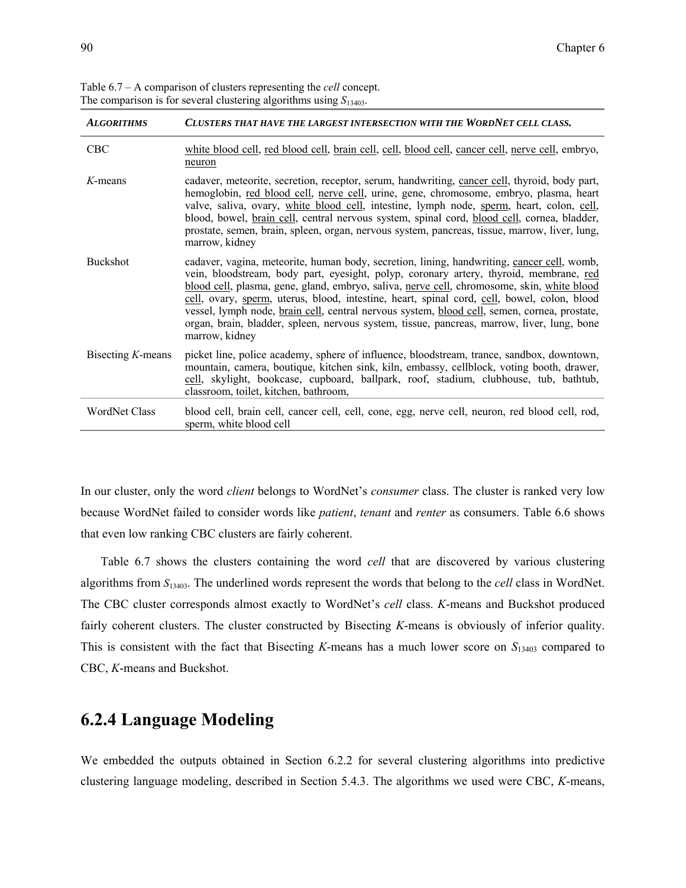Table 6.7 – A comparison of clusters representing the *cell* concept.
The comparison is for several clustering algorithms using $S_{13403}$.

| *ALGORITHMS* | *CLUSTERS THAT HAVE THE LARGEST INTERSECTION WITH THE WORDNET CELL CLASS.* |
|---|---|
| CBC | <u>white blood cell</u>, <u>red blood cell</u>, <u>brain cell</u>, <u>cell</u>, <u>blood cell</u>, <u>cancer cell</u>, <u>nerve cell</u>, embryo, <u>neuron</u> |
| *K*-means | cadaver, meteorite, secretion, receptor, serum, handwriting, <u>cancer cell</u>, thyroid, body part, hemoglobin, <u>red blood cell</u>, <u>nerve cell</u>, urine, gene, chromosome, embryo, plasma, heart valve, saliva, ovary, <u>white blood cell</u>, intestine, lymph node, <u>sperm</u>, heart, colon, <u>cell</u>, blood, bowel, <u>brain cell</u>, central nervous system, spinal cord, <u>blood cell</u>, cornea, bladder, prostate, semen, brain, spleen, organ, nervous system, pancreas, tissue, marrow, liver, lung, marrow, kidney |
| Buckshot | cadaver, vagina, meteorite, human body, secretion, lining, handwriting, <u>cancer cell</u>, womb, vein, bloodstream, body part, eyesight, polyp, coronary artery, thyroid, membrane, <u>red blood cell</u>, plasma, gene, gland, embryo, saliva, <u>nerve cell</u>, chromosome, skin, <u>white blood cell</u>, ovary, <u>sperm</u>, uterus, blood, intestine, heart, spinal cord, <u>cell</u>, bowel, colon, blood vessel, lymph node, <u>brain cell</u>, central nervous system, <u>blood cell</u>, semen, cornea, prostate, organ, brain, bladder, spleen, nervous system, tissue, pancreas, marrow, liver, lung, bone marrow, kidney |
| Bisecting *K*-means | picket line, police academy, sphere of influence, bloodstream, trance, sandbox, downtown, mountain, camera, boutique, kitchen sink, kiln, embassy, cellblock, voting booth, drawer, <u>cell</u>, skylight, bookcase, cupboard, ballpark, roof, stadium, clubhouse, tub, bathtub, classroom, toilet, kitchen, bathroom, |
| WordNet Class | blood cell, brain cell, cancer cell, cell, cone, egg, nerve cell, neuron, red blood cell, rod, sperm, white blood cell |

In our cluster, only the word *client* belongs to WordNet's *consumer* class. The cluster is ranked very low because WordNet failed to consider words like *patient*, *tenant* and *renter* as consumers. Table 6.6 shows that even low ranking CBC clusters are fairly coherent.

Table 6.7 shows the clusters containing the word *cell* that are discovered by various clustering algorithms from $S_{13403}$. The underlined words represent the words that belong to the *cell* class in WordNet. The CBC cluster corresponds almost exactly to WordNet's *cell* class. *K*-means and Buckshot produced fairly coherent clusters. The cluster constructed by Bisecting *K*-means is obviously of inferior quality. This is consistent with the fact that Bisecting *K*-means has a much lower score on $S_{13403}$ compared to CBC, *K*-means and Buckshot.

## 6.2.4 Language Modeling

We embedded the outputs obtained in Section 6.2.2 for several clustering algorithms into predictive clustering language modeling, described in Section 5.4.3. The algorithms we used were CBC, *K*-means,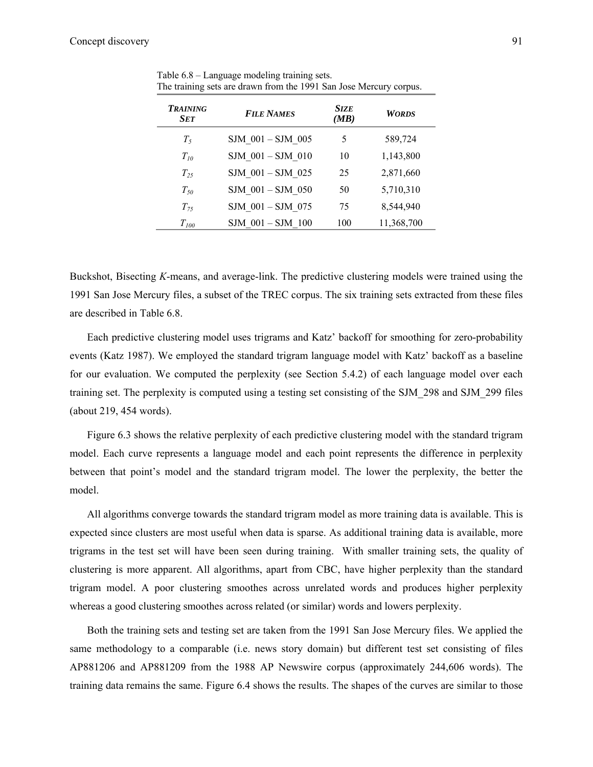Table 6.8 – Language modeling training sets.
The training sets are drawn from the 1991 San Jose Mercury corpus.

| *Training Set* | *File Names* | *Size (MB)* | *Words* |
|---|---|---|---|
| $T_5$ | SJM_001 – SJM_005 | 5 | 589,724 |
| $T_{10}$ | SJM_001 – SJM_010 | 10 | 1,143,800 |
| $T_{25}$ | SJM_001 – SJM_025 | 25 | 2,871,660 |
| $T_{50}$ | SJM_001 – SJM_050 | 50 | 5,710,310 |
| $T_{75}$ | SJM_001 – SJM_075 | 75 | 8,544,940 |
| $T_{100}$ | SJM_001 – SJM_100 | 100 | 11,368,700 |

Buckshot, Bisecting *K*-means, and average-link. The predictive clustering models were trained using the 1991 San Jose Mercury files, a subset of the TREC corpus. The six training sets extracted from these files are described in Table 6.8.

Each predictive clustering model uses trigrams and Katz' backoff for smoothing for zero-probability events (Katz 1987). We employed the standard trigram language model with Katz' backoff as a baseline for our evaluation. We computed the perplexity (see Section 5.4.2) of each language model over each training set. The perplexity is computed using a testing set consisting of the SJM_298 and SJM_299 files (about 219, 454 words).

Figure 6.3 shows the relative perplexity of each predictive clustering model with the standard trigram model. Each curve represents a language model and each point represents the difference in perplexity between that point's model and the standard trigram model. The lower the perplexity, the better the model.

All algorithms converge towards the standard trigram model as more training data is available. This is expected since clusters are most useful when data is sparse. As additional training data is available, more trigrams in the test set will have been seen during training. With smaller training sets, the quality of clustering is more apparent. All algorithms, apart from CBC, have higher perplexity than the standard trigram model. A poor clustering smoothes across unrelated words and produces higher perplexity whereas a good clustering smoothes across related (or similar) words and lowers perplexity.

Both the training sets and testing set are taken from the 1991 San Jose Mercury files. We applied the same methodology to a comparable (i.e. news story domain) but different test set consisting of files AP881206 and AP881209 from the 1988 AP Newswire corpus (approximately 244,606 words). The training data remains the same. Figure 6.4 shows the results. The shapes of the curves are similar to those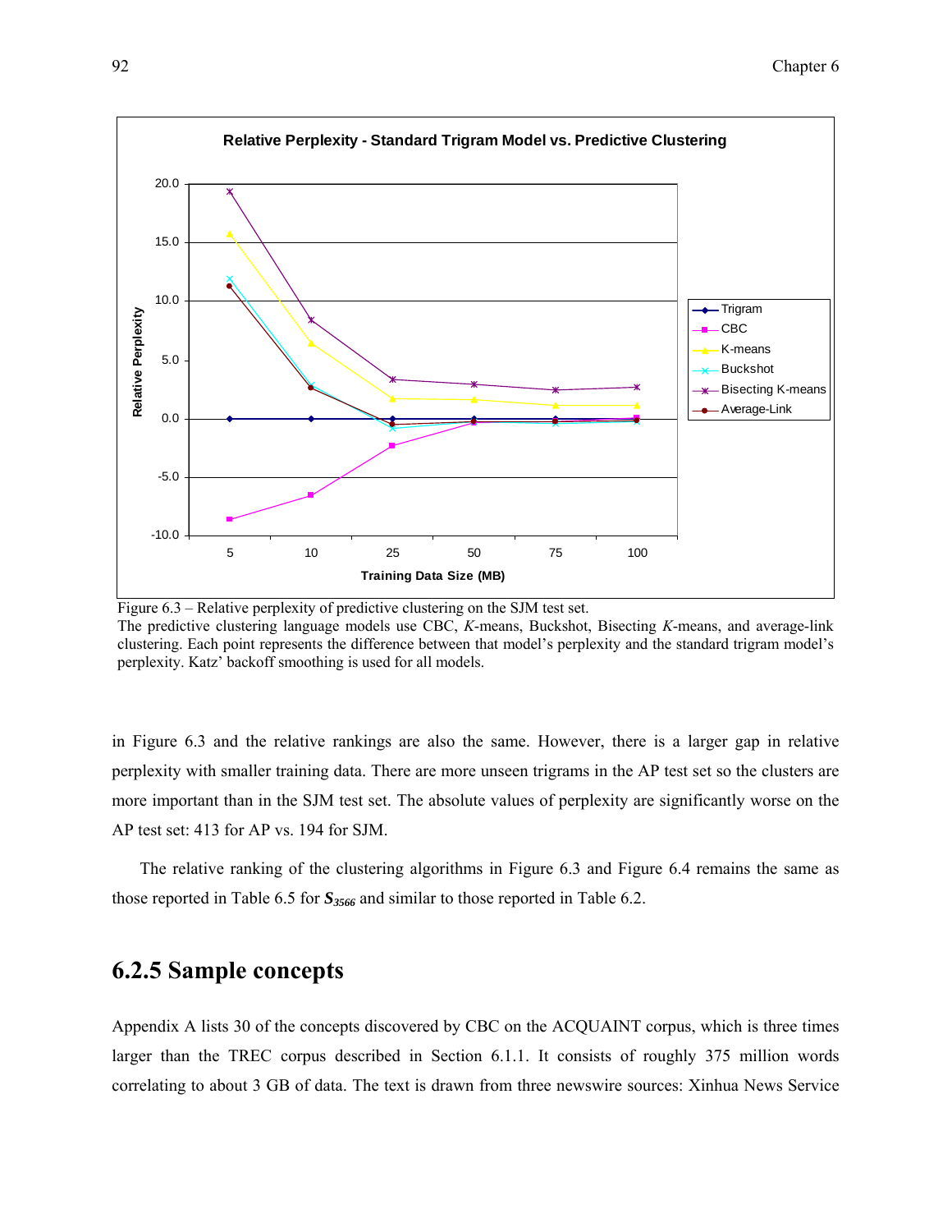Figure 6.3 – Relative perplexity of predictive clustering on the SJM test set.
The predictive clustering language models use CBC, *K*-means, Buckshot, Bisecting *K*-means, and average-link clustering. Each point represents the difference between that model's perplexity and the standard trigram model's perplexity. Katz' backoff smoothing is used for all models.

in Figure 6.3 and the relative rankings are also the same. However, there is a larger gap in relative perplexity with smaller training data. There are more unseen trigrams in the AP test set so the clusters are more important than in the SJM test set. The absolute values of perplexity are significantly worse on the AP test set: 413 for AP vs. 194 for SJM.

The relative ranking of the clustering algorithms in Figure 6.3 and Figure 6.4 remains the same as those reported in Table 6.5 for $\boldsymbol{S_{3566}}$ and similar to those reported in Table 6.2.

## 6.2.5 Sample concepts

Appendix A lists 30 of the concepts discovered by CBC on the ACQUAINT corpus, which is three times larger than the TREC corpus described in Section 6.1.1. It consists of roughly 375 million words correlating to about 3 GB of data. The text is drawn from three newswire sources: Xinhua News Service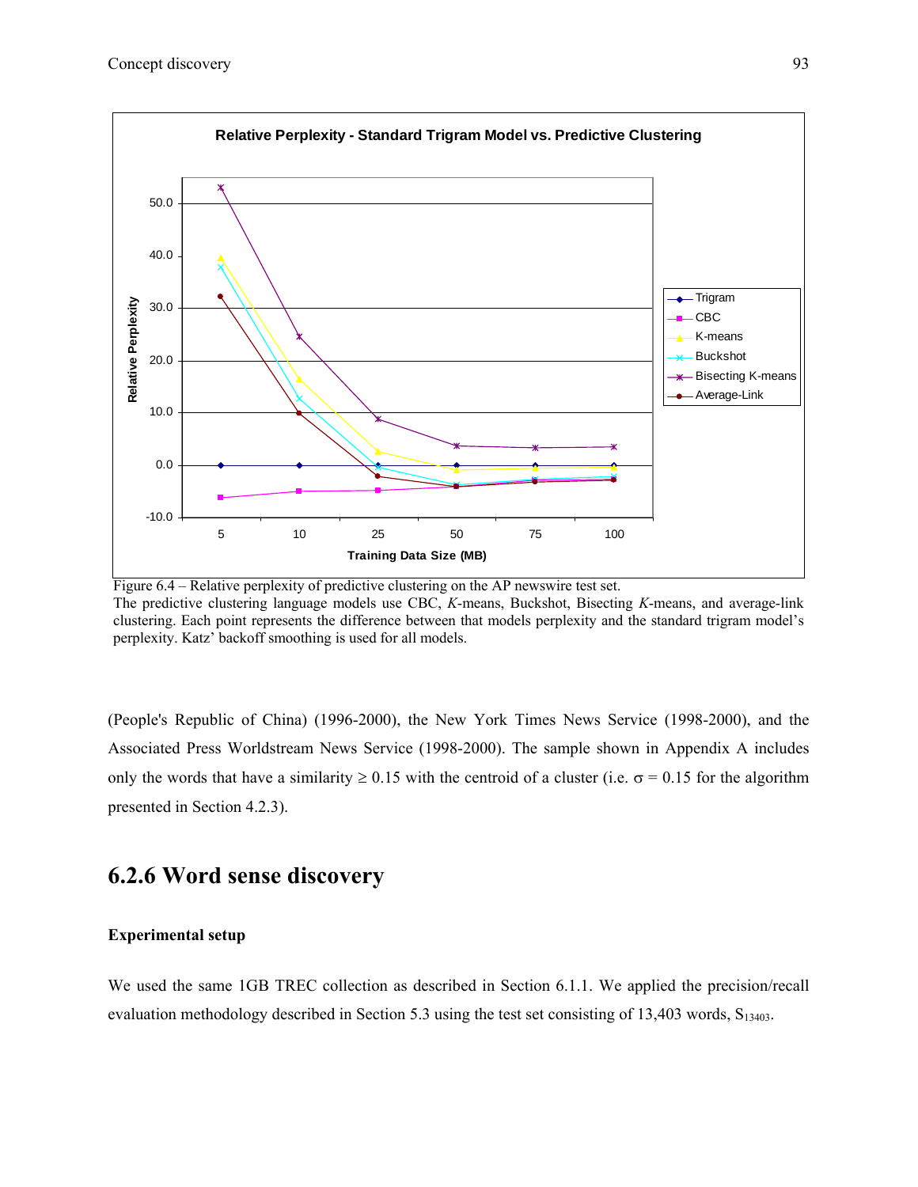Figure 6.4 – Relative perplexity of predictive clustering on the AP newswire test set.
The predictive clustering language models use CBC, *K*-means, Buckshot, Bisecting *K*-means, and average-link clustering. Each point represents the difference between that models perplexity and the standard trigram model's perplexity. Katz' backoff smoothing is used for all models.

(People's Republic of China) (1996-2000), the New York Times News Service (1998-2000), and the Associated Press Worldstream News Service (1998-2000). The sample shown in Appendix A includes only the words that have a similarity ≥ 0.15 with the centroid of a cluster (i.e. $\sigma = 0.15$ for the algorithm presented in Section 4.2.3).

## 6.2.6 Word sense discovery

**Experimental setup**

We used the same 1GB TREC collection as described in Section 6.1.1. We applied the precision/recall evaluation methodology described in Section 5.3 using the test set consisting of 13,403 words, $S_{13403}$.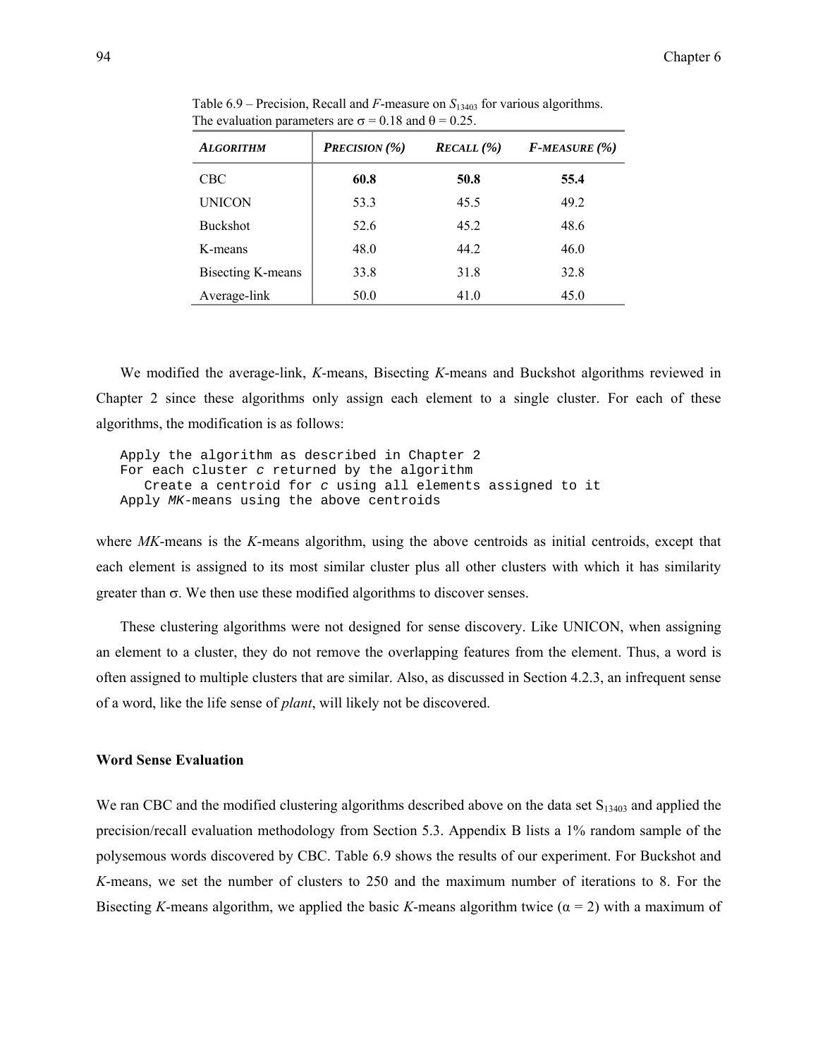Table 6.9 – Precision, Recall and *F*-measure on $S_{13403}$ for various algorithms. The evaluation parameters are $\sigma = 0.18$ and $\theta = 0.25$.

| *ALGORITHM* | *PRECISION (%)* | *RECALL (%)* | *F-MEASURE (%)* |
|---|---|---|---|
| CBC | **60.8** | **50.8** | **55.4** |
| UNICON | 53.3 | 45.5 | 49.2 |
| Buckshot | 52.6 | 45.2 | 48.6 |
| K-means | 48.0 | 44.2 | 46.0 |
| Bisecting K-means | 33.8 | 31.8 | 32.8 |
| Average-link | 50.0 | 41.0 | 45.0 |

We modified the average-link, *K*-means, Bisecting *K*-means and Buckshot algorithms reviewed in Chapter 2 since these algorithms only assign each element to a single cluster. For each of these algorithms, the modification is as follows:

```
Apply the algorithm as described in Chapter 2
For each cluster c returned by the algorithm
   Create a centroid for c using all elements assigned to it
Apply MK-means using the above centroids
```

where *MK*-means is the *K*-means algorithm, using the above centroids as initial centroids, except that each element is assigned to its most similar cluster plus all other clusters with which it has similarity greater than $\sigma$. We then use these modified algorithms to discover senses.

These clustering algorithms were not designed for sense discovery. Like UNICON, when assigning an element to a cluster, they do not remove the overlapping features from the element. Thus, a word is often assigned to multiple clusters that are similar. Also, as discussed in Section 4.2.3, an infrequent sense of a word, like the life sense of *plant*, will likely not be discovered.

**Word Sense Evaluation**

We ran CBC and the modified clustering algorithms described above on the data set $S_{13403}$ and applied the precision/recall evaluation methodology from Section 5.3. Appendix B lists a 1% random sample of the polysemous words discovered by CBC. Table 6.9 shows the results of our experiment. For Buckshot and *K*-means, we set the number of clusters to 250 and the maximum number of iterations to 8. For the Bisecting *K*-means algorithm, we applied the basic *K*-means algorithm twice ($\alpha = 2$) with a maximum of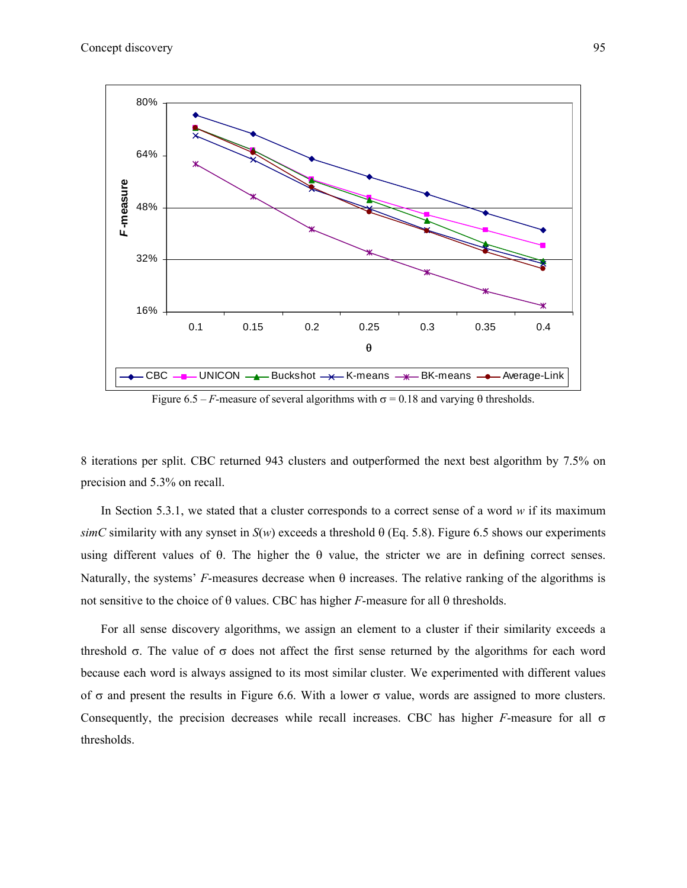Figure 6.5 – *F*-measure of several algorithms with σ = 0.18 and varying θ thresholds.

8 iterations per split. CBC returned 943 clusters and outperformed the next best algorithm by 7.5% on precision and 5.3% on recall.

In Section 5.3.1, we stated that a cluster corresponds to a correct sense of a word *w* if its maximum *simC* similarity with any synset in *S*(*w*) exceeds a threshold θ (Eq. 5.8). Figure 6.5 shows our experiments using different values of θ. The higher the θ value, the stricter we are in defining correct senses. Naturally, the systems' *F*-measures decrease when θ increases. The relative ranking of the algorithms is not sensitive to the choice of θ values. CBC has higher *F*-measure for all θ thresholds.

For all sense discovery algorithms, we assign an element to a cluster if their similarity exceeds a threshold σ. The value of σ does not affect the first sense returned by the algorithms for each word because each word is always assigned to its most similar cluster. We experimented with different values of σ and present the results in Figure 6.6. With a lower σ value, words are assigned to more clusters. Consequently, the precision decreases while recall increases. CBC has higher *F*-measure for all σ thresholds.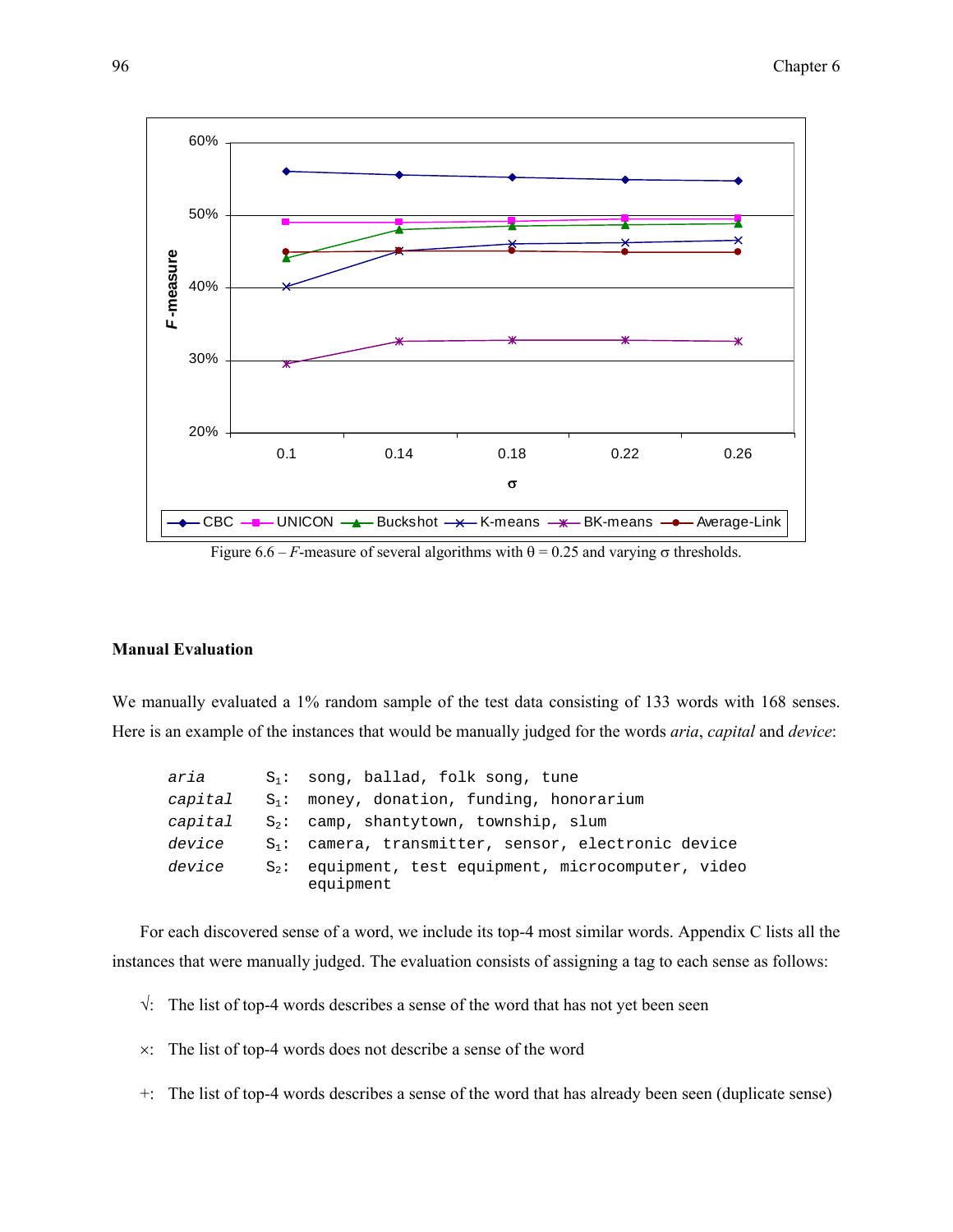Figure 6.6 – *F*-measure of several algorithms with $\theta = 0.25$ and varying $\sigma$ thresholds.

### Manual Evaluation

We manually evaluated a 1% random sample of the test data consisting of 133 words with 168 senses. Here is an example of the instances that would be manually judged for the words *aria*, *capital* and *device*:

```
aria      S1: song, ballad, folk song, tune
capital   S1: money, donation, funding, honorarium
capital   S2: camp, shantytown, township, slum
device    S1: camera, transmitter, sensor, electronic device
device    S2: equipment, test equipment, microcomputer, video
              equipment
```

For each discovered sense of a word, we include its top-4 most similar words. Appendix C lists all the instances that were manually judged. The evaluation consists of assigning a tag to each sense as follows:

- √: The list of top-4 words describes a sense of the word that has not yet been seen
- ×: The list of top-4 words does not describe a sense of the word
- +: The list of top-4 words describes a sense of the word that has already been seen (duplicate sense)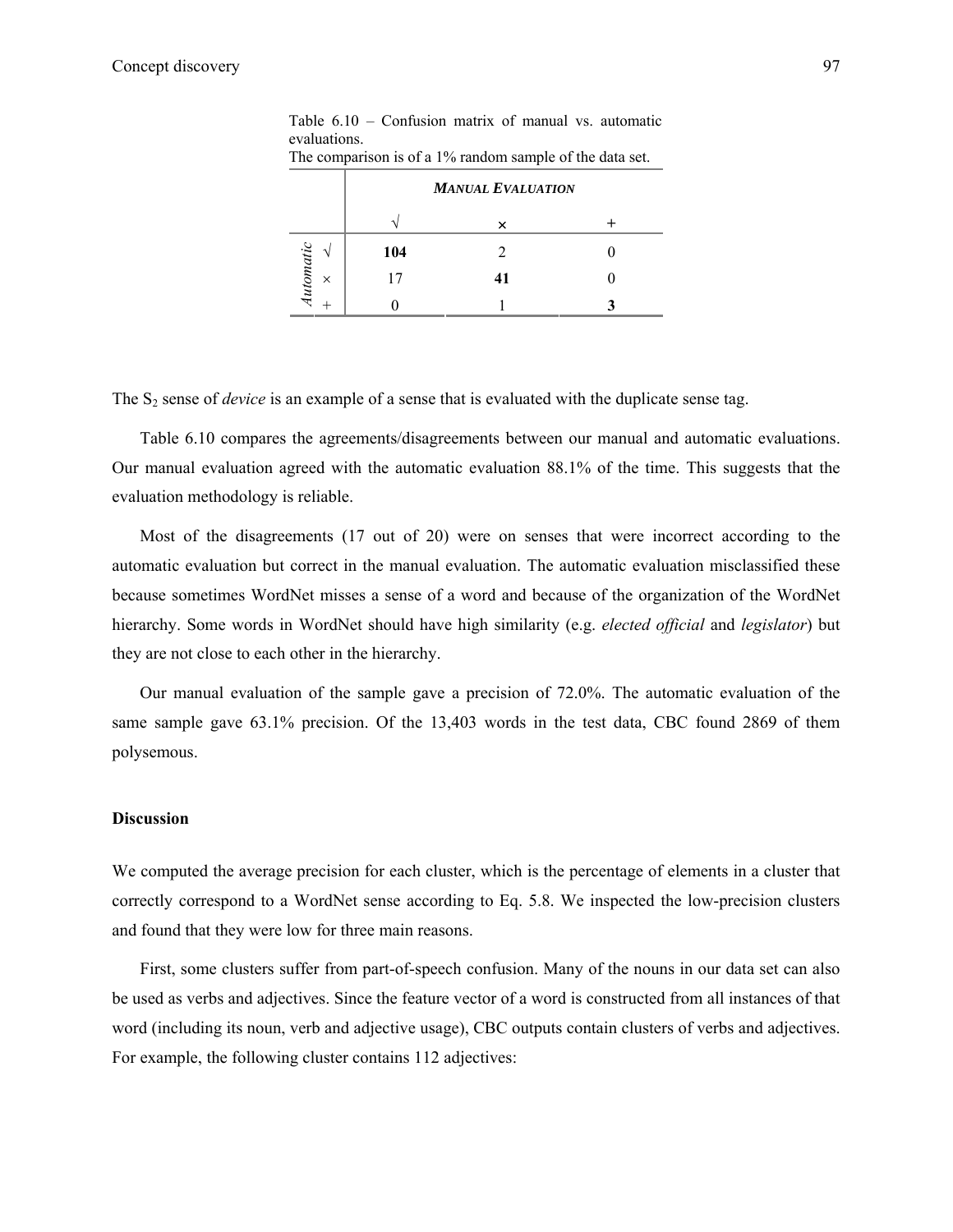Table 6.10 – Confusion matrix of manual vs. automatic evaluations.
The comparison is of a 1% random sample of the data set.

| | | ***MANUAL EVALUATION*** | | |
|---|---|---|---|---|
| | | √ | × | + |
| *Automatic* | √ | **104** | 2 | 0 |
| | × | 17 | **41** | 0 |
| | + | 0 | 1 | **3** |

The $S_2$ sense of *device* is an example of a sense that is evaluated with the duplicate sense tag.

Table 6.10 compares the agreements/disagreements between our manual and automatic evaluations. Our manual evaluation agreed with the automatic evaluation 88.1% of the time. This suggests that the evaluation methodology is reliable.

Most of the disagreements (17 out of 20) were on senses that were incorrect according to the automatic evaluation but correct in the manual evaluation. The automatic evaluation misclassified these because sometimes WordNet misses a sense of a word and because of the organization of the WordNet hierarchy. Some words in WordNet should have high similarity (e.g. *elected official* and *legislator*) but they are not close to each other in the hierarchy.

Our manual evaluation of the sample gave a precision of 72.0%. The automatic evaluation of the same sample gave 63.1% precision. Of the 13,403 words in the test data, CBC found 2869 of them polysemous.

**Discussion**

We computed the average precision for each cluster, which is the percentage of elements in a cluster that correctly correspond to a WordNet sense according to Eq. 5.8. We inspected the low-precision clusters and found that they were low for three main reasons.

First, some clusters suffer from part-of-speech confusion. Many of the nouns in our data set can also be used as verbs and adjectives. Since the feature vector of a word is constructed from all instances of that word (including its noun, verb and adjective usage), CBC outputs contain clusters of verbs and adjectives. For example, the following cluster contains 112 adjectives: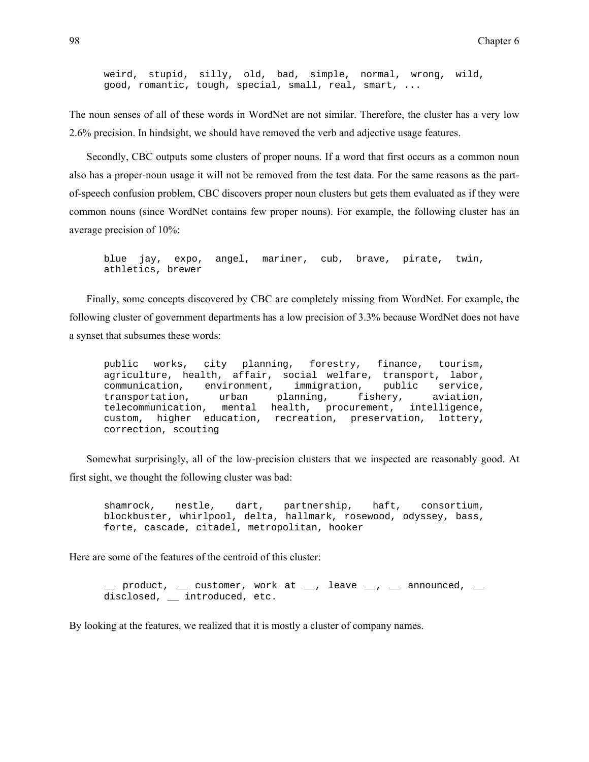```
weird, stupid, silly, old, bad, simple, normal, wrong, wild,
good, romantic, tough, special, small, real, smart, ...
```

The noun senses of all of these words in WordNet are not similar. Therefore, the cluster has a very low 2.6% precision. In hindsight, we should have removed the verb and adjective usage features.

Secondly, CBC outputs some clusters of proper nouns. If a word that first occurs as a common noun also has a proper-noun usage it will not be removed from the test data. For the same reasons as the part-of-speech confusion problem, CBC discovers proper noun clusters but gets them evaluated as if they were common nouns (since WordNet contains few proper nouns). For example, the following cluster has an average precision of 10%:

```
blue jay, expo, angel, mariner, cub, brave, pirate, twin,
athletics, brewer
```

Finally, some concepts discovered by CBC are completely missing from WordNet. For example, the following cluster of government departments has a low precision of 3.3% because WordNet does not have a synset that subsumes these words:

```
public works, city planning, forestry, finance, tourism,
agriculture, health, affair, social welfare, transport, labor,
communication, environment, immigration, public service,
transportation, urban planning, fishery, aviation,
telecommunication, mental health, procurement, intelligence,
custom, higher education, recreation, preservation, lottery,
correction, scouting
```

Somewhat surprisingly, all of the low-precision clusters that we inspected are reasonably good. At first sight, we thought the following cluster was bad:

```
shamrock, nestle, dart, partnership, haft, consortium,
blockbuster, whirlpool, delta, hallmark, rosewood, odyssey, bass,
forte, cascade, citadel, metropolitan, hooker
```

Here are some of the features of the centroid of this cluster:

```
__ product, __ customer, work at __, leave __, __ announced, __
disclosed, __ introduced, etc.
```

By looking at the features, we realized that it is mostly a cluster of company names.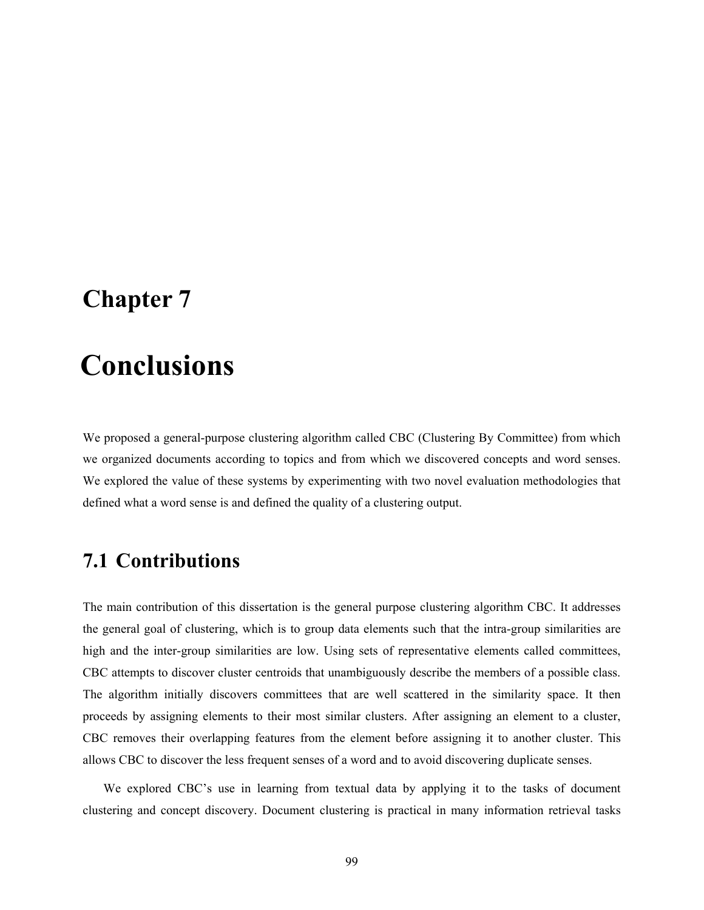# Chapter 7

# Conclusions

We proposed a general-purpose clustering algorithm called CBC (Clustering By Committee) from which we organized documents according to topics and from which we discovered concepts and word senses. We explored the value of these systems by experimenting with two novel evaluation methodologies that defined what a word sense is and defined the quality of a clustering output.

## 7.1 Contributions

The main contribution of this dissertation is the general purpose clustering algorithm CBC. It addresses the general goal of clustering, which is to group data elements such that the intra-group similarities are high and the inter-group similarities are low. Using sets of representative elements called committees, CBC attempts to discover cluster centroids that unambiguously describe the members of a possible class. The algorithm initially discovers committees that are well scattered in the similarity space. It then proceeds by assigning elements to their most similar clusters. After assigning an element to a cluster, CBC removes their overlapping features from the element before assigning it to another cluster. This allows CBC to discover the less frequent senses of a word and to avoid discovering duplicate senses.

We explored CBC's use in learning from textual data by applying it to the tasks of document clustering and concept discovery. Document clustering is practical in many information retrieval tasks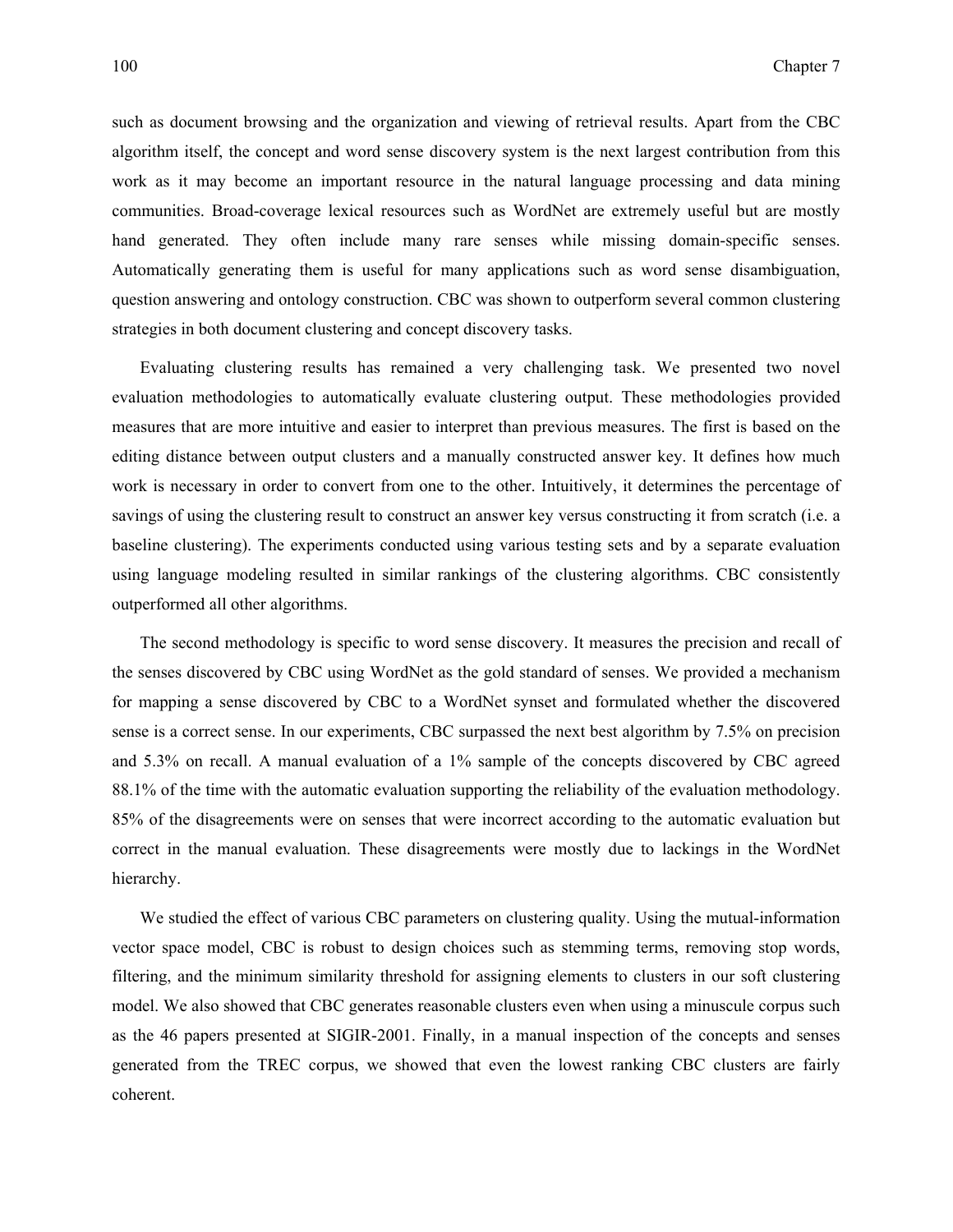such as document browsing and the organization and viewing of retrieval results. Apart from the CBC algorithm itself, the concept and word sense discovery system is the next largest contribution from this work as it may become an important resource in the natural language processing and data mining communities. Broad-coverage lexical resources such as WordNet are extremely useful but are mostly hand generated. They often include many rare senses while missing domain-specific senses. Automatically generating them is useful for many applications such as word sense disambiguation, question answering and ontology construction. CBC was shown to outperform several common clustering strategies in both document clustering and concept discovery tasks.

Evaluating clustering results has remained a very challenging task. We presented two novel evaluation methodologies to automatically evaluate clustering output. These methodologies provided measures that are more intuitive and easier to interpret than previous measures. The first is based on the editing distance between output clusters and a manually constructed answer key. It defines how much work is necessary in order to convert from one to the other. Intuitively, it determines the percentage of savings of using the clustering result to construct an answer key versus constructing it from scratch (i.e. a baseline clustering). The experiments conducted using various testing sets and by a separate evaluation using language modeling resulted in similar rankings of the clustering algorithms. CBC consistently outperformed all other algorithms.

The second methodology is specific to word sense discovery. It measures the precision and recall of the senses discovered by CBC using WordNet as the gold standard of senses. We provided a mechanism for mapping a sense discovered by CBC to a WordNet synset and formulated whether the discovered sense is a correct sense. In our experiments, CBC surpassed the next best algorithm by 7.5% on precision and 5.3% on recall. A manual evaluation of a 1% sample of the concepts discovered by CBC agreed 88.1% of the time with the automatic evaluation supporting the reliability of the evaluation methodology. 85% of the disagreements were on senses that were incorrect according to the automatic evaluation but correct in the manual evaluation. These disagreements were mostly due to lackings in the WordNet hierarchy.

We studied the effect of various CBC parameters on clustering quality. Using the mutual-information vector space model, CBC is robust to design choices such as stemming terms, removing stop words, filtering, and the minimum similarity threshold for assigning elements to clusters in our soft clustering model. We also showed that CBC generates reasonable clusters even when using a minuscule corpus such as the 46 papers presented at SIGIR-2001. Finally, in a manual inspection of the concepts and senses generated from the TREC corpus, we showed that even the lowest ranking CBC clusters are fairly coherent.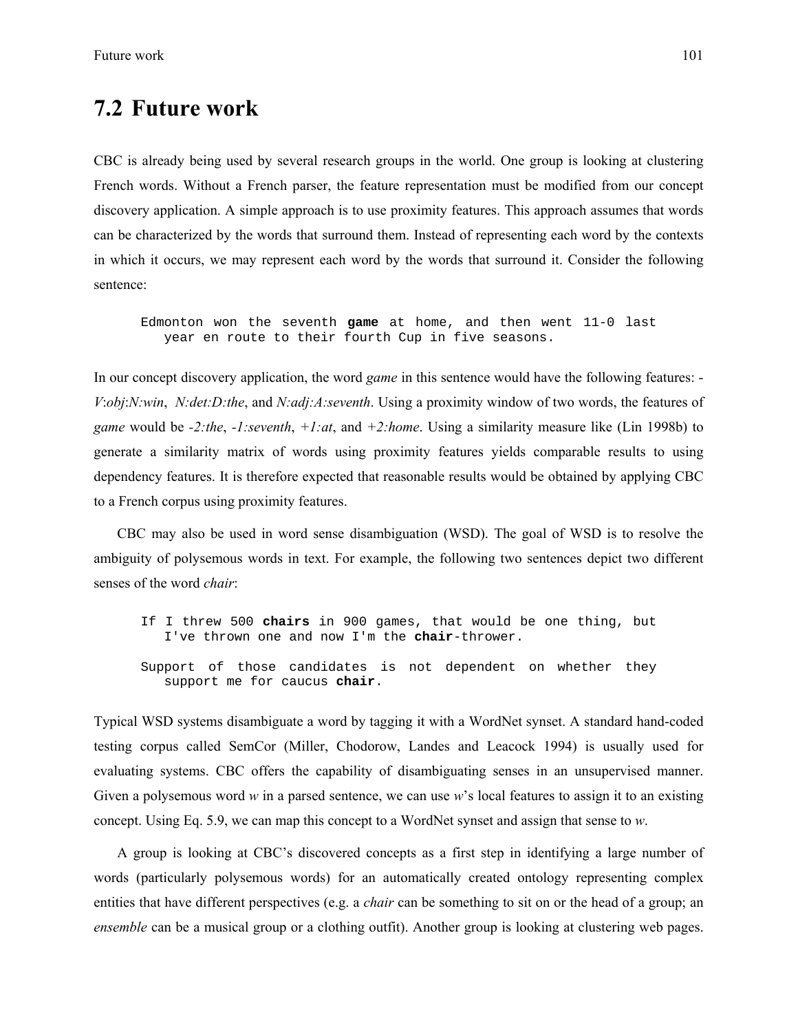## 7.2 Future work

CBC is already being used by several research groups in the world. One group is looking at clustering French words. Without a French parser, the feature representation must be modified from our concept discovery application. A simple approach is to use proximity features. This approach assumes that words can be characterized by the words that surround them. Instead of representing each word by the contexts in which it occurs, we may represent each word by the words that surround it. Consider the following sentence:

```
Edmonton won the seventh game at home, and then went 11-0 last
   year en route to their fourth Cup in five seasons.
```

In our concept discovery application, the word *game* in this sentence would have the following features: -*V*:*obj*:*N:win*, *N:det:D:the*, and *N:adj:A:seventh*. Using a proximity window of two words, the features of *game* would be *-2:the*, *-1:seventh*, *+1:at*, and *+2:home*. Using a similarity measure like (Lin 1998b) to generate a similarity matrix of words using proximity features yields comparable results to using dependency features. It is therefore expected that reasonable results would be obtained by applying CBC to a French corpus using proximity features.

CBC may also be used in word sense disambiguation (WSD). The goal of WSD is to resolve the ambiguity of polysemous words in text. For example, the following two sentences depict two different senses of the word *chair*:

```
If I threw 500 chairs in 900 games, that would be one thing, but
   I've thrown one and now I'm the chair-thrower.

Support of those candidates is not dependent on whether they
   support me for caucus chair.
```

Typical WSD systems disambiguate a word by tagging it with a WordNet synset. A standard hand-coded testing corpus called SemCor (Miller, Chodorow, Landes and Leacock 1994) is usually used for evaluating systems. CBC offers the capability of disambiguating senses in an unsupervised manner. Given a polysemous word *w* in a parsed sentence, we can use *w*'s local features to assign it to an existing concept. Using Eq. 5.9, we can map this concept to a WordNet synset and assign that sense to *w*.

A group is looking at CBC's discovered concepts as a first step in identifying a large number of words (particularly polysemous words) for an automatically created ontology representing complex entities that have different perspectives (e.g. a *chair* can be something to sit on or the head of a group; an *ensemble* can be a musical group or a clothing outfit). Another group is looking at clustering web pages.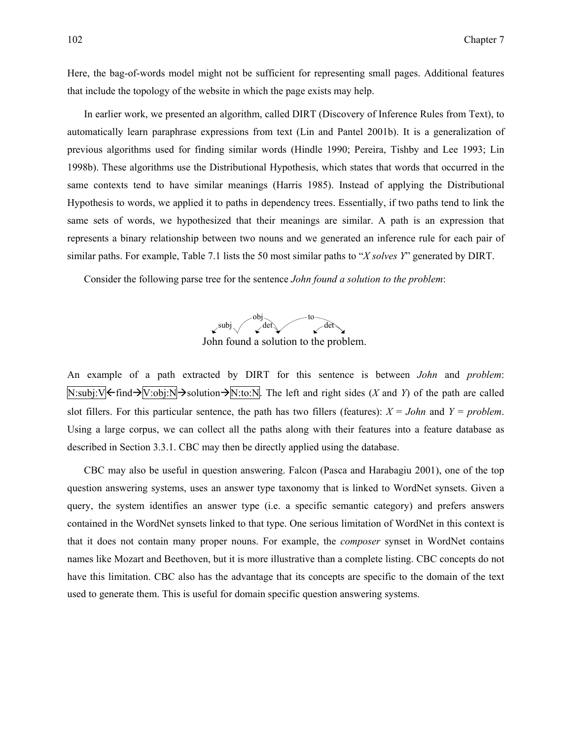Here, the bag-of-words model might not be sufficient for representing small pages. Additional features that include the topology of the website in which the page exists may help.

In earlier work, we presented an algorithm, called DIRT (Discovery of Inference Rules from Text), to automatically learn paraphrase expressions from text (Lin and Pantel 2001b). It is a generalization of previous algorithms used for finding similar words (Hindle 1990; Pereira, Tishby and Lee 1993; Lin 1998b). These algorithms use the Distributional Hypothesis, which states that words that occurred in the same contexts tend to have similar meanings (Harris 1985). Instead of applying the Distributional Hypothesis to words, we applied it to paths in dependency trees. Essentially, if two paths tend to link the same sets of words, we hypothesized that their meanings are similar. A path is an expression that represents a binary relationship between two nouns and we generated an inference rule for each pair of similar paths. For example, Table 7.1 lists the 50 most similar paths to "*X solves Y*" generated by DIRT.

Consider the following parse tree for the sentence *John found a solution to the problem*:

subj, obj, det, to, det

John found a solution to the problem.

An example of a path extracted by DIRT for this sentence is between *John* and *problem*: N:subj:V←find→V:obj:N→solution→N:to:N. The left and right sides (*X* and *Y*) of the path are called slot fillers. For this particular sentence, the path has two fillers (features): *X* = *John* and *Y* = *problem*. Using a large corpus, we can collect all the paths along with their features into a feature database as described in Section 3.3.1. CBC may then be directly applied using the database.

CBC may also be useful in question answering. Falcon (Pasca and Harabagiu 2001), one of the top question answering systems, uses an answer type taxonomy that is linked to WordNet synsets. Given a query, the system identifies an answer type (i.e. a specific semantic category) and prefers answers contained in the WordNet synsets linked to that type. One serious limitation of WordNet in this context is that it does not contain many proper nouns. For example, the *composer* synset in WordNet contains names like Mozart and Beethoven, but it is more illustrative than a complete listing. CBC concepts do not have this limitation. CBC also has the advantage that its concepts are specific to the domain of the text used to generate them. This is useful for domain specific question answering systems.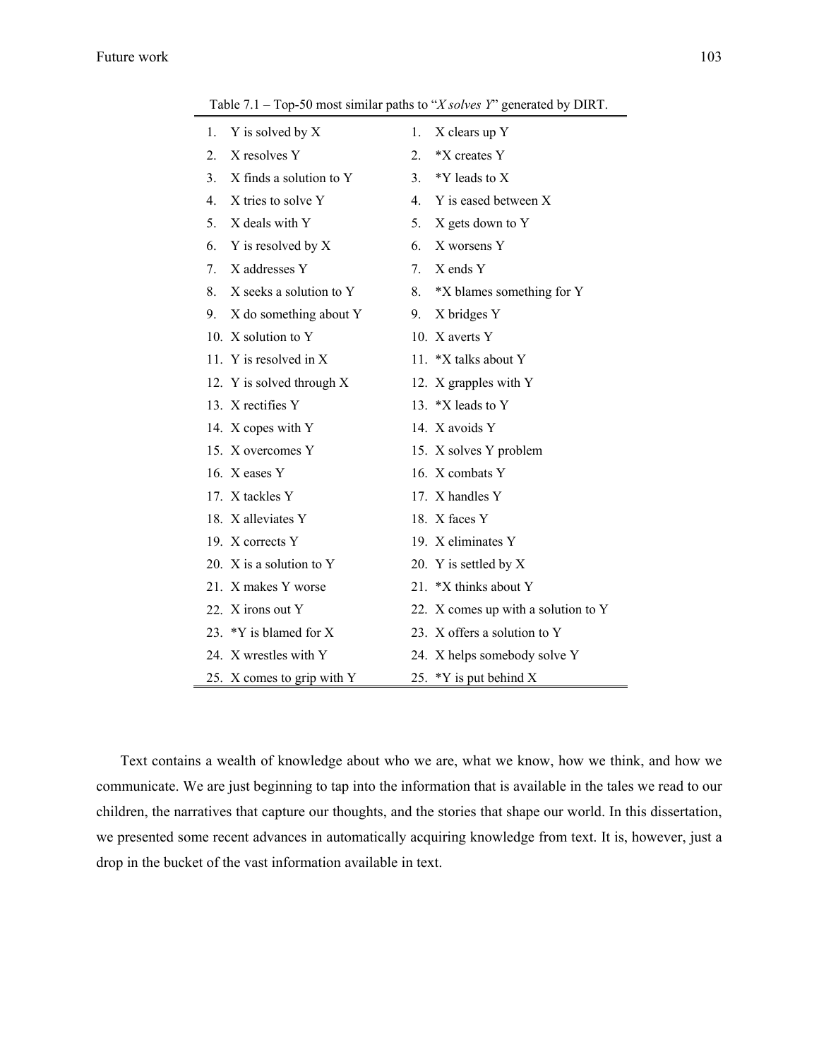Table 7.1 – Top-50 most similar paths to "*X solves Y*" generated by DIRT.

| | |
|---|---|
| 1. Y is solved by X | 1. X clears up Y |
| 2. X resolves Y | 2. *X creates Y |
| 3. X finds a solution to Y | 3. *Y leads to X |
| 4. X tries to solve Y | 4. Y is eased between X |
| 5. X deals with Y | 5. X gets down to Y |
| 6. Y is resolved by X | 6. X worsens Y |
| 7. X addresses Y | 7. X ends Y |
| 8. X seeks a solution to Y | 8. *X blames something for Y |
| 9. X do something about Y | 9. X bridges Y |
| 10. X solution to Y | 10. X averts Y |
| 11. Y is resolved in X | 11. *X talks about Y |
| 12. Y is solved through X | 12. X grapples with Y |
| 13. X rectifies Y | 13. *X leads to Y |
| 14. X copes with Y | 14. X avoids Y |
| 15. X overcomes Y | 15. X solves Y problem |
| 16. X eases Y | 16. X combats Y |
| 17. X tackles Y | 17. X handles Y |
| 18. X alleviates Y | 18. X faces Y |
| 19. X corrects Y | 19. X eliminates Y |
| 20. X is a solution to Y | 20. Y is settled by X |
| 21. X makes Y worse | 21. *X thinks about Y |
| 22. X irons out Y | 22. X comes up with a solution to Y |
| 23. *Y is blamed for X | 23. X offers a solution to Y |
| 24. X wrestles with Y | 24. X helps somebody solve Y |
| 25. X comes to grip with Y | 25. *Y is put behind X |

Text contains a wealth of knowledge about who we are, what we know, how we think, and how we communicate. We are just beginning to tap into the information that is available in the tales we read to our children, the narratives that capture our thoughts, and the stories that shape our world. In this dissertation, we presented some recent advances in automatically acquiring knowledge from text. It is, however, just a drop in the bucket of the vast information available in text.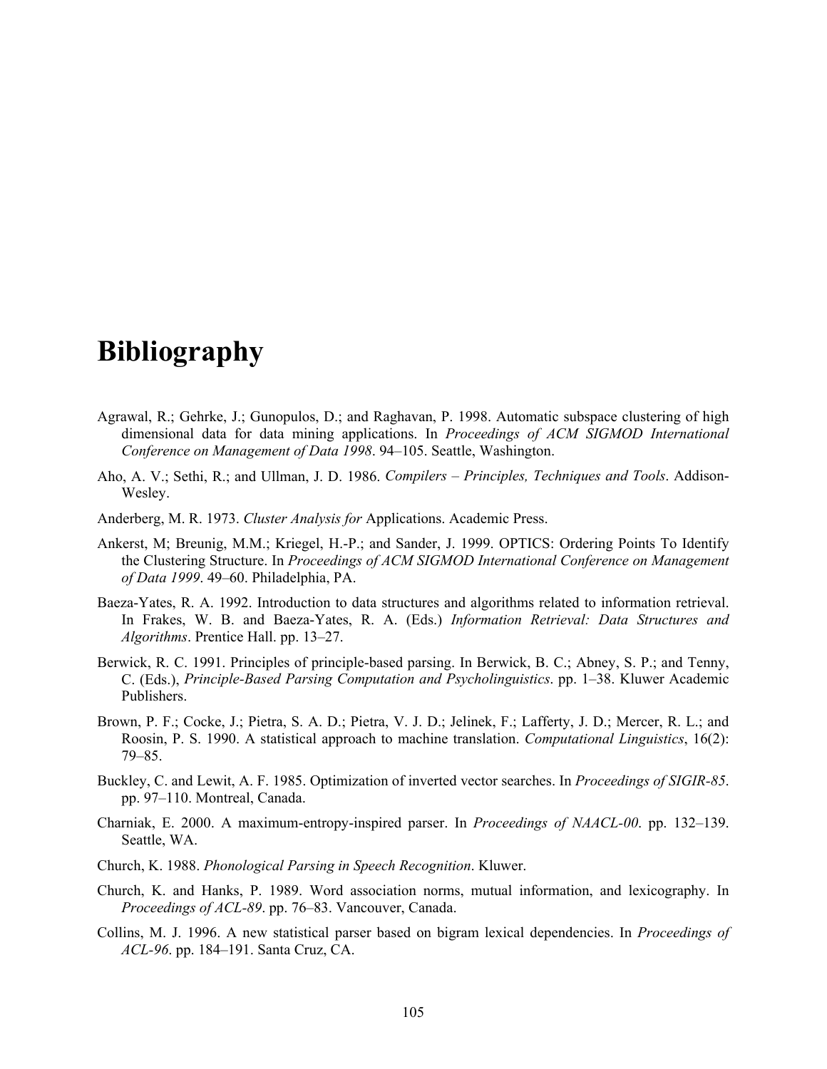# Bibliography

Agrawal, R.; Gehrke, J.; Gunopulos, D.; and Raghavan, P. 1998. Automatic subspace clustering of high dimensional data for data mining applications. In *Proceedings of ACM SIGMOD International Conference on Management of Data 1998*. 94–105. Seattle, Washington.

Aho, A. V.; Sethi, R.; and Ullman, J. D. 1986. *Compilers – Principles, Techniques and Tools*. Addison-Wesley.

Anderberg, M. R. 1973. *Cluster Analysis for* Applications. Academic Press.

Ankerst, M; Breunig, M.M.; Kriegel, H.-P.; and Sander, J. 1999. OPTICS: Ordering Points To Identify the Clustering Structure. In *Proceedings of ACM SIGMOD International Conference on Management of Data 1999*. 49–60. Philadelphia, PA.

Baeza-Yates, R. A. 1992. Introduction to data structures and algorithms related to information retrieval. In Frakes, W. B. and Baeza-Yates, R. A. (Eds.) *Information Retrieval: Data Structures and Algorithms*. Prentice Hall. pp. 13–27.

Berwick, R. C. 1991. Principles of principle-based parsing. In Berwick, B. C.; Abney, S. P.; and Tenny, C. (Eds.), *Principle-Based Parsing Computation and Psycholinguistics*. pp. 1–38. Kluwer Academic Publishers.

Brown, P. F.; Cocke, J.; Pietra, S. A. D.; Pietra, V. J. D.; Jelinek, F.; Lafferty, J. D.; Mercer, R. L.; and Roosin, P. S. 1990. A statistical approach to machine translation. *Computational Linguistics*, 16(2): 79–85.

Buckley, C. and Lewit, A. F. 1985. Optimization of inverted vector searches. In *Proceedings of SIGIR-85*. pp. 97–110. Montreal, Canada.

Charniak, E. 2000. A maximum-entropy-inspired parser. In *Proceedings of NAACL-00*. pp. 132–139. Seattle, WA.

Church, K. 1988. *Phonological Parsing in Speech Recognition*. Kluwer.

Church, K. and Hanks, P. 1989. Word association norms, mutual information, and lexicography. In *Proceedings of ACL-89*. pp. 76–83. Vancouver, Canada.

Collins, M. J. 1996. A new statistical parser based on bigram lexical dependencies. In *Proceedings of ACL-96*. pp. 184–191. Santa Cruz, CA.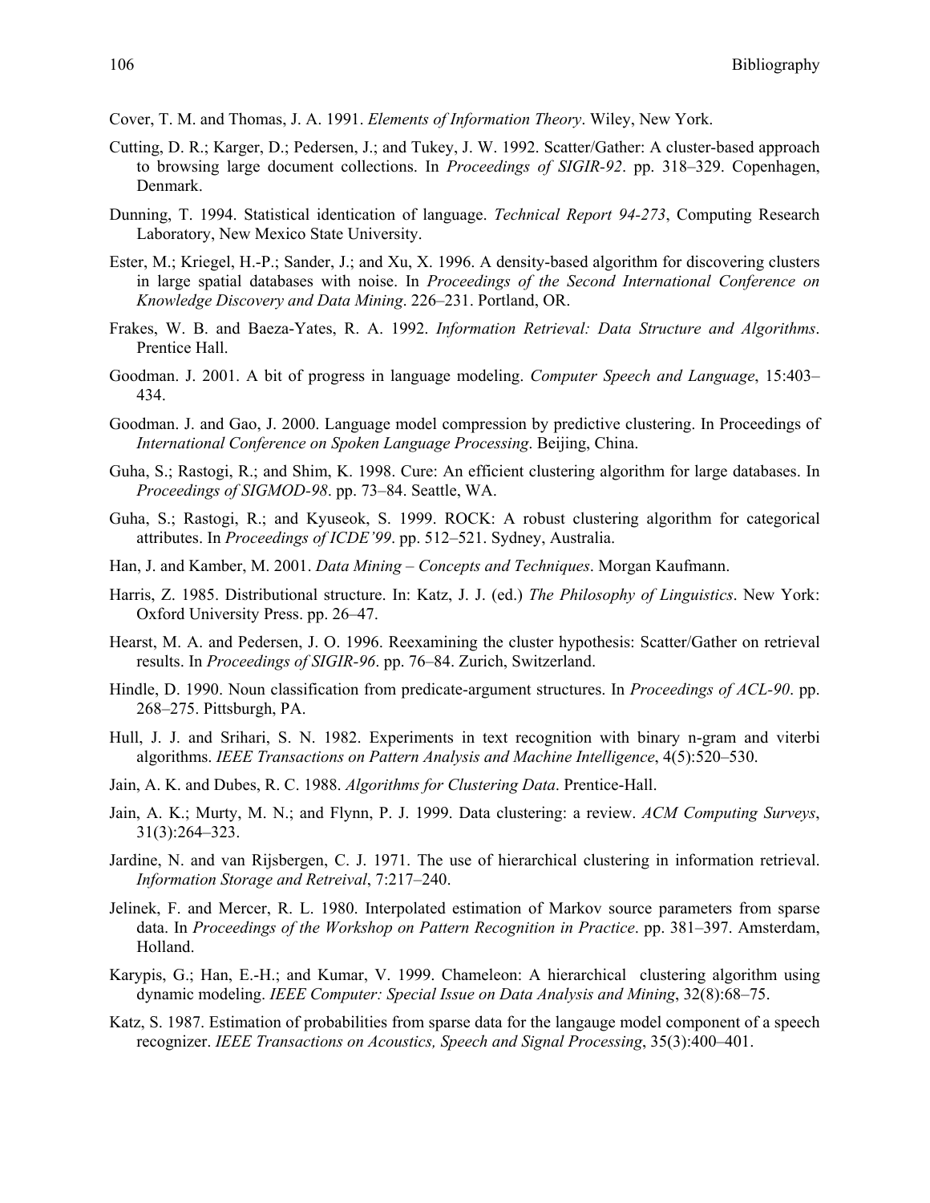Cover, T. M. and Thomas, J. A. 1991. *Elements of Information Theory*. Wiley, New York.

Cutting, D. R.; Karger, D.; Pedersen, J.; and Tukey, J. W. 1992. Scatter/Gather: A cluster-based approach to browsing large document collections. In *Proceedings of SIGIR-92*. pp. 318–329. Copenhagen, Denmark.

Dunning, T. 1994. Statistical identication of language. *Technical Report 94-273*, Computing Research Laboratory, New Mexico State University.

Ester, M.; Kriegel, H.-P.; Sander, J.; and Xu, X. 1996. A density-based algorithm for discovering clusters in large spatial databases with noise. In *Proceedings of the Second International Conference on Knowledge Discovery and Data Mining*. 226–231. Portland, OR.

Frakes, W. B. and Baeza-Yates, R. A. 1992. *Information Retrieval: Data Structure and Algorithms*. Prentice Hall.

Goodman. J. 2001. A bit of progress in language modeling. *Computer Speech and Language*, 15:403–434.

Goodman. J. and Gao, J. 2000. Language model compression by predictive clustering. In Proceedings of *International Conference on Spoken Language Processing*. Beijing, China.

Guha, S.; Rastogi, R.; and Shim, K. 1998. Cure: An efficient clustering algorithm for large databases. In *Proceedings of SIGMOD-98*. pp. 73–84. Seattle, WA.

Guha, S.; Rastogi, R.; and Kyuseok, S. 1999. ROCK: A robust clustering algorithm for categorical attributes. In *Proceedings of ICDE'99*. pp. 512–521. Sydney, Australia.

Han, J. and Kamber, M. 2001. *Data Mining – Concepts and Techniques*. Morgan Kaufmann.

Harris, Z. 1985. Distributional structure. In: Katz, J. J. (ed.) *The Philosophy of Linguistics*. New York: Oxford University Press. pp. 26–47.

Hearst, M. A. and Pedersen, J. O. 1996. Reexamining the cluster hypothesis: Scatter/Gather on retrieval results. In *Proceedings of SIGIR-96*. pp. 76–84. Zurich, Switzerland.

Hindle, D. 1990. Noun classification from predicate-argument structures. In *Proceedings of ACL-90*. pp. 268–275. Pittsburgh, PA.

Hull, J. J. and Srihari, S. N. 1982. Experiments in text recognition with binary n-gram and viterbi algorithms. *IEEE Transactions on Pattern Analysis and Machine Intelligence*, 4(5):520–530.

Jain, A. K. and Dubes, R. C. 1988. *Algorithms for Clustering Data*. Prentice-Hall.

Jain, A. K.; Murty, M. N.; and Flynn, P. J. 1999. Data clustering: a review. *ACM Computing Surveys*, 31(3):264–323.

Jardine, N. and van Rijsbergen, C. J. 1971. The use of hierarchical clustering in information retrieval. *Information Storage and Retreival*, 7:217–240.

Jelinek, F. and Mercer, R. L. 1980. Interpolated estimation of Markov source parameters from sparse data. In *Proceedings of the Workshop on Pattern Recognition in Practice*. pp. 381–397. Amsterdam, Holland.

Karypis, G.; Han, E.-H.; and Kumar, V. 1999. Chameleon: A hierarchical clustering algorithm using dynamic modeling. *IEEE Computer: Special Issue on Data Analysis and Mining*, 32(8):68–75.

Katz, S. 1987. Estimation of probabilities from sparse data for the langauge model component of a speech recognizer. *IEEE Transactions on Acoustics, Speech and Signal Processing*, 35(3):400–401.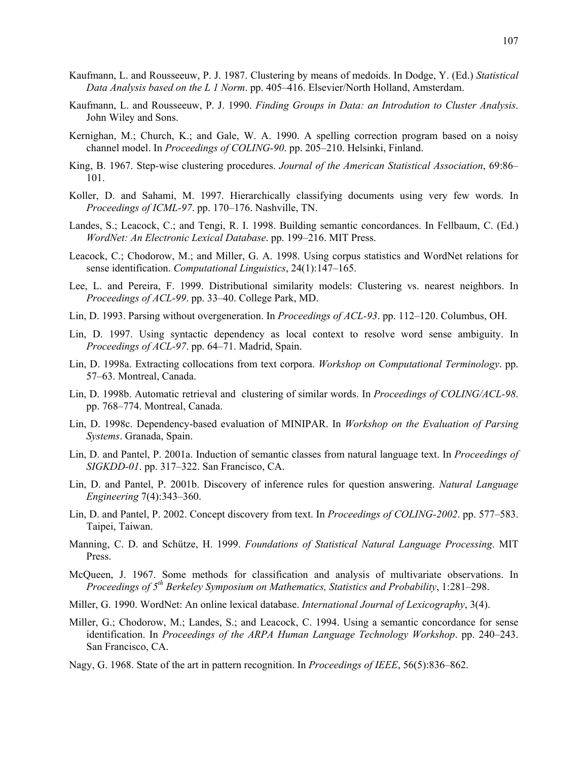Kaufmann, L. and Rousseeuw, P. J. 1987. Clustering by means of medoids. In Dodge, Y. (Ed.) *Statistical Data Analysis based on the L 1 Norm*. pp. 405–416. Elsevier/North Holland, Amsterdam.

Kaufmann, L. and Rousseeuw, P. J. 1990. *Finding Groups in Data: an Introduction to Cluster Analysis*. John Wiley and Sons.

Kernighan, M.; Church, K.; and Gale, W. A. 1990. A spelling correction program based on a noisy channel model. In *Proceedings of COLING-90*. pp. 205–210. Helsinki, Finland.

King, B. 1967. Step-wise clustering procedures. *Journal of the American Statistical Association*, 69:86–101.

Koller, D. and Sahami, M. 1997. Hierarchically classifying documents using very few words. In *Proceedings of ICML-97*. pp. 170–176. Nashville, TN.

Landes, S.; Leacock, C.; and Tengi, R. I. 1998. Building semantic concordances. In Fellbaum, C. (Ed.) *WordNet: An Electronic Lexical Database*. pp. 199–216. MIT Press.

Leacock, C.; Chodorow, M.; and Miller, G. A. 1998. Using corpus statistics and WordNet relations for sense identification. *Computational Linguistics*, 24(1):147–165.

Lee, L. and Pereira, F. 1999. Distributional similarity models: Clustering vs. nearest neighbors. In *Proceedings of ACL-99*. pp. 33–40. College Park, MD.

Lin, D. 1993. Parsing without overgeneration. In *Proceedings of ACL-93*. pp. 112–120. Columbus, OH.

Lin, D. 1997. Using syntactic dependency as local context to resolve word sense ambiguity. In *Proceedings of ACL-97*. pp. 64–71. Madrid, Spain.

Lin, D. 1998a. Extracting collocations from text corpora. *Workshop on Computational Terminology*. pp. 57–63. Montreal, Canada.

Lin, D. 1998b. Automatic retrieval and clustering of similar words. In *Proceedings of COLING/ACL-98*. pp. 768–774. Montreal, Canada.

Lin, D. 1998c. Dependency-based evaluation of MINIPAR. In *Workshop on the Evaluation of Parsing Systems*. Granada, Spain.

Lin, D. and Pantel, P. 2001a. Induction of semantic classes from natural language text. In *Proceedings of SIGKDD-01*. pp. 317–322. San Francisco, CA.

Lin, D. and Pantel, P. 2001b. Discovery of inference rules for question answering. *Natural Language Engineering* 7(4):343–360.

Lin, D. and Pantel, P. 2002. Concept discovery from text. In *Proceedings of COLING-2002*. pp. 577–583. Taipei, Taiwan.

Manning, C. D. and Schütze, H. 1999. *Foundations of Statistical Natural Language Processing*. MIT Press.

McQueen, J. 1967. Some methods for classification and analysis of multivariate observations. In *Proceedings of 5th Berkeley Symposium on Mathematics, Statistics and Probability*, 1:281–298.

Miller, G. 1990. WordNet: An online lexical database. *International Journal of Lexicography*, 3(4).

Miller, G.; Chodorow, M.; Landes, S.; and Leacock, C. 1994. Using a semantic concordance for sense identification. In *Proceedings of the ARPA Human Language Technology Workshop*. pp. 240–243. San Francisco, CA.

Nagy, G. 1968. State of the art in pattern recognition. In *Proceedings of IEEE*, 56(5):836–862.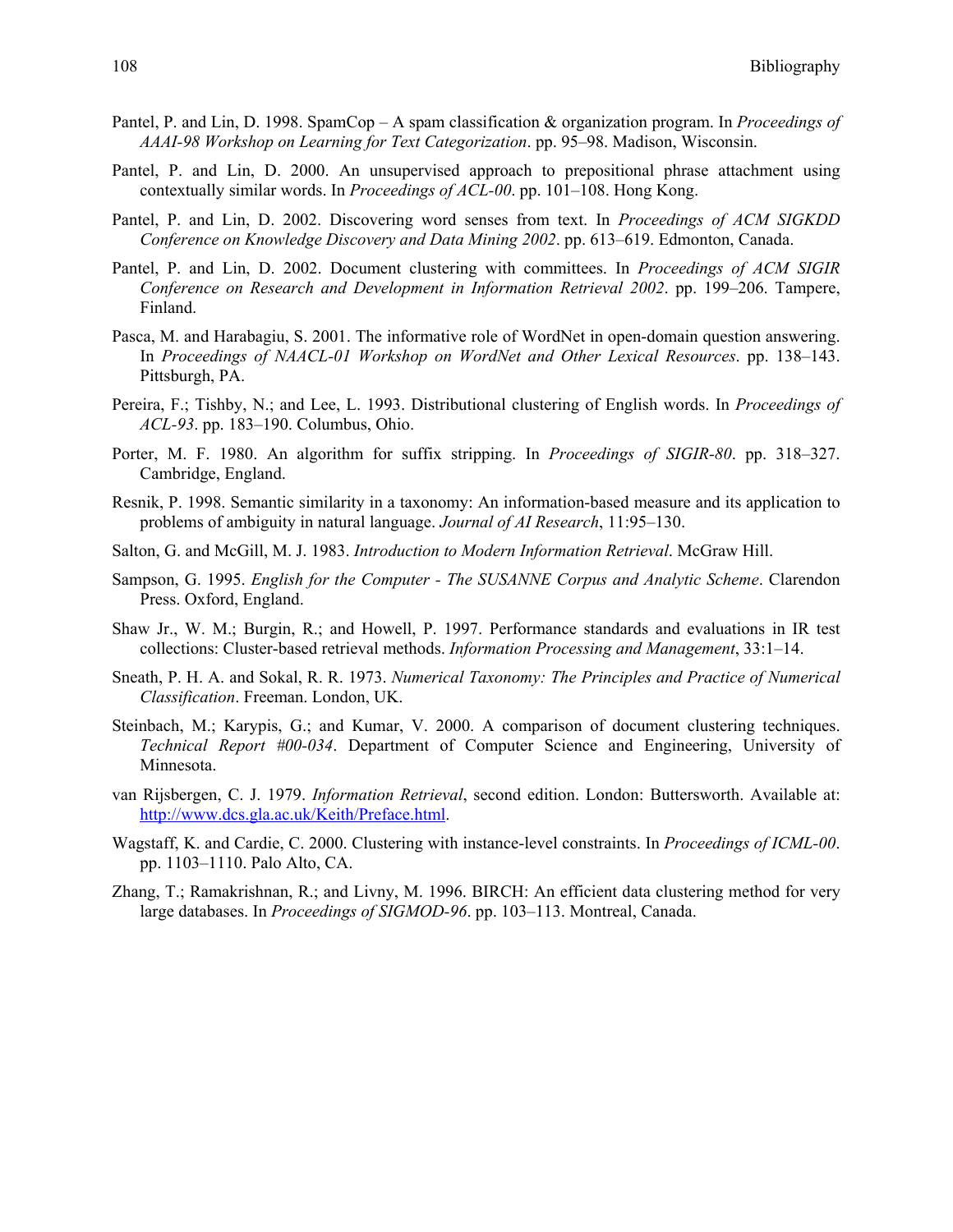Pantel, P. and Lin, D. 1998. SpamCop – A spam classification & organization program. In *Proceedings of AAAI-98 Workshop on Learning for Text Categorization*. pp. 95–98. Madison, Wisconsin.

Pantel, P. and Lin, D. 2000. An unsupervised approach to prepositional phrase attachment using contextually similar words. In *Proceedings of ACL-00*. pp. 101–108. Hong Kong.

Pantel, P. and Lin, D. 2002. Discovering word senses from text. In *Proceedings of ACM SIGKDD Conference on Knowledge Discovery and Data Mining 2002*. pp. 613–619. Edmonton, Canada.

Pantel, P. and Lin, D. 2002. Document clustering with committees. In *Proceedings of ACM SIGIR Conference on Research and Development in Information Retrieval 2002*. pp. 199–206. Tampere, Finland.

Pasca, M. and Harabagiu, S. 2001. The informative role of WordNet in open-domain question answering. In *Proceedings of NAACL-01 Workshop on WordNet and Other Lexical Resources*. pp. 138–143. Pittsburgh, PA.

Pereira, F.; Tishby, N.; and Lee, L. 1993. Distributional clustering of English words. In *Proceedings of ACL-93*. pp. 183–190. Columbus, Ohio.

Porter, M. F. 1980. An algorithm for suffix stripping. In *Proceedings of SIGIR-80*. pp. 318–327. Cambridge, England.

Resnik, P. 1998. Semantic similarity in a taxonomy: An information-based measure and its application to problems of ambiguity in natural language. *Journal of AI Research*, 11:95–130.

Salton, G. and McGill, M. J. 1983. *Introduction to Modern Information Retrieval*. McGraw Hill.

Sampson, G. 1995. *English for the Computer - The SUSANNE Corpus and Analytic Scheme*. Clarendon Press. Oxford, England.

Shaw Jr., W. M.; Burgin, R.; and Howell, P. 1997. Performance standards and evaluations in IR test collections: Cluster-based retrieval methods. *Information Processing and Management*, 33:1–14.

Sneath, P. H. A. and Sokal, R. R. 1973. *Numerical Taxonomy: The Principles and Practice of Numerical Classification*. Freeman. London, UK.

Steinbach, M.; Karypis, G.; and Kumar, V. 2000. A comparison of document clustering techniques. *Technical Report #00-034*. Department of Computer Science and Engineering, University of Minnesota.

van Rijsbergen, C. J. 1979. *Information Retrieval*, second edition. London: Buttersworth. Available at: http://www.dcs.gla.ac.uk/Keith/Preface.html.

Wagstaff, K. and Cardie, C. 2000. Clustering with instance-level constraints. In *Proceedings of ICML-00*. pp. 1103–1110. Palo Alto, CA.

Zhang, T.; Ramakrishnan, R.; and Livny, M. 1996. BIRCH: An efficient data clustering method for very large databases. In *Proceedings of SIGMOD-96*. pp. 103–113. Montreal, Canada.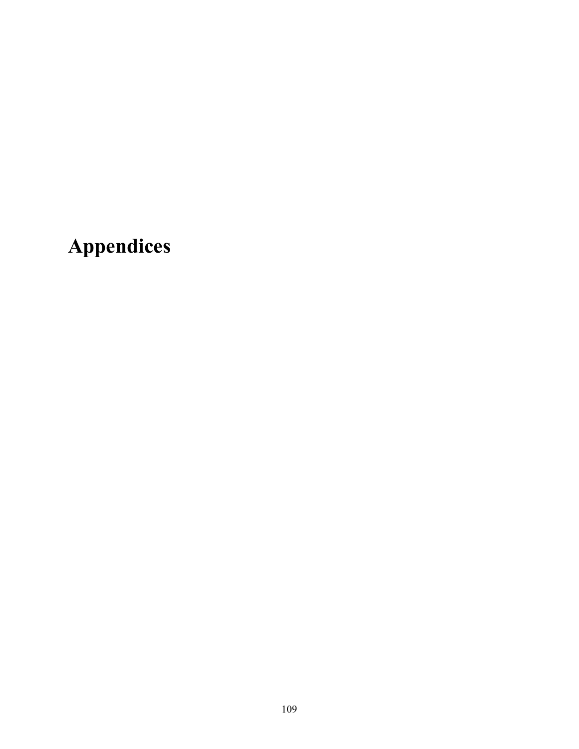# Appendices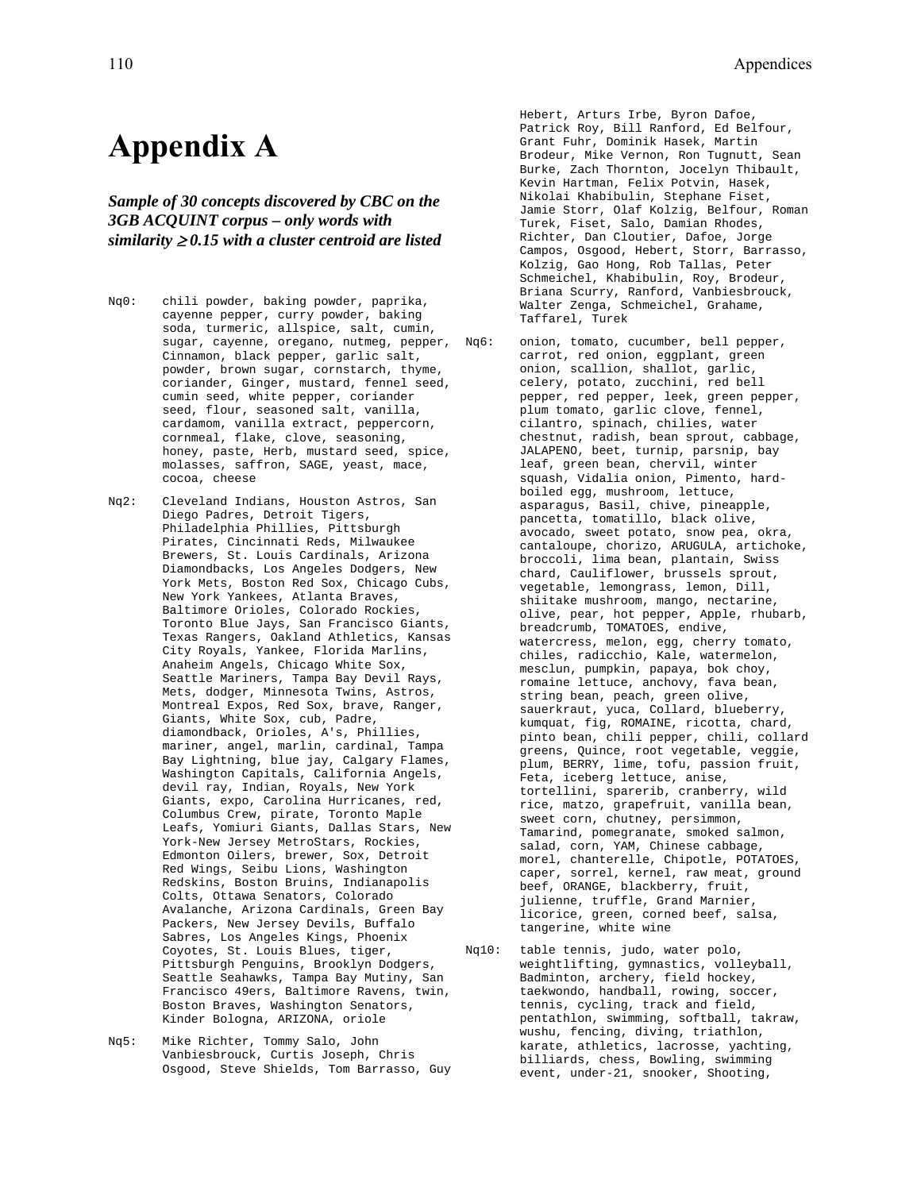# Appendix A

***Sample of 30 concepts discovered by CBC on the 3GB ACQUINT corpus – only words with similarity ≥ 0.15 with a cluster centroid are listed***

Nq0: chili powder, baking powder, paprika, cayenne pepper, curry powder, baking soda, turmeric, allspice, salt, cumin, sugar, cayenne, oregano, nutmeg, pepper, Cinnamon, black pepper, garlic salt, powder, brown sugar, cornstarch, thyme, coriander, Ginger, mustard, fennel seed, cumin seed, white pepper, coriander seed, flour, seasoned salt, vanilla, cardamom, vanilla extract, peppercorn, cornmeal, flake, clove, seasoning, honey, paste, Herb, mustard seed, spice, molasses, saffron, SAGE, yeast, mace, cocoa, cheese

Nq2: Cleveland Indians, Houston Astros, San Diego Padres, Detroit Tigers, Philadelphia Phillies, Pittsburgh Pirates, Cincinnati Reds, Milwaukee Brewers, St. Louis Cardinals, Arizona Diamondbacks, Los Angeles Dodgers, New York Mets, Boston Red Sox, Chicago Cubs, New York Yankees, Atlanta Braves, Baltimore Orioles, Colorado Rockies, Toronto Blue Jays, San Francisco Giants, Texas Rangers, Oakland Athletics, Kansas City Royals, Yankee, Florida Marlins, Anaheim Angels, Chicago White Sox, Seattle Mariners, Tampa Bay Devil Rays, Mets, dodger, Minnesota Twins, Astros, Montreal Expos, Red Sox, brave, Ranger, Giants, White Sox, cub, Padre, diamondback, Orioles, A's, Phillies, mariner, angel, marlin, cardinal, Tampa Bay Lightning, blue jay, Calgary Flames, Washington Capitals, California Angels, devil ray, Indian, Royals, New York Giants, expo, Carolina Hurricanes, red, Columbus Crew, pirate, Toronto Maple Leafs, Yomiuri Giants, Dallas Stars, New York-New Jersey MetroStars, Rockies, Edmonton Oilers, brewer, Sox, Detroit Red Wings, Seibu Lions, Washington Redskins, Boston Bruins, Indianapolis Colts, Ottawa Senators, Colorado Avalanche, Arizona Cardinals, Green Bay Packers, New Jersey Devils, Buffalo Sabres, Los Angeles Kings, Phoenix Coyotes, St. Louis Blues, tiger, Pittsburgh Penguins, Brooklyn Dodgers, Seattle Seahawks, Tampa Bay Mutiny, San Francisco 49ers, Baltimore Ravens, twin, Boston Braves, Washington Senators, Kinder Bologna, ARIZONA, oriole

Nq5: Mike Richter, Tommy Salo, John Vanbiesbrouck, Curtis Joseph, Chris Osgood, Steve Shields, Tom Barrasso, Guy Hebert, Arturs Irbe, Byron Dafoe, Patrick Roy, Bill Ranford, Ed Belfour, Grant Fuhr, Dominik Hasek, Martin Brodeur, Mike Vernon, Ron Tugnutt, Sean Burke, Zach Thornton, Jocelyn Thibault, Kevin Hartman, Felix Potvin, Hasek, Nikolai Khabibulin, Stephane Fiset, Jamie Storr, Olaf Kolzig, Belfour, Roman Turek, Fiset, Salo, Damian Rhodes, Richter, Dan Cloutier, Dafoe, Jorge Campos, Osgood, Hebert, Storr, Barrasso, Kolzig, Gao Hong, Rob Tallas, Peter Schmeichel, Khabibulin, Roy, Brodeur, Briana Scurry, Ranford, Vanbiesbrouck, Walter Zenga, Schmeichel, Grahame, Taffarel, Turek

Nq6: onion, tomato, cucumber, bell pepper, carrot, red onion, eggplant, green onion, scallion, shallot, garlic, celery, potato, zucchini, red bell pepper, red pepper, leek, green pepper, plum tomato, garlic clove, fennel, cilantro, spinach, chilies, water chestnut, radish, bean sprout, cabbage, JALAPENO, beet, turnip, parsnip, bay leaf, green bean, chervil, winter squash, Vidalia onion, Pimento, hard-boiled egg, mushroom, lettuce, asparagus, Basil, chive, pineapple, pancetta, tomatillo, black olive, avocado, sweet potato, snow pea, okra, cantaloupe, chorizo, ARUGULA, artichoke, broccoli, lima bean, plantain, Swiss chard, Cauliflower, brussels sprout, vegetable, lemongrass, lemon, Dill, shiitake mushroom, mango, nectarine, olive, pear, hot pepper, Apple, rhubarb, breadcrumb, TOMATOES, endive, watercress, melon, egg, cherry tomato, chiles, radicchio, Kale, watermelon, mesclun, pumpkin, papaya, bok choy, romaine lettuce, anchovy, fava bean, string bean, peach, green olive, sauerkraut, yuca, Collard, blueberry, kumquat, fig, ROMAINE, ricotta, chard, pinto bean, chili pepper, chili, collard greens, Quince, root vegetable, veggie, plum, BERRY, lime, tofu, passion fruit, Feta, iceberg lettuce, anise, tortellini, sparerib, cranberry, wild rice, matzo, grapefruit, vanilla bean, sweet corn, chutney, persimmon, Tamarind, pomegranate, smoked salmon, salad, corn, YAM, Chinese cabbage, morel, chanterelle, Chipotle, POTATOES, caper, sorrel, kernel, raw meat, ground beef, ORANGE, blackberry, fruit, julienne, truffle, Grand Marnier, licorice, green, corned beef, salsa, tangerine, white wine

Nq10: table tennis, judo, water polo, weightlifting, gymnastics, volleyball, Badminton, archery, field hockey, taekwondo, handball, rowing, soccer, tennis, cycling, track and field, pentathlon, swimming, softball, takraw, wushu, fencing, diving, triathlon, karate, athletics, lacrosse, yachting, billiards, chess, Bowling, swimming event, under-21, snooker, Shooting,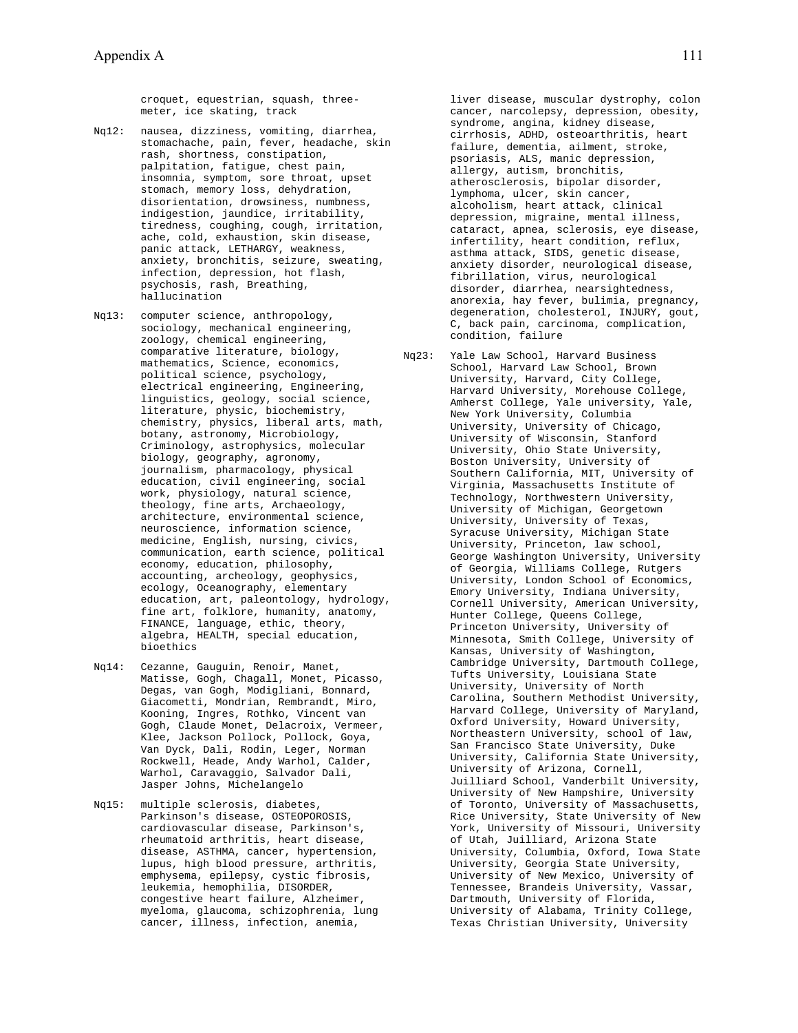croquet, equestrian, squash, three-meter, ice skating, track

Nq12: nausea, dizziness, vomiting, diarrhea, stomachache, pain, fever, headache, skin rash, shortness, constipation, palpitation, fatigue, chest pain, insomnia, symptom, sore throat, upset stomach, memory loss, dehydration, disorientation, drowsiness, numbness, indigestion, jaundice, irritability, tiredness, coughing, cough, irritation, ache, cold, exhaustion, skin disease, panic attack, LETHARGY, weakness, anxiety, bronchitis, seizure, sweating, infection, depression, hot flash, psychosis, rash, Breathing, hallucination

Nq13: computer science, anthropology, sociology, mechanical engineering, zoology, chemical engineering, comparative literature, biology, mathematics, Science, economics, political science, psychology, electrical engineering, Engineering, linguistics, geology, social science, literature, physic, biochemistry, chemistry, physics, liberal arts, math, botany, astronomy, Microbiology, Criminology, astrophysics, molecular biology, geography, agronomy, journalism, pharmacology, physical education, civil engineering, social work, physiology, natural science, theology, fine arts, Archaeology, architecture, environmental science, neuroscience, information science, medicine, English, nursing, civics, communication, earth science, political economy, education, philosophy, accounting, archeology, geophysics, ecology, Oceanography, elementary education, art, paleontology, hydrology, fine art, folklore, humanity, anatomy, FINANCE, language, ethic, theory, algebra, HEALTH, special education, bioethics

Nq14: Cezanne, Gauguin, Renoir, Manet, Matisse, Gogh, Chagall, Monet, Picasso, Degas, van Gogh, Modigliani, Bonnard, Giacometti, Mondrian, Rembrandt, Miro, Kooning, Ingres, Rothko, Vincent van Gogh, Claude Monet, Delacroix, Vermeer, Klee, Jackson Pollock, Pollock, Goya, Van Dyck, Dali, Rodin, Leger, Norman Rockwell, Heade, Andy Warhol, Calder, Warhol, Caravaggio, Salvador Dali, Jasper Johns, Michelangelo

Nq15: multiple sclerosis, diabetes, Parkinson's disease, OSTEOPOROSIS, cardiovascular disease, Parkinson's, rheumatoid arthritis, heart disease, disease, ASTHMA, cancer, hypertension, lupus, high blood pressure, arthritis, emphysema, epilepsy, cystic fibrosis, leukemia, hemophilia, DISORDER, congestive heart failure, Alzheimer, myeloma, glaucoma, schizophrenia, lung cancer, illness, infection, anemia, liver disease, muscular dystrophy, colon cancer, narcolepsy, depression, obesity, syndrome, angina, kidney disease, cirrhosis, ADHD, osteoarthritis, heart failure, dementia, ailment, stroke, psoriasis, ALS, manic depression, allergy, autism, bronchitis, atherosclerosis, bipolar disorder, lymphoma, ulcer, skin cancer, alcoholism, heart attack, clinical depression, migraine, mental illness, cataract, apnea, sclerosis, eye disease, infertility, heart condition, reflux, asthma attack, SIDS, genetic disease, anxiety disorder, neurological disease, fibrillation, virus, neurological disorder, diarrhea, nearsightedness, anorexia, hay fever, bulimia, pregnancy, degeneration, cholesterol, INJURY, gout, C, back pain, carcinoma, complication, condition, failure

Nq23: Yale Law School, Harvard Business School, Harvard Law School, Brown University, Harvard, City College, Harvard University, Morehouse College, Amherst College, Yale university, Yale, New York University, Columbia University, University of Chicago, University of Wisconsin, Stanford University, Ohio State University, Boston University, University of Southern California, MIT, University of Virginia, Massachusetts Institute of Technology, Northwestern University, University of Michigan, Georgetown University, University of Texas, Syracuse University, Michigan State University, Princeton, law school, George Washington University, University of Georgia, Williams College, Rutgers University, London School of Economics, Emory University, Indiana University, Cornell University, American University, Hunter College, Queens College, Princeton University, University of Minnesota, Smith College, University of Kansas, University of Washington, Cambridge University, Dartmouth College, Tufts University, Louisiana State University, University of North Carolina, Southern Methodist University, Harvard College, University of Maryland, Oxford University, Howard University, Northeastern University, school of law, San Francisco State University, Duke University, California State University, University of Arizona, Cornell, Juilliard School, Vanderbilt University, University of New Hampshire, University of Toronto, University of Massachusetts, Rice University, State University of New York, University of Missouri, University of Utah, Juilliard, Arizona State University, Columbia, Oxford, Iowa State University, Georgia State University, University of New Mexico, University of Tennessee, Brandeis University, Vassar, Dartmouth, University of Florida, University of Alabama, Trinity College, Texas Christian University, University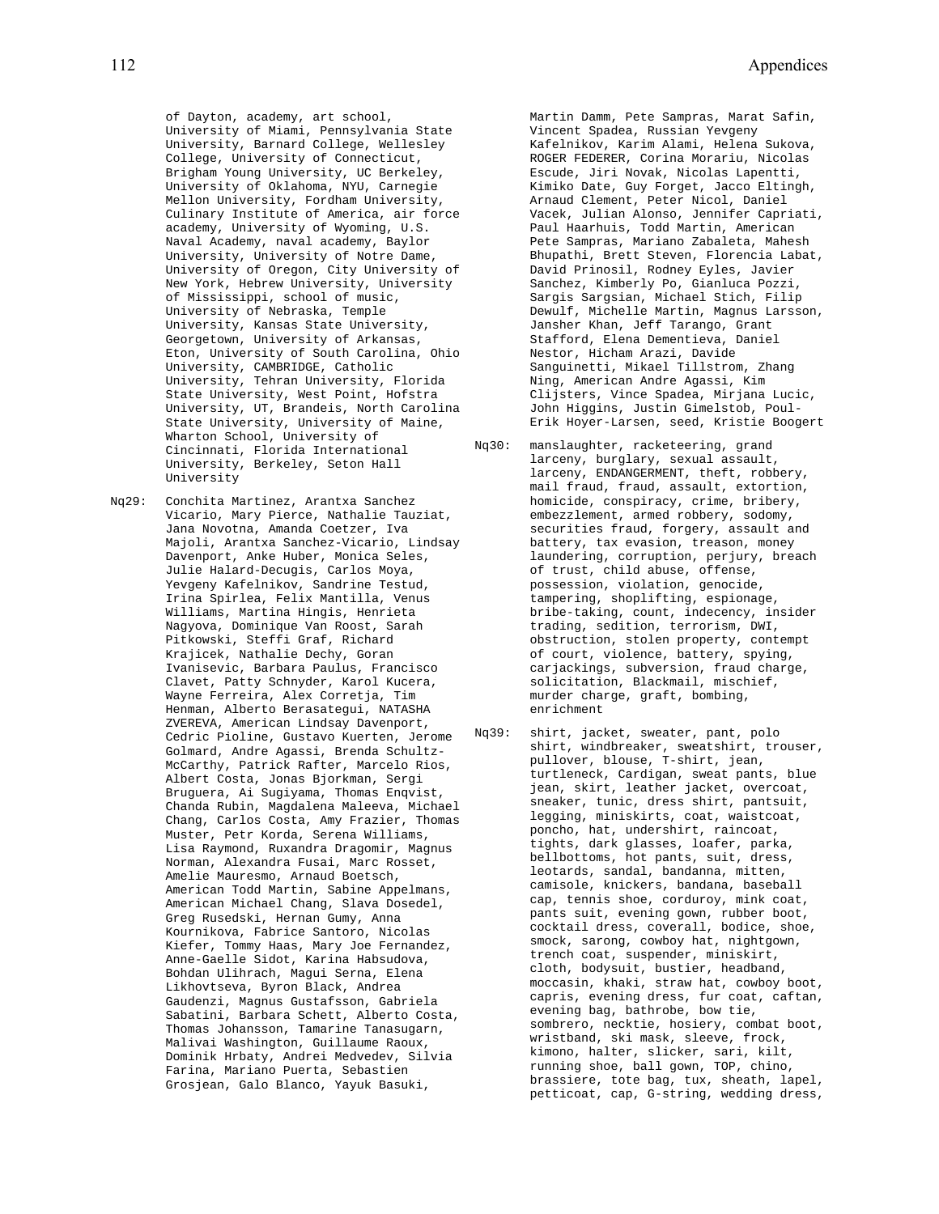of Dayton, academy, art school, University of Miami, Pennsylvania State University, Barnard College, Wellesley College, University of Connecticut, Brigham Young University, UC Berkeley, University of Oklahoma, NYU, Carnegie Mellon University, Fordham University, Culinary Institute of America, air force academy, University of Wyoming, U.S. Naval Academy, naval academy, Baylor University, University of Notre Dame, University of Oregon, City University of New York, Hebrew University, University of Mississippi, school of music, University of Nebraska, Temple University, Kansas State University, Georgetown, University of Arkansas, Eton, University of South Carolina, Ohio University, CAMBRIDGE, Catholic University, Tehran University, Florida State University, West Point, Hofstra University, UT, Brandeis, North Carolina State University, University of Maine, Wharton School, University of Cincinnati, Florida International University, Berkeley, Seton Hall University

Nq29: Conchita Martinez, Arantxa Sanchez Vicario, Mary Pierce, Nathalie Tauziat, Jana Novotna, Amanda Coetzer, Iva Majoli, Arantxa Sanchez-Vicario, Lindsay Davenport, Anke Huber, Monica Seles, Julie Halard-Decugis, Carlos Moya, Yevgeny Kafelnikov, Sandrine Testud, Irina Spirlea, Felix Mantilla, Venus Williams, Martina Hingis, Henrieta Nagyova, Dominique Van Roost, Sarah Pitkowski, Steffi Graf, Richard Krajicek, Nathalie Dechy, Goran Ivanisevic, Barbara Paulus, Francisco Clavet, Patty Schnyder, Karol Kucera, Wayne Ferreira, Alex Corretja, Tim Henman, Alberto Berasategui, NATASHA ZVEREVA, American Lindsay Davenport, Cedric Pioline, Gustavo Kuerten, Jerome Golmard, Andre Agassi, Brenda Schultz-McCarthy, Patrick Rafter, Marcelo Rios, Albert Costa, Jonas Bjorkman, Sergi Bruguera, Ai Sugiyama, Thomas Enqvist, Chanda Rubin, Magdalena Maleeva, Michael Chang, Carlos Costa, Amy Frazier, Thomas Muster, Petr Korda, Serena Williams, Lisa Raymond, Ruxandra Dragomir, Magnus Norman, Alexandra Fusai, Marc Rosset, Amelie Mauresmo, Arnaud Boetsch, American Todd Martin, Sabine Appelmans, American Michael Chang, Slava Dosedel, Greg Rusedski, Hernan Gumy, Anna Kournikova, Fabrice Santoro, Nicolas Kiefer, Tommy Haas, Mary Joe Fernandez, Anne-Gaelle Sidot, Karina Habsudova, Bohdan Ulihrach, Magui Serna, Elena Likhovtseva, Byron Black, Andrea Gaudenzi, Magnus Gustafsson, Gabriela Sabatini, Barbara Schett, Alberto Costa, Thomas Johansson, Tamarine Tanasugarn, Malivai Washington, Guillaume Raoux, Dominik Hrbaty, Andrei Medvedev, Silvia Farina, Mariano Puerta, Sebastien Grosjean, Galo Blanco, Yayuk Basuki, Martin Damm, Pete Sampras, Marat Safin, Vincent Spadea, Russian Yevgeny Kafelnikov, Karim Alami, Helena Sukova, ROGER FEDERER, Corina Morariu, Nicolas Escude, Jiri Novak, Nicolas Lapentti, Kimiko Date, Guy Forget, Jacco Eltingh, Arnaud Clement, Peter Nicol, Daniel Vacek, Julian Alonso, Jennifer Capriati, Paul Haarhuis, Todd Martin, American Pete Sampras, Mariano Zabaleta, Mahesh Bhupathi, Brett Steven, Florencia Labat, David Prinosil, Rodney Eyles, Javier Sanchez, Kimberly Po, Gianluca Pozzi, Sargis Sargsian, Michael Stich, Filip Dewulf, Michelle Martin, Magnus Larsson, Jansher Khan, Jeff Tarango, Grant Stafford, Elena Dementieva, Daniel Nestor, Hicham Arazi, Davide Sanguinetti, Mikael Tillstrom, Zhang Ning, American Andre Agassi, Kim Clijsters, Vince Spadea, Mirjana Lucic, John Higgins, Justin Gimelstob, Poul-Erik Hoyer-Larsen, seed, Kristie Boogert

Nq30: manslaughter, racketeering, grand larceny, burglary, sexual assault, larceny, ENDANGERMENT, theft, robbery, mail fraud, fraud, assault, extortion, homicide, conspiracy, crime, bribery, embezzlement, armed robbery, sodomy, securities fraud, forgery, assault and battery, tax evasion, treason, money laundering, corruption, perjury, breach of trust, child abuse, offense, possession, violation, genocide, tampering, shoplifting, espionage, bribe-taking, count, indecency, insider trading, sedition, terrorism, DWI, obstruction, stolen property, contempt of court, violence, battery, spying, carjackings, subversion, fraud charge, solicitation, Blackmail, mischief, murder charge, graft, bombing, enrichment

Nq39: shirt, jacket, sweater, pant, polo shirt, windbreaker, sweatshirt, trouser, pullover, blouse, T-shirt, jean, turtleneck, Cardigan, sweat pants, blue jean, skirt, leather jacket, overcoat, sneaker, tunic, dress shirt, pantsuit, legging, miniskirts, coat, waistcoat, poncho, hat, undershirt, raincoat, tights, dark glasses, loafer, parka, bellbottoms, hot pants, suit, dress, leotards, sandal, bandanna, mitten, camisole, knickers, bandana, baseball cap, tennis shoe, corduroy, mink coat, pants suit, evening gown, rubber boot, cocktail dress, coverall, bodice, shoe, smock, sarong, cowboy hat, nightgown, trench coat, suspender, miniskirt, cloth, bodysuit, bustier, headband, moccasin, khaki, straw hat, cowboy boot, capris, evening dress, fur coat, caftan, evening bag, bathrobe, bow tie, sombrero, necktie, hosiery, combat boot, wristband, ski mask, sleeve, frock, kimono, halter, slicker, sari, kilt, running shoe, ball gown, TOP, chino, brassiere, tote bag, tux, sheath, lapel, petticoat, cap, G-string, wedding dress,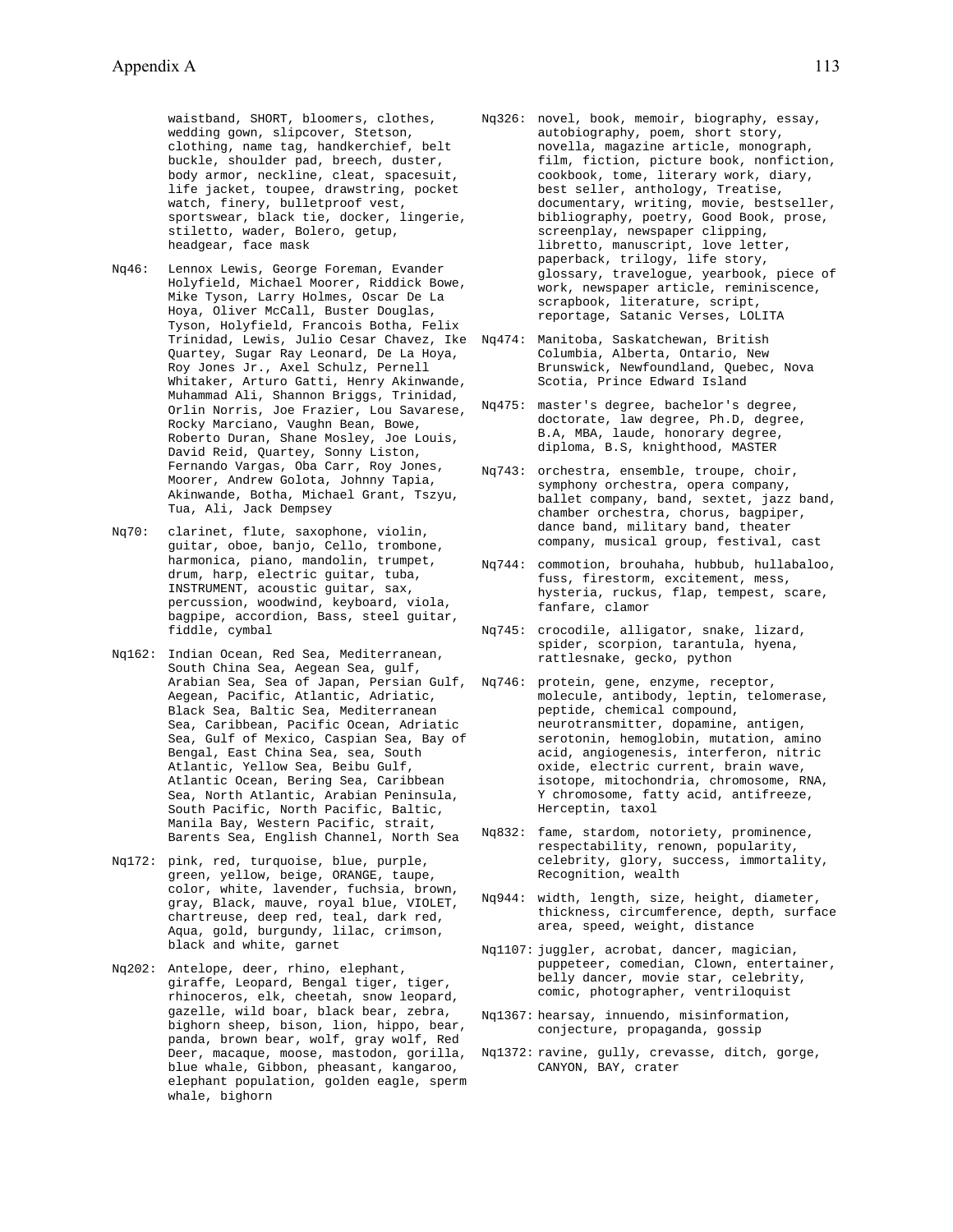waistband, SHORT, bloomers, clothes, wedding gown, slipcover, Stetson, clothing, name tag, handkerchief, belt buckle, shoulder pad, breech, duster, body armor, neckline, cleat, spacesuit, life jacket, toupee, drawstring, pocket watch, finery, bulletproof vest, sportswear, black tie, docker, lingerie, stiletto, wader, Bolero, getup, headgear, face mask

Nq46: Lennox Lewis, George Foreman, Evander Holyfield, Michael Moorer, Riddick Bowe, Mike Tyson, Larry Holmes, Oscar De La Hoya, Oliver McCall, Buster Douglas, Tyson, Holyfield, Francois Botha, Felix Trinidad, Lewis, Julio Cesar Chavez, Ike Quartey, Sugar Ray Leonard, De La Hoya, Roy Jones Jr., Axel Schulz, Pernell Whitaker, Arturo Gatti, Henry Akinwande, Muhammad Ali, Shannon Briggs, Trinidad, Orlin Norris, Joe Frazier, Lou Savarese, Rocky Marciano, Vaughn Bean, Bowe, Roberto Duran, Shane Mosley, Joe Louis, David Reid, Quartey, Sonny Liston, Fernando Vargas, Oba Carr, Roy Jones, Moorer, Andrew Golota, Johnny Tapia, Akinwande, Botha, Michael Grant, Tszyu, Tua, Ali, Jack Dempsey

Nq70: clarinet, flute, saxophone, violin, guitar, oboe, banjo, Cello, trombone, harmonica, piano, mandolin, trumpet, drum, harp, electric guitar, tuba, INSTRUMENT, acoustic guitar, sax, percussion, woodwind, keyboard, viola, bagpipe, accordion, Bass, steel guitar, fiddle, cymbal

Nq162: Indian Ocean, Red Sea, Mediterranean, South China Sea, Aegean Sea, gulf, Arabian Sea, Sea of Japan, Persian Gulf, Aegean, Pacific, Atlantic, Adriatic, Black Sea, Baltic Sea, Mediterranean Sea, Caribbean, Pacific Ocean, Adriatic Sea, Gulf of Mexico, Caspian Sea, Bay of Bengal, East China Sea, sea, South Atlantic, Yellow Sea, Beibu Gulf, Atlantic Ocean, Bering Sea, Caribbean Sea, North Atlantic, Arabian Peninsula, South Pacific, North Pacific, Baltic, Manila Bay, Western Pacific, strait, Barents Sea, English Channel, North Sea

Nq172: pink, red, turquoise, blue, purple, green, yellow, beige, ORANGE, taupe, color, white, lavender, fuchsia, brown, gray, Black, mauve, royal blue, VIOLET, chartreuse, deep red, teal, dark red, Aqua, gold, burgundy, lilac, crimson, black and white, garnet

Nq202: Antelope, deer, rhino, elephant, giraffe, Leopard, Bengal tiger, tiger, rhinoceros, elk, cheetah, snow leopard, gazelle, wild boar, black bear, zebra, bighorn sheep, bison, lion, hippo, bear, panda, brown bear, wolf, gray wolf, Red Deer, macaque, moose, mastodon, gorilla, blue whale, Gibbon, pheasant, kangaroo, elephant population, golden eagle, sperm whale, bighorn

Nq326: novel, book, memoir, biography, essay, autobiography, poem, short story, novella, magazine article, monograph, film, fiction, picture book, nonfiction, cookbook, tome, literary work, diary, best seller, anthology, Treatise, documentary, writing, movie, bestseller, bibliography, poetry, Good Book, prose, screenplay, newspaper clipping, libretto, manuscript, love letter, paperback, trilogy, life story, glossary, travelogue, yearbook, piece of work, newspaper article, reminiscence, scrapbook, literature, script, reportage, Satanic Verses, LOLITA

Nq474: Manitoba, Saskatchewan, British Columbia, Alberta, Ontario, New Brunswick, Newfoundland, Quebec, Nova Scotia, Prince Edward Island

Nq475: master's degree, bachelor's degree, doctorate, law degree, Ph.D, degree, B.A, MBA, laude, honorary degree, diploma, B.S, knighthood, MASTER

Nq743: orchestra, ensemble, troupe, choir, symphony orchestra, opera company, ballet company, band, sextet, jazz band, chamber orchestra, chorus, bagpiper, dance band, military band, theater company, musical group, festival, cast

Nq744: commotion, brouhaha, hubbub, hullabaloo, fuss, firestorm, excitement, mess, hysteria, ruckus, flap, tempest, scare, fanfare, clamor

Nq745: crocodile, alligator, snake, lizard, spider, scorpion, tarantula, hyena, rattlesnake, gecko, python

Nq746: protein, gene, enzyme, receptor, molecule, antibody, leptin, telomerase, peptide, chemical compound, neurotransmitter, dopamine, antigen, serotonin, hemoglobin, mutation, amino acid, angiogenesis, interferon, nitric oxide, electric current, brain wave, isotope, mitochondria, chromosome, RNA, Y chromosome, fatty acid, antifreeze, Herceptin, taxol

Nq832: fame, stardom, notoriety, prominence, respectability, renown, popularity, celebrity, glory, success, immortality, Recognition, wealth

Nq944: width, length, size, height, diameter, thickness, circumference, depth, surface area, speed, weight, distance

Nq1107: juggler, acrobat, dancer, magician, puppeteer, comedian, Clown, entertainer, belly dancer, movie star, celebrity, comic, photographer, ventriloquist

Nq1367: hearsay, innuendo, misinformation, conjecture, propaganda, gossip

Nq1372: ravine, gully, crevasse, ditch, gorge, CANYON, BAY, crater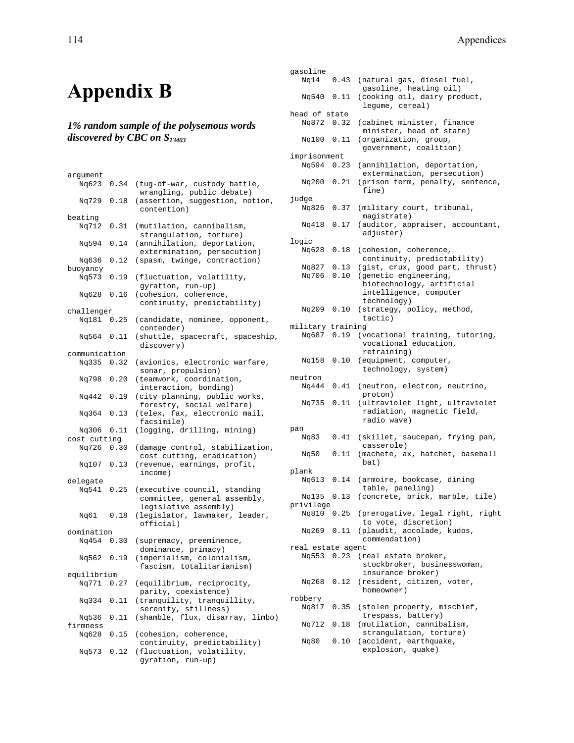# Appendix B

***1% random sample of the polysemous words discovered by CBC on $S_{13403}$***

```
argument
   Nq623  0.34  (tug-of-war, custody battle,
                 wrangling, public debate)
   Nq729  0.18  (assertion, suggestion, notion,
                 contention)
beating
   Nq712  0.31  (mutilation, cannibalism,
                 strangulation, torture)
   Nq594  0.14  (annihilation, deportation,
                 extermination, persecution)
   Nq636  0.12  (spasm, twinge, contraction)
buoyancy
   Nq573  0.19  (fluctuation, volatility,
                 gyration, run-up)
   Nq628  0.16  (cohesion, coherence,
                 continuity, predictability)
challenger
   Nq181  0.25  (candidate, nominee, opponent,
                 contender)
   Nq564  0.11  (shuttle, spacecraft, spaceship,
                 discovery)
communication
   Nq335  0.32  (avionics, electronic warfare,
                 sonar, propulsion)
   Nq798  0.20  (teamwork, coordination,
                 interaction, bonding)
   Nq442  0.19  (city planning, public works,
                 forestry, social welfare)
   Nq364  0.13  (telex, fax, electronic mail,
                 facsimile)
   Nq306  0.11  (logging, drilling, mining)
cost cutting
   Nq726  0.30  (damage control, stabilization,
                 cost cutting, eradication)
   Nq107  0.13  (revenue, earnings, profit,
                 income)
delegate
   Nq541  0.25  (executive council, standing
                 committee, general assembly,
                 legislative assembly)
   Nq61   0.18  (legislator, lawmaker, leader,
                 official)
domination
   Nq454  0.30  (supremacy, preeminence,
                 dominance, primacy)
   Nq562  0.19  (imperialism, colonialism,
                 fascism, totalitarianism)
equilibrium
   Nq771  0.27  (equilibrium, reciprocity,
                 parity, coexistence)
   Nq334  0.11  (tranquility, tranquillity,
                 serenity, stillness)
   Nq536  0.11  (shamble, flux, disarray, limbo)
firmness
   Nq628  0.15  (cohesion, coherence,
                 continuity, predictability)
   Nq573  0.12  (fluctuation, volatility,
                 gyration, run-up)
gasoline
   Nq14   0.43  (natural gas, diesel fuel,
                 gasoline, heating oil)
   Nq540  0.11  (cooking oil, dairy product,
                 legume, cereal)
head of state
   Nq872  0.32  (cabinet minister, finance
                 minister, head of state)
   Nq100  0.11  (organization, group,
                 government, coalition)
imprisonment
   Nq594  0.23  (annihilation, deportation,
                 extermination, persecution)
   Nq200  0.21  (prison term, penalty, sentence,
                 fine)
judge
   Nq826  0.37  (military court, tribunal,
                 magistrate)
   Nq418  0.17  (auditor, appraiser, accountant,
                 adjuster)
logic
   Nq628  0.18  (cohesion, coherence,
                 continuity, predictability)
   Nq827  0.13  (gist, crux, good part, thrust)
   Nq706  0.10  (genetic engineering,
                 biotechnology, artificial
                 intelligence, computer
                 technology)
   Nq209  0.10  (strategy, policy, method,
                 tactic)
military training
   Nq687  0.19  (vocational training, tutoring,
                 vocational education,
                 retraining)
   Nq158  0.10  (equipment, computer,
                 technology, system)
neutron
   Nq444  0.41  (neutron, electron, neutrino,
                 proton)
   Nq735  0.11  (ultraviolet light, ultraviolet
                 radiation, magnetic field,
                 radio wave)
pan
   Nq83   0.41  (skillet, saucepan, frying pan,
                 casserole)
   Nq50   0.11  (machete, ax, hatchet, baseball
                 bat)
plank
   Nq613  0.14  (armoire, bookcase, dining
                 table, paneling)
   Nq135  0.13  (concrete, brick, marble, tile)
privilege
   Nq810  0.25  (prerogative, legal right, right
                 to vote, discretion)
   Nq269  0.11  (plaudit, accolade, kudos,
                 commendation)
real estate agent
   Nq553  0.23  (real estate broker,
                 stockbroker, businesswoman,
                 insurance broker)
   Nq268  0.12  (resident, citizen, voter,
                 homeowner)
robbery
   Nq817  0.35  (stolen property, mischief,
                 trespass, battery)
   Nq712  0.18  (mutilation, cannibalism,
                 strangulation, torture)
   Nq80   0.10  (accident, earthquake,
                 explosion, quake)
```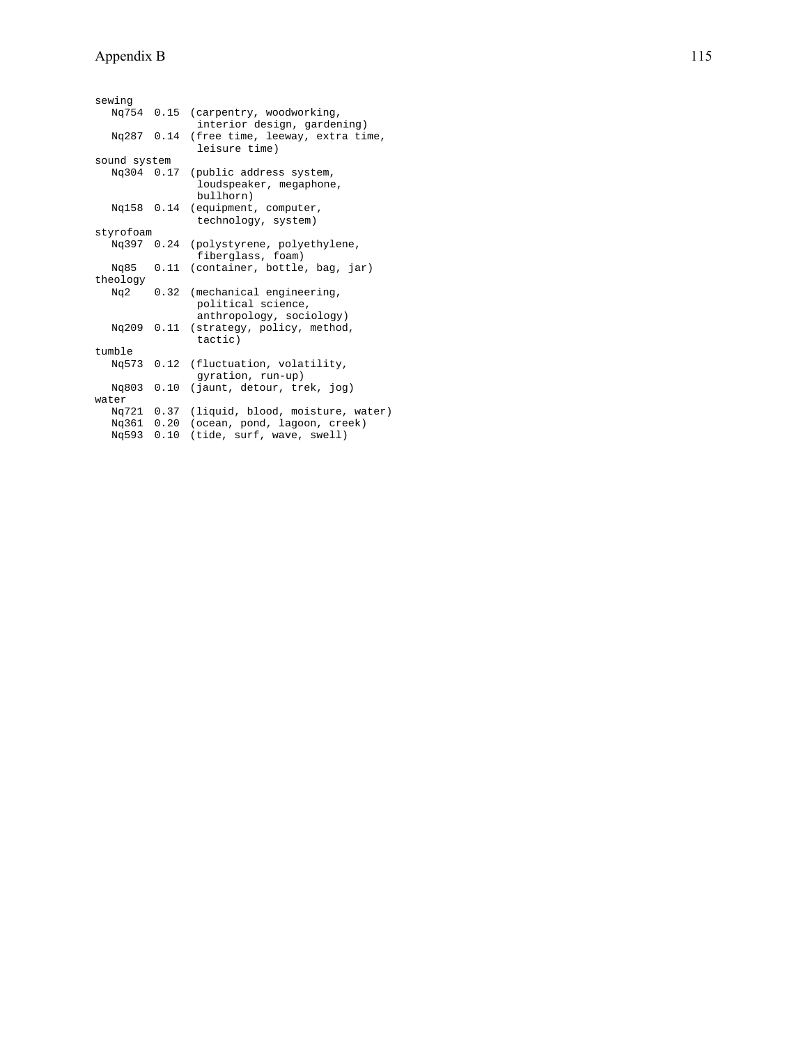```
sewing
   Nq754  0.15  (carpentry, woodworking,
                 interior design, gardening)
   Nq287  0.14  (free time, leeway, extra time,
                 leisure time)
sound system
   Nq304  0.17  (public address system,
                 loudspeaker, megaphone,
                 bullhorn)
   Nq158  0.14  (equipment, computer,
                 technology, system)
styrofoam
   Nq397  0.24  (polystyrene, polyethylene,
                 fiberglass, foam)
   Nq85   0.11  (container, bottle, bag, jar)
theology
   Nq2    0.32  (mechanical engineering,
                 political science,
                 anthropology, sociology)
   Nq209  0.11  (strategy, policy, method,
                 tactic)
tumble
   Nq573  0.12  (fluctuation, volatility,
                 gyration, run-up)
   Nq803  0.10  (jaunt, detour, trek, jog)
water
   Nq721  0.37  (liquid, blood, moisture, water)
   Nq361  0.20  (ocean, pond, lagoon, creek)
   Nq593  0.10  (tide, surf, wave, swell)
```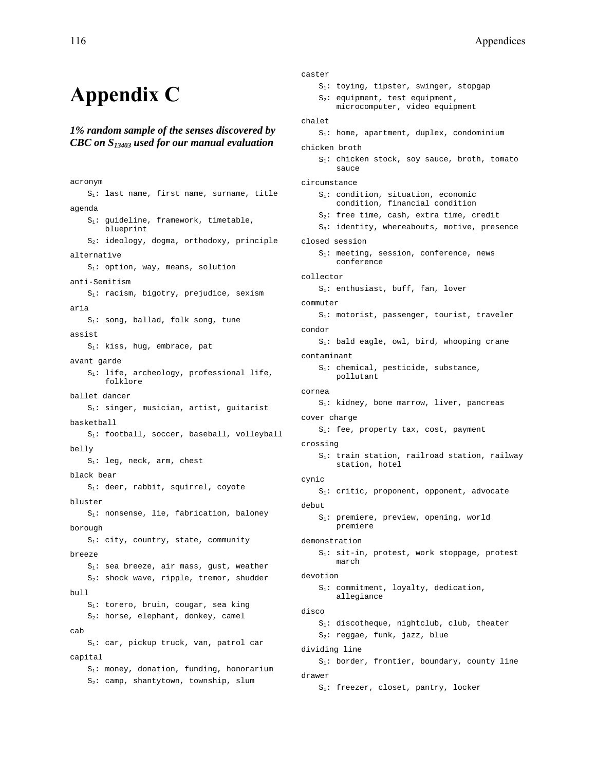# Appendix C

***1% random sample of the senses discovered by CBC on $S_{13403}$ used for our manual evaluation***

acronym
- $S_1$: last name, first name, surname, title

agenda
- $S_1$: guideline, framework, timetable, blueprint
- $S_2$: ideology, dogma, orthodoxy, principle

alternative
- $S_1$: option, way, means, solution

anti-Semitism
- $S_1$: racism, bigotry, prejudice, sexism

aria
- $S_1$: song, ballad, folk song, tune

assist
- $S_1$: kiss, hug, embrace, pat

avant garde
- $S_1$: life, archeology, professional life, folklore

ballet dancer
- $S_1$: singer, musician, artist, guitarist

basketball
- $S_1$: football, soccer, baseball, volleyball

belly
- $S_1$: leg, neck, arm, chest

black bear
- $S_1$: deer, rabbit, squirrel, coyote

bluster
- $S_1$: nonsense, lie, fabrication, baloney

borough
- $S_1$: city, country, state, community

breeze
- $S_1$: sea breeze, air mass, gust, weather
- $S_2$: shock wave, ripple, tremor, shudder

bull
- $S_1$: torero, bruin, cougar, sea king
- $S_2$: horse, elephant, donkey, camel

cab
- $S_1$: car, pickup truck, van, patrol car

capital
- $S_1$: money, donation, funding, honorarium
- $S_2$: camp, shantytown, township, slum

caster
- $S_1$: toying, tipster, swinger, stopgap
- $S_2$: equipment, test equipment, microcomputer, video equipment

chalet
- $S_1$: home, apartment, duplex, condominium

chicken broth
- $S_1$: chicken stock, soy sauce, broth, tomato sauce

circumstance
- $S_1$: condition, situation, economic condition, financial condition
- $S_2$: free time, cash, extra time, credit
- $S_3$: identity, whereabouts, motive, presence

closed session
- $S_1$: meeting, session, conference, news conference

collector
- $S_1$: enthusiast, buff, fan, lover

commuter
- $S_1$: motorist, passenger, tourist, traveler

condor
- $S_1$: bald eagle, owl, bird, whooping crane

contaminant
- $S_1$: chemical, pesticide, substance, pollutant

cornea
- $S_1$: kidney, bone marrow, liver, pancreas

cover charge
- $S_1$: fee, property tax, cost, payment

crossing
- $S_1$: train station, railroad station, railway station, hotel

cynic
- $S_1$: critic, proponent, opponent, advocate

debut
- $S_1$: premiere, preview, opening, world premiere

demonstration
- $S_1$: sit-in, protest, work stoppage, protest march

devotion
- $S_1$: commitment, loyalty, dedication, allegiance

disco
- $S_1$: discotheque, nightclub, club, theater
- $S_2$: reggae, funk, jazz, blue

dividing line
- $S_1$: border, frontier, boundary, county line

drawer
- $S_1$: freezer, closet, pantry, locker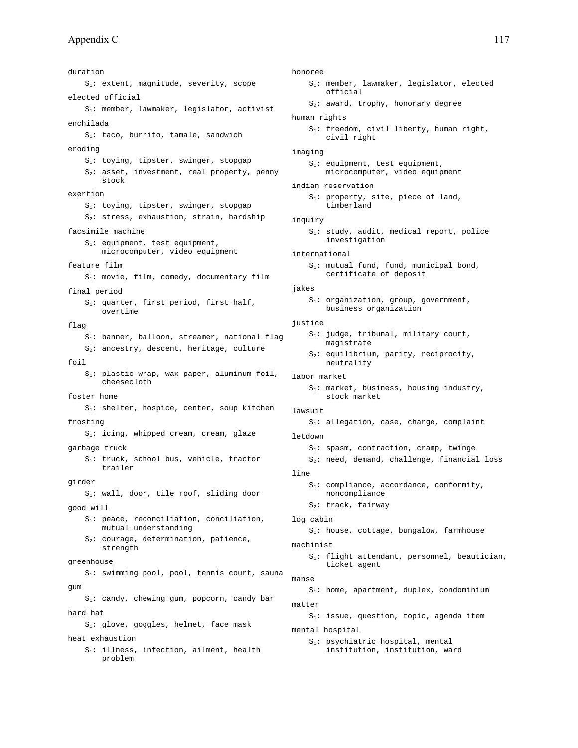duration
- $S_1$: extent, magnitude, severity, scope

elected official
- $S_1$: member, lawmaker, legislator, activist

enchilada
- $S_1$: taco, burrito, tamale, sandwich

eroding
- $S_1$: toying, tipster, swinger, stopgap
- $S_2$: asset, investment, real property, penny stock

exertion
- $S_1$: toying, tipster, swinger, stopgap
- $S_2$: stress, exhaustion, strain, hardship

facsimile machine
- $S_1$: equipment, test equipment, microcomputer, video equipment

feature film
- $S_1$: movie, film, comedy, documentary film

final period
- $S_1$: quarter, first period, first half, overtime

flag
- $S_1$: banner, balloon, streamer, national flag
- $S_2$: ancestry, descent, heritage, culture

foil
- $S_1$: plastic wrap, wax paper, aluminum foil, cheesecloth

foster home
- $S_1$: shelter, hospice, center, soup kitchen

frosting
- $S_1$: icing, whipped cream, cream, glaze

garbage truck
- $S_1$: truck, school bus, vehicle, tractor trailer

girder
- $S_1$: wall, door, tile roof, sliding door

good will
- $S_1$: peace, reconciliation, conciliation, mutual understanding
- $S_2$: courage, determination, patience, strength

greenhouse
- $S_1$: swimming pool, pool, tennis court, sauna

gum
- $S_1$: candy, chewing gum, popcorn, candy bar

hard hat
- $S_1$: glove, goggles, helmet, face mask

heat exhaustion
- $S_1$: illness, infection, ailment, health problem

honoree
- $S_1$: member, lawmaker, legislator, elected official
- $S_2$: award, trophy, honorary degree

human rights
- $S_1$: freedom, civil liberty, human right, civil right

imaging
- $S_1$: equipment, test equipment, microcomputer, video equipment

indian reservation
- $S_1$: property, site, piece of land, timberland

inquiry
- $S_1$: study, audit, medical report, police investigation

international
- $S_1$: mutual fund, fund, municipal bond, certificate of deposit

jakes
- $S_1$: organization, group, government, business organization

justice
- $S_1$: judge, tribunal, military court, magistrate
- $S_2$: equilibrium, parity, reciprocity, neutrality

labor market
- $S_1$: market, business, housing industry, stock market

lawsuit
- $S_1$: allegation, case, charge, complaint

letdown
- $S_1$: spasm, contraction, cramp, twinge
- $S_2$: need, demand, challenge, financial loss

line
- $S_1$: compliance, accordance, conformity, noncompliance
- $S_2$: track, fairway

log cabin
- $S_1$: house, cottage, bungalow, farmhouse

machinist
- $S_1$: flight attendant, personnel, beautician, ticket agent

manse
- $S_1$: home, apartment, duplex, condominium

matter
- $S_1$: issue, question, topic, agenda item

mental hospital
- $S_1$: psychiatric hospital, mental institution, institution, ward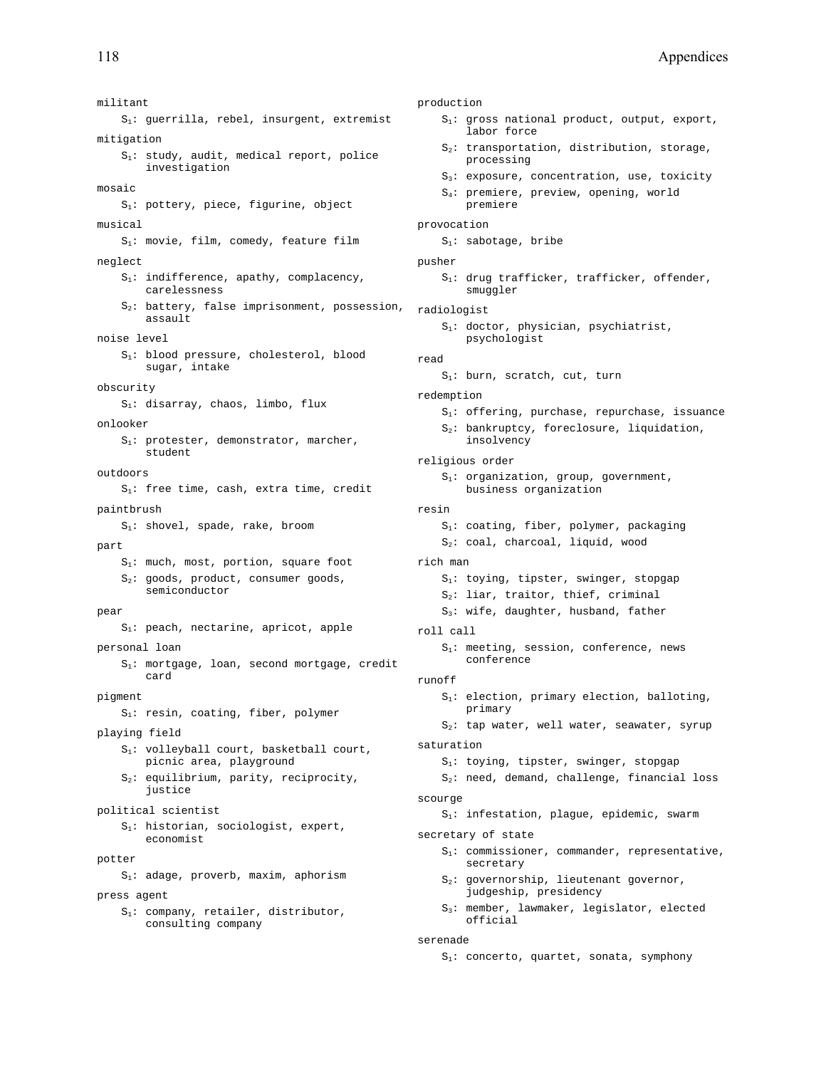militant

$S_1$: guerrilla, rebel, insurgent, extremist

mitigation

$S_1$: study, audit, medical report, police investigation

mosaic

$S_1$: pottery, piece, figurine, object

musical

$S_1$: movie, film, comedy, feature film

neglect

$S_1$: indifference, apathy, complacency, carelessness

$S_2$: battery, false imprisonment, possession, assault

noise level

$S_1$: blood pressure, cholesterol, blood sugar, intake

obscurity

$S_1$: disarray, chaos, limbo, flux

onlooker

$S_1$: protester, demonstrator, marcher, student

outdoors

$S_1$: free time, cash, extra time, credit

paintbrush

$S_1$: shovel, spade, rake, broom

part

$S_1$: much, most, portion, square foot

$S_2$: goods, product, consumer goods, semiconductor

pear

$S_1$: peach, nectarine, apricot, apple

personal loan

$S_1$: mortgage, loan, second mortgage, credit card

pigment

$S_1$: resin, coating, fiber, polymer

playing field

$S_1$: volleyball court, basketball court, picnic area, playground

$S_2$: equilibrium, parity, reciprocity, justice

political scientist

$S_1$: historian, sociologist, expert, economist

potter

$S_1$: adage, proverb, maxim, aphorism

press agent

$S_1$: company, retailer, distributor, consulting company

production

$S_1$: gross national product, output, export, labor force

$S_2$: transportation, distribution, storage, processing

$S_3$: exposure, concentration, use, toxicity

$S_4$: premiere, preview, opening, world premiere

provocation

$S_1$: sabotage, bribe

pusher

$S_1$: drug trafficker, trafficker, offender, smuggler

radiologist

$S_1$: doctor, physician, psychiatrist, psychologist

read

$S_1$: burn, scratch, cut, turn

redemption

$S_1$: offering, purchase, repurchase, issuance

$S_2$: bankruptcy, foreclosure, liquidation, insolvency

religious order

$S_1$: organization, group, government, business organization

resin

$S_1$: coating, fiber, polymer, packaging

$S_2$: coal, charcoal, liquid, wood

rich man

$S_1$: toying, tipster, swinger, stopgap

$S_2$: liar, traitor, thief, criminal

$S_3$: wife, daughter, husband, father

roll call

$S_1$: meeting, session, conference, news conference

runoff

$S_1$: election, primary election, balloting, primary

$S_2$: tap water, well water, seawater, syrup

saturation

$S_1$: toying, tipster, swinger, stopgap

$S_2$: need, demand, challenge, financial loss

scourge

$S_1$: infestation, plague, epidemic, swarm

secretary of state

$S_1$: commissioner, commander, representative, secretary

$S_2$: governorship, lieutenant governor, judgeship, presidency

$S_3$: member, lawmaker, legislator, elected official

serenade

$S_1$: concerto, quartet, sonata, symphony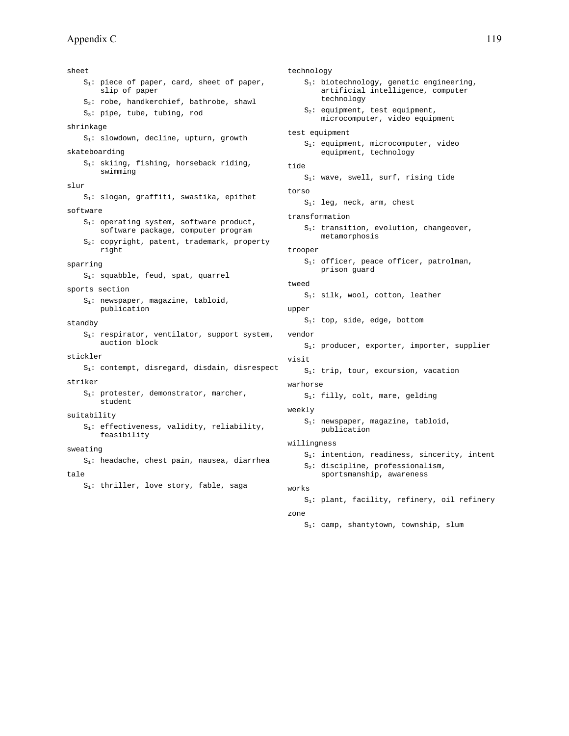sheet

$S_1$: piece of paper, card, sheet of paper, slip of paper

$S_2$: robe, handkerchief, bathrobe, shawl

$S_3$: pipe, tube, tubing, rod

shrinkage

$S_1$: slowdown, decline, upturn, growth

skateboarding

$S_1$: skiing, fishing, horseback riding, swimming

slur

$S_1$: slogan, graffiti, swastika, epithet

software

$S_1$: operating system, software product, software package, computer program

$S_2$: copyright, patent, trademark, property right

sparring

$S_1$: squabble, feud, spat, quarrel

sports section

$S_1$: newspaper, magazine, tabloid, publication

standby

$S_1$: respirator, ventilator, support system, auction block

stickler

$S_1$: contempt, disregard, disdain, disrespect

striker

$S_1$: protester, demonstrator, marcher, student

suitability

$S_1$: effectiveness, validity, reliability, feasibility

sweating

$S_1$: headache, chest pain, nausea, diarrhea

tale

$S_1$: thriller, love story, fable, saga

technology

$S_1$: biotechnology, genetic engineering, artificial intelligence, computer technology

$S_2$: equipment, test equipment, microcomputer, video equipment

test equipment

$S_1$: equipment, microcomputer, video equipment, technology

tide

$S_1$: wave, swell, surf, rising tide

torso

$S_1$: leg, neck, arm, chest

transformation

$S_1$: transition, evolution, changeover, metamorphosis

trooper

$S_1$: officer, peace officer, patrolman, prison guard

tweed

$S_1$: silk, wool, cotton, leather

upper

$S_1$: top, side, edge, bottom

vendor

$S_1$: producer, exporter, importer, supplier

visit

$S_1$: trip, tour, excursion, vacation

warhorse

$S_1$: filly, colt, mare, gelding

weekly

$S_1$: newspaper, magazine, tabloid, publication

willingness

$S_1$: intention, readiness, sincerity, intent

$S_2$: discipline, professionalism, sportsmanship, awareness

works

$S_1$: plant, facility, refinery, oil refinery

zone

$S_1$: camp, shantytown, township, slum